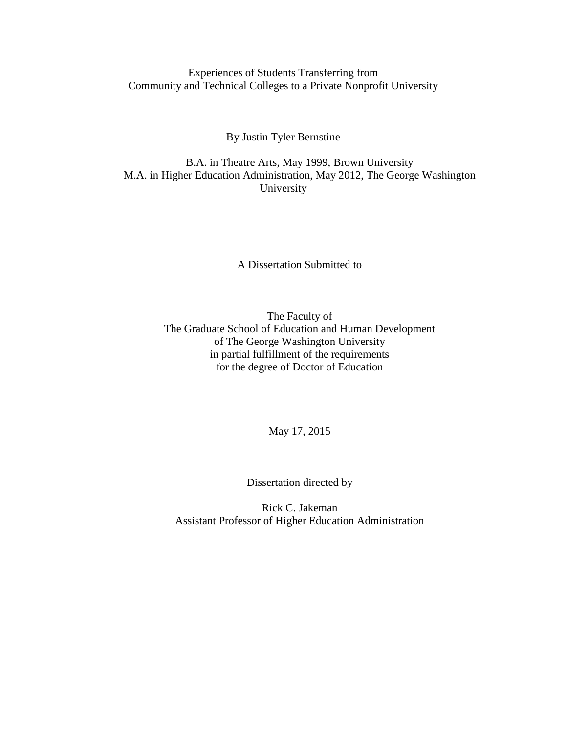# Experiences of Students Transferring from Community and Technical Colleges to a Private Nonprofit University

By Justin Tyler Bernstine

B.A. in Theatre Arts, May 1999, Brown University
M.A. in Higher Education Administration, May 2012, The George Washington University

A Dissertation Submitted to

The Faculty of
The Graduate School of Education and Human Development
of The George Washington University
in partial fulfillment of the requirements
for the degree of Doctor of Education

May 17, 2015

Dissertation directed by

Rick C. Jakeman
Assistant Professor of Higher Education Administration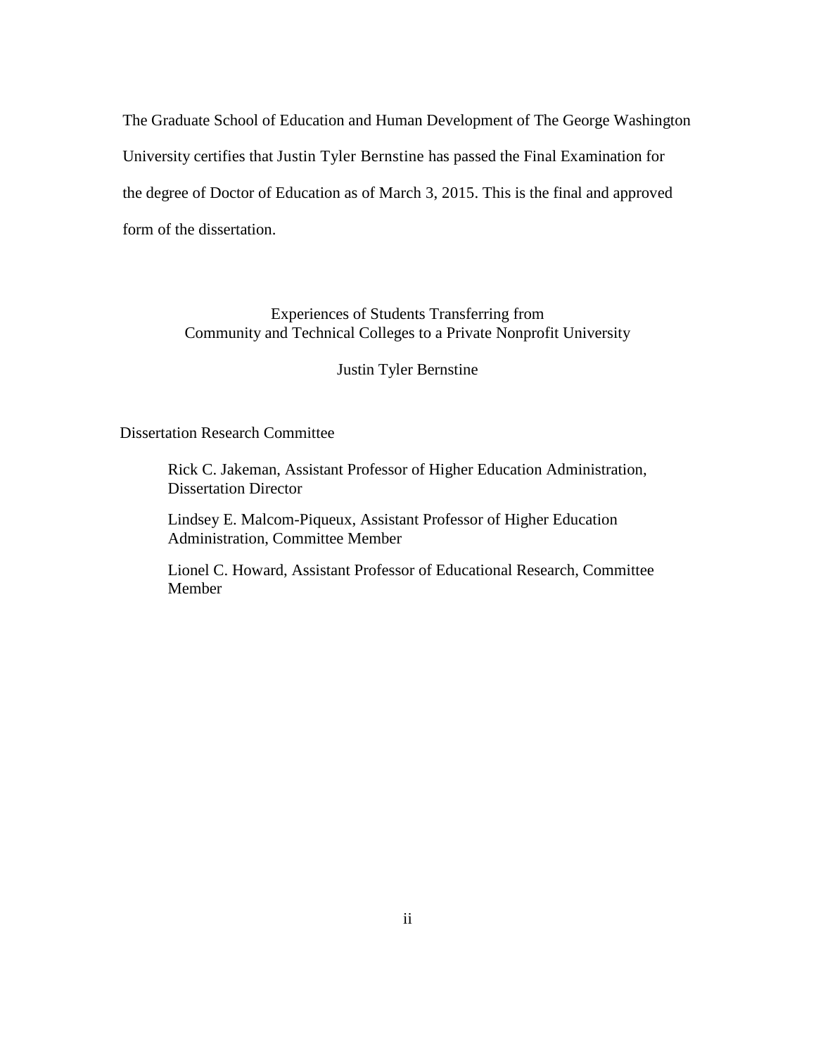The Graduate School of Education and Human Development of The George Washington University certifies that Justin Tyler Bernstine has passed the Final Examination for the degree of Doctor of Education as of March 3, 2015. This is the final and approved form of the dissertation.

Experiences of Students Transferring from
Community and Technical Colleges to a Private Nonprofit University

Justin Tyler Bernstine

Dissertation Research Committee

Rick C. Jakeman, Assistant Professor of Higher Education Administration, Dissertation Director

Lindsey E. Malcom-Piqueux, Assistant Professor of Higher Education Administration, Committee Member

Lionel C. Howard, Assistant Professor of Educational Research, Committee Member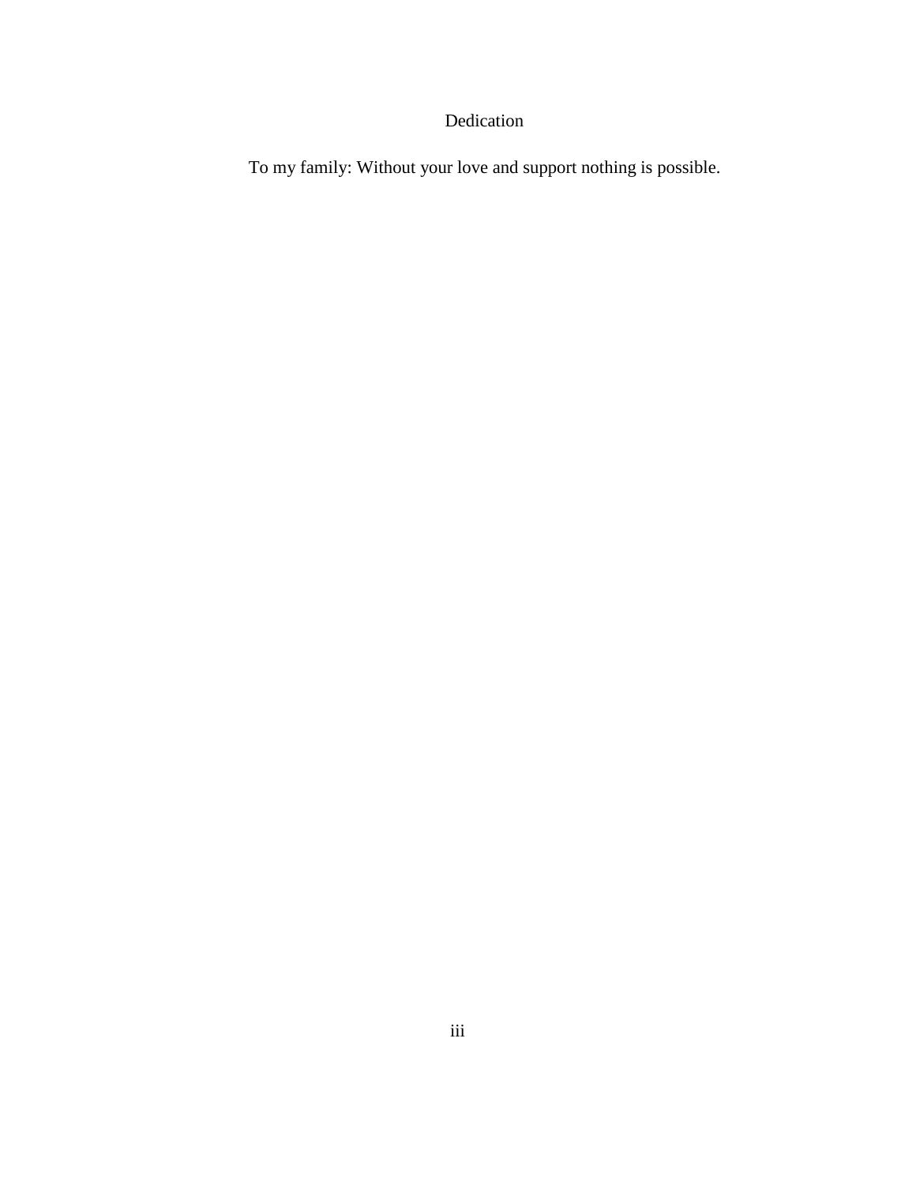# Dedication

To my family: Without your love and support nothing is possible.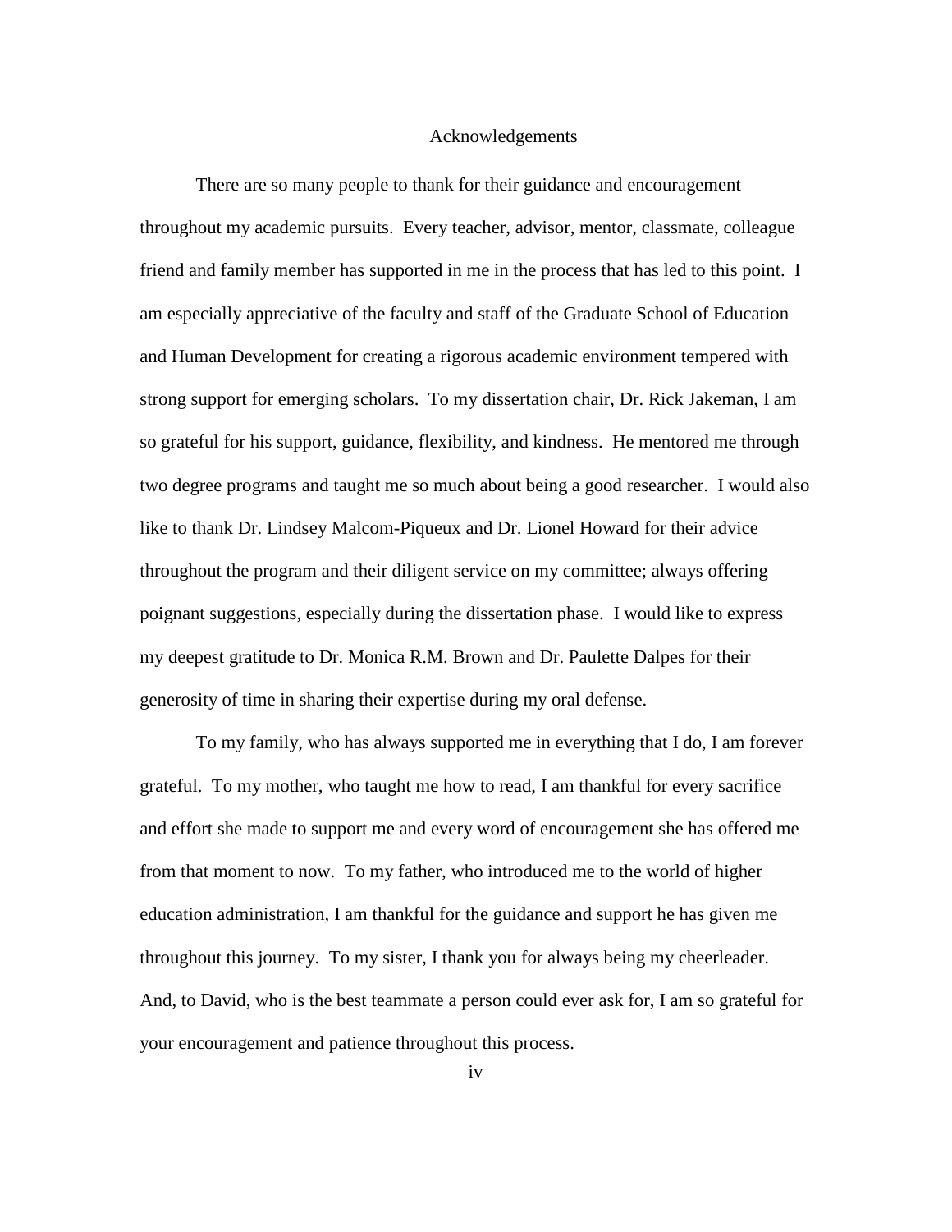# Acknowledgements

There are so many people to thank for their guidance and encouragement throughout my academic pursuits. Every teacher, advisor, mentor, classmate, colleague friend and family member has supported in me in the process that has led to this point. I am especially appreciative of the faculty and staff of the Graduate School of Education and Human Development for creating a rigorous academic environment tempered with strong support for emerging scholars. To my dissertation chair, Dr. Rick Jakeman, I am so grateful for his support, guidance, flexibility, and kindness. He mentored me through two degree programs and taught me so much about being a good researcher. I would also like to thank Dr. Lindsey Malcom-Piqueux and Dr. Lionel Howard for their advice throughout the program and their diligent service on my committee; always offering poignant suggestions, especially during the dissertation phase. I would like to express my deepest gratitude to Dr. Monica R.M. Brown and Dr. Paulette Dalpes for their generosity of time in sharing their expertise during my oral defense.

To my family, who has always supported me in everything that I do, I am forever grateful. To my mother, who taught me how to read, I am thankful for every sacrifice and effort she made to support me and every word of encouragement she has offered me from that moment to now. To my father, who introduced me to the world of higher education administration, I am thankful for the guidance and support he has given me throughout this journey. To my sister, I thank you for always being my cheerleader. And, to David, who is the best teammate a person could ever ask for, I am so grateful for your encouragement and patience throughout this process.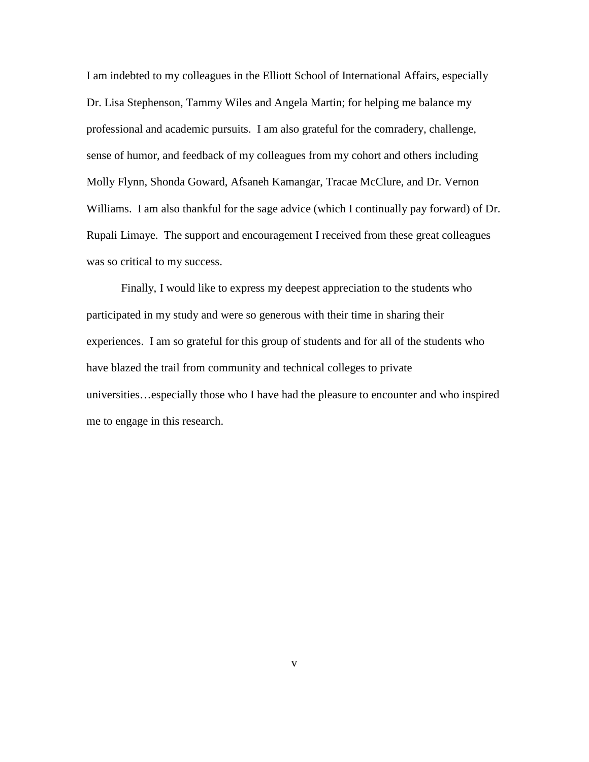I am indebted to my colleagues in the Elliott School of International Affairs, especially Dr. Lisa Stephenson, Tammy Wiles and Angela Martin; for helping me balance my professional and academic pursuits. I am also grateful for the comradery, challenge, sense of humor, and feedback of my colleagues from my cohort and others including Molly Flynn, Shonda Goward, Afsaneh Kamangar, Tracae McClure, and Dr. Vernon Williams. I am also thankful for the sage advice (which I continually pay forward) of Dr. Rupali Limaye. The support and encouragement I received from these great colleagues was so critical to my success.

Finally, I would like to express my deepest appreciation to the students who participated in my study and were so generous with their time in sharing their experiences. I am so grateful for this group of students and for all of the students who have blazed the trail from community and technical colleges to private universities…especially those who I have had the pleasure to encounter and who inspired me to engage in this research.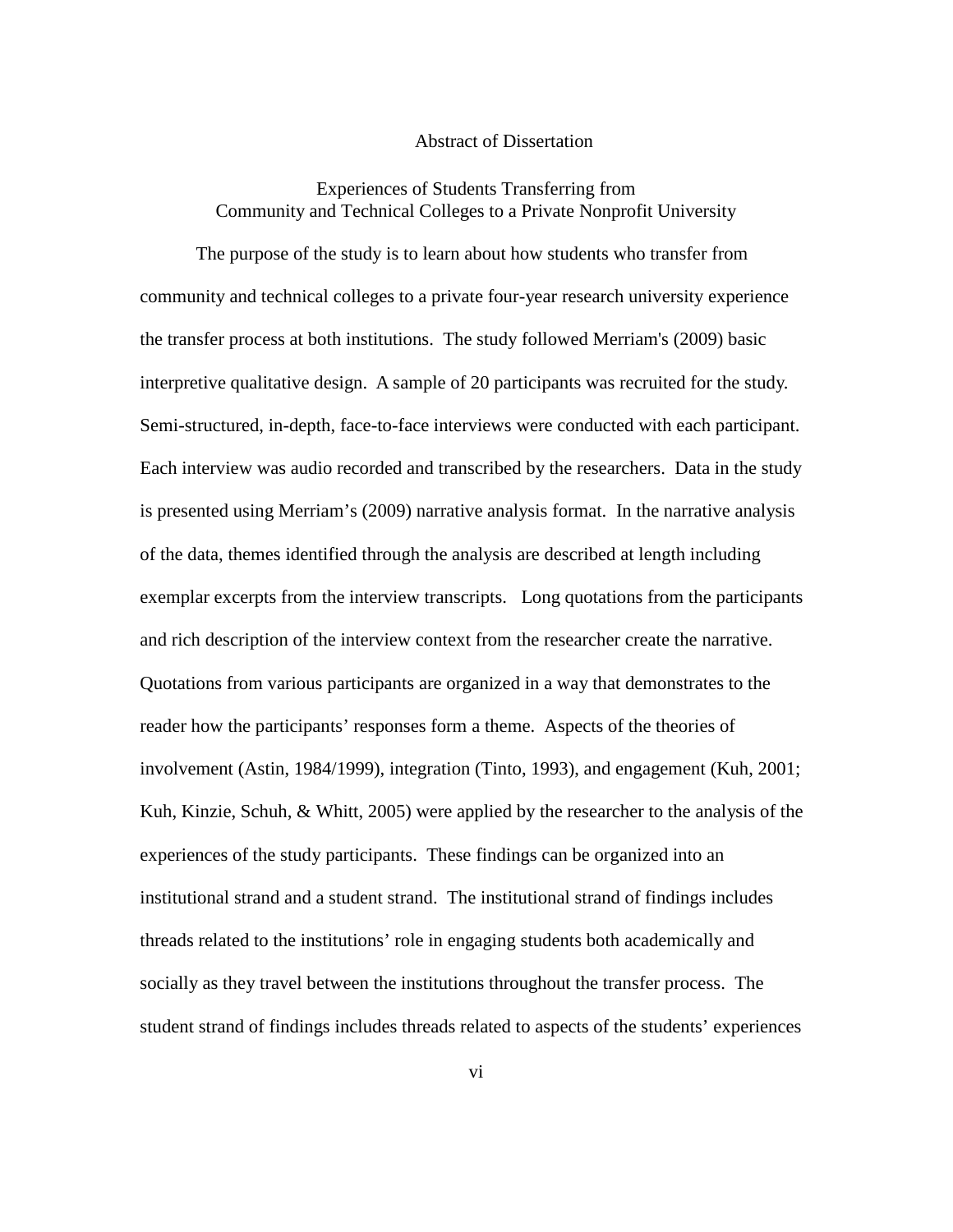# Abstract of Dissertation

## Experiences of Students Transferring from Community and Technical Colleges to a Private Nonprofit University

The purpose of the study is to learn about how students who transfer from community and technical colleges to a private four-year research university experience the transfer process at both institutions. The study followed Merriam's (2009) basic interpretive qualitative design. A sample of 20 participants was recruited for the study. Semi-structured, in-depth, face-to-face interviews were conducted with each participant. Each interview was audio recorded and transcribed by the researchers. Data in the study is presented using Merriam's (2009) narrative analysis format. In the narrative analysis of the data, themes identified through the analysis are described at length including exemplar excerpts from the interview transcripts. Long quotations from the participants and rich description of the interview context from the researcher create the narrative. Quotations from various participants are organized in a way that demonstrates to the reader how the participants' responses form a theme. Aspects of the theories of involvement (Astin, 1984/1999), integration (Tinto, 1993), and engagement (Kuh, 2001; Kuh, Kinzie, Schuh, & Whitt, 2005) were applied by the researcher to the analysis of the experiences of the study participants. These findings can be organized into an institutional strand and a student strand. The institutional strand of findings includes threads related to the institutions' role in engaging students both academically and socially as they travel between the institutions throughout the transfer process. The student strand of findings includes threads related to aspects of the students' experiences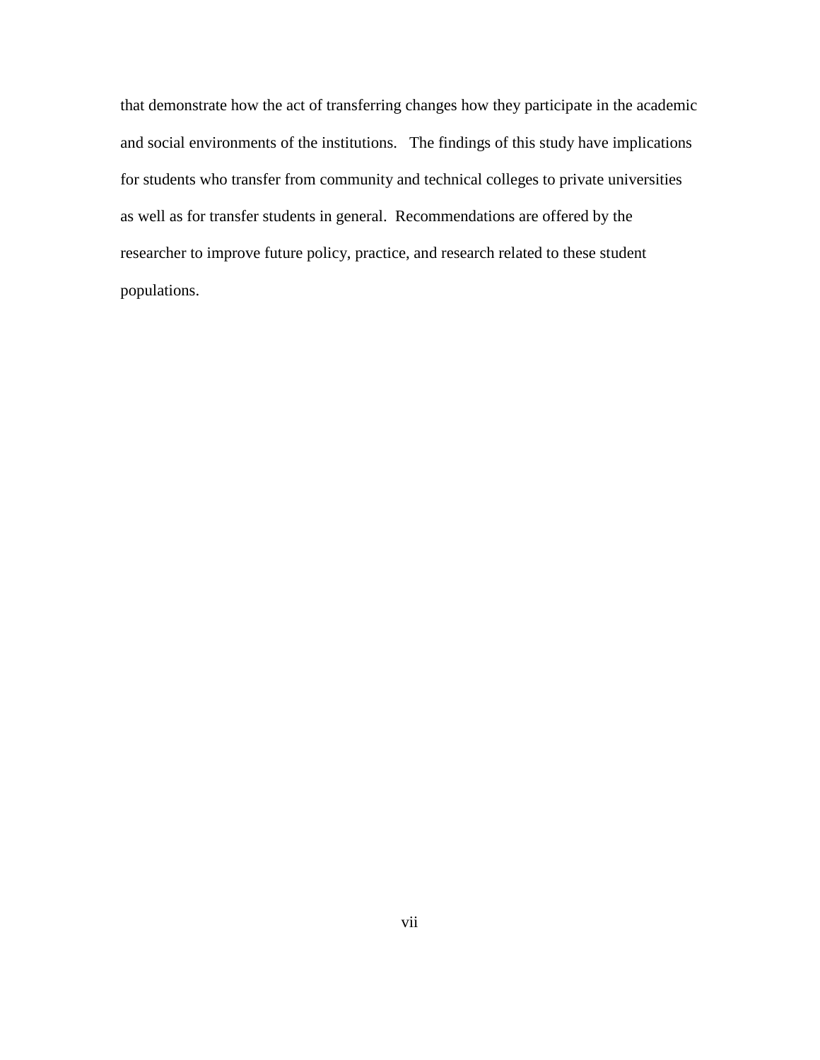that demonstrate how the act of transferring changes how they participate in the academic and social environments of the institutions. The findings of this study have implications for students who transfer from community and technical colleges to private universities as well as for transfer students in general. Recommendations are offered by the researcher to improve future policy, practice, and research related to these student populations.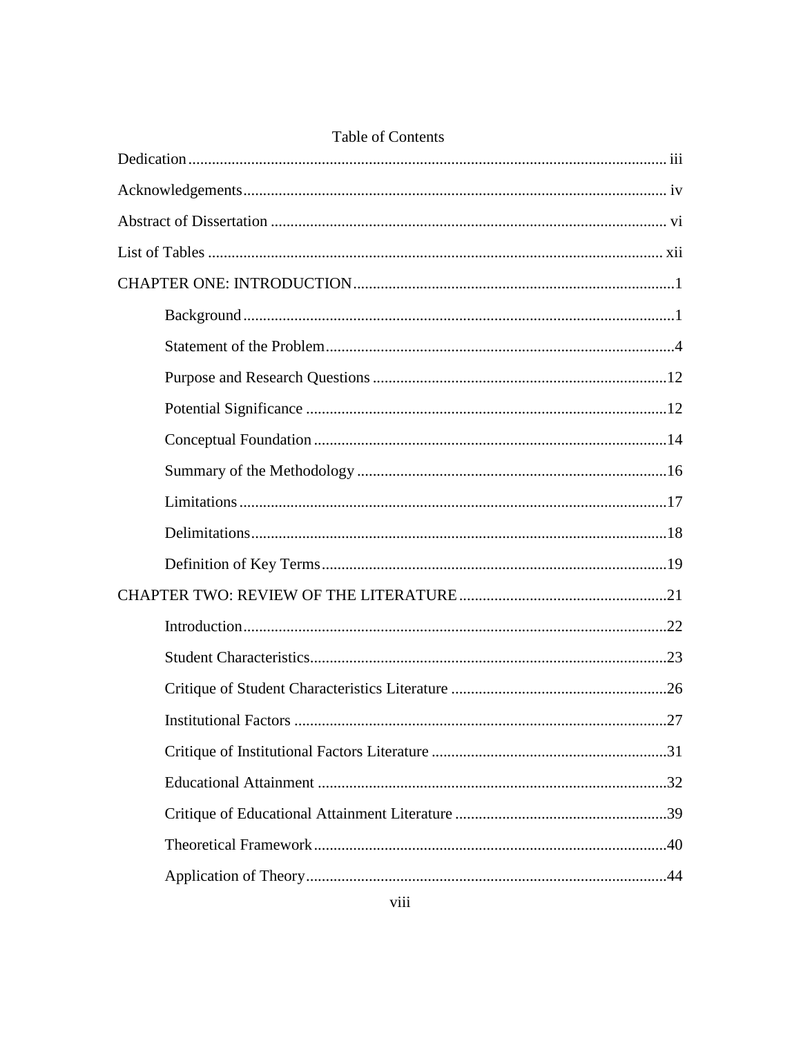# Table of Contents

Dedication ........ iii

Acknowledgements ........ iv

Abstract of Dissertation ........ vi

List of Tables ........ xii

CHAPTER ONE: INTRODUCTION ........ 1

- Background ........ 1
- Statement of the Problem ........ 4
- Purpose and Research Questions ........ 12
- Potential Significance ........ 12
- Conceptual Foundation ........ 14
- Summary of the Methodology ........ 16
- Limitations ........ 17
- Delimitations ........ 18
- Definition of Key Terms ........ 19

CHAPTER TWO: REVIEW OF THE LITERATURE ........ 21

- Introduction ........ 22
- Student Characteristics ........ 23
- Critique of Student Characteristics Literature ........ 26
- Institutional Factors ........ 27
- Critique of Institutional Factors Literature ........ 31
- Educational Attainment ........ 32
- Critique of Educational Attainment Literature ........ 39
- Theoretical Framework ........ 40
- Application of Theory ........ 44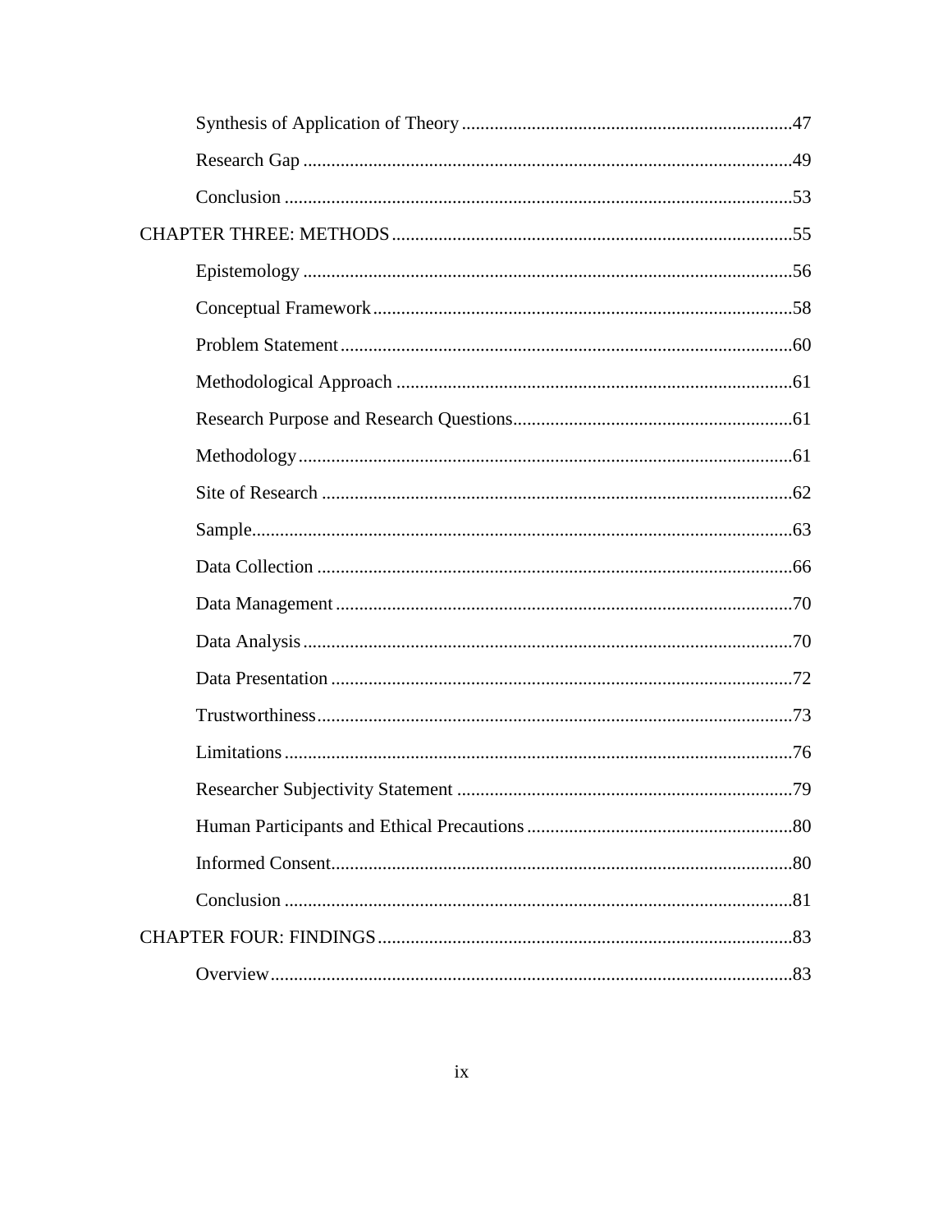Synthesis of Application of Theory ....................................................................47

Research Gap .......................................................................................................49

Conclusion ...........................................................................................................53

CHAPTER THREE: METHODS ....................................................................................55

Epistemology .......................................................................................................56

Conceptual Framework.......................................................................................58

Problem Statement...............................................................................................60

Methodological Approach ...................................................................................61

Research Purpose and Research Questions..........................................................61

Methodology........................................................................................................61

Site of Research ...................................................................................................62

Sample..................................................................................................................63

Data Collection ....................................................................................................66

Data Management ................................................................................................70

Data Analysis.......................................................................................................70

Data Presentation .................................................................................................72

Trustworthiness....................................................................................................73

Limitations ...........................................................................................................76

Researcher Subjectivity Statement ......................................................................79

Human Participants and Ethical Precautions .......................................................80

Informed Consent.................................................................................................80

Conclusion ...........................................................................................................81

CHAPTER FOUR: FINDINGS .......................................................................................83

Overview..............................................................................................................83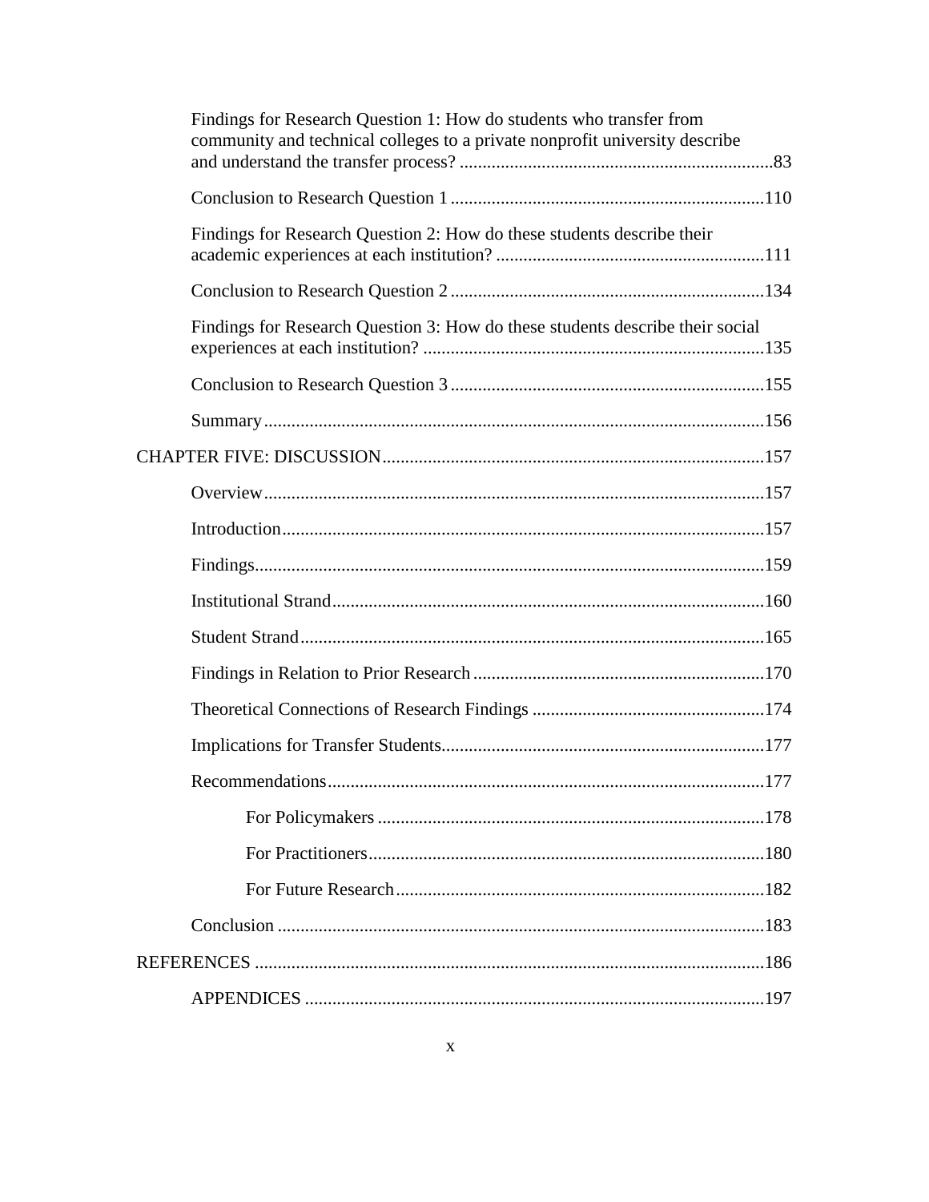Findings for Research Question 1: How do students who transfer from community and technical colleges to a private nonprofit university describe and understand the transfer process? ....................................................................83

Conclusion to Research Question 1 ....................................................................110

Findings for Research Question 2: How do these students describe their academic experiences at each institution? ..........................................................111

Conclusion to Research Question 2 ....................................................................134

Findings for Research Question 3: How do these students describe their social experiences at each institution? ..........................................................................135

Conclusion to Research Question 3 ....................................................................155

Summary.............................................................................................................156

CHAPTER FIVE: DISCUSSION...................................................................................157

Overview.............................................................................................................157

Introduction.........................................................................................................157

Findings...............................................................................................................159

Institutional Strand..............................................................................................160

Student Strand.....................................................................................................165

Findings in Relation to Prior Research ...............................................................170

Theoretical Connections of Research Findings ...................................................174

Implications for Transfer Students......................................................................177

Recommendations...............................................................................................177

For Policymakers ....................................................................................178

For Practitioners......................................................................................180

For Future Research................................................................................182

Conclusion ..........................................................................................................183

REFERENCES ..............................................................................................................186

APPENDICES ....................................................................................................197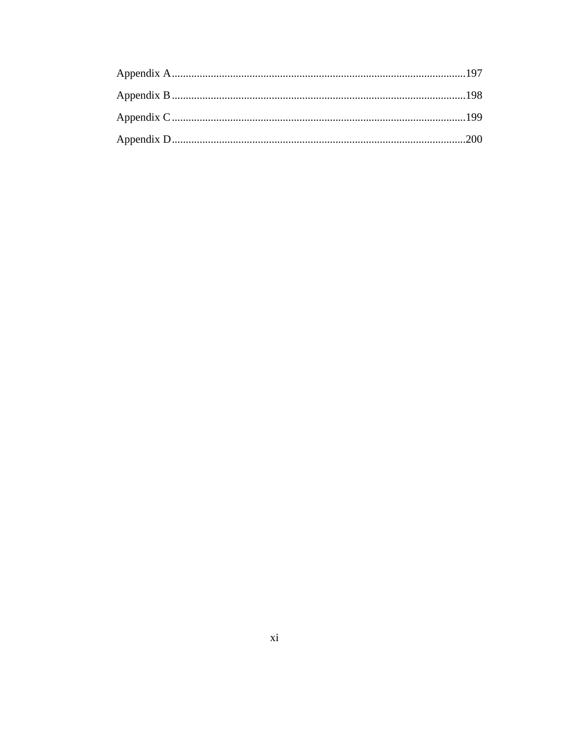Appendix A.........................................................................................................197

Appendix B.........................................................................................................198

Appendix C.........................................................................................................199

Appendix D.........................................................................................................200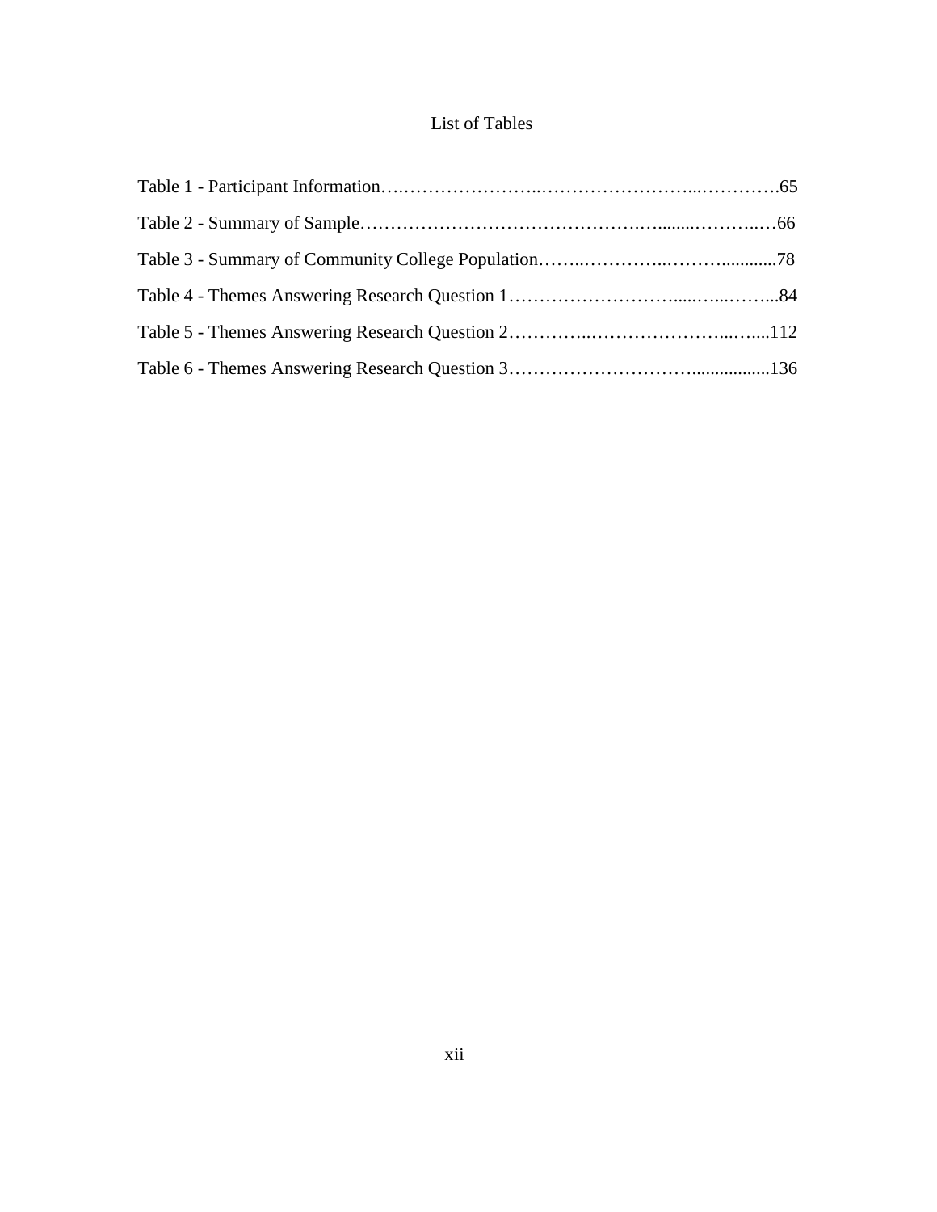# List of Tables

Table 1 - Participant Information……………………………………………………………65

Table 2 - Summary of Sample……………………………………………………………66

Table 3 - Summary of Community College Population…………………………………78

Table 4 - Themes Answering Research Question 1……………………………………84

Table 5 - Themes Answering Research Question 2……………………………………112

Table 6 - Themes Answering Research Question 3……………………………………136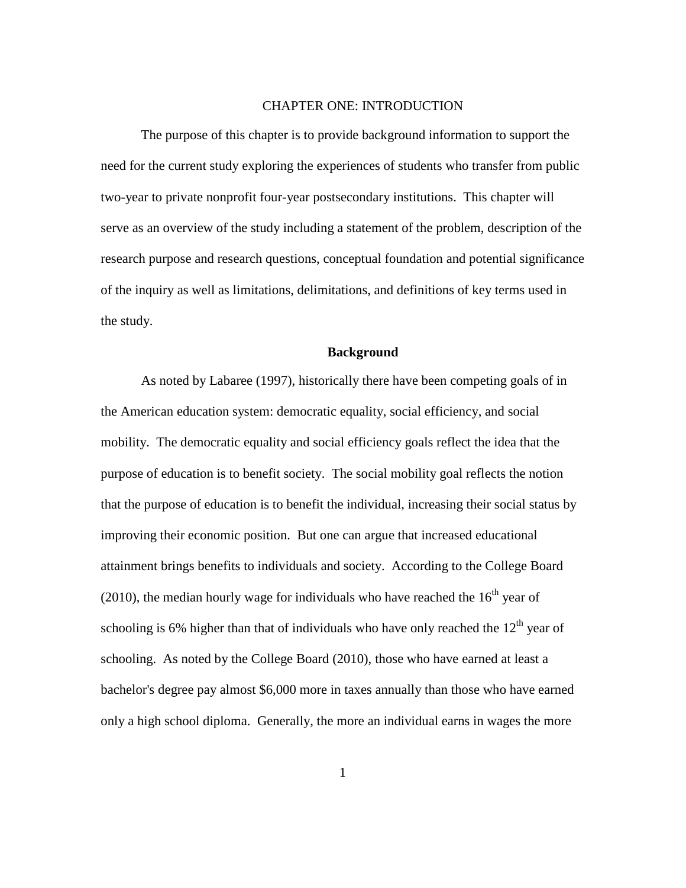# CHAPTER ONE: INTRODUCTION

The purpose of this chapter is to provide background information to support the need for the current study exploring the experiences of students who transfer from public two-year to private nonprofit four-year postsecondary institutions. This chapter will serve as an overview of the study including a statement of the problem, description of the research purpose and research questions, conceptual foundation and potential significance of the inquiry as well as limitations, delimitations, and definitions of key terms used in the study.

## Background

As noted by Labaree (1997), historically there have been competing goals of in the American education system: democratic equality, social efficiency, and social mobility. The democratic equality and social efficiency goals reflect the idea that the purpose of education is to benefit society. The social mobility goal reflects the notion that the purpose of education is to benefit the individual, increasing their social status by improving their economic position. But one can argue that increased educational attainment brings benefits to individuals and society. According to the College Board (2010), the median hourly wage for individuals who have reached the $16^{th}$ year of schooling is 6% higher than that of individuals who have only reached the $12^{th}$ year of schooling. As noted by the College Board (2010), those who have earned at least a bachelor's degree pay almost $6,000 more in taxes annually than those who have earned only a high school diploma. Generally, the more an individual earns in wages the more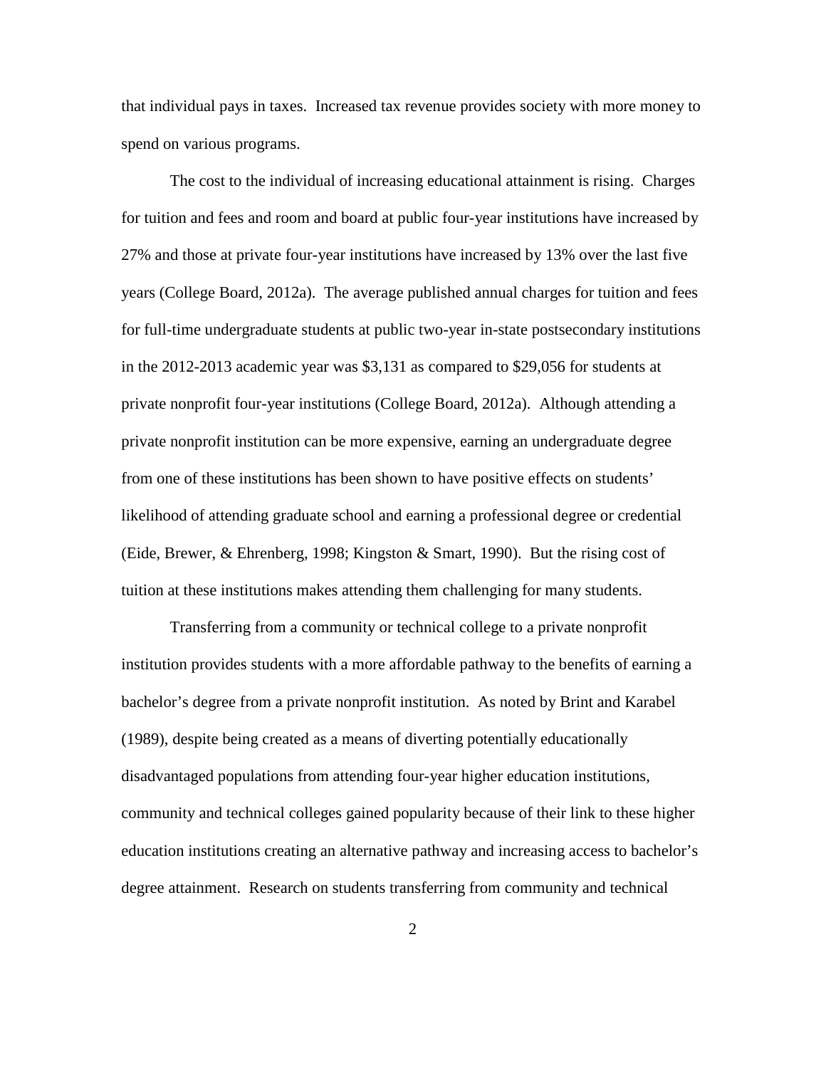that individual pays in taxes. Increased tax revenue provides society with more money to spend on various programs.

The cost to the individual of increasing educational attainment is rising. Charges for tuition and fees and room and board at public four-year institutions have increased by 27% and those at private four-year institutions have increased by 13% over the last five years (College Board, 2012a). The average published annual charges for tuition and fees for full-time undergraduate students at public two-year in-state postsecondary institutions in the 2012-2013 academic year was $3,131 as compared to $29,056 for students at private nonprofit four-year institutions (College Board, 2012a). Although attending a private nonprofit institution can be more expensive, earning an undergraduate degree from one of these institutions has been shown to have positive effects on students' likelihood of attending graduate school and earning a professional degree or credential (Eide, Brewer, & Ehrenberg, 1998; Kingston & Smart, 1990). But the rising cost of tuition at these institutions makes attending them challenging for many students.

Transferring from a community or technical college to a private nonprofit institution provides students with a more affordable pathway to the benefits of earning a bachelor's degree from a private nonprofit institution. As noted by Brint and Karabel (1989), despite being created as a means of diverting potentially educationally disadvantaged populations from attending four-year higher education institutions, community and technical colleges gained popularity because of their link to these higher education institutions creating an alternative pathway and increasing access to bachelor's degree attainment. Research on students transferring from community and technical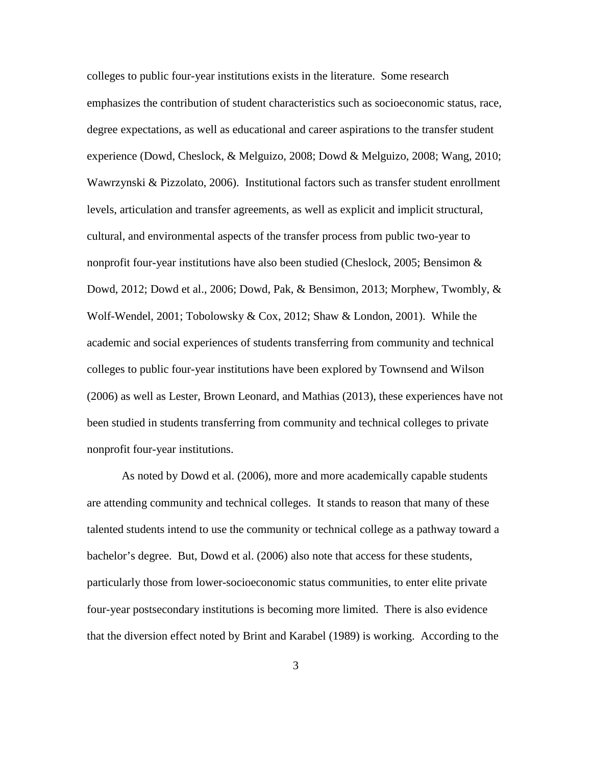colleges to public four-year institutions exists in the literature. Some research emphasizes the contribution of student characteristics such as socioeconomic status, race, degree expectations, as well as educational and career aspirations to the transfer student experience (Dowd, Cheslock, & Melguizo, 2008; Dowd & Melguizo, 2008; Wang, 2010; Wawrzynski & Pizzolato, 2006). Institutional factors such as transfer student enrollment levels, articulation and transfer agreements, as well as explicit and implicit structural, cultural, and environmental aspects of the transfer process from public two-year to nonprofit four-year institutions have also been studied (Cheslock, 2005; Bensimon & Dowd, 2012; Dowd et al., 2006; Dowd, Pak, & Bensimon, 2013; Morphew, Twombly, & Wolf-Wendel, 2001; Tobolowsky & Cox, 2012; Shaw & London, 2001). While the academic and social experiences of students transferring from community and technical colleges to public four-year institutions have been explored by Townsend and Wilson (2006) as well as Lester, Brown Leonard, and Mathias (2013), these experiences have not been studied in students transferring from community and technical colleges to private nonprofit four-year institutions.

As noted by Dowd et al. (2006), more and more academically capable students are attending community and technical colleges. It stands to reason that many of these talented students intend to use the community or technical college as a pathway toward a bachelor's degree. But, Dowd et al. (2006) also note that access for these students, particularly those from lower-socioeconomic status communities, to enter elite private four-year postsecondary institutions is becoming more limited. There is also evidence that the diversion effect noted by Brint and Karabel (1989) is working. According to the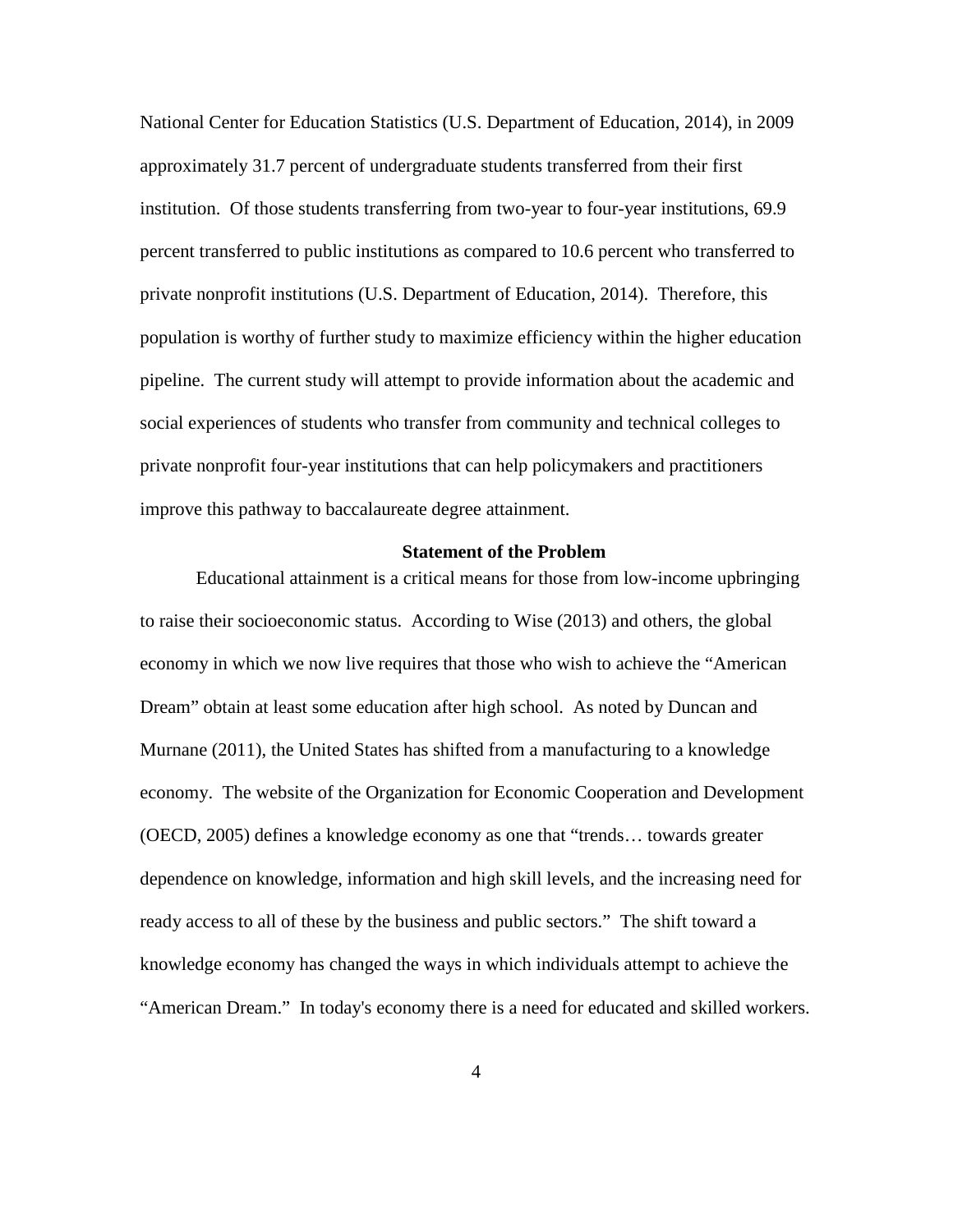National Center for Education Statistics (U.S. Department of Education, 2014), in 2009 approximately 31.7 percent of undergraduate students transferred from their first institution. Of those students transferring from two-year to four-year institutions, 69.9 percent transferred to public institutions as compared to 10.6 percent who transferred to private nonprofit institutions (U.S. Department of Education, 2014). Therefore, this population is worthy of further study to maximize efficiency within the higher education pipeline. The current study will attempt to provide information about the academic and social experiences of students who transfer from community and technical colleges to private nonprofit four-year institutions that can help policymakers and practitioners improve this pathway to baccalaureate degree attainment.

## Statement of the Problem

Educational attainment is a critical means for those from low-income upbringing to raise their socioeconomic status. According to Wise (2013) and others, the global economy in which we now live requires that those who wish to achieve the "American Dream" obtain at least some education after high school. As noted by Duncan and Murnane (2011), the United States has shifted from a manufacturing to a knowledge economy. The website of the Organization for Economic Cooperation and Development (OECD, 2005) defines a knowledge economy as one that "trends… towards greater dependence on knowledge, information and high skill levels, and the increasing need for ready access to all of these by the business and public sectors." The shift toward a knowledge economy has changed the ways in which individuals attempt to achieve the "American Dream." In today's economy there is a need for educated and skilled workers.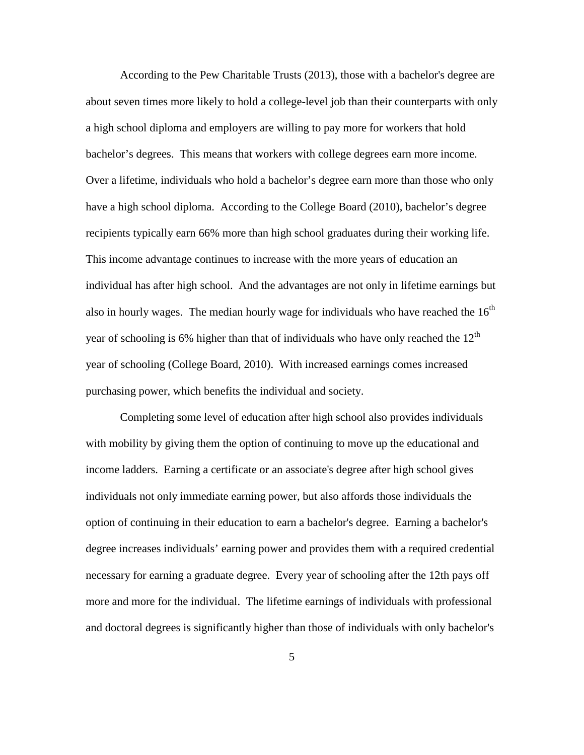According to the Pew Charitable Trusts (2013), those with a bachelor's degree are about seven times more likely to hold a college-level job than their counterparts with only a high school diploma and employers are willing to pay more for workers that hold bachelor’s degrees. This means that workers with college degrees earn more income. Over a lifetime, individuals who hold a bachelor’s degree earn more than those who only have a high school diploma. According to the College Board (2010), bachelor’s degree recipients typically earn 66% more than high school graduates during their working life. This income advantage continues to increase with the more years of education an individual has after high school. And the advantages are not only in lifetime earnings but also in hourly wages. The median hourly wage for individuals who have reached the 16th year of schooling is 6% higher than that of individuals who have only reached the 12th year of schooling (College Board, 2010). With increased earnings comes increased purchasing power, which benefits the individual and society.

Completing some level of education after high school also provides individuals with mobility by giving them the option of continuing to move up the educational and income ladders. Earning a certificate or an associate's degree after high school gives individuals not only immediate earning power, but also affords those individuals the option of continuing in their education to earn a bachelor's degree. Earning a bachelor's degree increases individuals’ earning power and provides them with a required credential necessary for earning a graduate degree. Every year of schooling after the 12th pays off more and more for the individual. The lifetime earnings of individuals with professional and doctoral degrees is significantly higher than those of individuals with only bachelor's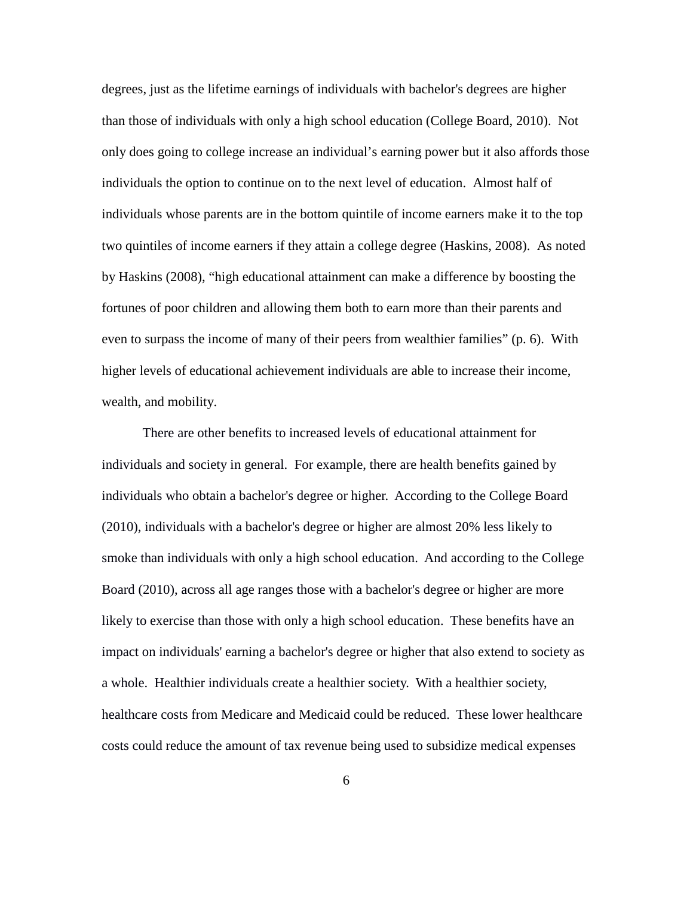degrees, just as the lifetime earnings of individuals with bachelor's degrees are higher than those of individuals with only a high school education (College Board, 2010). Not only does going to college increase an individual's earning power but it also affords those individuals the option to continue on to the next level of education. Almost half of individuals whose parents are in the bottom quintile of income earners make it to the top two quintiles of income earners if they attain a college degree (Haskins, 2008). As noted by Haskins (2008), "high educational attainment can make a difference by boosting the fortunes of poor children and allowing them both to earn more than their parents and even to surpass the income of many of their peers from wealthier families" (p. 6). With higher levels of educational achievement individuals are able to increase their income, wealth, and mobility.

There are other benefits to increased levels of educational attainment for individuals and society in general. For example, there are health benefits gained by individuals who obtain a bachelor's degree or higher. According to the College Board (2010), individuals with a bachelor's degree or higher are almost 20% less likely to smoke than individuals with only a high school education. And according to the College Board (2010), across all age ranges those with a bachelor's degree or higher are more likely to exercise than those with only a high school education. These benefits have an impact on individuals' earning a bachelor's degree or higher that also extend to society as a whole. Healthier individuals create a healthier society. With a healthier society, healthcare costs from Medicare and Medicaid could be reduced. These lower healthcare costs could reduce the amount of tax revenue being used to subsidize medical expenses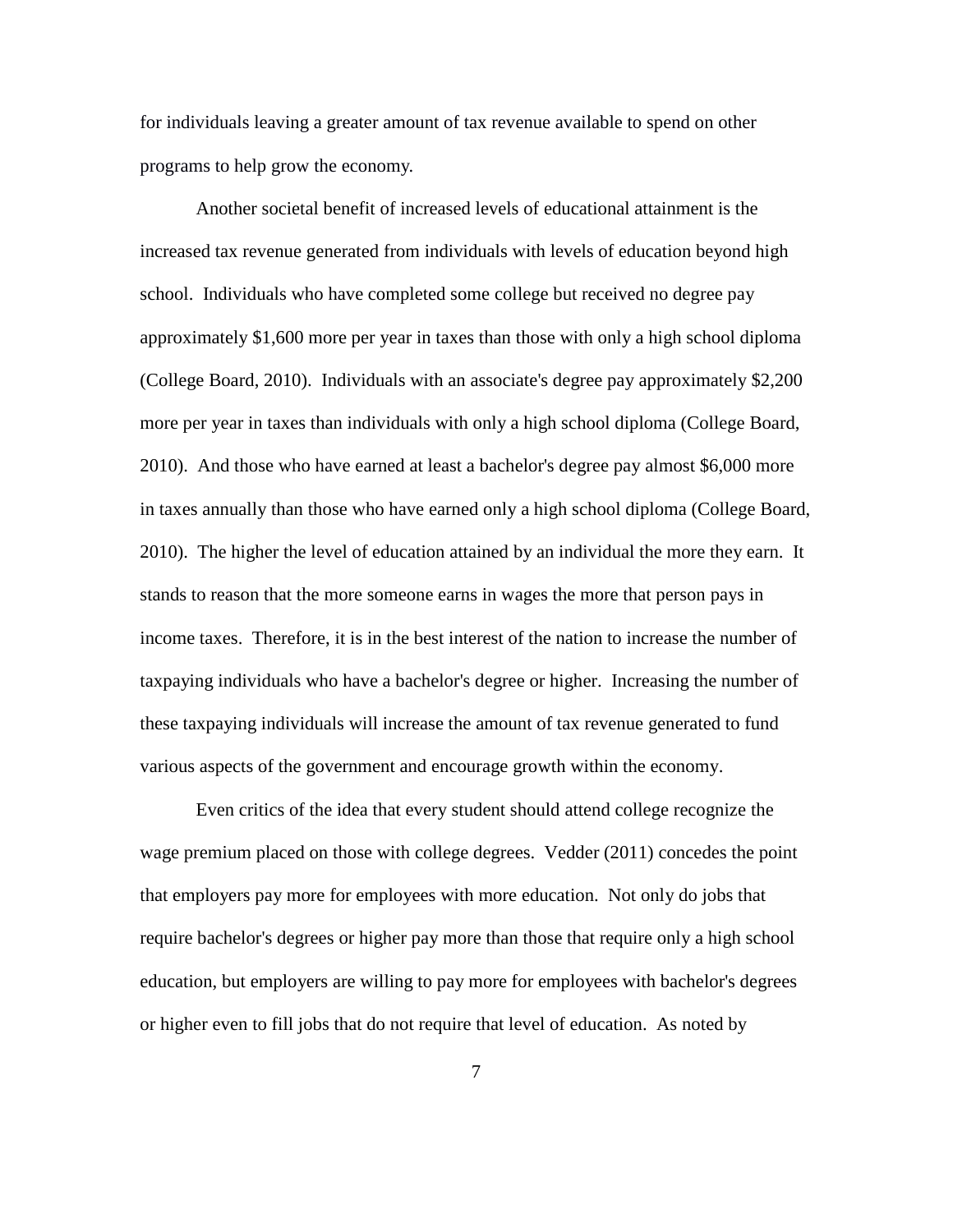for individuals leaving a greater amount of tax revenue available to spend on other programs to help grow the economy.

Another societal benefit of increased levels of educational attainment is the increased tax revenue generated from individuals with levels of education beyond high school. Individuals who have completed some college but received no degree pay approximately $1,600 more per year in taxes than those with only a high school diploma (College Board, 2010). Individuals with an associate's degree pay approximately $2,200 more per year in taxes than individuals with only a high school diploma (College Board, 2010). And those who have earned at least a bachelor's degree pay almost $6,000 more in taxes annually than those who have earned only a high school diploma (College Board, 2010). The higher the level of education attained by an individual the more they earn. It stands to reason that the more someone earns in wages the more that person pays in income taxes. Therefore, it is in the best interest of the nation to increase the number of taxpaying individuals who have a bachelor's degree or higher. Increasing the number of these taxpaying individuals will increase the amount of tax revenue generated to fund various aspects of the government and encourage growth within the economy.

Even critics of the idea that every student should attend college recognize the wage premium placed on those with college degrees. Vedder (2011) concedes the point that employers pay more for employees with more education. Not only do jobs that require bachelor's degrees or higher pay more than those that require only a high school education, but employers are willing to pay more for employees with bachelor's degrees or higher even to fill jobs that do not require that level of education. As noted by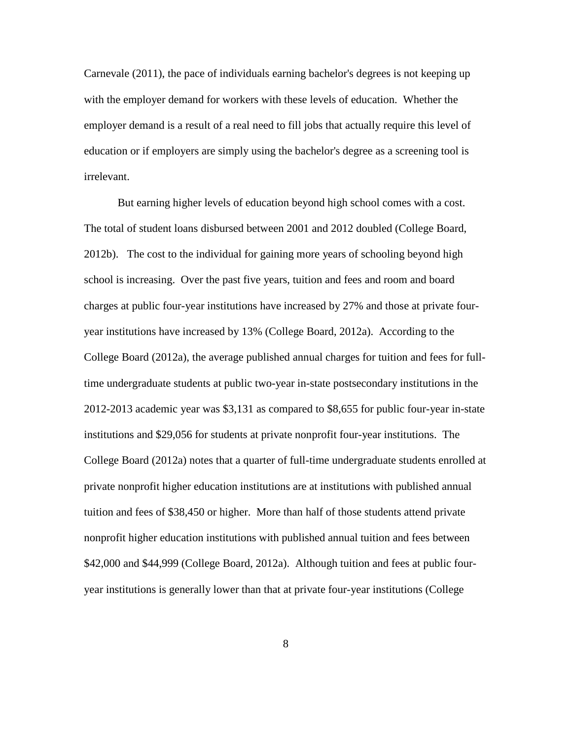Carnevale (2011), the pace of individuals earning bachelor's degrees is not keeping up with the employer demand for workers with these levels of education. Whether the employer demand is a result of a real need to fill jobs that actually require this level of education or if employers are simply using the bachelor's degree as a screening tool is irrelevant.

But earning higher levels of education beyond high school comes with a cost. The total of student loans disbursed between 2001 and 2012 doubled (College Board, 2012b). The cost to the individual for gaining more years of schooling beyond high school is increasing. Over the past five years, tuition and fees and room and board charges at public four-year institutions have increased by 27% and those at private four-year institutions have increased by 13% (College Board, 2012a). According to the College Board (2012a), the average published annual charges for tuition and fees for full-time undergraduate students at public two-year in-state postsecondary institutions in the 2012-2013 academic year was $3,131 as compared to $8,655 for public four-year in-state institutions and $29,056 for students at private nonprofit four-year institutions. The College Board (2012a) notes that a quarter of full-time undergraduate students enrolled at private nonprofit higher education institutions are at institutions with published annual tuition and fees of $38,450 or higher. More than half of those students attend private nonprofit higher education institutions with published annual tuition and fees between $42,000 and $44,999 (College Board, 2012a). Although tuition and fees at public four-year institutions is generally lower than that at private four-year institutions (College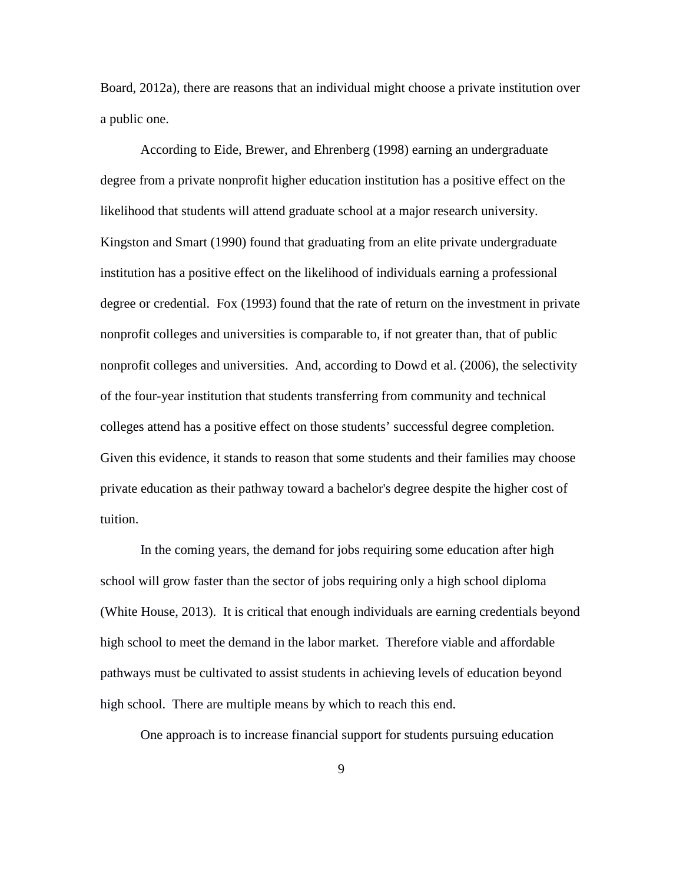Board, 2012a), there are reasons that an individual might choose a private institution over a public one.

According to Eide, Brewer, and Ehrenberg (1998) earning an undergraduate degree from a private nonprofit higher education institution has a positive effect on the likelihood that students will attend graduate school at a major research university. Kingston and Smart (1990) found that graduating from an elite private undergraduate institution has a positive effect on the likelihood of individuals earning a professional degree or credential. Fox (1993) found that the rate of return on the investment in private nonprofit colleges and universities is comparable to, if not greater than, that of public nonprofit colleges and universities. And, according to Dowd et al. (2006), the selectivity of the four-year institution that students transferring from community and technical colleges attend has a positive effect on those students' successful degree completion. Given this evidence, it stands to reason that some students and their families may choose private education as their pathway toward a bachelor's degree despite the higher cost of tuition.

In the coming years, the demand for jobs requiring some education after high school will grow faster than the sector of jobs requiring only a high school diploma (White House, 2013). It is critical that enough individuals are earning credentials beyond high school to meet the demand in the labor market. Therefore viable and affordable pathways must be cultivated to assist students in achieving levels of education beyond high school. There are multiple means by which to reach this end.

One approach is to increase financial support for students pursuing education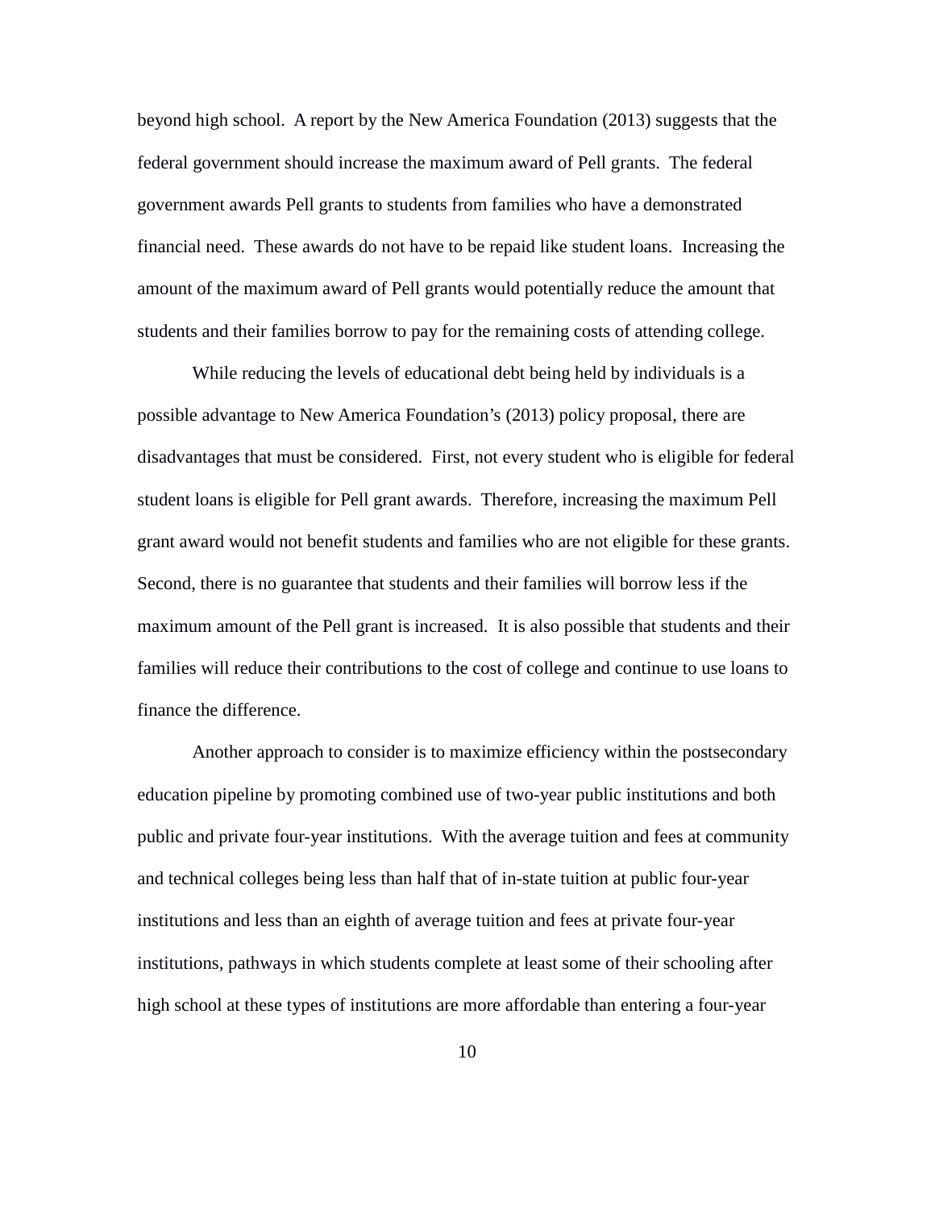beyond high school. A report by the New America Foundation (2013) suggests that the federal government should increase the maximum award of Pell grants. The federal government awards Pell grants to students from families who have a demonstrated financial need. These awards do not have to be repaid like student loans. Increasing the amount of the maximum award of Pell grants would potentially reduce the amount that students and their families borrow to pay for the remaining costs of attending college.

While reducing the levels of educational debt being held by individuals is a possible advantage to New America Foundation's (2013) policy proposal, there are disadvantages that must be considered. First, not every student who is eligible for federal student loans is eligible for Pell grant awards. Therefore, increasing the maximum Pell grant award would not benefit students and families who are not eligible for these grants. Second, there is no guarantee that students and their families will borrow less if the maximum amount of the Pell grant is increased. It is also possible that students and their families will reduce their contributions to the cost of college and continue to use loans to finance the difference.

Another approach to consider is to maximize efficiency within the postsecondary education pipeline by promoting combined use of two-year public institutions and both public and private four-year institutions. With the average tuition and fees at community and technical colleges being less than half that of in-state tuition at public four-year institutions and less than an eighth of average tuition and fees at private four-year institutions, pathways in which students complete at least some of their schooling after high school at these types of institutions are more affordable than entering a four-year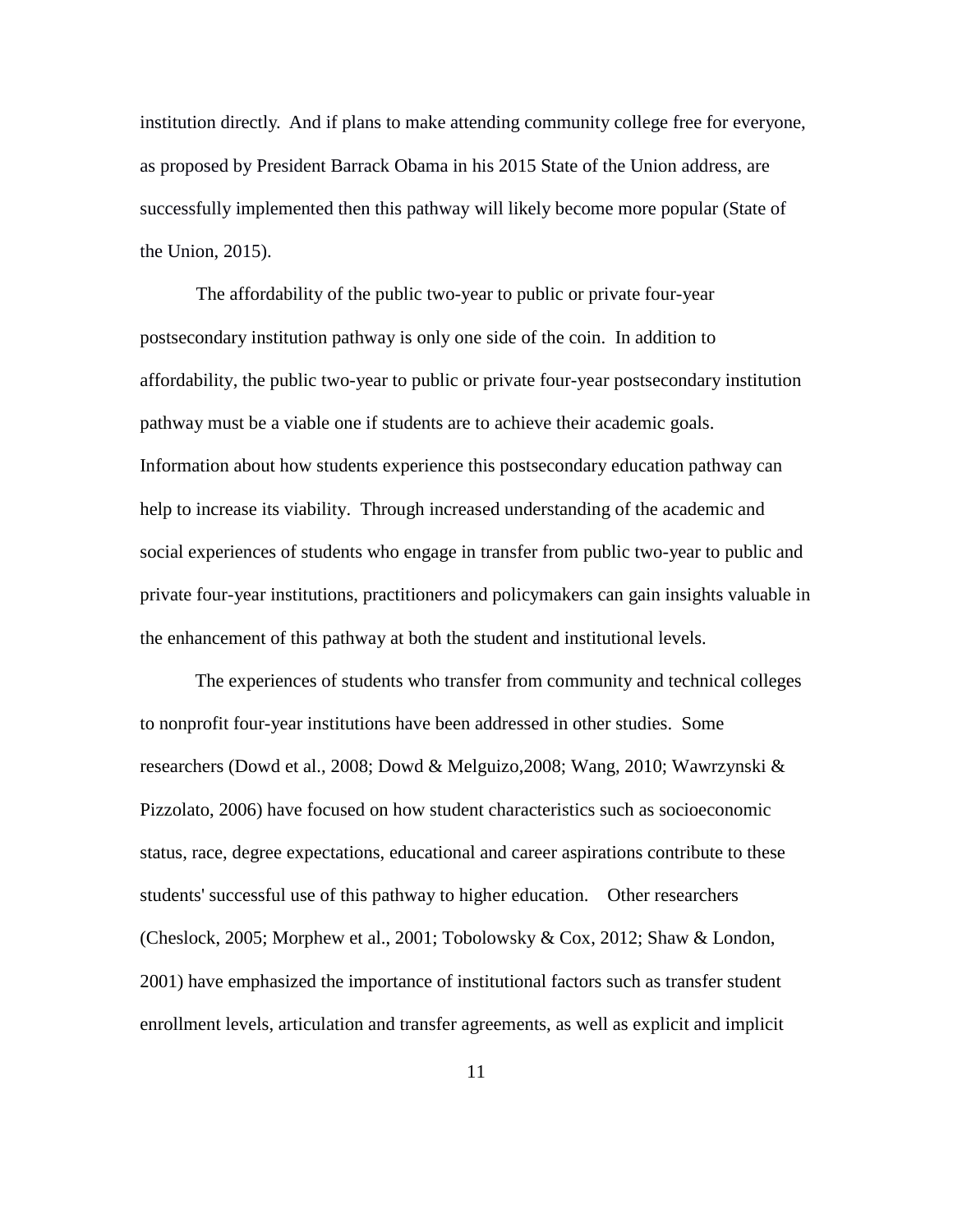institution directly. And if plans to make attending community college free for everyone, as proposed by President Barrack Obama in his 2015 State of the Union address, are successfully implemented then this pathway will likely become more popular (State of the Union, 2015).

The affordability of the public two-year to public or private four-year postsecondary institution pathway is only one side of the coin. In addition to affordability, the public two-year to public or private four-year postsecondary institution pathway must be a viable one if students are to achieve their academic goals. Information about how students experience this postsecondary education pathway can help to increase its viability. Through increased understanding of the academic and social experiences of students who engage in transfer from public two-year to public and private four-year institutions, practitioners and policymakers can gain insights valuable in the enhancement of this pathway at both the student and institutional levels.

The experiences of students who transfer from community and technical colleges to nonprofit four-year institutions have been addressed in other studies. Some researchers (Dowd et al., 2008; Dowd & Melguizo,2008; Wang, 2010; Wawrzynski & Pizzolato, 2006) have focused on how student characteristics such as socioeconomic status, race, degree expectations, educational and career aspirations contribute to these students' successful use of this pathway to higher education. Other researchers (Cheslock, 2005; Morphew et al., 2001; Tobolowsky & Cox, 2012; Shaw & London, 2001) have emphasized the importance of institutional factors such as transfer student enrollment levels, articulation and transfer agreements, as well as explicit and implicit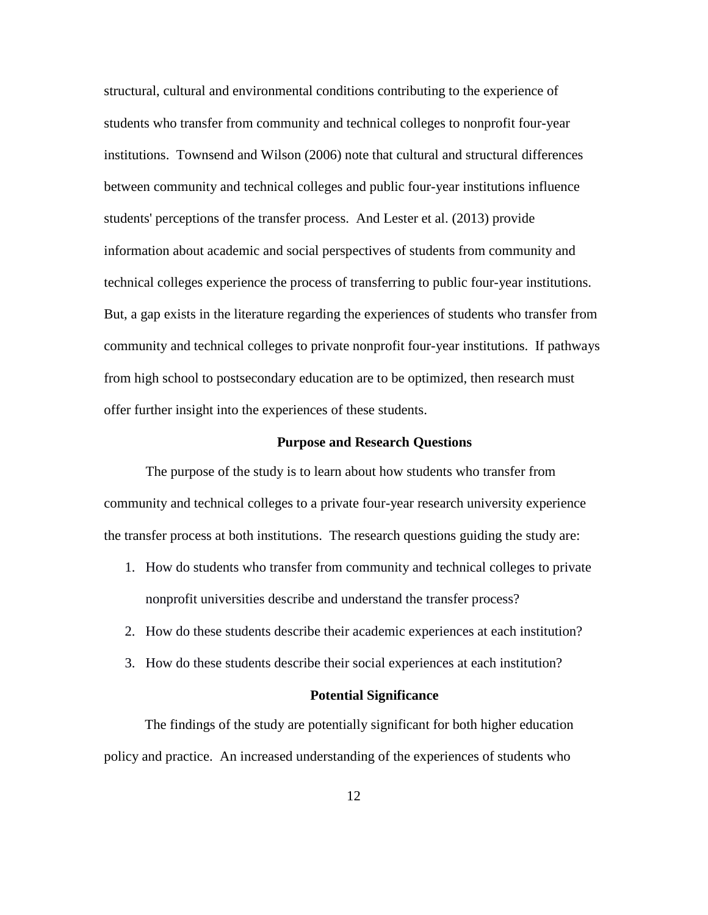structural, cultural and environmental conditions contributing to the experience of students who transfer from community and technical colleges to nonprofit four-year institutions. Townsend and Wilson (2006) note that cultural and structural differences between community and technical colleges and public four-year institutions influence students' perceptions of the transfer process. And Lester et al. (2013) provide information about academic and social perspectives of students from community and technical colleges experience the process of transferring to public four-year institutions. But, a gap exists in the literature regarding the experiences of students who transfer from community and technical colleges to private nonprofit four-year institutions. If pathways from high school to postsecondary education are to be optimized, then research must offer further insight into the experiences of these students.

## Purpose and Research Questions

The purpose of the study is to learn about how students who transfer from community and technical colleges to a private four-year research university experience the transfer process at both institutions. The research questions guiding the study are:

1. How do students who transfer from community and technical colleges to private nonprofit universities describe and understand the transfer process?
2. How do these students describe their academic experiences at each institution?
3. How do these students describe their social experiences at each institution?

## Potential Significance

The findings of the study are potentially significant for both higher education policy and practice. An increased understanding of the experiences of students who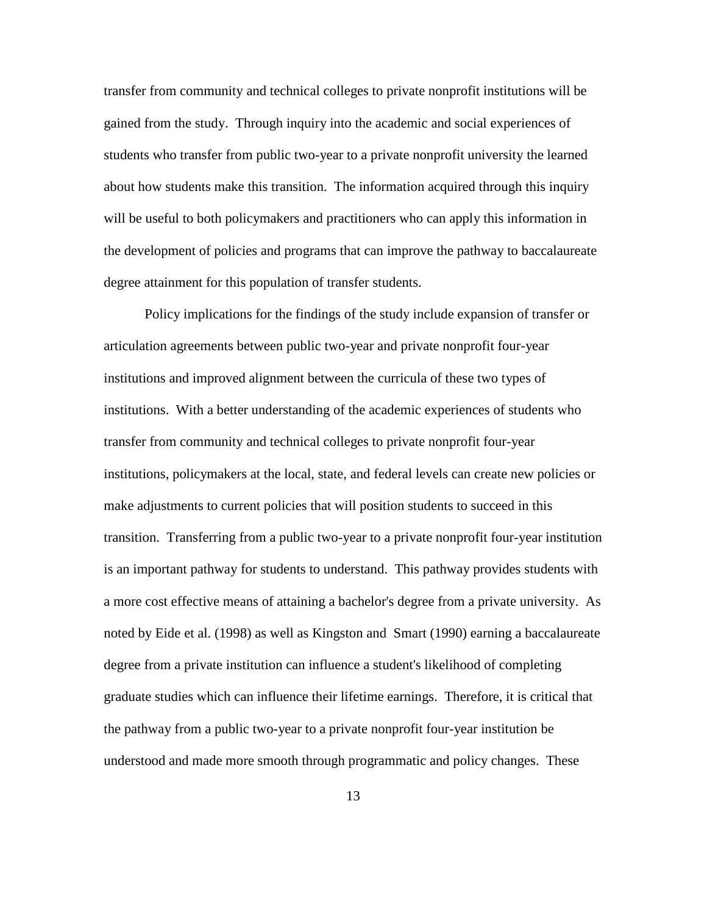transfer from community and technical colleges to private nonprofit institutions will be gained from the study. Through inquiry into the academic and social experiences of students who transfer from public two-year to a private nonprofit university the learned about how students make this transition. The information acquired through this inquiry will be useful to both policymakers and practitioners who can apply this information in the development of policies and programs that can improve the pathway to baccalaureate degree attainment for this population of transfer students.

Policy implications for the findings of the study include expansion of transfer or articulation agreements between public two-year and private nonprofit four-year institutions and improved alignment between the curricula of these two types of institutions. With a better understanding of the academic experiences of students who transfer from community and technical colleges to private nonprofit four-year institutions, policymakers at the local, state, and federal levels can create new policies or make adjustments to current policies that will position students to succeed in this transition. Transferring from a public two-year to a private nonprofit four-year institution is an important pathway for students to understand. This pathway provides students with a more cost effective means of attaining a bachelor's degree from a private university. As noted by Eide et al. (1998) as well as Kingston and Smart (1990) earning a baccalaureate degree from a private institution can influence a student's likelihood of completing graduate studies which can influence their lifetime earnings. Therefore, it is critical that the pathway from a public two-year to a private nonprofit four-year institution be understood and made more smooth through programmatic and policy changes. These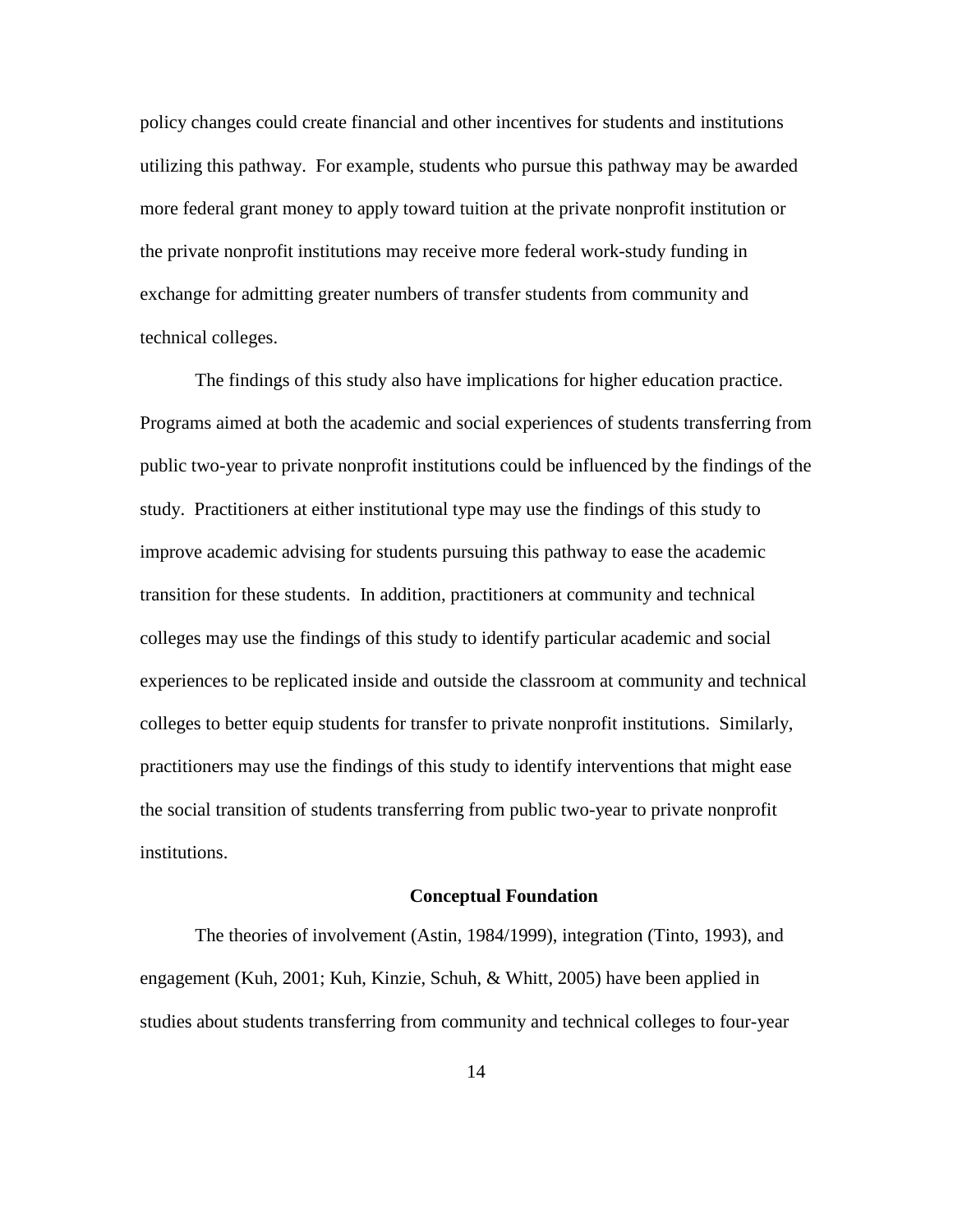policy changes could create financial and other incentives for students and institutions utilizing this pathway. For example, students who pursue this pathway may be awarded more federal grant money to apply toward tuition at the private nonprofit institution or the private nonprofit institutions may receive more federal work-study funding in exchange for admitting greater numbers of transfer students from community and technical colleges.

The findings of this study also have implications for higher education practice. Programs aimed at both the academic and social experiences of students transferring from public two-year to private nonprofit institutions could be influenced by the findings of the study. Practitioners at either institutional type may use the findings of this study to improve academic advising for students pursuing this pathway to ease the academic transition for these students. In addition, practitioners at community and technical colleges may use the findings of this study to identify particular academic and social experiences to be replicated inside and outside the classroom at community and technical colleges to better equip students for transfer to private nonprofit institutions. Similarly, practitioners may use the findings of this study to identify interventions that might ease the social transition of students transferring from public two-year to private nonprofit institutions.

## Conceptual Foundation

The theories of involvement (Astin, 1984/1999), integration (Tinto, 1993), and engagement (Kuh, 2001; Kuh, Kinzie, Schuh, & Whitt, 2005) have been applied in studies about students transferring from community and technical colleges to four-year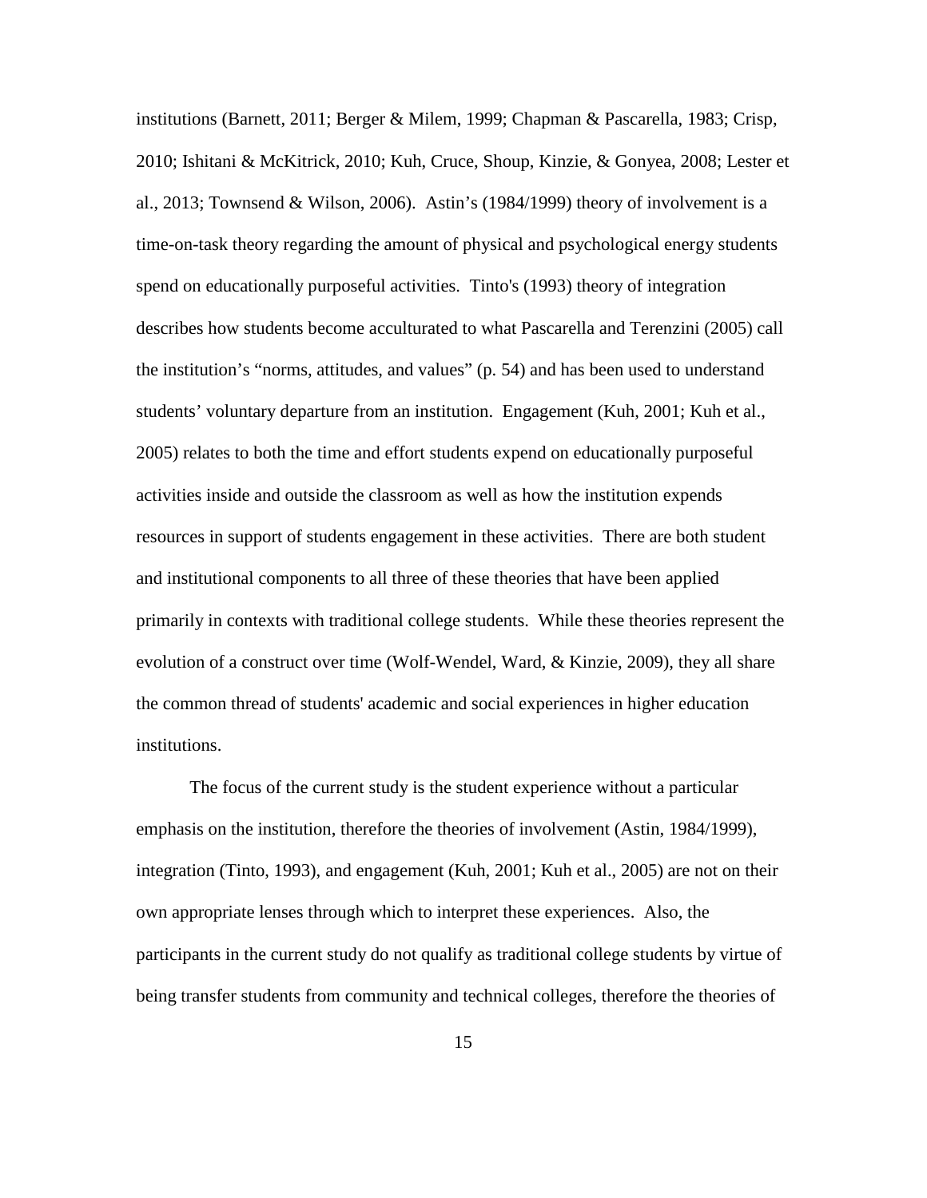institutions (Barnett, 2011; Berger & Milem, 1999; Chapman & Pascarella, 1983; Crisp, 2010; Ishitani & McKitrick, 2010; Kuh, Cruce, Shoup, Kinzie, & Gonyea, 2008; Lester et al., 2013; Townsend & Wilson, 2006). Astin's (1984/1999) theory of involvement is a time-on-task theory regarding the amount of physical and psychological energy students spend on educationally purposeful activities. Tinto's (1993) theory of integration describes how students become acculturated to what Pascarella and Terenzini (2005) call the institution's "norms, attitudes, and values" (p. 54) and has been used to understand students' voluntary departure from an institution. Engagement (Kuh, 2001; Kuh et al., 2005) relates to both the time and effort students expend on educationally purposeful activities inside and outside the classroom as well as how the institution expends resources in support of students engagement in these activities. There are both student and institutional components to all three of these theories that have been applied primarily in contexts with traditional college students. While these theories represent the evolution of a construct over time (Wolf-Wendel, Ward, & Kinzie, 2009), they all share the common thread of students' academic and social experiences in higher education institutions.

The focus of the current study is the student experience without a particular emphasis on the institution, therefore the theories of involvement (Astin, 1984/1999), integration (Tinto, 1993), and engagement (Kuh, 2001; Kuh et al., 2005) are not on their own appropriate lenses through which to interpret these experiences. Also, the participants in the current study do not qualify as traditional college students by virtue of being transfer students from community and technical colleges, therefore the theories of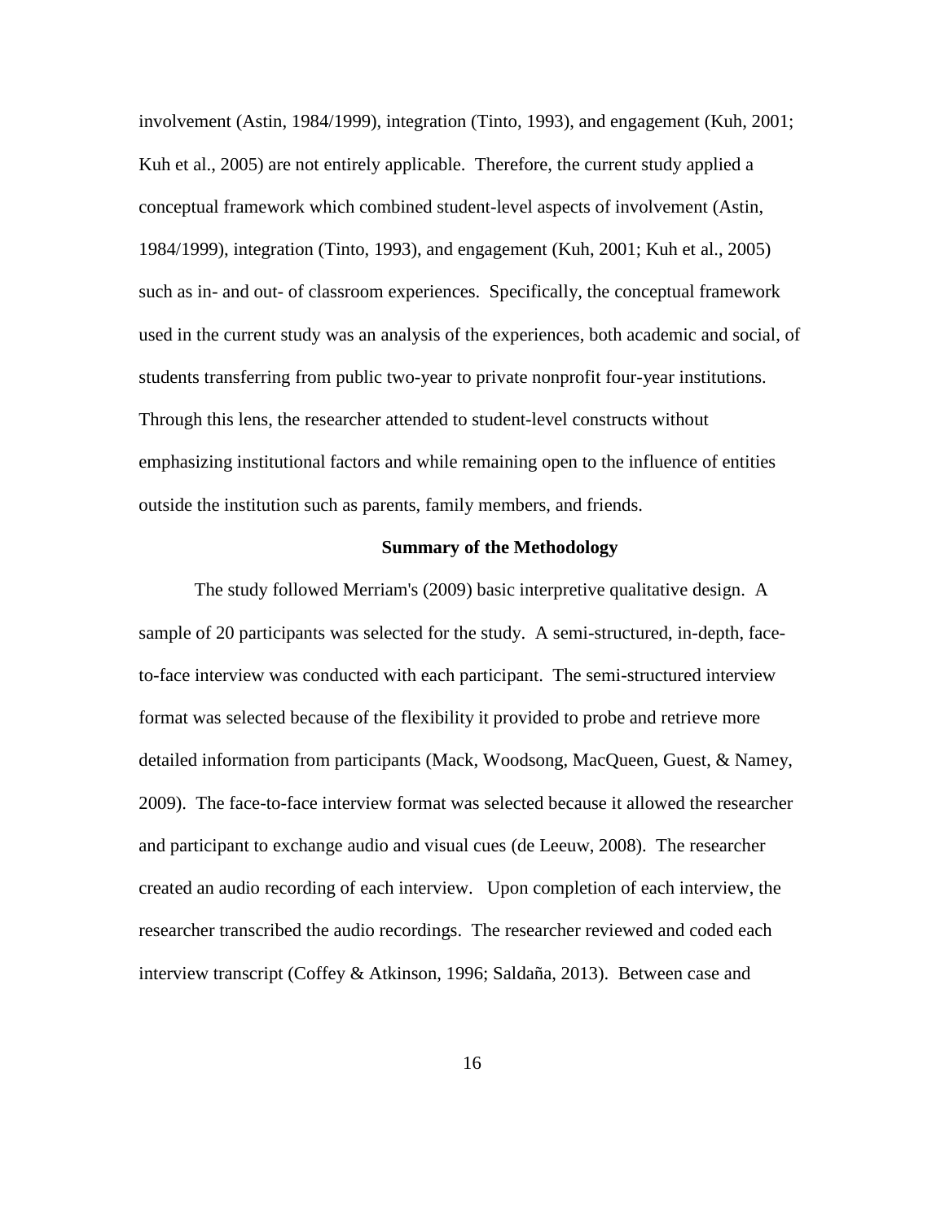involvement (Astin, 1984/1999), integration (Tinto, 1993), and engagement (Kuh, 2001; Kuh et al., 2005) are not entirely applicable. Therefore, the current study applied a conceptual framework which combined student-level aspects of involvement (Astin, 1984/1999), integration (Tinto, 1993), and engagement (Kuh, 2001; Kuh et al., 2005) such as in- and out- of classroom experiences. Specifically, the conceptual framework used in the current study was an analysis of the experiences, both academic and social, of students transferring from public two-year to private nonprofit four-year institutions. Through this lens, the researcher attended to student-level constructs without emphasizing institutional factors and while remaining open to the influence of entities outside the institution such as parents, family members, and friends.

## Summary of the Methodology

The study followed Merriam's (2009) basic interpretive qualitative design. A sample of 20 participants was selected for the study. A semi-structured, in-depth, face-to-face interview was conducted with each participant. The semi-structured interview format was selected because of the flexibility it provided to probe and retrieve more detailed information from participants (Mack, Woodsong, MacQueen, Guest, & Namey, 2009). The face-to-face interview format was selected because it allowed the researcher and participant to exchange audio and visual cues (de Leeuw, 2008). The researcher created an audio recording of each interview. Upon completion of each interview, the researcher transcribed the audio recordings. The researcher reviewed and coded each interview transcript (Coffey & Atkinson, 1996; Saldaña, 2013). Between case and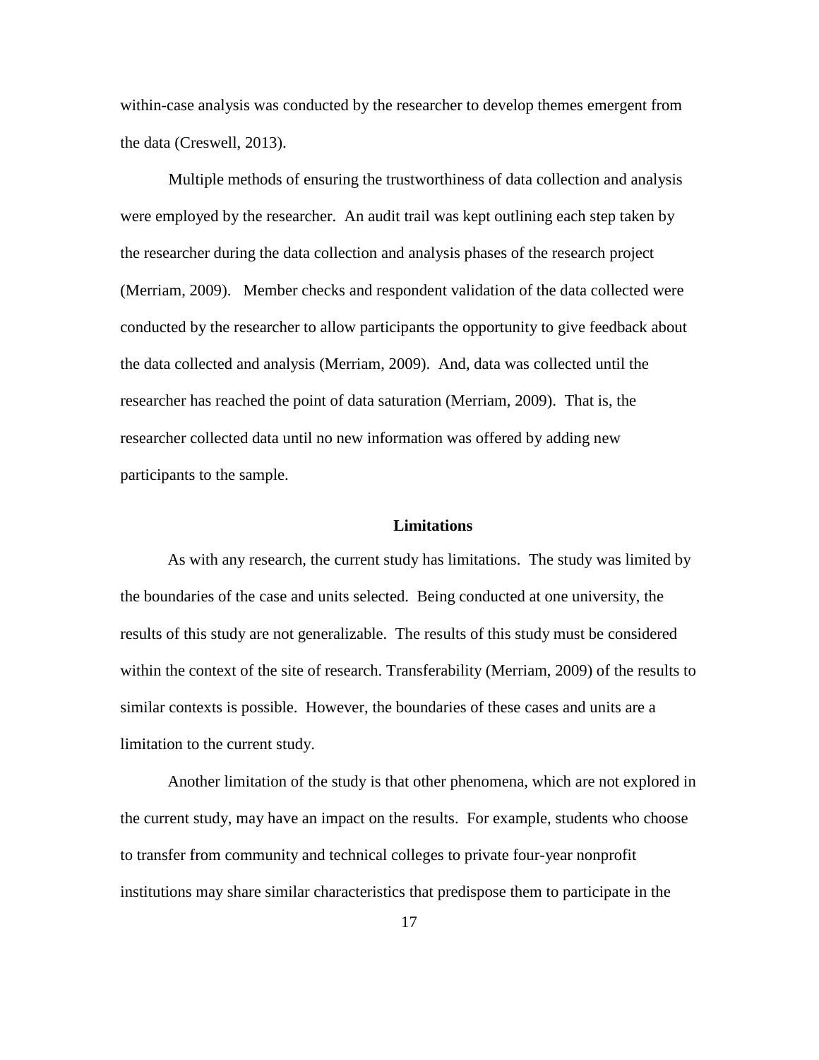within-case analysis was conducted by the researcher to develop themes emergent from the data (Creswell, 2013).

Multiple methods of ensuring the trustworthiness of data collection and analysis were employed by the researcher. An audit trail was kept outlining each step taken by the researcher during the data collection and analysis phases of the research project (Merriam, 2009). Member checks and respondent validation of the data collected were conducted by the researcher to allow participants the opportunity to give feedback about the data collected and analysis (Merriam, 2009). And, data was collected until the researcher has reached the point of data saturation (Merriam, 2009). That is, the researcher collected data until no new information was offered by adding new participants to the sample.

## Limitations

As with any research, the current study has limitations. The study was limited by the boundaries of the case and units selected. Being conducted at one university, the results of this study are not generalizable. The results of this study must be considered within the context of the site of research. Transferability (Merriam, 2009) of the results to similar contexts is possible. However, the boundaries of these cases and units are a limitation to the current study.

Another limitation of the study is that other phenomena, which are not explored in the current study, may have an impact on the results. For example, students who choose to transfer from community and technical colleges to private four-year nonprofit institutions may share similar characteristics that predispose them to participate in the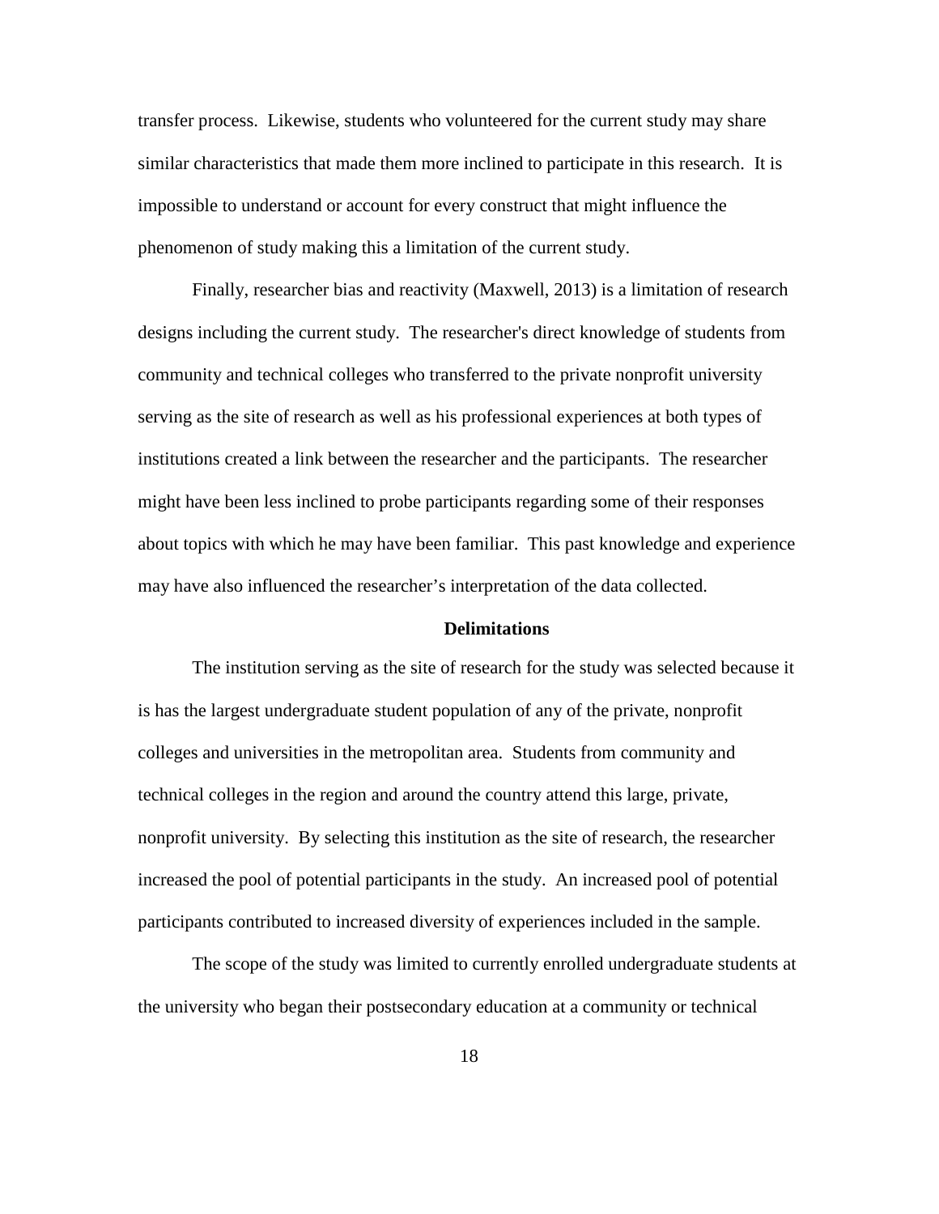transfer process. Likewise, students who volunteered for the current study may share similar characteristics that made them more inclined to participate in this research. It is impossible to understand or account for every construct that might influence the phenomenon of study making this a limitation of the current study.

Finally, researcher bias and reactivity (Maxwell, 2013) is a limitation of research designs including the current study. The researcher's direct knowledge of students from community and technical colleges who transferred to the private nonprofit university serving as the site of research as well as his professional experiences at both types of institutions created a link between the researcher and the participants. The researcher might have been less inclined to probe participants regarding some of their responses about topics with which he may have been familiar. This past knowledge and experience may have also influenced the researcher's interpretation of the data collected.

## Delimitations

The institution serving as the site of research for the study was selected because it is has the largest undergraduate student population of any of the private, nonprofit colleges and universities in the metropolitan area. Students from community and technical colleges in the region and around the country attend this large, private, nonprofit university. By selecting this institution as the site of research, the researcher increased the pool of potential participants in the study. An increased pool of potential participants contributed to increased diversity of experiences included in the sample.

The scope of the study was limited to currently enrolled undergraduate students at the university who began their postsecondary education at a community or technical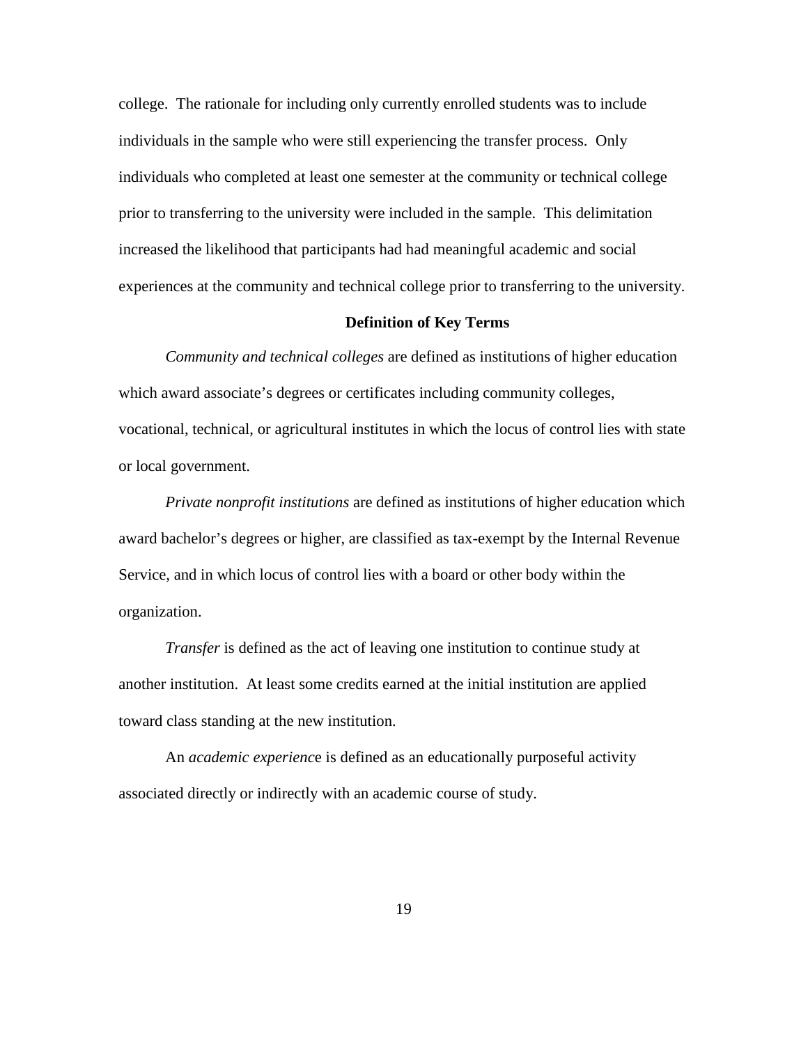college. The rationale for including only currently enrolled students was to include individuals in the sample who were still experiencing the transfer process. Only individuals who completed at least one semester at the community or technical college prior to transferring to the university were included in the sample. This delimitation increased the likelihood that participants had had meaningful academic and social experiences at the community and technical college prior to transferring to the university.

## Definition of Key Terms

*Community and technical colleges* are defined as institutions of higher education which award associate's degrees or certificates including community colleges, vocational, technical, or agricultural institutes in which the locus of control lies with state or local government.

*Private nonprofit institutions* are defined as institutions of higher education which award bachelor's degrees or higher, are classified as tax-exempt by the Internal Revenue Service, and in which locus of control lies with a board or other body within the organization.

*Transfer* is defined as the act of leaving one institution to continue study at another institution. At least some credits earned at the initial institution are applied toward class standing at the new institution.

An *academic experience* is defined as an educationally purposeful activity associated directly or indirectly with an academic course of study.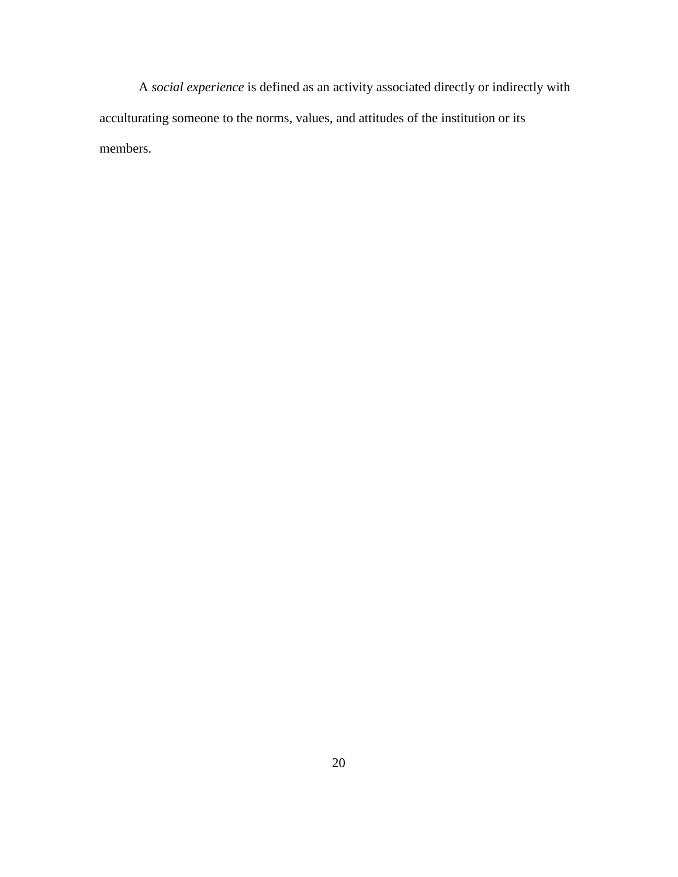A *social experience* is defined as an activity associated directly or indirectly with acculturating someone to the norms, values, and attitudes of the institution or its members.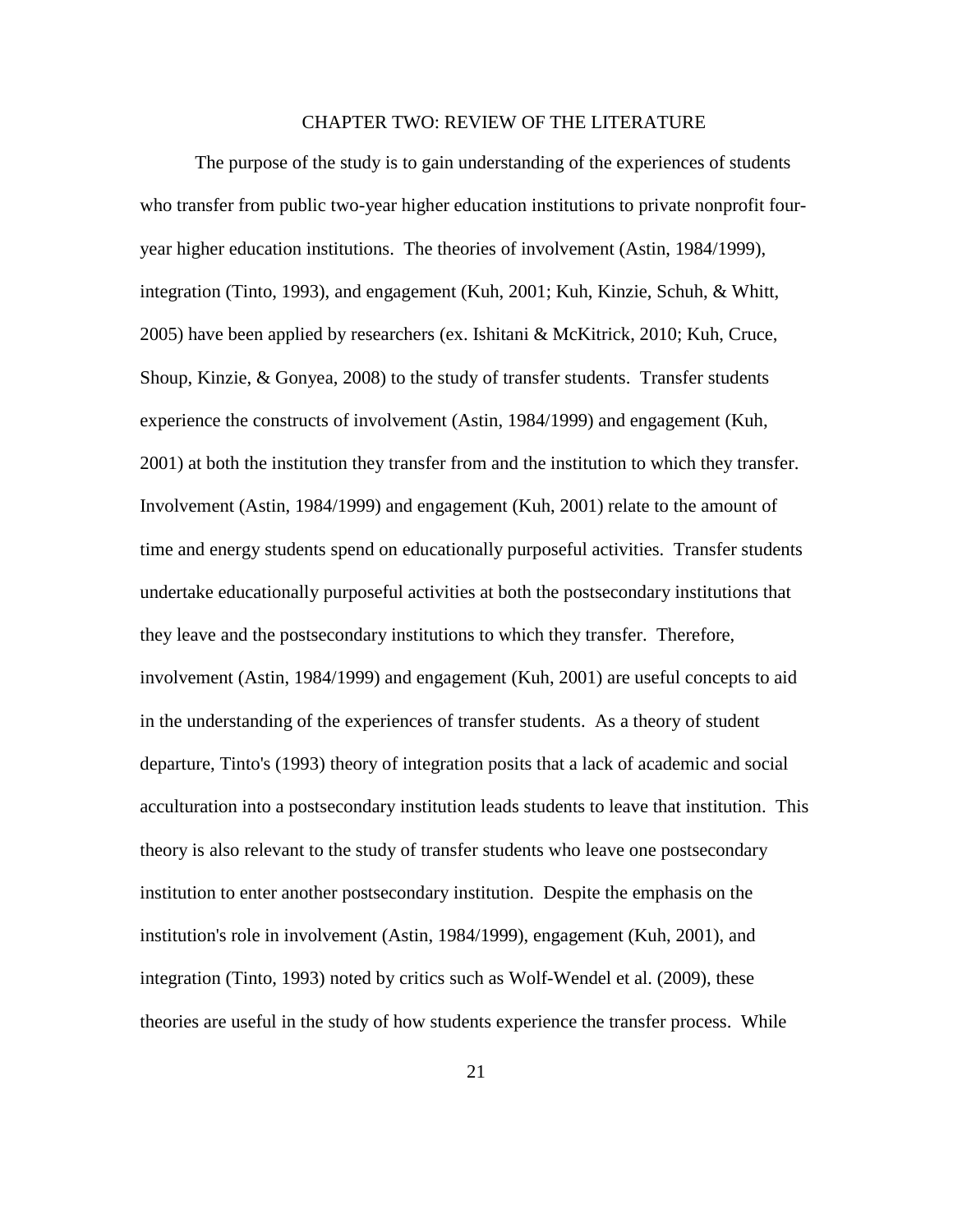# CHAPTER TWO: REVIEW OF THE LITERATURE

The purpose of the study is to gain understanding of the experiences of students who transfer from public two-year higher education institutions to private nonprofit four-year higher education institutions. The theories of involvement (Astin, 1984/1999), integration (Tinto, 1993), and engagement (Kuh, 2001; Kuh, Kinzie, Schuh, & Whitt, 2005) have been applied by researchers (ex. Ishitani & McKitrick, 2010; Kuh, Cruce, Shoup, Kinzie, & Gonyea, 2008) to the study of transfer students. Transfer students experience the constructs of involvement (Astin, 1984/1999) and engagement (Kuh, 2001) at both the institution they transfer from and the institution to which they transfer. Involvement (Astin, 1984/1999) and engagement (Kuh, 2001) relate to the amount of time and energy students spend on educationally purposeful activities. Transfer students undertake educationally purposeful activities at both the postsecondary institutions that they leave and the postsecondary institutions to which they transfer. Therefore, involvement (Astin, 1984/1999) and engagement (Kuh, 2001) are useful concepts to aid in the understanding of the experiences of transfer students. As a theory of student departure, Tinto's (1993) theory of integration posits that a lack of academic and social acculturation into a postsecondary institution leads students to leave that institution. This theory is also relevant to the study of transfer students who leave one postsecondary institution to enter another postsecondary institution. Despite the emphasis on the institution's role in involvement (Astin, 1984/1999), engagement (Kuh, 2001), and integration (Tinto, 1993) noted by critics such as Wolf-Wendel et al. (2009), these theories are useful in the study of how students experience the transfer process. While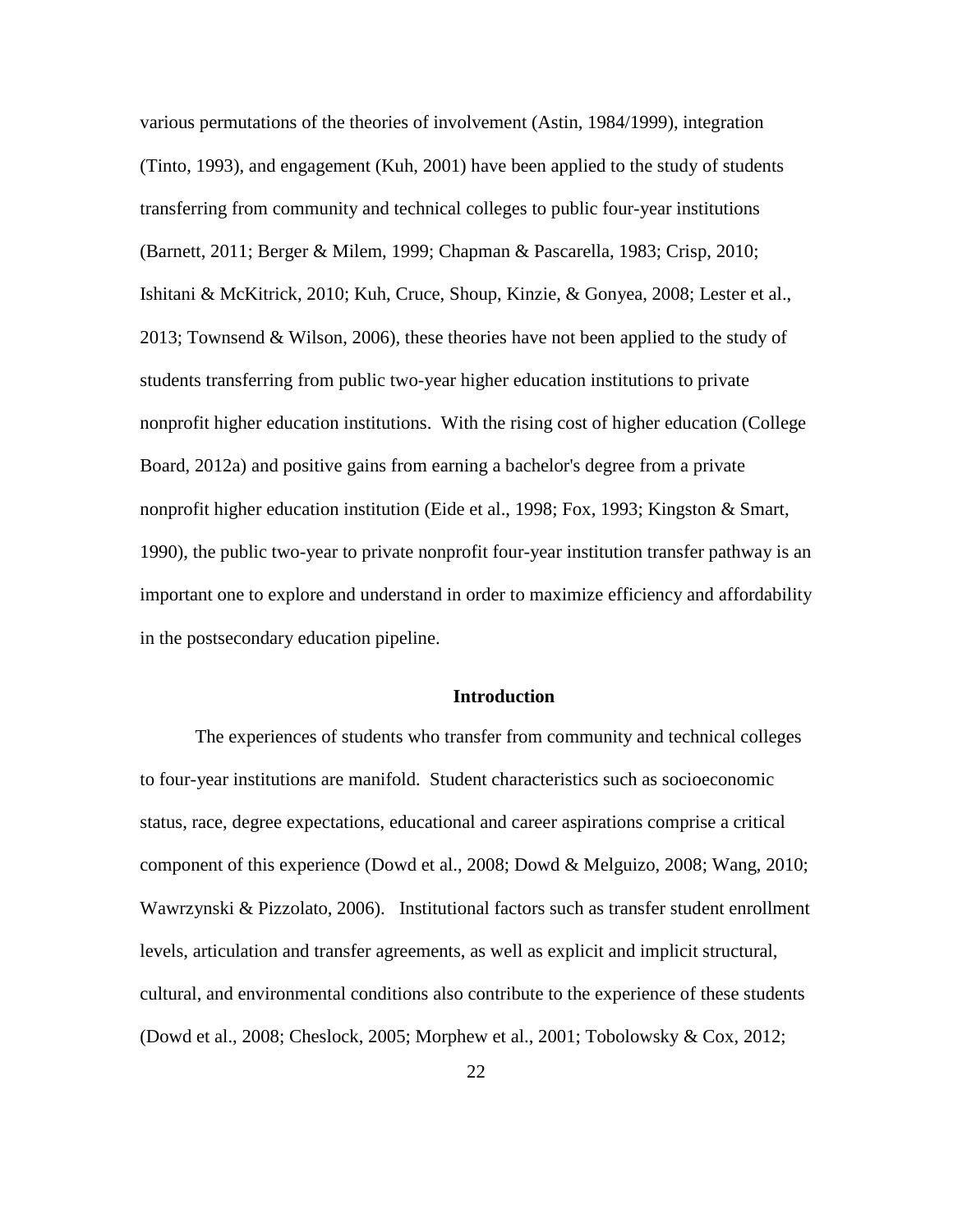various permutations of the theories of involvement (Astin, 1984/1999), integration (Tinto, 1993), and engagement (Kuh, 2001) have been applied to the study of students transferring from community and technical colleges to public four-year institutions (Barnett, 2011; Berger & Milem, 1999; Chapman & Pascarella, 1983; Crisp, 2010; Ishitani & McKitrick, 2010; Kuh, Cruce, Shoup, Kinzie, & Gonyea, 2008; Lester et al., 2013; Townsend & Wilson, 2006), these theories have not been applied to the study of students transferring from public two-year higher education institutions to private nonprofit higher education institutions. With the rising cost of higher education (College Board, 2012a) and positive gains from earning a bachelor's degree from a private nonprofit higher education institution (Eide et al., 1998; Fox, 1993; Kingston & Smart, 1990), the public two-year to private nonprofit four-year institution transfer pathway is an important one to explore and understand in order to maximize efficiency and affordability in the postsecondary education pipeline.

## Introduction

The experiences of students who transfer from community and technical colleges to four-year institutions are manifold. Student characteristics such as socioeconomic status, race, degree expectations, educational and career aspirations comprise a critical component of this experience (Dowd et al., 2008; Dowd & Melguizo, 2008; Wang, 2010; Wawrzynski & Pizzolato, 2006). Institutional factors such as transfer student enrollment levels, articulation and transfer agreements, as well as explicit and implicit structural, cultural, and environmental conditions also contribute to the experience of these students (Dowd et al., 2008; Cheslock, 2005; Morphew et al., 2001; Tobolowsky & Cox, 2012;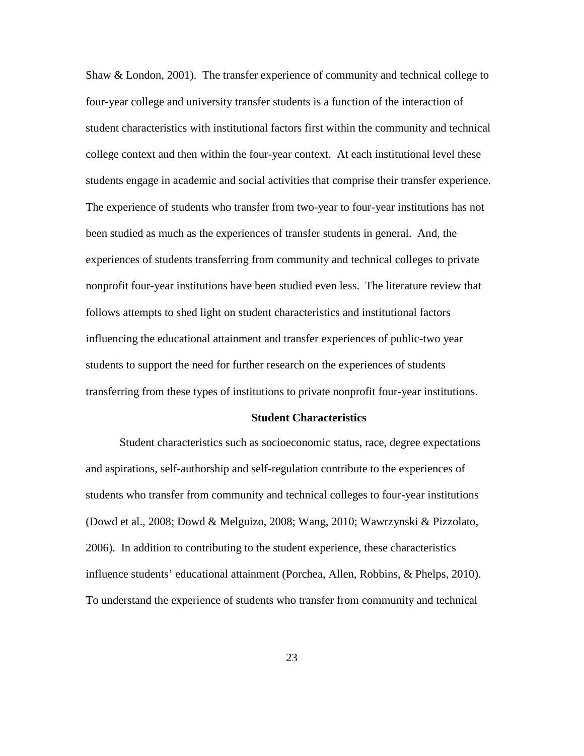Shaw & London, 2001). The transfer experience of community and technical college to four-year college and university transfer students is a function of the interaction of student characteristics with institutional factors first within the community and technical college context and then within the four-year context. At each institutional level these students engage in academic and social activities that comprise their transfer experience. The experience of students who transfer from two-year to four-year institutions has not been studied as much as the experiences of transfer students in general. And, the experiences of students transferring from community and technical colleges to private nonprofit four-year institutions have been studied even less. The literature review that follows attempts to shed light on student characteristics and institutional factors influencing the educational attainment and transfer experiences of public-two year students to support the need for further research on the experiences of students transferring from these types of institutions to private nonprofit four-year institutions.

## Student Characteristics

Student characteristics such as socioeconomic status, race, degree expectations and aspirations, self-authorship and self-regulation contribute to the experiences of students who transfer from community and technical colleges to four-year institutions (Dowd et al., 2008; Dowd & Melguizo, 2008; Wang, 2010; Wawrzynski & Pizzolato, 2006). In addition to contributing to the student experience, these characteristics influence students' educational attainment (Porchea, Allen, Robbins, & Phelps, 2010). To understand the experience of students who transfer from community and technical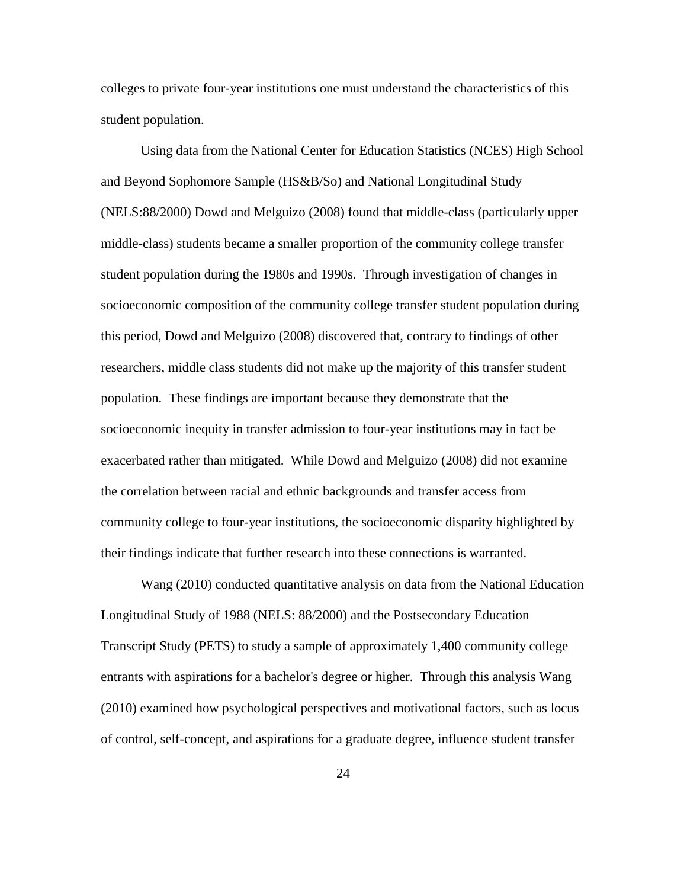colleges to private four-year institutions one must understand the characteristics of this student population.

Using data from the National Center for Education Statistics (NCES) High School and Beyond Sophomore Sample (HS&B/So) and National Longitudinal Study (NELS:88/2000) Dowd and Melguizo (2008) found that middle-class (particularly upper middle-class) students became a smaller proportion of the community college transfer student population during the 1980s and 1990s. Through investigation of changes in socioeconomic composition of the community college transfer student population during this period, Dowd and Melguizo (2008) discovered that, contrary to findings of other researchers, middle class students did not make up the majority of this transfer student population. These findings are important because they demonstrate that the socioeconomic inequity in transfer admission to four-year institutions may in fact be exacerbated rather than mitigated. While Dowd and Melguizo (2008) did not examine the correlation between racial and ethnic backgrounds and transfer access from community college to four-year institutions, the socioeconomic disparity highlighted by their findings indicate that further research into these connections is warranted.

Wang (2010) conducted quantitative analysis on data from the National Education Longitudinal Study of 1988 (NELS: 88/2000) and the Postsecondary Education Transcript Study (PETS) to study a sample of approximately 1,400 community college entrants with aspirations for a bachelor's degree or higher. Through this analysis Wang (2010) examined how psychological perspectives and motivational factors, such as locus of control, self-concept, and aspirations for a graduate degree, influence student transfer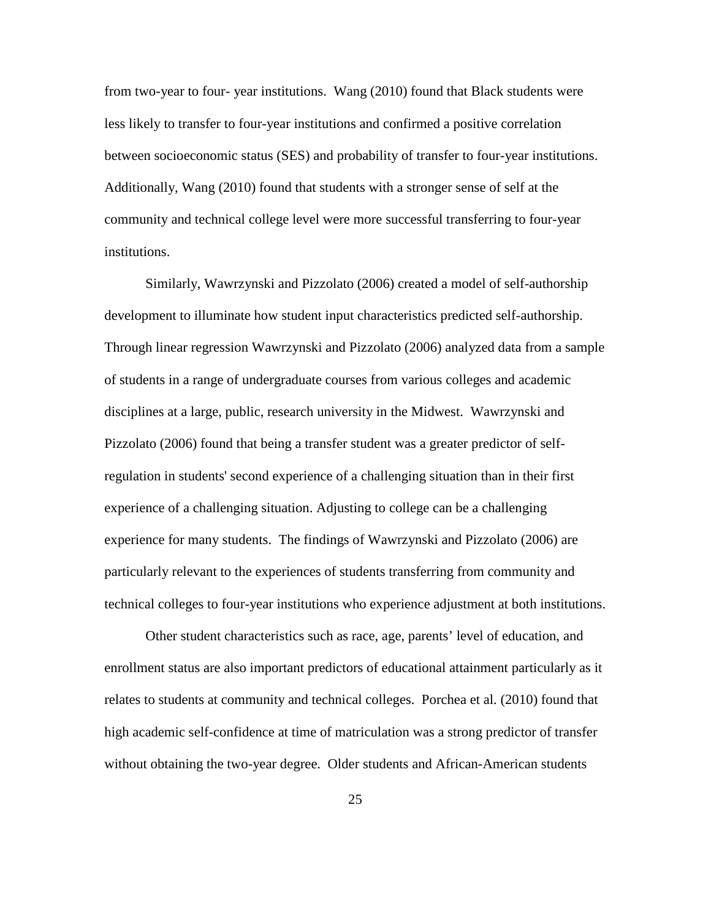from two-year to four- year institutions. Wang (2010) found that Black students were less likely to transfer to four-year institutions and confirmed a positive correlation between socioeconomic status (SES) and probability of transfer to four-year institutions. Additionally, Wang (2010) found that students with a stronger sense of self at the community and technical college level were more successful transferring to four-year institutions.

Similarly, Wawrzynski and Pizzolato (2006) created a model of self-authorship development to illuminate how student input characteristics predicted self-authorship. Through linear regression Wawrzynski and Pizzolato (2006) analyzed data from a sample of students in a range of undergraduate courses from various colleges and academic disciplines at a large, public, research university in the Midwest. Wawrzynski and Pizzolato (2006) found that being a transfer student was a greater predictor of self-regulation in students' second experience of a challenging situation than in their first experience of a challenging situation. Adjusting to college can be a challenging experience for many students. The findings of Wawrzynski and Pizzolato (2006) are particularly relevant to the experiences of students transferring from community and technical colleges to four-year institutions who experience adjustment at both institutions.

Other student characteristics such as race, age, parents' level of education, and enrollment status are also important predictors of educational attainment particularly as it relates to students at community and technical colleges. Porchea et al. (2010) found that high academic self-confidence at time of matriculation was a strong predictor of transfer without obtaining the two-year degree. Older students and African-American students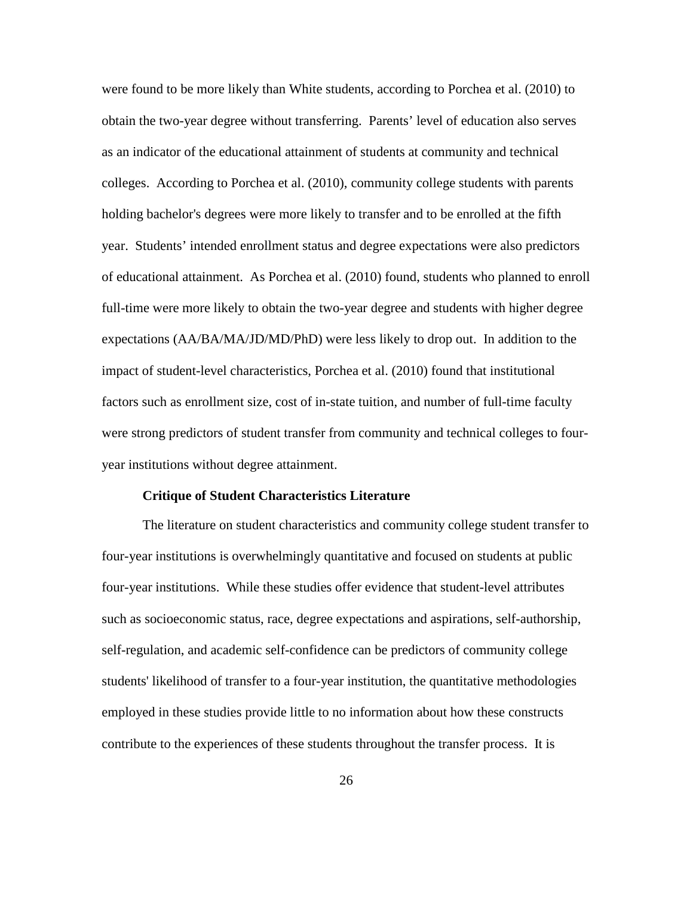were found to be more likely than White students, according to Porchea et al. (2010) to obtain the two-year degree without transferring. Parents' level of education also serves as an indicator of the educational attainment of students at community and technical colleges. According to Porchea et al. (2010), community college students with parents holding bachelor's degrees were more likely to transfer and to be enrolled at the fifth year. Students' intended enrollment status and degree expectations were also predictors of educational attainment. As Porchea et al. (2010) found, students who planned to enroll full-time were more likely to obtain the two-year degree and students with higher degree expectations (AA/BA/MA/JD/MD/PhD) were less likely to drop out. In addition to the impact of student-level characteristics, Porchea et al. (2010) found that institutional factors such as enrollment size, cost of in-state tuition, and number of full-time faculty were strong predictors of student transfer from community and technical colleges to four-year institutions without degree attainment.

**Critique of Student Characteristics Literature**

The literature on student characteristics and community college student transfer to four-year institutions is overwhelmingly quantitative and focused on students at public four-year institutions. While these studies offer evidence that student-level attributes such as socioeconomic status, race, degree expectations and aspirations, self-authorship, self-regulation, and academic self-confidence can be predictors of community college students' likelihood of transfer to a four-year institution, the quantitative methodologies employed in these studies provide little to no information about how these constructs contribute to the experiences of these students throughout the transfer process. It is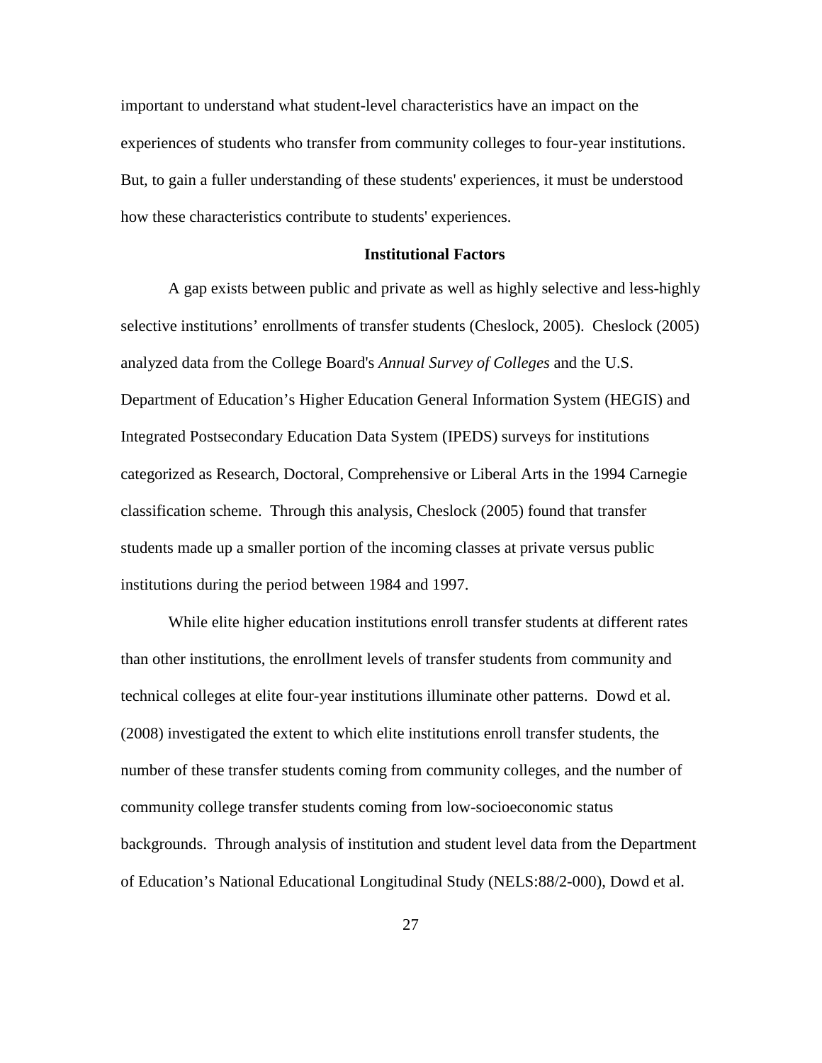important to understand what student-level characteristics have an impact on the experiences of students who transfer from community colleges to four-year institutions. But, to gain a fuller understanding of these students' experiences, it must be understood how these characteristics contribute to students' experiences.

## Institutional Factors

A gap exists between public and private as well as highly selective and less-highly selective institutions' enrollments of transfer students (Cheslock, 2005). Cheslock (2005) analyzed data from the College Board's *Annual Survey of Colleges* and the U.S. Department of Education's Higher Education General Information System (HEGIS) and Integrated Postsecondary Education Data System (IPEDS) surveys for institutions categorized as Research, Doctoral, Comprehensive or Liberal Arts in the 1994 Carnegie classification scheme. Through this analysis, Cheslock (2005) found that transfer students made up a smaller portion of the incoming classes at private versus public institutions during the period between 1984 and 1997.

While elite higher education institutions enroll transfer students at different rates than other institutions, the enrollment levels of transfer students from community and technical colleges at elite four-year institutions illuminate other patterns. Dowd et al. (2008) investigated the extent to which elite institutions enroll transfer students, the number of these transfer students coming from community colleges, and the number of community college transfer students coming from low-socioeconomic status backgrounds. Through analysis of institution and student level data from the Department of Education's National Educational Longitudinal Study (NELS:88/2-000), Dowd et al.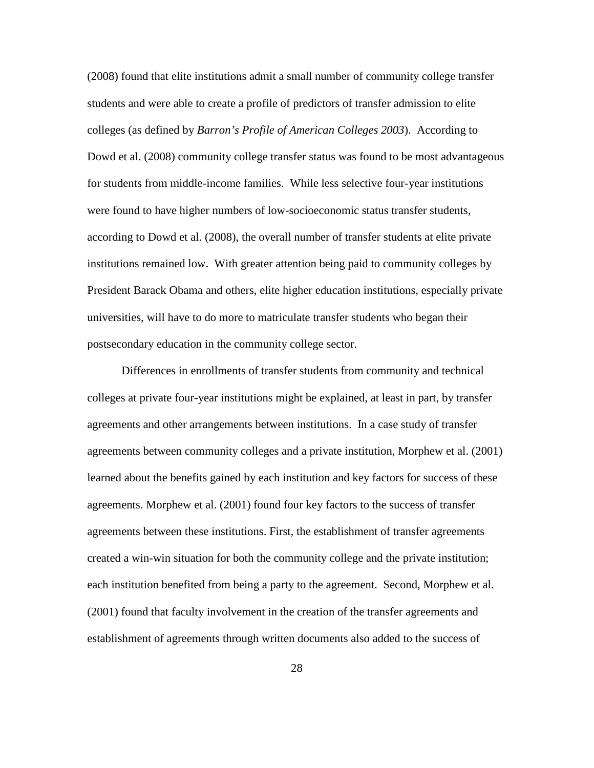(2008) found that elite institutions admit a small number of community college transfer students and were able to create a profile of predictors of transfer admission to elite colleges (as defined by *Barron's Profile of American Colleges 2003*). According to Dowd et al. (2008) community college transfer status was found to be most advantageous for students from middle-income families. While less selective four-year institutions were found to have higher numbers of low-socioeconomic status transfer students, according to Dowd et al. (2008), the overall number of transfer students at elite private institutions remained low. With greater attention being paid to community colleges by President Barack Obama and others, elite higher education institutions, especially private universities, will have to do more to matriculate transfer students who began their postsecondary education in the community college sector.

Differences in enrollments of transfer students from community and technical colleges at private four-year institutions might be explained, at least in part, by transfer agreements and other arrangements between institutions. In a case study of transfer agreements between community colleges and a private institution, Morphew et al. (2001) learned about the benefits gained by each institution and key factors for success of these agreements. Morphew et al. (2001) found four key factors to the success of transfer agreements between these institutions. First, the establishment of transfer agreements created a win-win situation for both the community college and the private institution; each institution benefited from being a party to the agreement. Second, Morphew et al. (2001) found that faculty involvement in the creation of the transfer agreements and establishment of agreements through written documents also added to the success of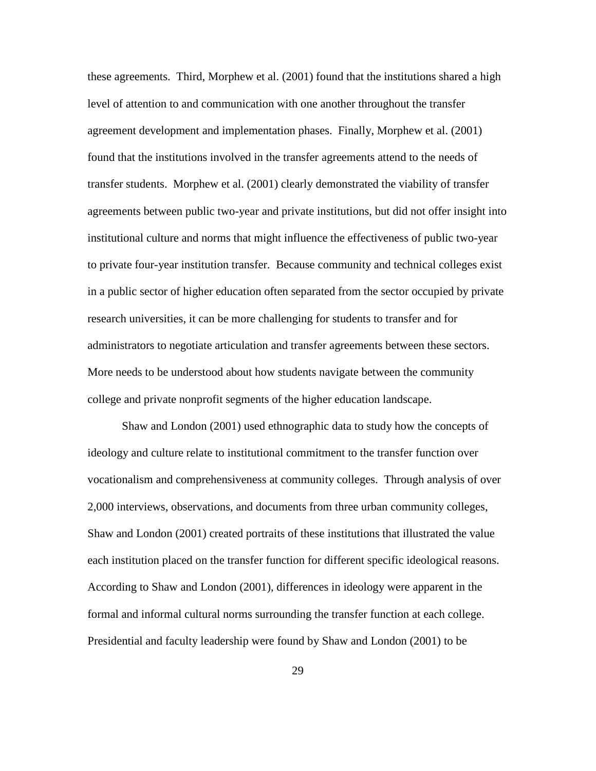these agreements. Third, Morphew et al. (2001) found that the institutions shared a high level of attention to and communication with one another throughout the transfer agreement development and implementation phases. Finally, Morphew et al. (2001) found that the institutions involved in the transfer agreements attend to the needs of transfer students. Morphew et al. (2001) clearly demonstrated the viability of transfer agreements between public two-year and private institutions, but did not offer insight into institutional culture and norms that might influence the effectiveness of public two-year to private four-year institution transfer. Because community and technical colleges exist in a public sector of higher education often separated from the sector occupied by private research universities, it can be more challenging for students to transfer and for administrators to negotiate articulation and transfer agreements between these sectors. More needs to be understood about how students navigate between the community college and private nonprofit segments of the higher education landscape.

Shaw and London (2001) used ethnographic data to study how the concepts of ideology and culture relate to institutional commitment to the transfer function over vocationalism and comprehensiveness at community colleges. Through analysis of over 2,000 interviews, observations, and documents from three urban community colleges, Shaw and London (2001) created portraits of these institutions that illustrated the value each institution placed on the transfer function for different specific ideological reasons. According to Shaw and London (2001), differences in ideology were apparent in the formal and informal cultural norms surrounding the transfer function at each college. Presidential and faculty leadership were found by Shaw and London (2001) to be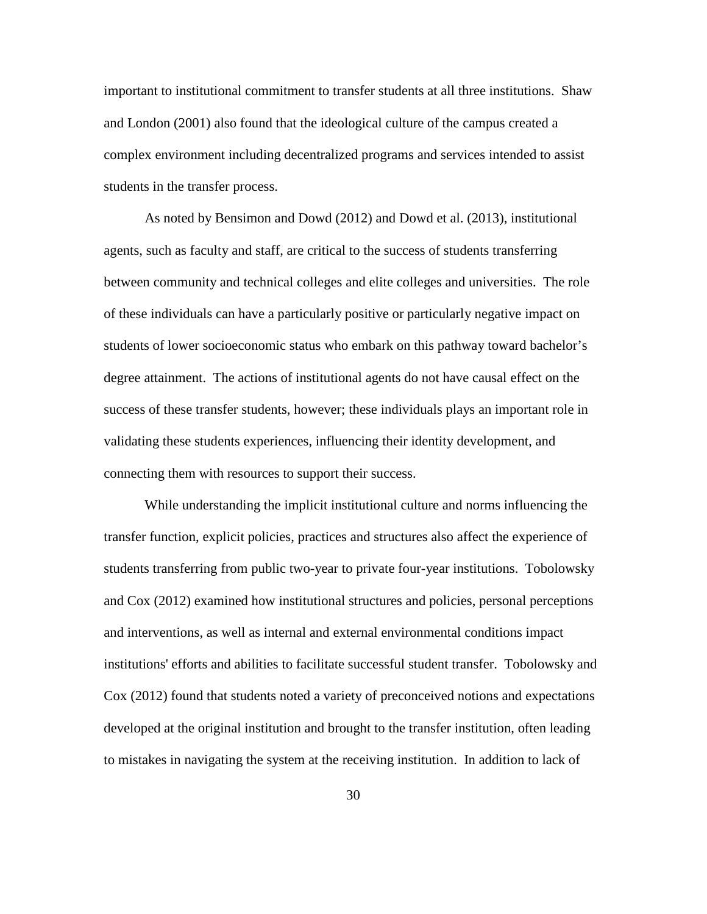important to institutional commitment to transfer students at all three institutions. Shaw and London (2001) also found that the ideological culture of the campus created a complex environment including decentralized programs and services intended to assist students in the transfer process.

As noted by Bensimon and Dowd (2012) and Dowd et al. (2013), institutional agents, such as faculty and staff, are critical to the success of students transferring between community and technical colleges and elite colleges and universities. The role of these individuals can have a particularly positive or particularly negative impact on students of lower socioeconomic status who embark on this pathway toward bachelor's degree attainment. The actions of institutional agents do not have causal effect on the success of these transfer students, however; these individuals plays an important role in validating these students experiences, influencing their identity development, and connecting them with resources to support their success.

While understanding the implicit institutional culture and norms influencing the transfer function, explicit policies, practices and structures also affect the experience of students transferring from public two-year to private four-year institutions. Tobolowsky and Cox (2012) examined how institutional structures and policies, personal perceptions and interventions, as well as internal and external environmental conditions impact institutions' efforts and abilities to facilitate successful student transfer. Tobolowsky and Cox (2012) found that students noted a variety of preconceived notions and expectations developed at the original institution and brought to the transfer institution, often leading to mistakes in navigating the system at the receiving institution. In addition to lack of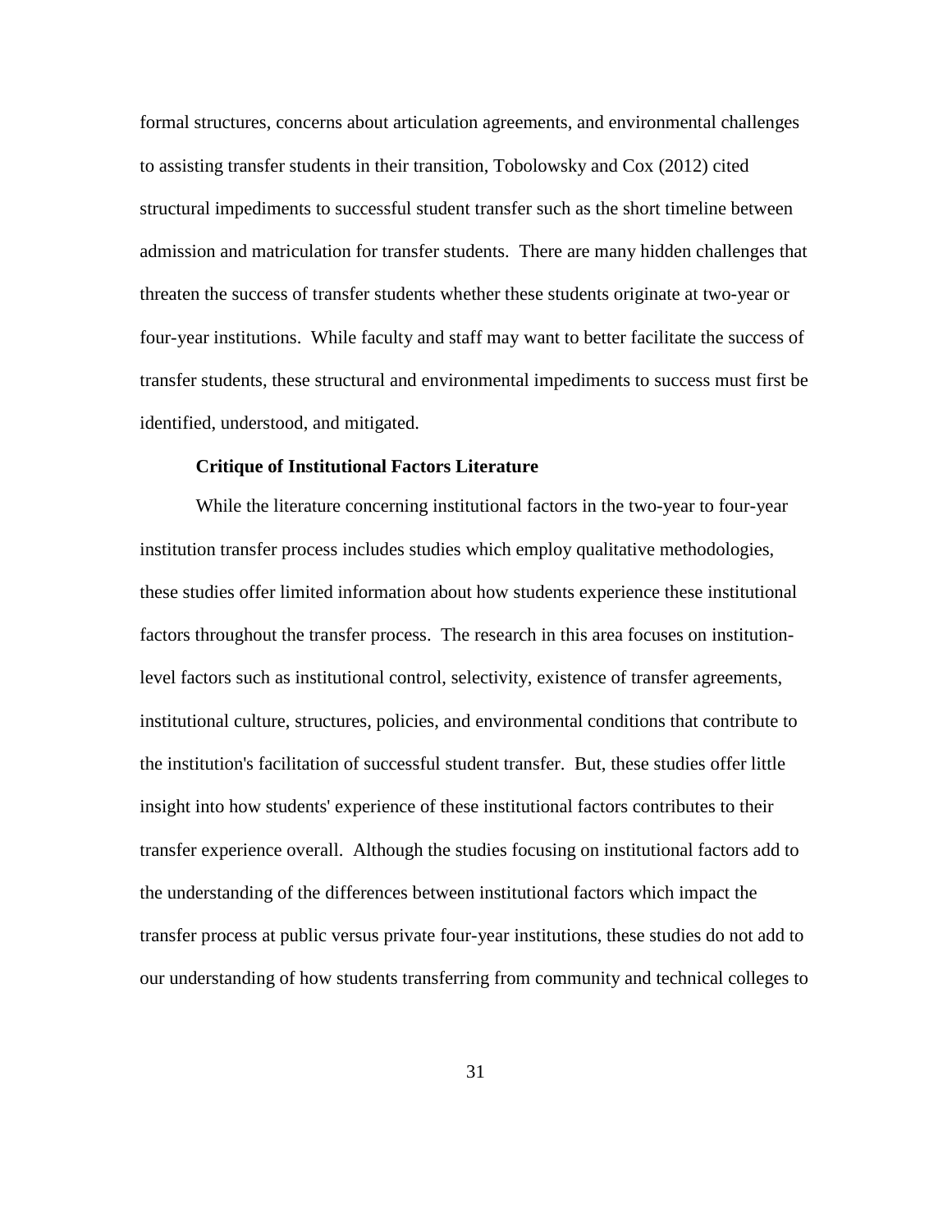formal structures, concerns about articulation agreements, and environmental challenges to assisting transfer students in their transition, Tobolowsky and Cox (2012) cited structural impediments to successful student transfer such as the short timeline between admission and matriculation for transfer students. There are many hidden challenges that threaten the success of transfer students whether these students originate at two-year or four-year institutions. While faculty and staff may want to better facilitate the success of transfer students, these structural and environmental impediments to success must first be identified, understood, and mitigated.

**Critique of Institutional Factors Literature**

While the literature concerning institutional factors in the two-year to four-year institution transfer process includes studies which employ qualitative methodologies, these studies offer limited information about how students experience these institutional factors throughout the transfer process. The research in this area focuses on institution-level factors such as institutional control, selectivity, existence of transfer agreements, institutional culture, structures, policies, and environmental conditions that contribute to the institution's facilitation of successful student transfer. But, these studies offer little insight into how students' experience of these institutional factors contributes to their transfer experience overall. Although the studies focusing on institutional factors add to the understanding of the differences between institutional factors which impact the transfer process at public versus private four-year institutions, these studies do not add to our understanding of how students transferring from community and technical colleges to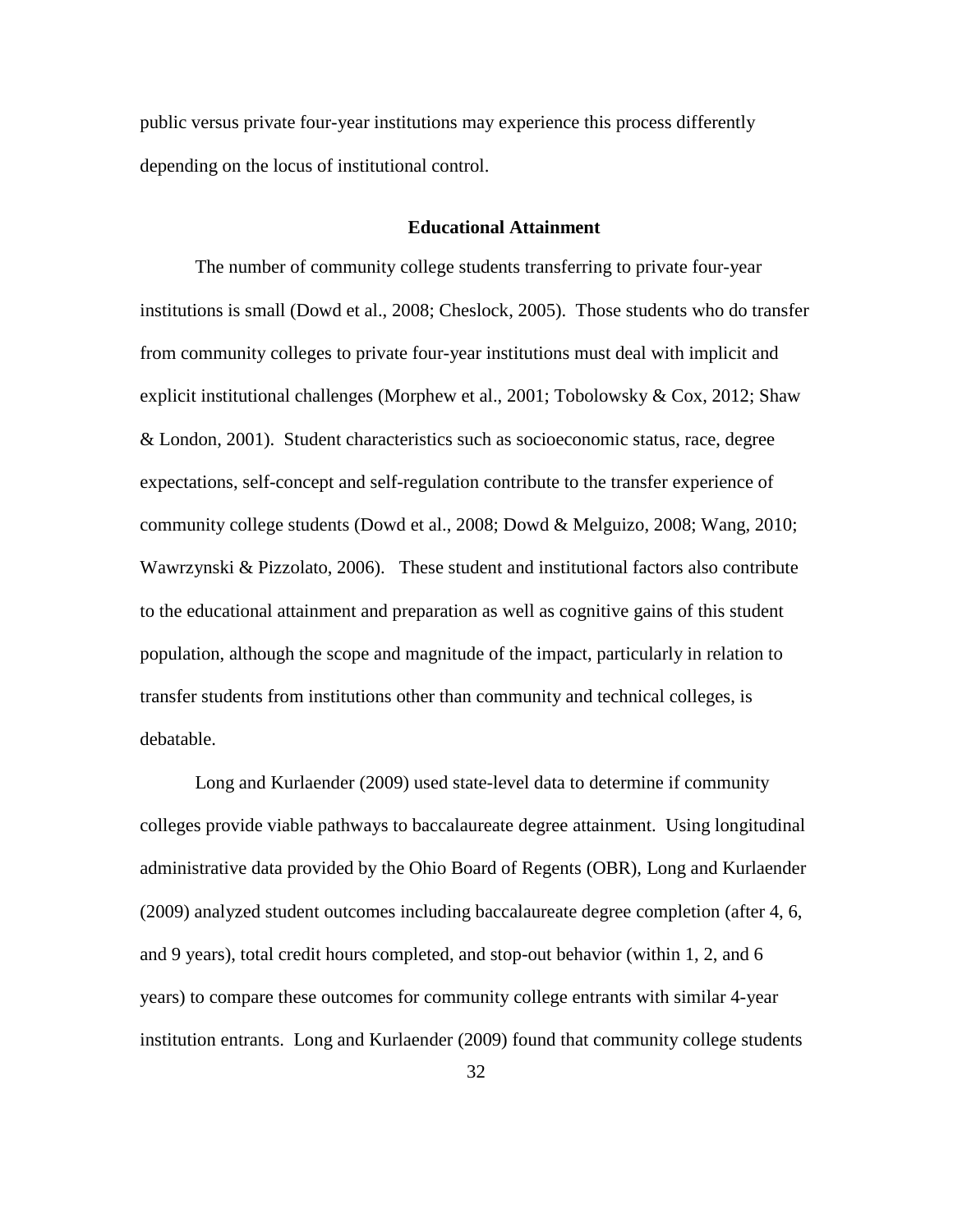public versus private four-year institutions may experience this process differently depending on the locus of institutional control.

## Educational Attainment

The number of community college students transferring to private four-year institutions is small (Dowd et al., 2008; Cheslock, 2005). Those students who do transfer from community colleges to private four-year institutions must deal with implicit and explicit institutional challenges (Morphew et al., 2001; Tobolowsky & Cox, 2012; Shaw & London, 2001). Student characteristics such as socioeconomic status, race, degree expectations, self-concept and self-regulation contribute to the transfer experience of community college students (Dowd et al., 2008; Dowd & Melguizo, 2008; Wang, 2010; Wawrzynski & Pizzolato, 2006). These student and institutional factors also contribute to the educational attainment and preparation as well as cognitive gains of this student population, although the scope and magnitude of the impact, particularly in relation to transfer students from institutions other than community and technical colleges, is debatable.

Long and Kurlaender (2009) used state-level data to determine if community colleges provide viable pathways to baccalaureate degree attainment. Using longitudinal administrative data provided by the Ohio Board of Regents (OBR), Long and Kurlaender (2009) analyzed student outcomes including baccalaureate degree completion (after 4, 6, and 9 years), total credit hours completed, and stop-out behavior (within 1, 2, and 6 years) to compare these outcomes for community college entrants with similar 4-year institution entrants. Long and Kurlaender (2009) found that community college students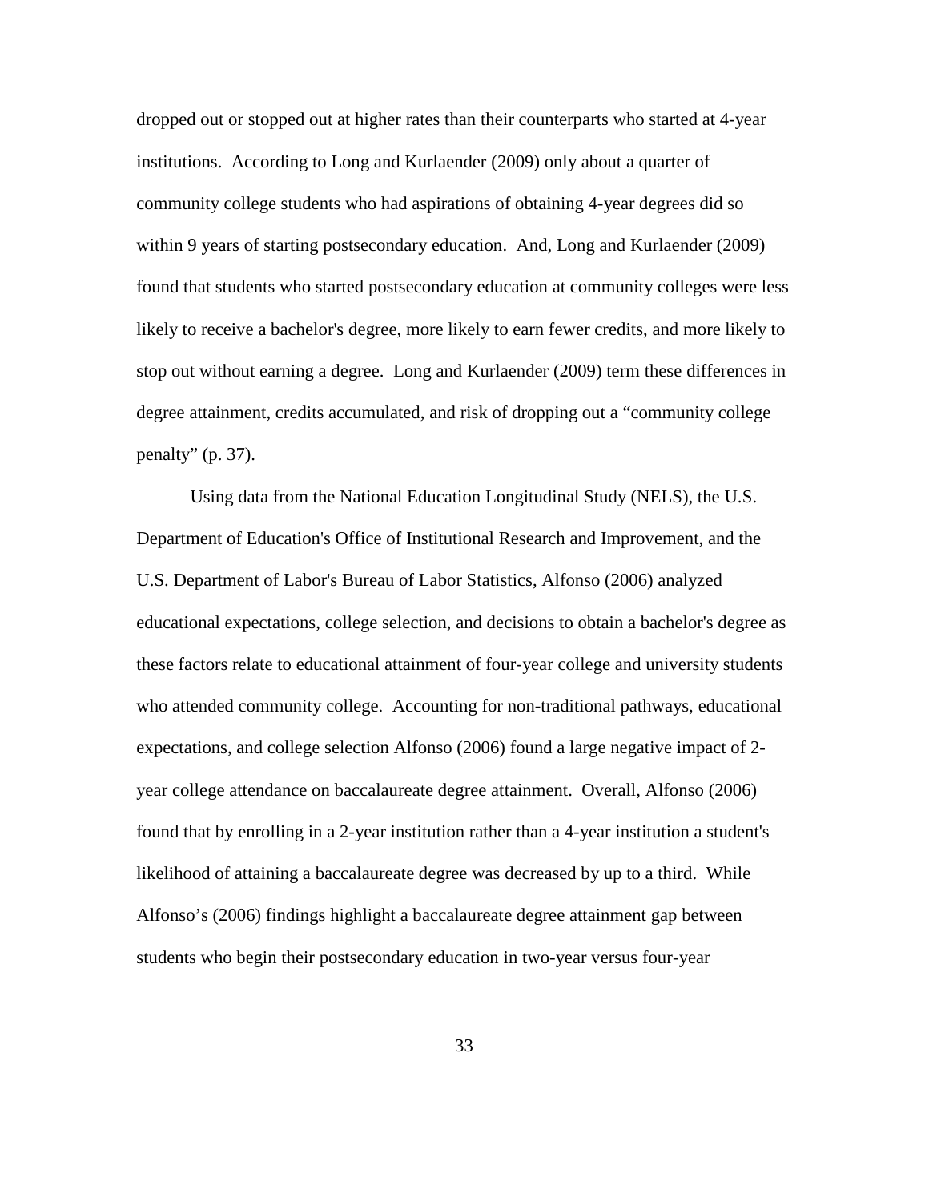dropped out or stopped out at higher rates than their counterparts who started at 4-year institutions. According to Long and Kurlaender (2009) only about a quarter of community college students who had aspirations of obtaining 4-year degrees did so within 9 years of starting postsecondary education. And, Long and Kurlaender (2009) found that students who started postsecondary education at community colleges were less likely to receive a bachelor's degree, more likely to earn fewer credits, and more likely to stop out without earning a degree. Long and Kurlaender (2009) term these differences in degree attainment, credits accumulated, and risk of dropping out a "community college penalty" (p. 37).

Using data from the National Education Longitudinal Study (NELS), the U.S. Department of Education's Office of Institutional Research and Improvement, and the U.S. Department of Labor's Bureau of Labor Statistics, Alfonso (2006) analyzed educational expectations, college selection, and decisions to obtain a bachelor's degree as these factors relate to educational attainment of four-year college and university students who attended community college. Accounting for non-traditional pathways, educational expectations, and college selection Alfonso (2006) found a large negative impact of 2-year college attendance on baccalaureate degree attainment. Overall, Alfonso (2006) found that by enrolling in a 2-year institution rather than a 4-year institution a student's likelihood of attaining a baccalaureate degree was decreased by up to a third. While Alfonso's (2006) findings highlight a baccalaureate degree attainment gap between students who begin their postsecondary education in two-year versus four-year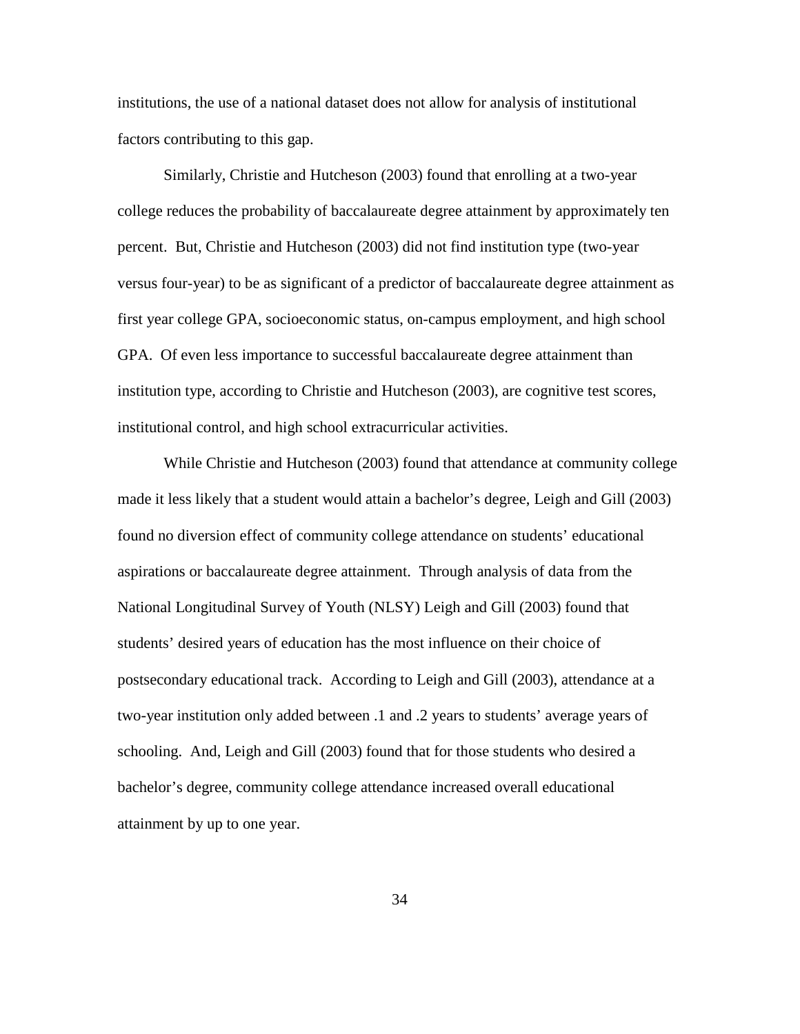institutions, the use of a national dataset does not allow for analysis of institutional factors contributing to this gap.

Similarly, Christie and Hutcheson (2003) found that enrolling at a two-year college reduces the probability of baccalaureate degree attainment by approximately ten percent. But, Christie and Hutcheson (2003) did not find institution type (two-year versus four-year) to be as significant of a predictor of baccalaureate degree attainment as first year college GPA, socioeconomic status, on-campus employment, and high school GPA. Of even less importance to successful baccalaureate degree attainment than institution type, according to Christie and Hutcheson (2003), are cognitive test scores, institutional control, and high school extracurricular activities.

While Christie and Hutcheson (2003) found that attendance at community college made it less likely that a student would attain a bachelor's degree, Leigh and Gill (2003) found no diversion effect of community college attendance on students' educational aspirations or baccalaureate degree attainment. Through analysis of data from the National Longitudinal Survey of Youth (NLSY) Leigh and Gill (2003) found that students' desired years of education has the most influence on their choice of postsecondary educational track. According to Leigh and Gill (2003), attendance at a two-year institution only added between .1 and .2 years to students' average years of schooling. And, Leigh and Gill (2003) found that for those students who desired a bachelor's degree, community college attendance increased overall educational attainment by up to one year.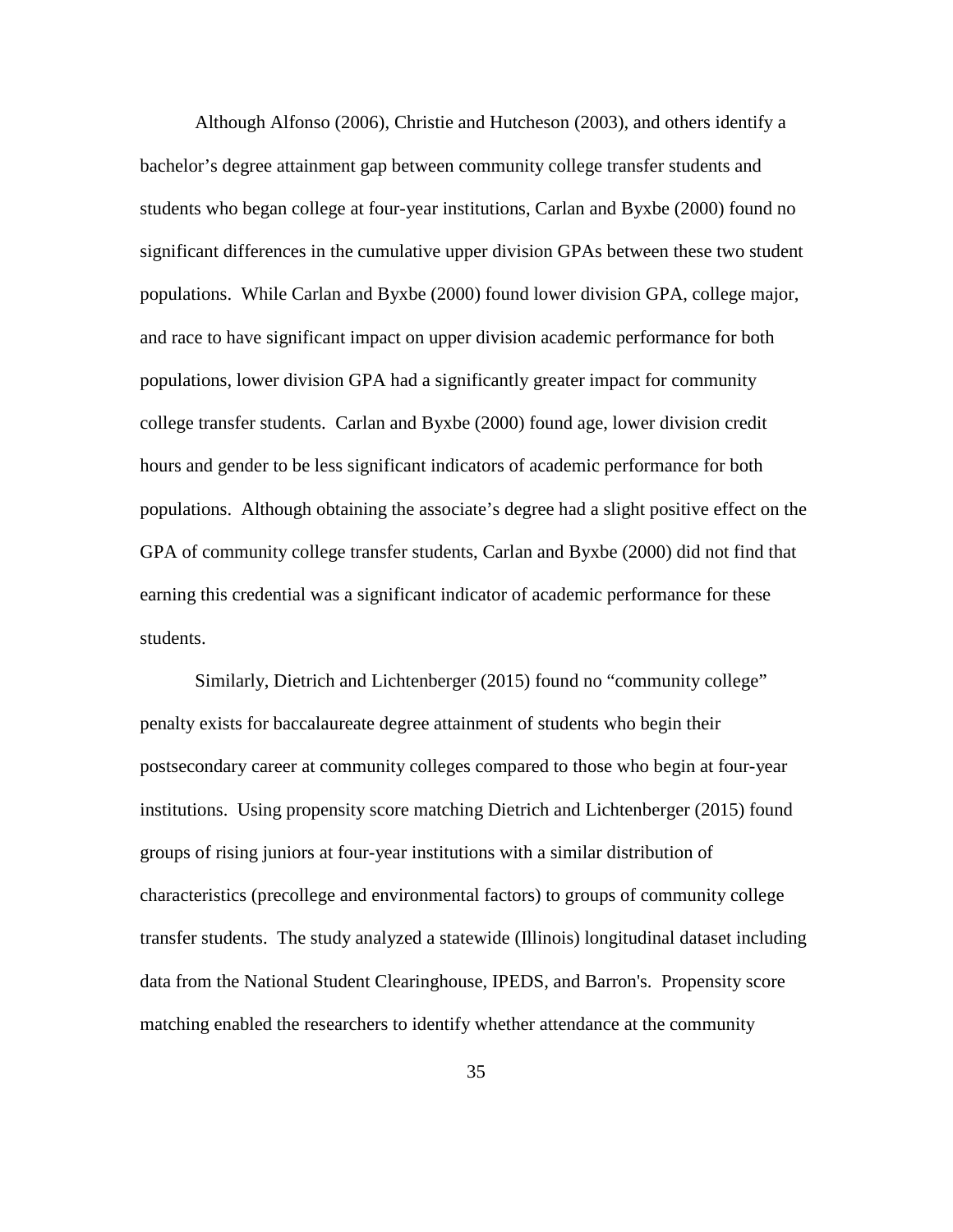Although Alfonso (2006), Christie and Hutcheson (2003), and others identify a bachelor’s degree attainment gap between community college transfer students and students who began college at four-year institutions, Carlan and Byxbe (2000) found no significant differences in the cumulative upper division GPAs between these two student populations. While Carlan and Byxbe (2000) found lower division GPA, college major, and race to have significant impact on upper division academic performance for both populations, lower division GPA had a significantly greater impact for community college transfer students. Carlan and Byxbe (2000) found age, lower division credit hours and gender to be less significant indicators of academic performance for both populations. Although obtaining the associate’s degree had a slight positive effect on the GPA of community college transfer students, Carlan and Byxbe (2000) did not find that earning this credential was a significant indicator of academic performance for these students.

Similarly, Dietrich and Lichtenberger (2015) found no “community college” penalty exists for baccalaureate degree attainment of students who begin their postsecondary career at community colleges compared to those who begin at four-year institutions. Using propensity score matching Dietrich and Lichtenberger (2015) found groups of rising juniors at four-year institutions with a similar distribution of characteristics (precollege and environmental factors) to groups of community college transfer students. The study analyzed a statewide (Illinois) longitudinal dataset including data from the National Student Clearinghouse, IPEDS, and Barron's. Propensity score matching enabled the researchers to identify whether attendance at the community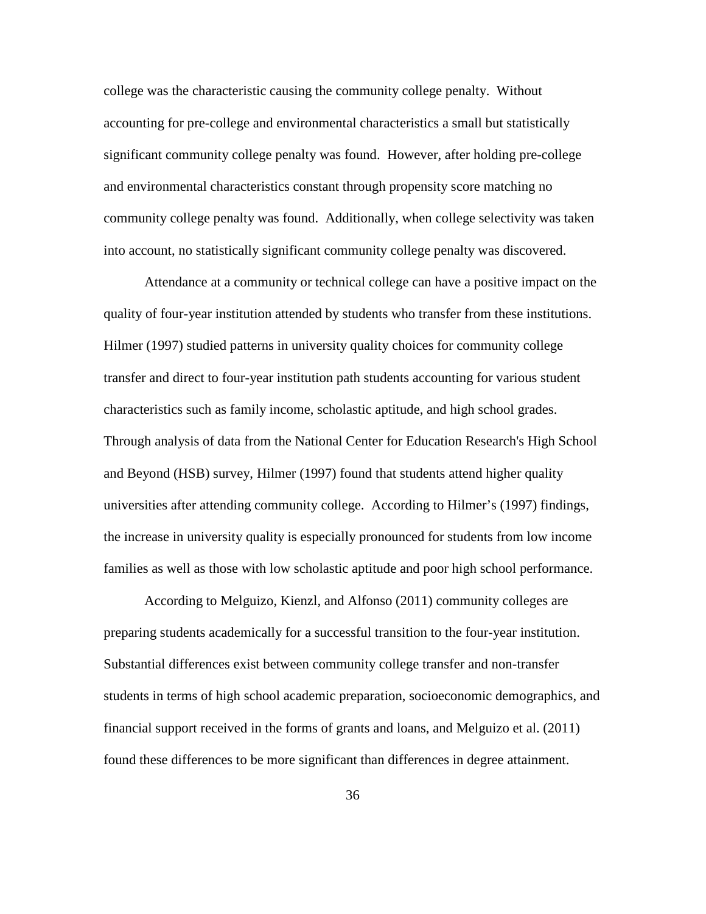college was the characteristic causing the community college penalty. Without accounting for pre-college and environmental characteristics a small but statistically significant community college penalty was found. However, after holding pre-college and environmental characteristics constant through propensity score matching no community college penalty was found. Additionally, when college selectivity was taken into account, no statistically significant community college penalty was discovered.

Attendance at a community or technical college can have a positive impact on the quality of four-year institution attended by students who transfer from these institutions. Hilmer (1997) studied patterns in university quality choices for community college transfer and direct to four-year institution path students accounting for various student characteristics such as family income, scholastic aptitude, and high school grades. Through analysis of data from the National Center for Education Research's High School and Beyond (HSB) survey, Hilmer (1997) found that students attend higher quality universities after attending community college. According to Hilmer's (1997) findings, the increase in university quality is especially pronounced for students from low income families as well as those with low scholastic aptitude and poor high school performance.

According to Melguizo, Kienzl, and Alfonso (2011) community colleges are preparing students academically for a successful transition to the four-year institution. Substantial differences exist between community college transfer and non-transfer students in terms of high school academic preparation, socioeconomic demographics, and financial support received in the forms of grants and loans, and Melguizo et al. (2011) found these differences to be more significant than differences in degree attainment.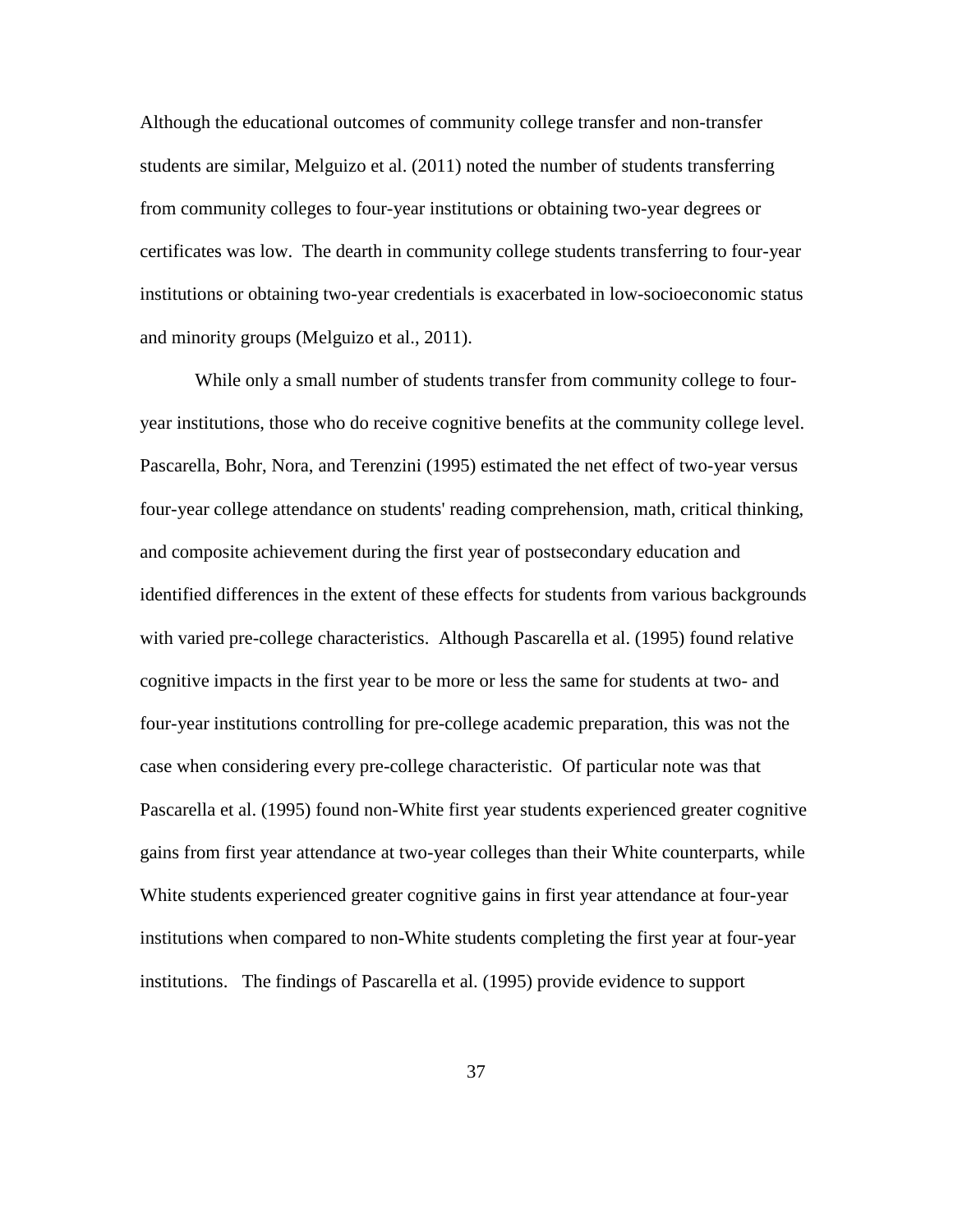Although the educational outcomes of community college transfer and non-transfer students are similar, Melguizo et al. (2011) noted the number of students transferring from community colleges to four-year institutions or obtaining two-year degrees or certificates was low. The dearth in community college students transferring to four-year institutions or obtaining two-year credentials is exacerbated in low-socioeconomic status and minority groups (Melguizo et al., 2011).

While only a small number of students transfer from community college to four-year institutions, those who do receive cognitive benefits at the community college level. Pascarella, Bohr, Nora, and Terenzini (1995) estimated the net effect of two-year versus four-year college attendance on students' reading comprehension, math, critical thinking, and composite achievement during the first year of postsecondary education and identified differences in the extent of these effects for students from various backgrounds with varied pre-college characteristics. Although Pascarella et al. (1995) found relative cognitive impacts in the first year to be more or less the same for students at two- and four-year institutions controlling for pre-college academic preparation, this was not the case when considering every pre-college characteristic. Of particular note was that Pascarella et al. (1995) found non-White first year students experienced greater cognitive gains from first year attendance at two-year colleges than their White counterparts, while White students experienced greater cognitive gains in first year attendance at four-year institutions when compared to non-White students completing the first year at four-year institutions. The findings of Pascarella et al. (1995) provide evidence to support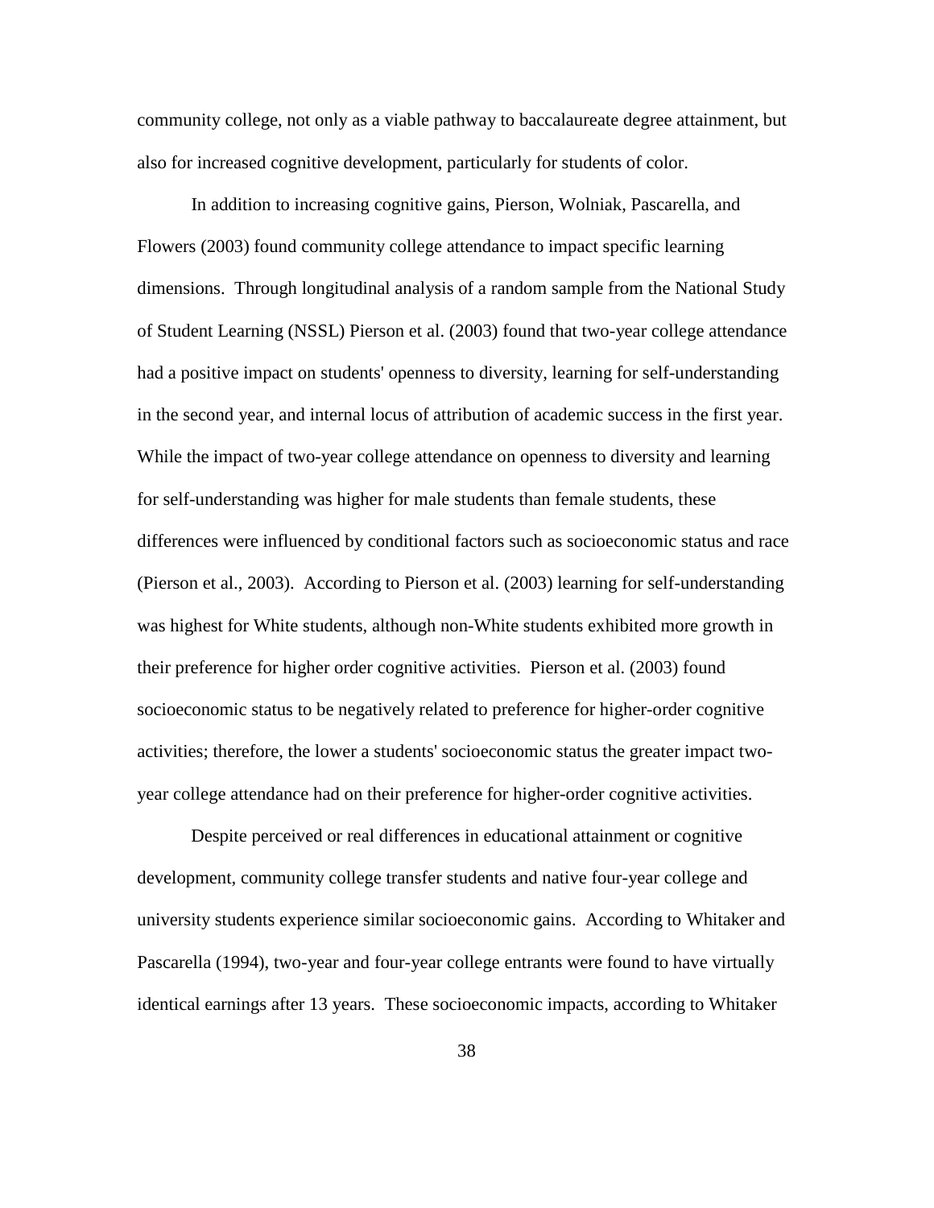community college, not only as a viable pathway to baccalaureate degree attainment, but also for increased cognitive development, particularly for students of color.

In addition to increasing cognitive gains, Pierson, Wolniak, Pascarella, and Flowers (2003) found community college attendance to impact specific learning dimensions. Through longitudinal analysis of a random sample from the National Study of Student Learning (NSSL) Pierson et al. (2003) found that two-year college attendance had a positive impact on students' openness to diversity, learning for self-understanding in the second year, and internal locus of attribution of academic success in the first year. While the impact of two-year college attendance on openness to diversity and learning for self-understanding was higher for male students than female students, these differences were influenced by conditional factors such as socioeconomic status and race (Pierson et al., 2003). According to Pierson et al. (2003) learning for self-understanding was highest for White students, although non-White students exhibited more growth in their preference for higher order cognitive activities. Pierson et al. (2003) found socioeconomic status to be negatively related to preference for higher-order cognitive activities; therefore, the lower a students' socioeconomic status the greater impact two-year college attendance had on their preference for higher-order cognitive activities.

Despite perceived or real differences in educational attainment or cognitive development, community college transfer students and native four-year college and university students experience similar socioeconomic gains. According to Whitaker and Pascarella (1994), two-year and four-year college entrants were found to have virtually identical earnings after 13 years. These socioeconomic impacts, according to Whitaker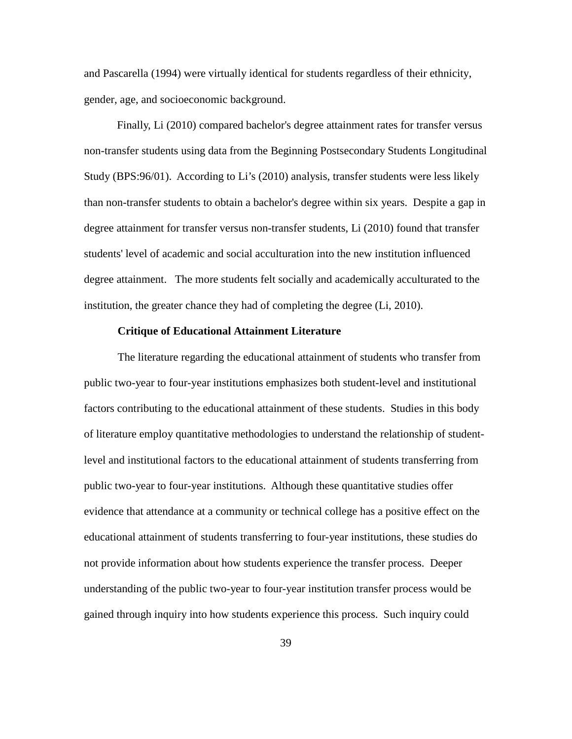and Pascarella (1994) were virtually identical for students regardless of their ethnicity, gender, age, and socioeconomic background.

Finally, Li (2010) compared bachelor's degree attainment rates for transfer versus non-transfer students using data from the Beginning Postsecondary Students Longitudinal Study (BPS:96/01). According to Li's (2010) analysis, transfer students were less likely than non-transfer students to obtain a bachelor's degree within six years. Despite a gap in degree attainment for transfer versus non-transfer students, Li (2010) found that transfer students' level of academic and social acculturation into the new institution influenced degree attainment. The more students felt socially and academically acculturated to the institution, the greater chance they had of completing the degree (Li, 2010).

### Critique of Educational Attainment Literature

The literature regarding the educational attainment of students who transfer from public two-year to four-year institutions emphasizes both student-level and institutional factors contributing to the educational attainment of these students. Studies in this body of literature employ quantitative methodologies to understand the relationship of student-level and institutional factors to the educational attainment of students transferring from public two-year to four-year institutions. Although these quantitative studies offer evidence that attendance at a community or technical college has a positive effect on the educational attainment of students transferring to four-year institutions, these studies do not provide information about how students experience the transfer process. Deeper understanding of the public two-year to four-year institution transfer process would be gained through inquiry into how students experience this process. Such inquiry could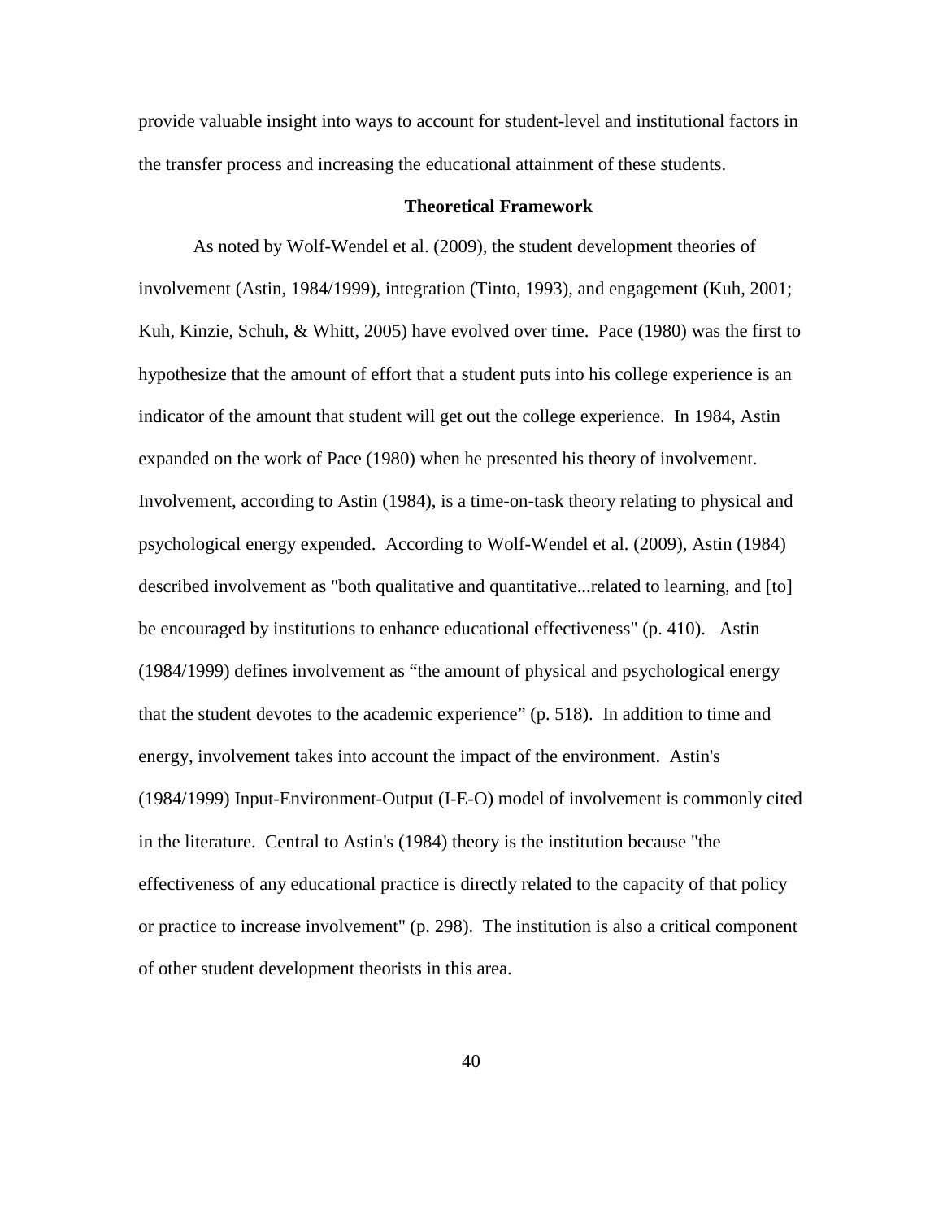provide valuable insight into ways to account for student-level and institutional factors in the transfer process and increasing the educational attainment of these students.

## Theoretical Framework

As noted by Wolf-Wendel et al. (2009), the student development theories of involvement (Astin, 1984/1999), integration (Tinto, 1993), and engagement (Kuh, 2001; Kuh, Kinzie, Schuh, & Whitt, 2005) have evolved over time. Pace (1980) was the first to hypothesize that the amount of effort that a student puts into his college experience is an indicator of the amount that student will get out the college experience. In 1984, Astin expanded on the work of Pace (1980) when he presented his theory of involvement. Involvement, according to Astin (1984), is a time-on-task theory relating to physical and psychological energy expended. According to Wolf-Wendel et al. (2009), Astin (1984) described involvement as "both qualitative and quantitative...related to learning, and [to] be encouraged by institutions to enhance educational effectiveness" (p. 410). Astin (1984/1999) defines involvement as “the amount of physical and psychological energy that the student devotes to the academic experience” (p. 518). In addition to time and energy, involvement takes into account the impact of the environment. Astin's (1984/1999) Input-Environment-Output (I-E-O) model of involvement is commonly cited in the literature. Central to Astin's (1984) theory is the institution because "the effectiveness of any educational practice is directly related to the capacity of that policy or practice to increase involvement" (p. 298). The institution is also a critical component of other student development theorists in this area.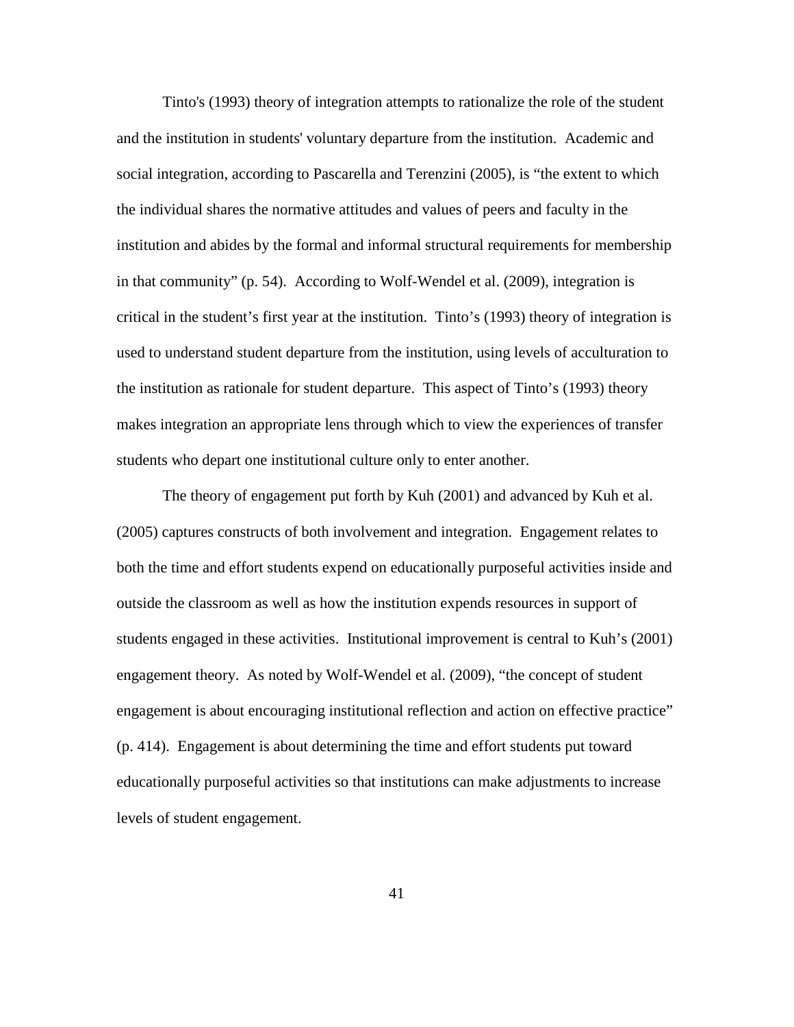Tinto's (1993) theory of integration attempts to rationalize the role of the student and the institution in students' voluntary departure from the institution. Academic and social integration, according to Pascarella and Terenzini (2005), is “the extent to which the individual shares the normative attitudes and values of peers and faculty in the institution and abides by the formal and informal structural requirements for membership in that community” (p. 54). According to Wolf-Wendel et al. (2009), integration is critical in the student’s first year at the institution. Tinto’s (1993) theory of integration is used to understand student departure from the institution, using levels of acculturation to the institution as rationale for student departure. This aspect of Tinto’s (1993) theory makes integration an appropriate lens through which to view the experiences of transfer students who depart one institutional culture only to enter another.

The theory of engagement put forth by Kuh (2001) and advanced by Kuh et al. (2005) captures constructs of both involvement and integration. Engagement relates to both the time and effort students expend on educationally purposeful activities inside and outside the classroom as well as how the institution expends resources in support of students engaged in these activities. Institutional improvement is central to Kuh’s (2001) engagement theory. As noted by Wolf-Wendel et al. (2009), “the concept of student engagement is about encouraging institutional reflection and action on effective practice” (p. 414). Engagement is about determining the time and effort students put toward educationally purposeful activities so that institutions can make adjustments to increase levels of student engagement.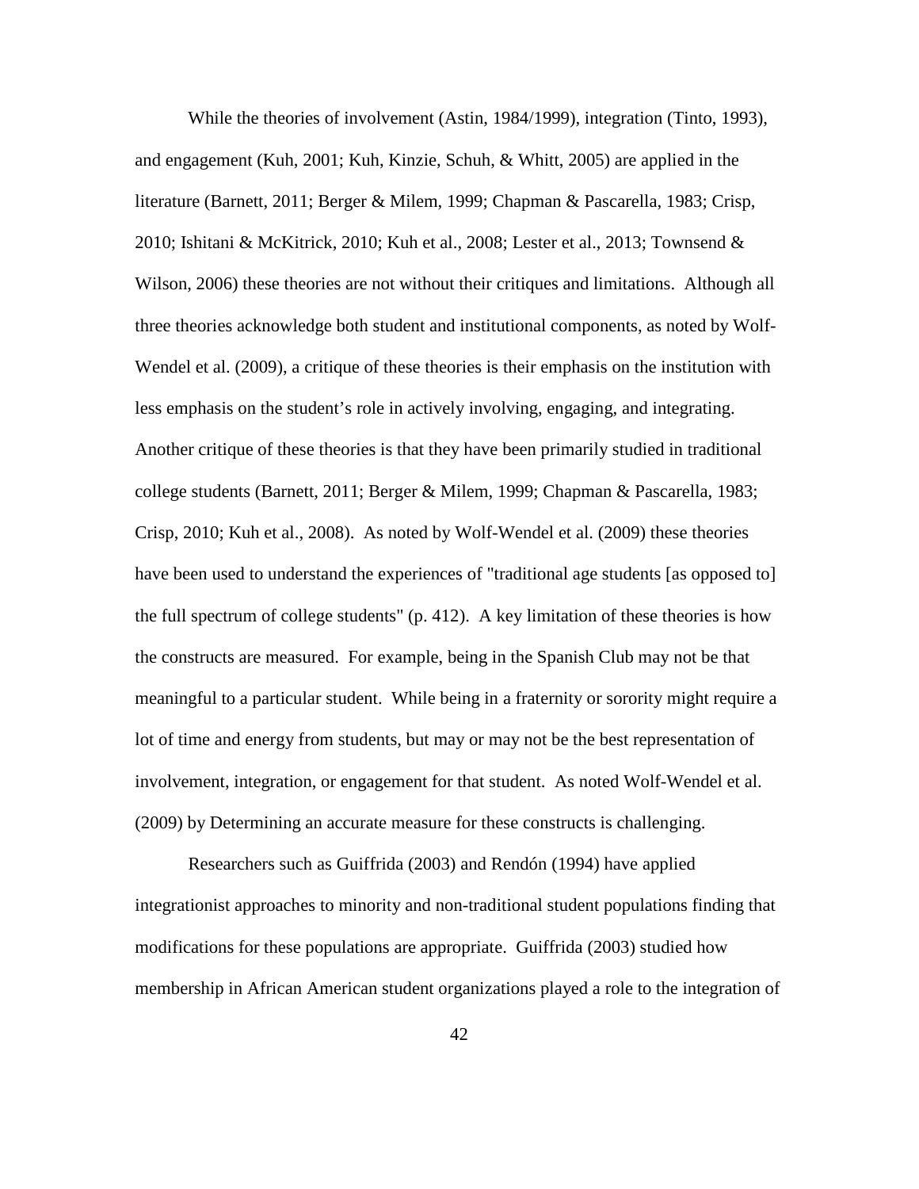While the theories of involvement (Astin, 1984/1999), integration (Tinto, 1993), and engagement (Kuh, 2001; Kuh, Kinzie, Schuh, & Whitt, 2005) are applied in the literature (Barnett, 2011; Berger & Milem, 1999; Chapman & Pascarella, 1983; Crisp, 2010; Ishitani & McKitrick, 2010; Kuh et al., 2008; Lester et al., 2013; Townsend & Wilson, 2006) these theories are not without their critiques and limitations. Although all three theories acknowledge both student and institutional components, as noted by Wolf-Wendel et al. (2009), a critique of these theories is their emphasis on the institution with less emphasis on the student's role in actively involving, engaging, and integrating. Another critique of these theories is that they have been primarily studied in traditional college students (Barnett, 2011; Berger & Milem, 1999; Chapman & Pascarella, 1983; Crisp, 2010; Kuh et al., 2008). As noted by Wolf-Wendel et al. (2009) these theories have been used to understand the experiences of "traditional age students [as opposed to] the full spectrum of college students" (p. 412). A key limitation of these theories is how the constructs are measured. For example, being in the Spanish Club may not be that meaningful to a particular student. While being in a fraternity or sorority might require a lot of time and energy from students, but may or may not be the best representation of involvement, integration, or engagement for that student. As noted Wolf-Wendel et al. (2009) by Determining an accurate measure for these constructs is challenging.

Researchers such as Guiffrida (2003) and Rendón (1994) have applied integrationist approaches to minority and non-traditional student populations finding that modifications for these populations are appropriate. Guiffrida (2003) studied how membership in African American student organizations played a role to the integration of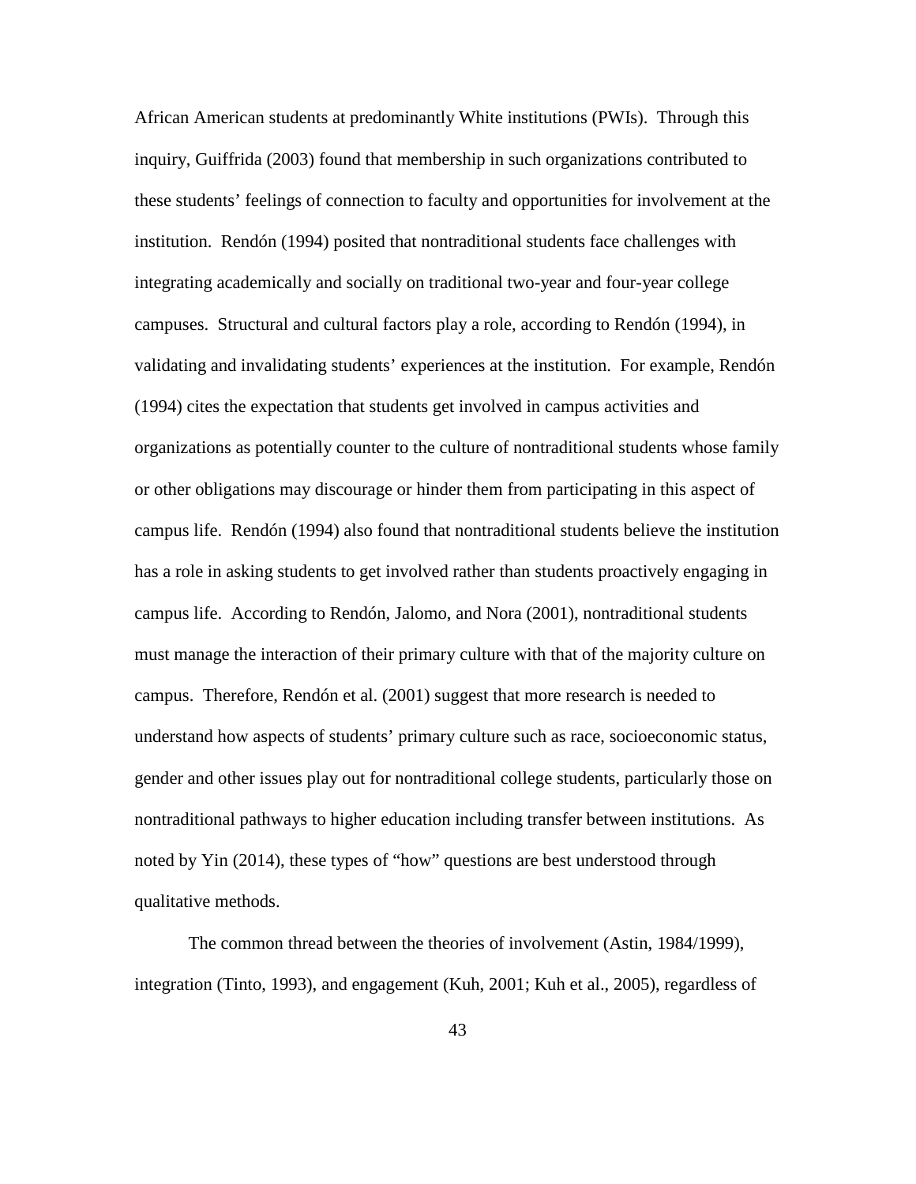African American students at predominantly White institutions (PWIs). Through this inquiry, Guiffrida (2003) found that membership in such organizations contributed to these students' feelings of connection to faculty and opportunities for involvement at the institution. Rendón (1994) posited that nontraditional students face challenges with integrating academically and socially on traditional two-year and four-year college campuses. Structural and cultural factors play a role, according to Rendón (1994), in validating and invalidating students' experiences at the institution. For example, Rendón (1994) cites the expectation that students get involved in campus activities and organizations as potentially counter to the culture of nontraditional students whose family or other obligations may discourage or hinder them from participating in this aspect of campus life. Rendón (1994) also found that nontraditional students believe the institution has a role in asking students to get involved rather than students proactively engaging in campus life. According to Rendón, Jalomo, and Nora (2001), nontraditional students must manage the interaction of their primary culture with that of the majority culture on campus. Therefore, Rendón et al. (2001) suggest that more research is needed to understand how aspects of students' primary culture such as race, socioeconomic status, gender and other issues play out for nontraditional college students, particularly those on nontraditional pathways to higher education including transfer between institutions. As noted by Yin (2014), these types of "how" questions are best understood through qualitative methods.

The common thread between the theories of involvement (Astin, 1984/1999), integration (Tinto, 1993), and engagement (Kuh, 2001; Kuh et al., 2005), regardless of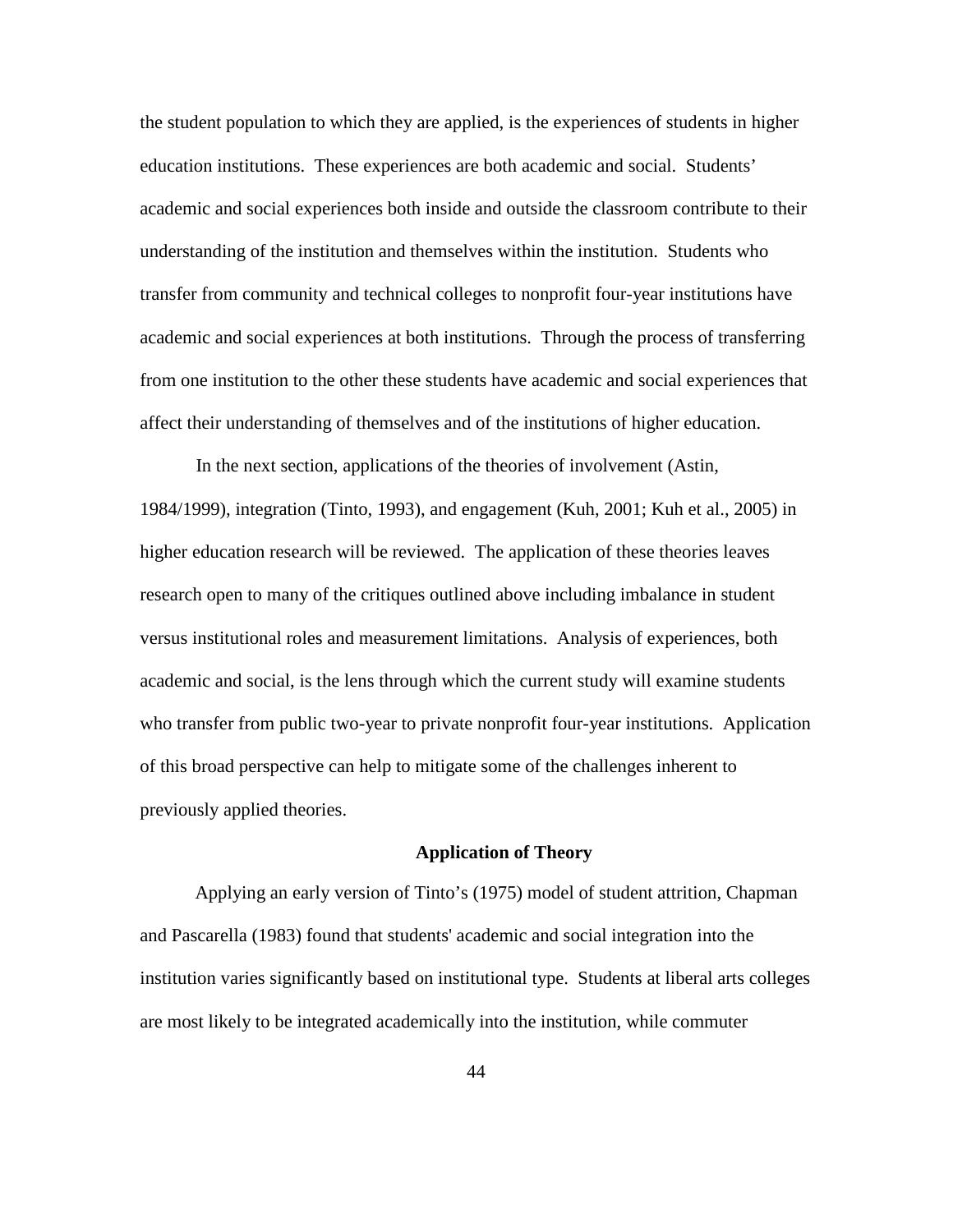the student population to which they are applied, is the experiences of students in higher education institutions. These experiences are both academic and social. Students' academic and social experiences both inside and outside the classroom contribute to their understanding of the institution and themselves within the institution. Students who transfer from community and technical colleges to nonprofit four-year institutions have academic and social experiences at both institutions. Through the process of transferring from one institution to the other these students have academic and social experiences that affect their understanding of themselves and of the institutions of higher education.

In the next section, applications of the theories of involvement (Astin, 1984/1999), integration (Tinto, 1993), and engagement (Kuh, 2001; Kuh et al., 2005) in higher education research will be reviewed. The application of these theories leaves research open to many of the critiques outlined above including imbalance in student versus institutional roles and measurement limitations. Analysis of experiences, both academic and social, is the lens through which the current study will examine students who transfer from public two-year to private nonprofit four-year institutions. Application of this broad perspective can help to mitigate some of the challenges inherent to previously applied theories.

## Application of Theory

Applying an early version of Tinto's (1975) model of student attrition, Chapman and Pascarella (1983) found that students' academic and social integration into the institution varies significantly based on institutional type. Students at liberal arts colleges are most likely to be integrated academically into the institution, while commuter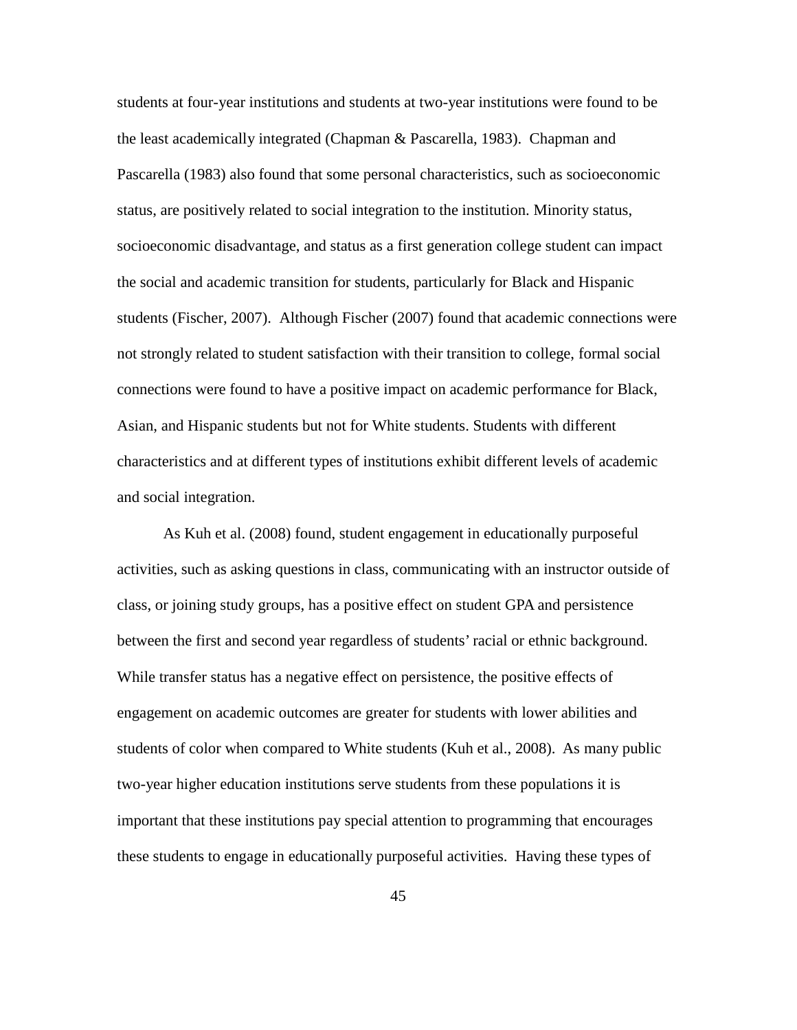students at four-year institutions and students at two-year institutions were found to be the least academically integrated (Chapman & Pascarella, 1983). Chapman and Pascarella (1983) also found that some personal characteristics, such as socioeconomic status, are positively related to social integration to the institution. Minority status, socioeconomic disadvantage, and status as a first generation college student can impact the social and academic transition for students, particularly for Black and Hispanic students (Fischer, 2007). Although Fischer (2007) found that academic connections were not strongly related to student satisfaction with their transition to college, formal social connections were found to have a positive impact on academic performance for Black, Asian, and Hispanic students but not for White students. Students with different characteristics and at different types of institutions exhibit different levels of academic and social integration.

As Kuh et al. (2008) found, student engagement in educationally purposeful activities, such as asking questions in class, communicating with an instructor outside of class, or joining study groups, has a positive effect on student GPA and persistence between the first and second year regardless of students' racial or ethnic background. While transfer status has a negative effect on persistence, the positive effects of engagement on academic outcomes are greater for students with lower abilities and students of color when compared to White students (Kuh et al., 2008). As many public two-year higher education institutions serve students from these populations it is important that these institutions pay special attention to programming that encourages these students to engage in educationally purposeful activities. Having these types of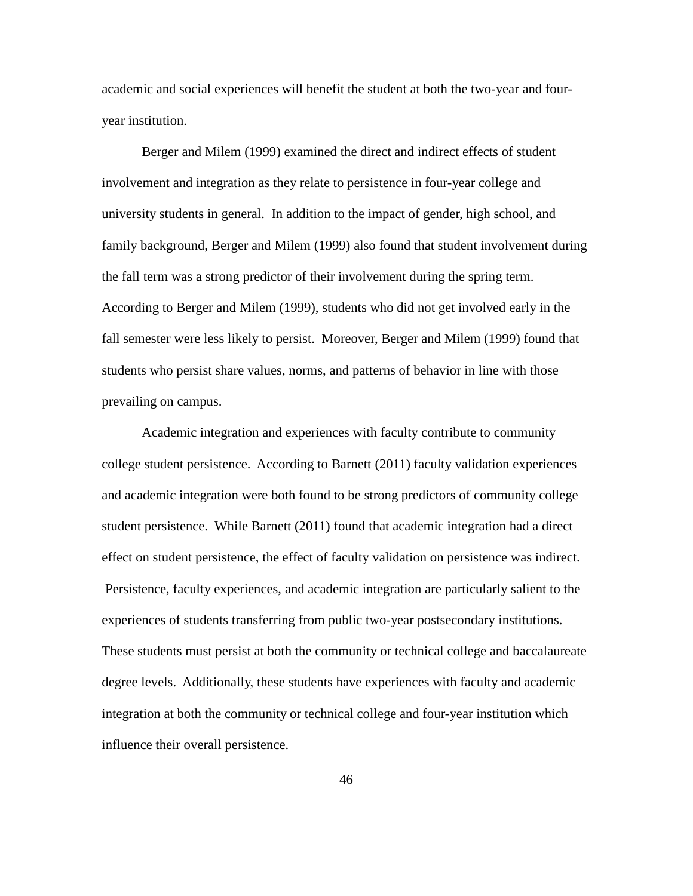academic and social experiences will benefit the student at both the two-year and four-year institution.

Berger and Milem (1999) examined the direct and indirect effects of student involvement and integration as they relate to persistence in four-year college and university students in general. In addition to the impact of gender, high school, and family background, Berger and Milem (1999) also found that student involvement during the fall term was a strong predictor of their involvement during the spring term. According to Berger and Milem (1999), students who did not get involved early in the fall semester were less likely to persist. Moreover, Berger and Milem (1999) found that students who persist share values, norms, and patterns of behavior in line with those prevailing on campus.

Academic integration and experiences with faculty contribute to community college student persistence. According to Barnett (2011) faculty validation experiences and academic integration were both found to be strong predictors of community college student persistence. While Barnett (2011) found that academic integration had a direct effect on student persistence, the effect of faculty validation on persistence was indirect. Persistence, faculty experiences, and academic integration are particularly salient to the experiences of students transferring from public two-year postsecondary institutions. These students must persist at both the community or technical college and baccalaureate degree levels. Additionally, these students have experiences with faculty and academic integration at both the community or technical college and four-year institution which influence their overall persistence.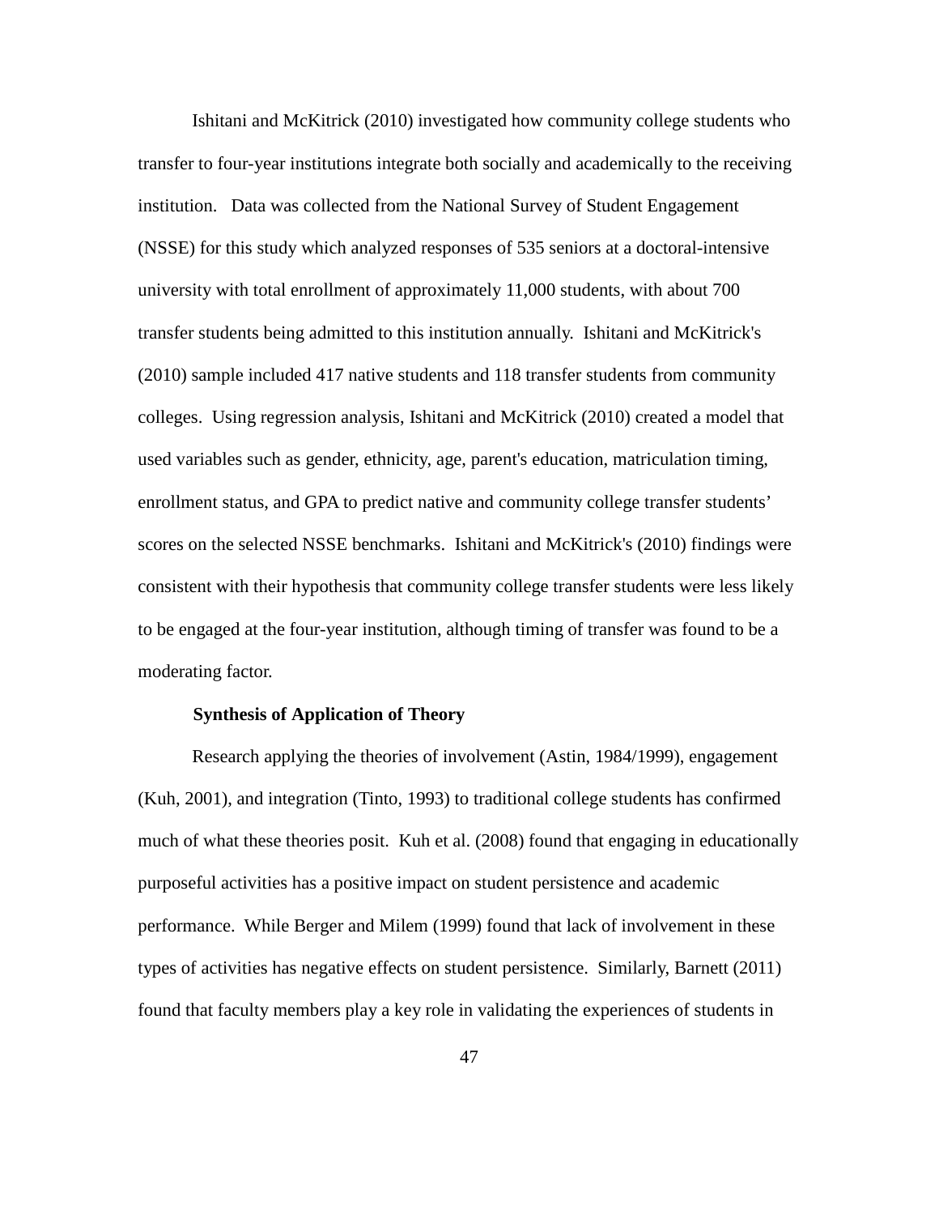Ishitani and McKitrick (2010) investigated how community college students who transfer to four-year institutions integrate both socially and academically to the receiving institution. Data was collected from the National Survey of Student Engagement (NSSE) for this study which analyzed responses of 535 seniors at a doctoral-intensive university with total enrollment of approximately 11,000 students, with about 700 transfer students being admitted to this institution annually. Ishitani and McKitrick's (2010) sample included 417 native students and 118 transfer students from community colleges. Using regression analysis, Ishitani and McKitrick (2010) created a model that used variables such as gender, ethnicity, age, parent's education, matriculation timing, enrollment status, and GPA to predict native and community college transfer students' scores on the selected NSSE benchmarks. Ishitani and McKitrick's (2010) findings were consistent with their hypothesis that community college transfer students were less likely to be engaged at the four-year institution, although timing of transfer was found to be a moderating factor.

### Synthesis of Application of Theory

Research applying the theories of involvement (Astin, 1984/1999), engagement (Kuh, 2001), and integration (Tinto, 1993) to traditional college students has confirmed much of what these theories posit. Kuh et al. (2008) found that engaging in educationally purposeful activities has a positive impact on student persistence and academic performance. While Berger and Milem (1999) found that lack of involvement in these types of activities has negative effects on student persistence. Similarly, Barnett (2011) found that faculty members play a key role in validating the experiences of students in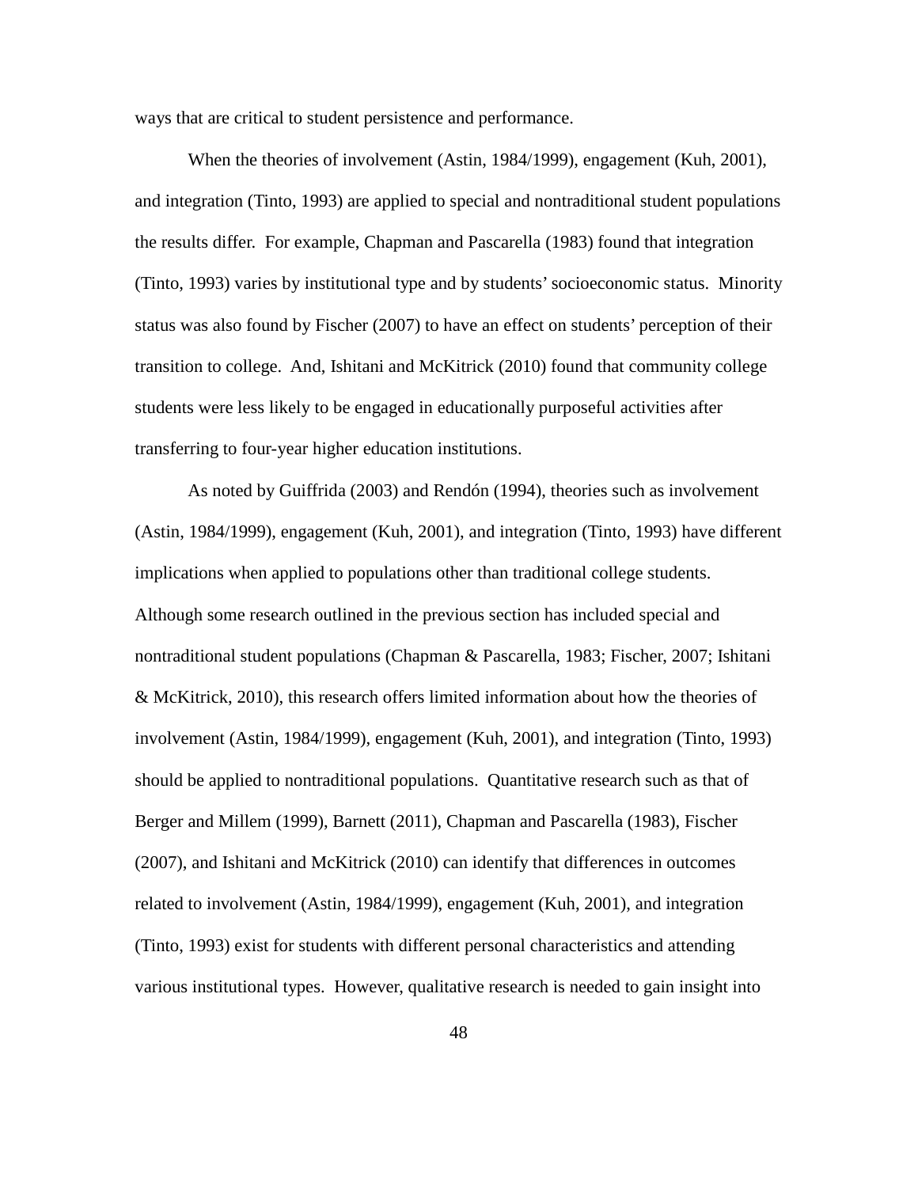ways that are critical to student persistence and performance.

When the theories of involvement (Astin, 1984/1999), engagement (Kuh, 2001), and integration (Tinto, 1993) are applied to special and nontraditional student populations the results differ. For example, Chapman and Pascarella (1983) found that integration (Tinto, 1993) varies by institutional type and by students' socioeconomic status. Minority status was also found by Fischer (2007) to have an effect on students' perception of their transition to college. And, Ishitani and McKitrick (2010) found that community college students were less likely to be engaged in educationally purposeful activities after transferring to four-year higher education institutions.

As noted by Guiffrida (2003) and Rendón (1994), theories such as involvement (Astin, 1984/1999), engagement (Kuh, 2001), and integration (Tinto, 1993) have different implications when applied to populations other than traditional college students. Although some research outlined in the previous section has included special and nontraditional student populations (Chapman & Pascarella, 1983; Fischer, 2007; Ishitani & McKitrick, 2010), this research offers limited information about how the theories of involvement (Astin, 1984/1999), engagement (Kuh, 2001), and integration (Tinto, 1993) should be applied to nontraditional populations. Quantitative research such as that of Berger and Millem (1999), Barnett (2011), Chapman and Pascarella (1983), Fischer (2007), and Ishitani and McKitrick (2010) can identify that differences in outcomes related to involvement (Astin, 1984/1999), engagement (Kuh, 2001), and integration (Tinto, 1993) exist for students with different personal characteristics and attending various institutional types. However, qualitative research is needed to gain insight into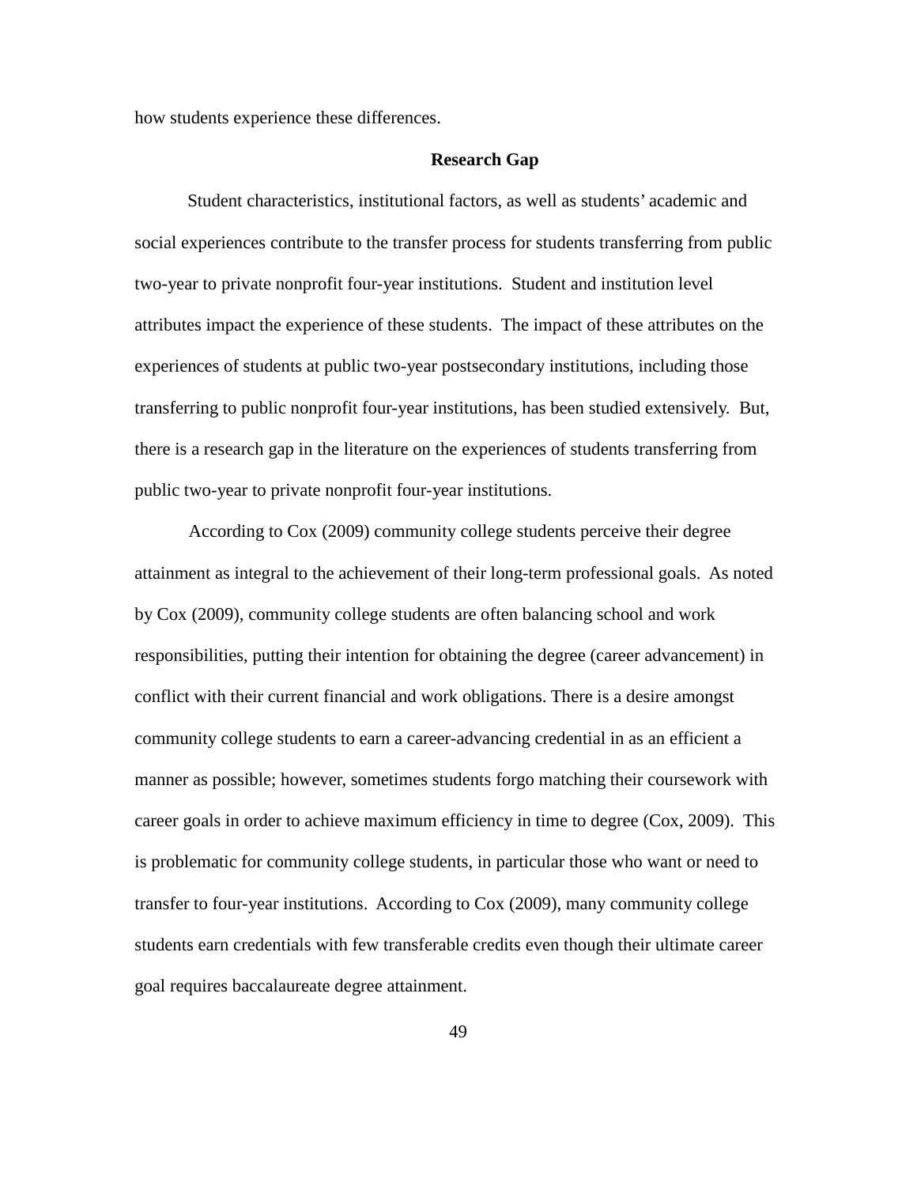how students experience these differences.

## Research Gap

Student characteristics, institutional factors, as well as students' academic and social experiences contribute to the transfer process for students transferring from public two-year to private nonprofit four-year institutions. Student and institution level attributes impact the experience of these students. The impact of these attributes on the experiences of students at public two-year postsecondary institutions, including those transferring to public nonprofit four-year institutions, has been studied extensively. But, there is a research gap in the literature on the experiences of students transferring from public two-year to private nonprofit four-year institutions.

According to Cox (2009) community college students perceive their degree attainment as integral to the achievement of their long-term professional goals. As noted by Cox (2009), community college students are often balancing school and work responsibilities, putting their intention for obtaining the degree (career advancement) in conflict with their current financial and work obligations. There is a desire amongst community college students to earn a career-advancing credential in as an efficient a manner as possible; however, sometimes students forgo matching their coursework with career goals in order to achieve maximum efficiency in time to degree (Cox, 2009). This is problematic for community college students, in particular those who want or need to transfer to four-year institutions. According to Cox (2009), many community college students earn credentials with few transferable credits even though their ultimate career goal requires baccalaureate degree attainment.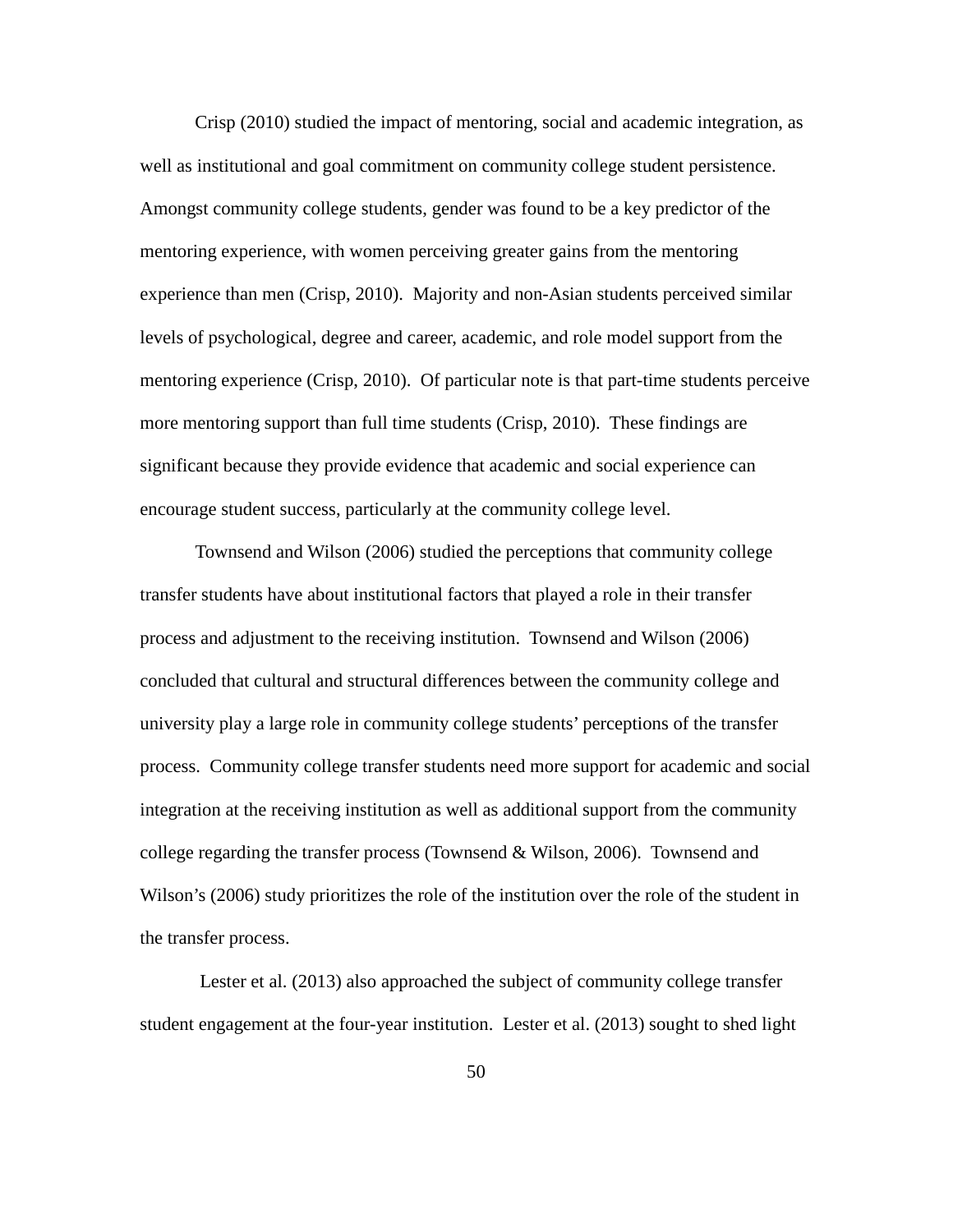Crisp (2010) studied the impact of mentoring, social and academic integration, as well as institutional and goal commitment on community college student persistence. Amongst community college students, gender was found to be a key predictor of the mentoring experience, with women perceiving greater gains from the mentoring experience than men (Crisp, 2010). Majority and non-Asian students perceived similar levels of psychological, degree and career, academic, and role model support from the mentoring experience (Crisp, 2010). Of particular note is that part-time students perceive more mentoring support than full time students (Crisp, 2010). These findings are significant because they provide evidence that academic and social experience can encourage student success, particularly at the community college level.

Townsend and Wilson (2006) studied the perceptions that community college transfer students have about institutional factors that played a role in their transfer process and adjustment to the receiving institution. Townsend and Wilson (2006) concluded that cultural and structural differences between the community college and university play a large role in community college students' perceptions of the transfer process. Community college transfer students need more support for academic and social integration at the receiving institution as well as additional support from the community college regarding the transfer process (Townsend & Wilson, 2006). Townsend and Wilson's (2006) study prioritizes the role of the institution over the role of the student in the transfer process.

Lester et al. (2013) also approached the subject of community college transfer student engagement at the four-year institution. Lester et al. (2013) sought to shed light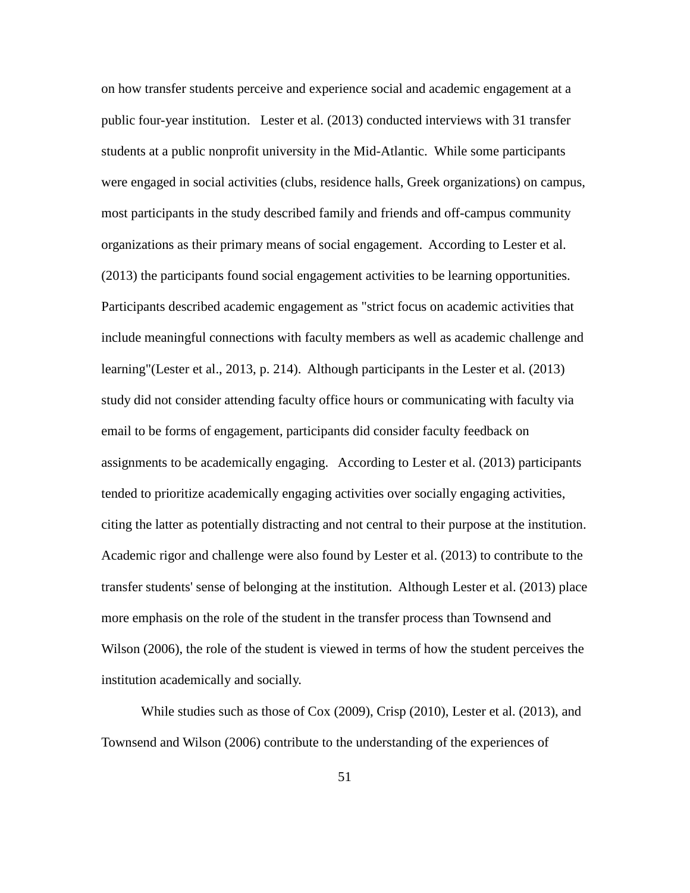on how transfer students perceive and experience social and academic engagement at a public four-year institution. Lester et al. (2013) conducted interviews with 31 transfer students at a public nonprofit university in the Mid-Atlantic. While some participants were engaged in social activities (clubs, residence halls, Greek organizations) on campus, most participants in the study described family and friends and off-campus community organizations as their primary means of social engagement. According to Lester et al. (2013) the participants found social engagement activities to be learning opportunities. Participants described academic engagement as "strict focus on academic activities that include meaningful connections with faculty members as well as academic challenge and learning"(Lester et al., 2013, p. 214). Although participants in the Lester et al. (2013) study did not consider attending faculty office hours or communicating with faculty via email to be forms of engagement, participants did consider faculty feedback on assignments to be academically engaging. According to Lester et al. (2013) participants tended to prioritize academically engaging activities over socially engaging activities, citing the latter as potentially distracting and not central to their purpose at the institution. Academic rigor and challenge were also found by Lester et al. (2013) to contribute to the transfer students' sense of belonging at the institution. Although Lester et al. (2013) place more emphasis on the role of the student in the transfer process than Townsend and Wilson (2006), the role of the student is viewed in terms of how the student perceives the institution academically and socially.

While studies such as those of Cox (2009), Crisp (2010), Lester et al. (2013), and Townsend and Wilson (2006) contribute to the understanding of the experiences of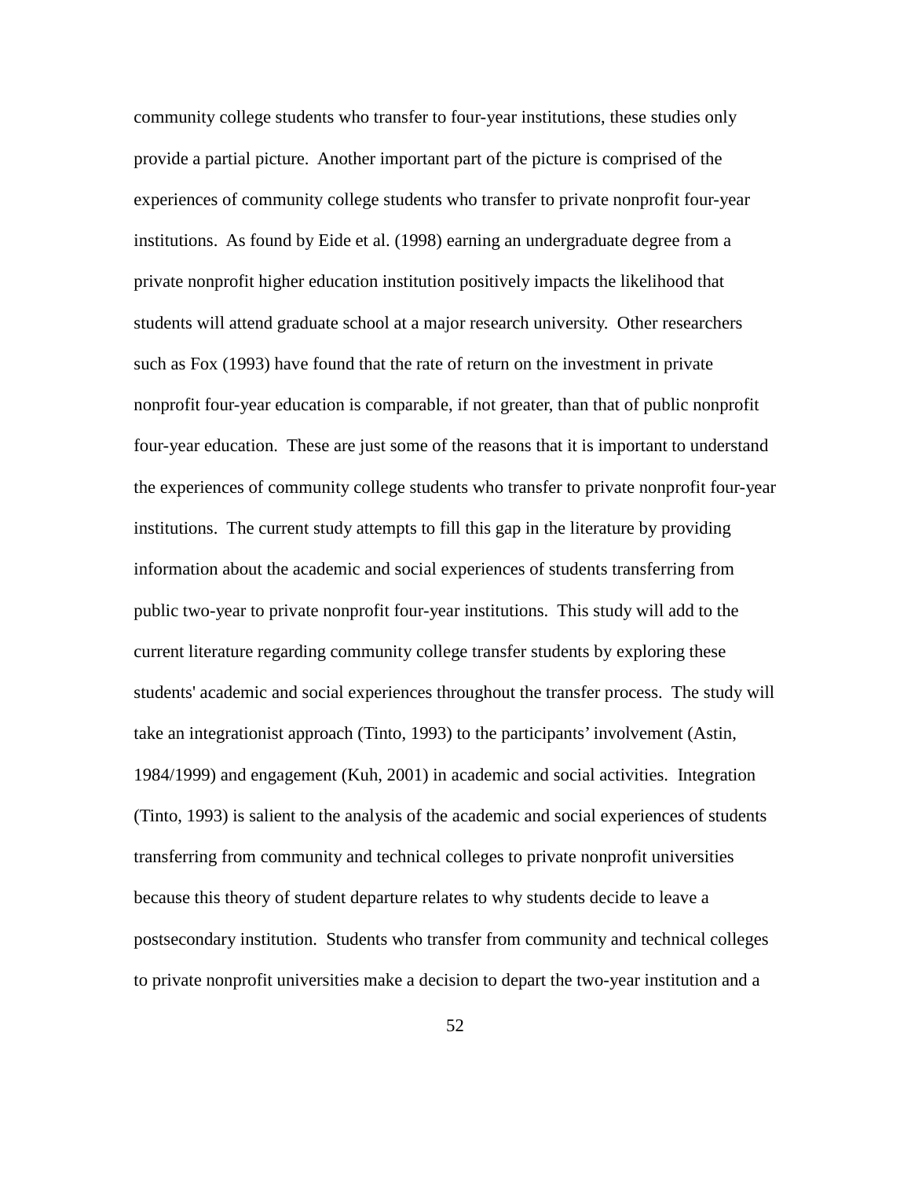community college students who transfer to four-year institutions, these studies only provide a partial picture. Another important part of the picture is comprised of the experiences of community college students who transfer to private nonprofit four-year institutions. As found by Eide et al. (1998) earning an undergraduate degree from a private nonprofit higher education institution positively impacts the likelihood that students will attend graduate school at a major research university. Other researchers such as Fox (1993) have found that the rate of return on the investment in private nonprofit four-year education is comparable, if not greater, than that of public nonprofit four-year education. These are just some of the reasons that it is important to understand the experiences of community college students who transfer to private nonprofit four-year institutions. The current study attempts to fill this gap in the literature by providing information about the academic and social experiences of students transferring from public two-year to private nonprofit four-year institutions. This study will add to the current literature regarding community college transfer students by exploring these students' academic and social experiences throughout the transfer process. The study will take an integrationist approach (Tinto, 1993) to the participants' involvement (Astin, 1984/1999) and engagement (Kuh, 2001) in academic and social activities. Integration (Tinto, 1993) is salient to the analysis of the academic and social experiences of students transferring from community and technical colleges to private nonprofit universities because this theory of student departure relates to why students decide to leave a postsecondary institution. Students who transfer from community and technical colleges to private nonprofit universities make a decision to depart the two-year institution and a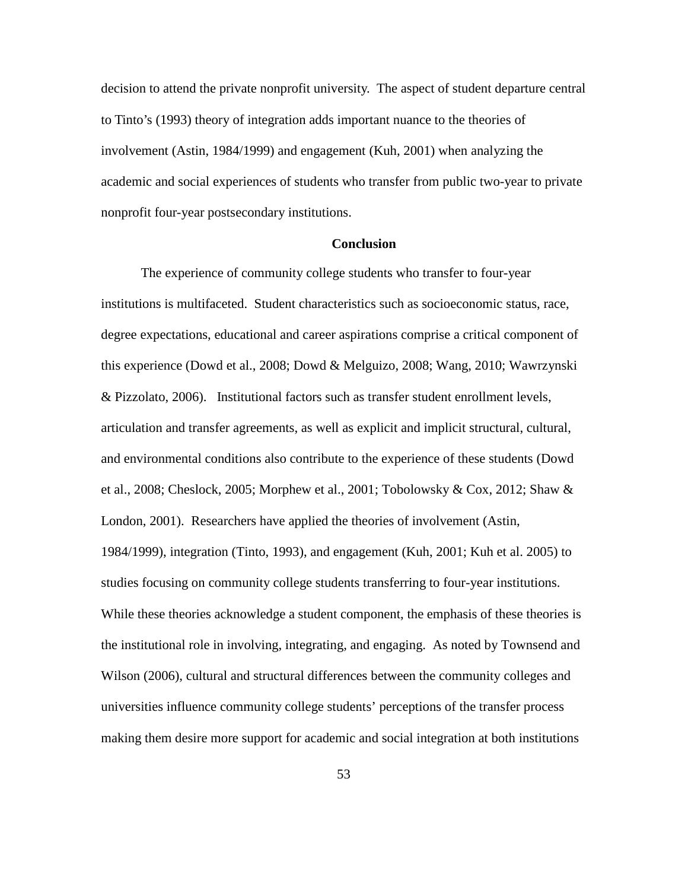decision to attend the private nonprofit university. The aspect of student departure central to Tinto's (1993) theory of integration adds important nuance to the theories of involvement (Astin, 1984/1999) and engagement (Kuh, 2001) when analyzing the academic and social experiences of students who transfer from public two-year to private nonprofit four-year postsecondary institutions.

## Conclusion

The experience of community college students who transfer to four-year institutions is multifaceted. Student characteristics such as socioeconomic status, race, degree expectations, educational and career aspirations comprise a critical component of this experience (Dowd et al., 2008; Dowd & Melguizo, 2008; Wang, 2010; Wawrzynski & Pizzolato, 2006). Institutional factors such as transfer student enrollment levels, articulation and transfer agreements, as well as explicit and implicit structural, cultural, and environmental conditions also contribute to the experience of these students (Dowd et al., 2008; Cheslock, 2005; Morphew et al., 2001; Tobolowsky & Cox, 2012; Shaw & London, 2001). Researchers have applied the theories of involvement (Astin, 1984/1999), integration (Tinto, 1993), and engagement (Kuh, 2001; Kuh et al. 2005) to studies focusing on community college students transferring to four-year institutions. While these theories acknowledge a student component, the emphasis of these theories is the institutional role in involving, integrating, and engaging. As noted by Townsend and Wilson (2006), cultural and structural differences between the community colleges and universities influence community college students' perceptions of the transfer process making them desire more support for academic and social integration at both institutions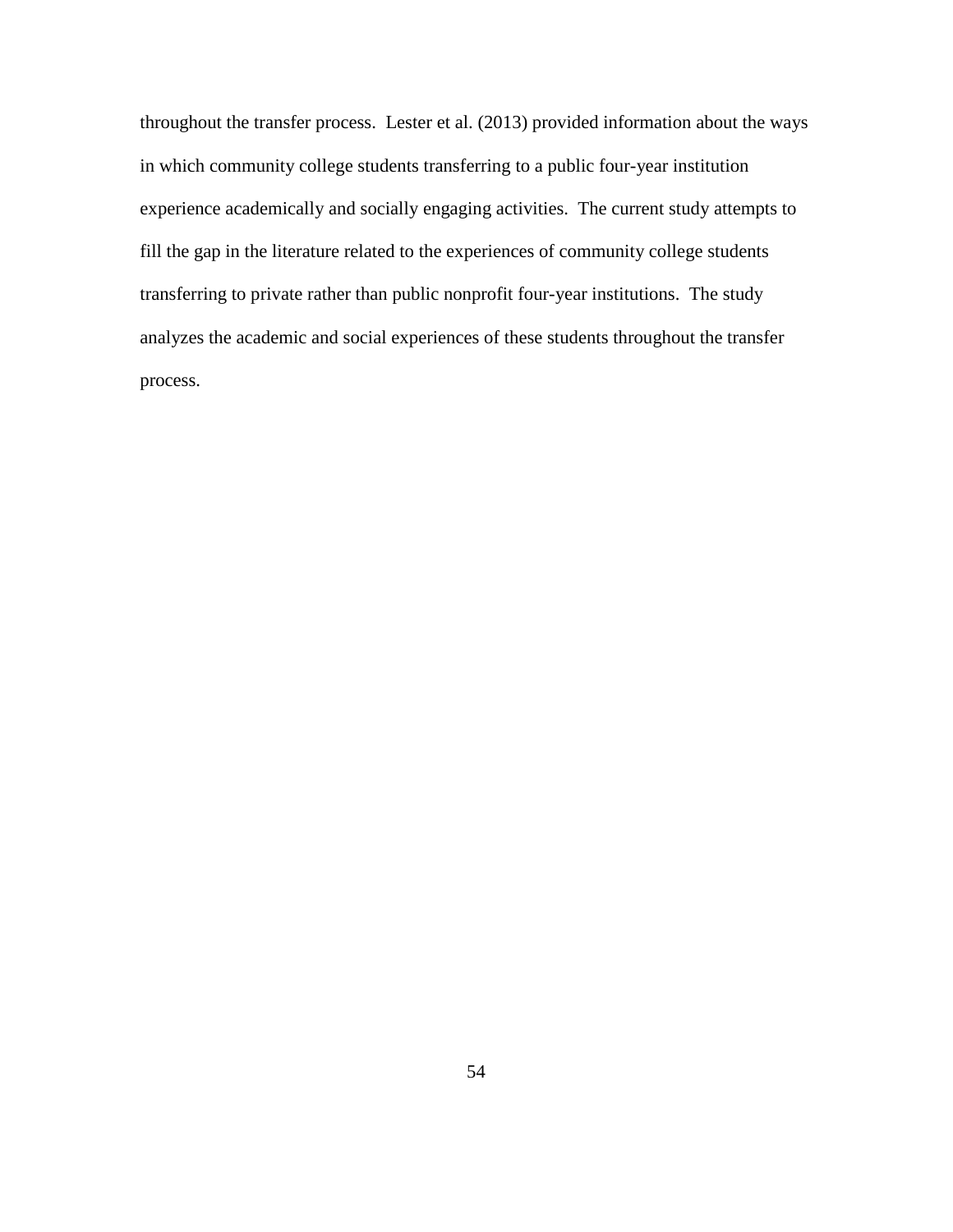throughout the transfer process. Lester et al. (2013) provided information about the ways in which community college students transferring to a public four-year institution experience academically and socially engaging activities. The current study attempts to fill the gap in the literature related to the experiences of community college students transferring to private rather than public nonprofit four-year institutions. The study analyzes the academic and social experiences of these students throughout the transfer process.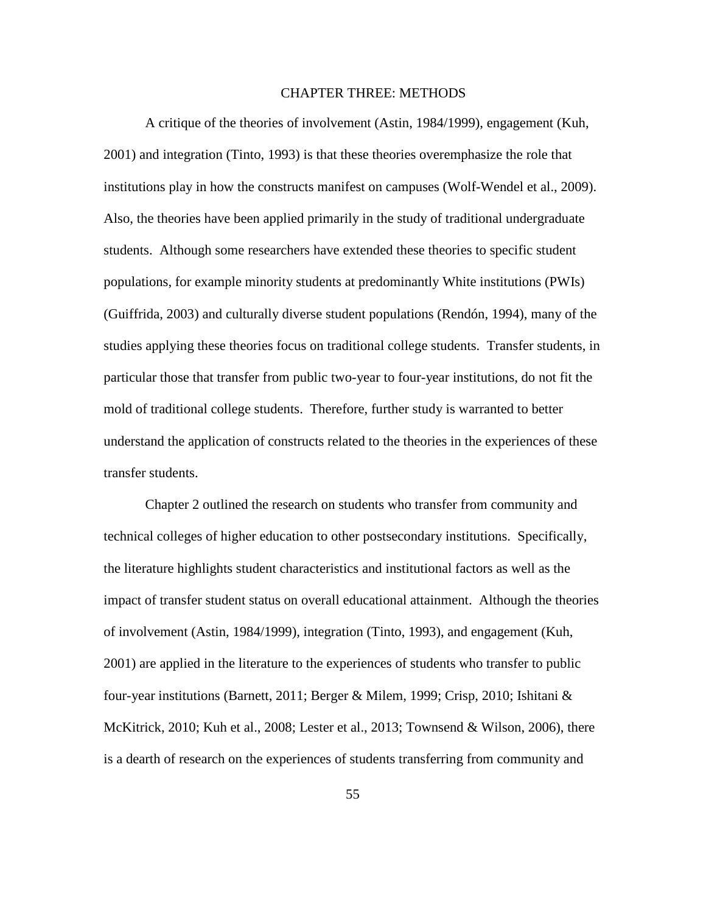# CHAPTER THREE: METHODS

A critique of the theories of involvement (Astin, 1984/1999), engagement (Kuh, 2001) and integration (Tinto, 1993) is that these theories overemphasize the role that institutions play in how the constructs manifest on campuses (Wolf-Wendel et al., 2009). Also, the theories have been applied primarily in the study of traditional undergraduate students. Although some researchers have extended these theories to specific student populations, for example minority students at predominantly White institutions (PWIs) (Guiffrida, 2003) and culturally diverse student populations (Rendón, 1994), many of the studies applying these theories focus on traditional college students. Transfer students, in particular those that transfer from public two-year to four-year institutions, do not fit the mold of traditional college students. Therefore, further study is warranted to better understand the application of constructs related to the theories in the experiences of these transfer students.

Chapter 2 outlined the research on students who transfer from community and technical colleges of higher education to other postsecondary institutions. Specifically, the literature highlights student characteristics and institutional factors as well as the impact of transfer student status on overall educational attainment. Although the theories of involvement (Astin, 1984/1999), integration (Tinto, 1993), and engagement (Kuh, 2001) are applied in the literature to the experiences of students who transfer to public four-year institutions (Barnett, 2011; Berger & Milem, 1999; Crisp, 2010; Ishitani & McKitrick, 2010; Kuh et al., 2008; Lester et al., 2013; Townsend & Wilson, 2006), there is a dearth of research on the experiences of students transferring from community and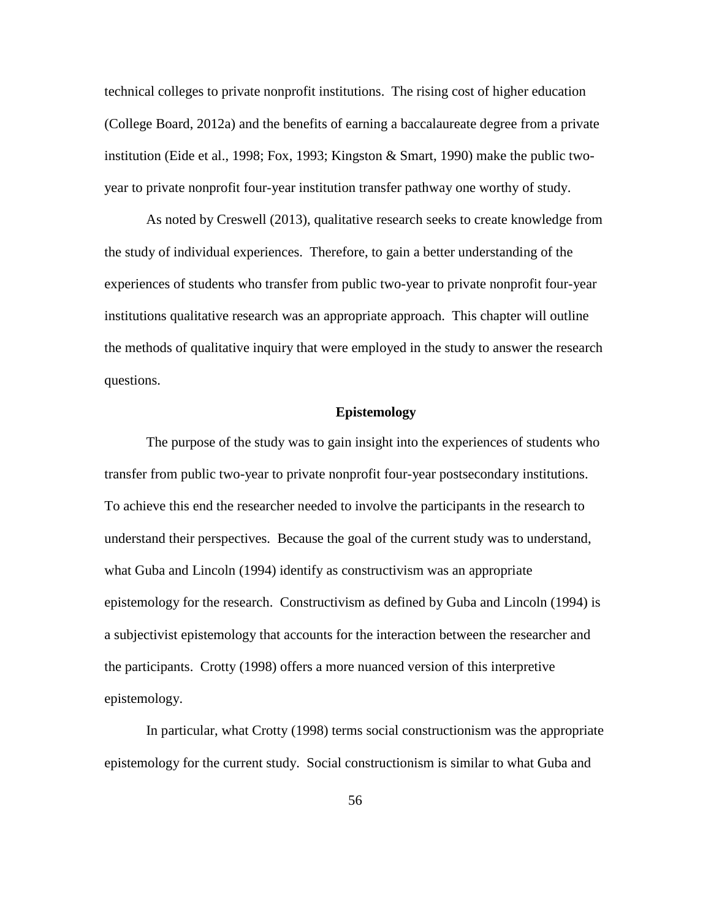technical colleges to private nonprofit institutions. The rising cost of higher education (College Board, 2012a) and the benefits of earning a baccalaureate degree from a private institution (Eide et al., 1998; Fox, 1993; Kingston & Smart, 1990) make the public two-year to private nonprofit four-year institution transfer pathway one worthy of study.

As noted by Creswell (2013), qualitative research seeks to create knowledge from the study of individual experiences. Therefore, to gain a better understanding of the experiences of students who transfer from public two-year to private nonprofit four-year institutions qualitative research was an appropriate approach. This chapter will outline the methods of qualitative inquiry that were employed in the study to answer the research questions.

## Epistemology

The purpose of the study was to gain insight into the experiences of students who transfer from public two-year to private nonprofit four-year postsecondary institutions. To achieve this end the researcher needed to involve the participants in the research to understand their perspectives. Because the goal of the current study was to understand, what Guba and Lincoln (1994) identify as constructivism was an appropriate epistemology for the research. Constructivism as defined by Guba and Lincoln (1994) is a subjectivist epistemology that accounts for the interaction between the researcher and the participants. Crotty (1998) offers a more nuanced version of this interpretive epistemology.

In particular, what Crotty (1998) terms social constructionism was the appropriate epistemology for the current study. Social constructionism is similar to what Guba and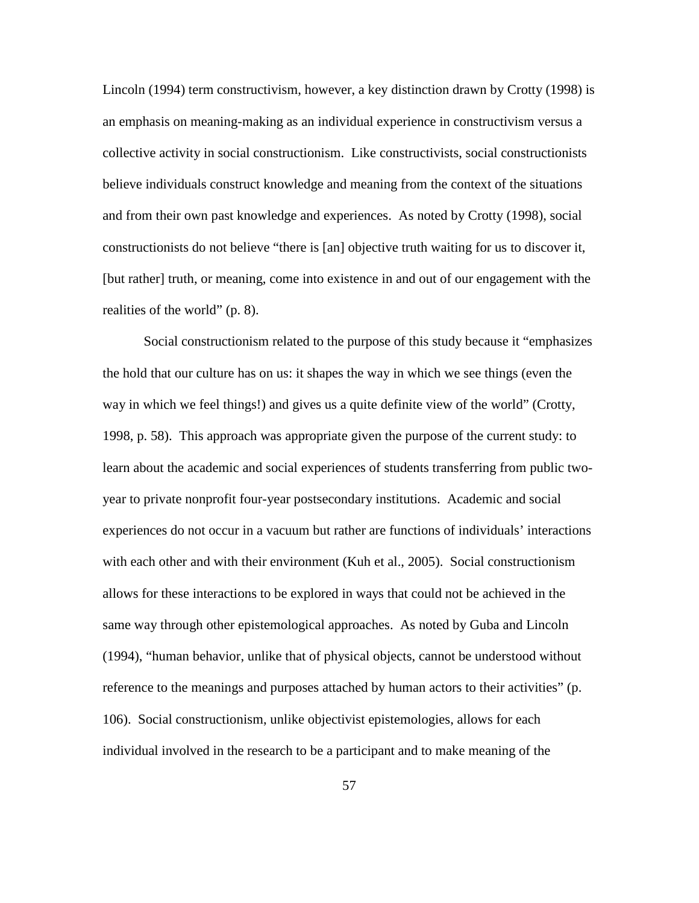Lincoln (1994) term constructivism, however, a key distinction drawn by Crotty (1998) is an emphasis on meaning-making as an individual experience in constructivism versus a collective activity in social constructionism. Like constructivists, social constructionists believe individuals construct knowledge and meaning from the context of the situations and from their own past knowledge and experiences. As noted by Crotty (1998), social constructionists do not believe "there is [an] objective truth waiting for us to discover it, [but rather] truth, or meaning, come into existence in and out of our engagement with the realities of the world" (p. 8).

Social constructionism related to the purpose of this study because it "emphasizes the hold that our culture has on us: it shapes the way in which we see things (even the way in which we feel things!) and gives us a quite definite view of the world" (Crotty, 1998, p. 58). This approach was appropriate given the purpose of the current study: to learn about the academic and social experiences of students transferring from public two-year to private nonprofit four-year postsecondary institutions. Academic and social experiences do not occur in a vacuum but rather are functions of individuals' interactions with each other and with their environment (Kuh et al., 2005). Social constructionism allows for these interactions to be explored in ways that could not be achieved in the same way through other epistemological approaches. As noted by Guba and Lincoln (1994), "human behavior, unlike that of physical objects, cannot be understood without reference to the meanings and purposes attached by human actors to their activities" (p. 106). Social constructionism, unlike objectivist epistemologies, allows for each individual involved in the research to be a participant and to make meaning of the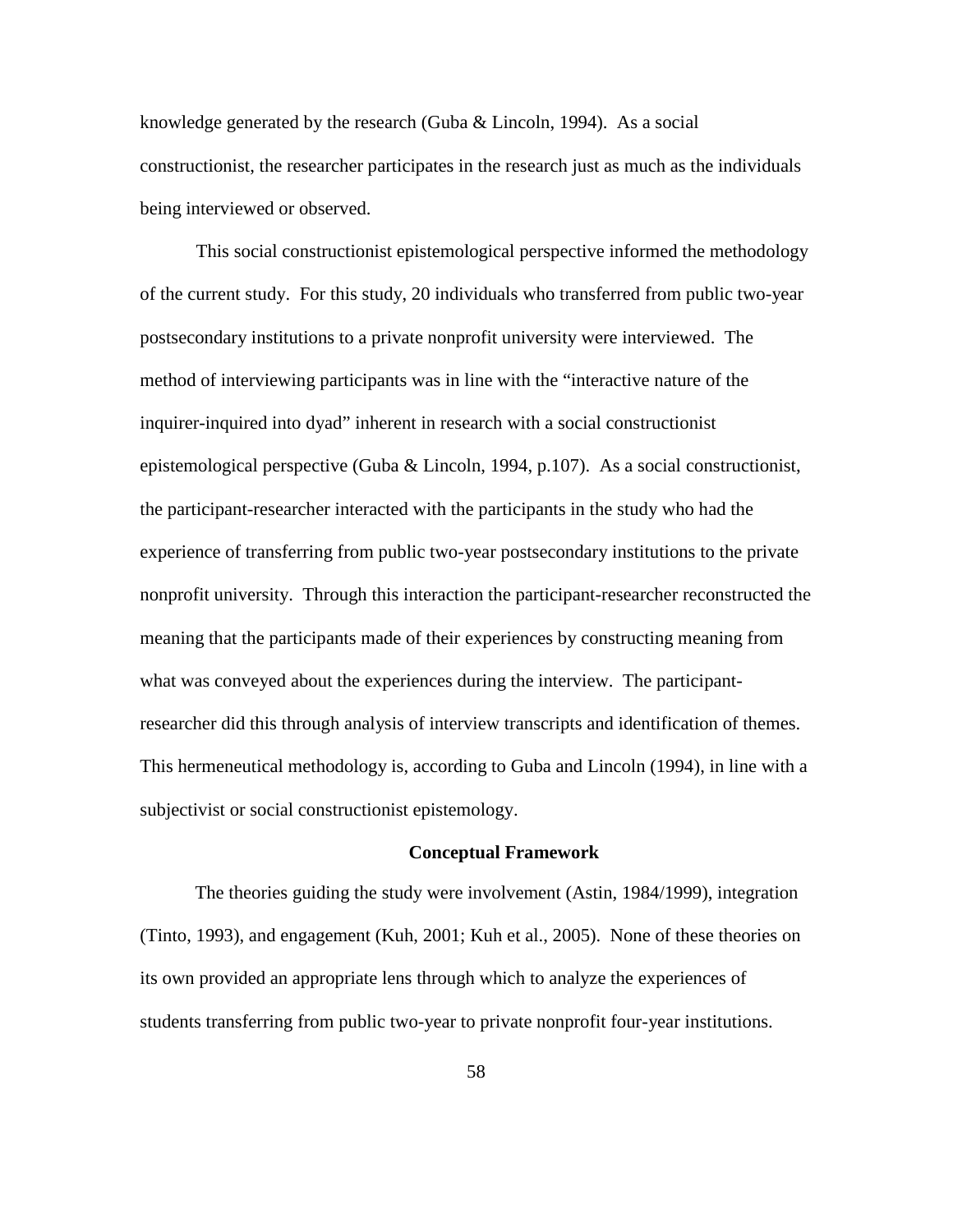knowledge generated by the research (Guba & Lincoln, 1994). As a social constructionist, the researcher participates in the research just as much as the individuals being interviewed or observed.

This social constructionist epistemological perspective informed the methodology of the current study. For this study, 20 individuals who transferred from public two-year postsecondary institutions to a private nonprofit university were interviewed. The method of interviewing participants was in line with the "interactive nature of the inquirer-inquired into dyad" inherent in research with a social constructionist epistemological perspective (Guba & Lincoln, 1994, p.107). As a social constructionist, the participant-researcher interacted with the participants in the study who had the experience of transferring from public two-year postsecondary institutions to the private nonprofit university. Through this interaction the participant-researcher reconstructed the meaning that the participants made of their experiences by constructing meaning from what was conveyed about the experiences during the interview. The participant-researcher did this through analysis of interview transcripts and identification of themes. This hermeneutical methodology is, according to Guba and Lincoln (1994), in line with a subjectivist or social constructionist epistemology.

## Conceptual Framework

The theories guiding the study were involvement (Astin, 1984/1999), integration (Tinto, 1993), and engagement (Kuh, 2001; Kuh et al., 2005). None of these theories on its own provided an appropriate lens through which to analyze the experiences of students transferring from public two-year to private nonprofit four-year institutions.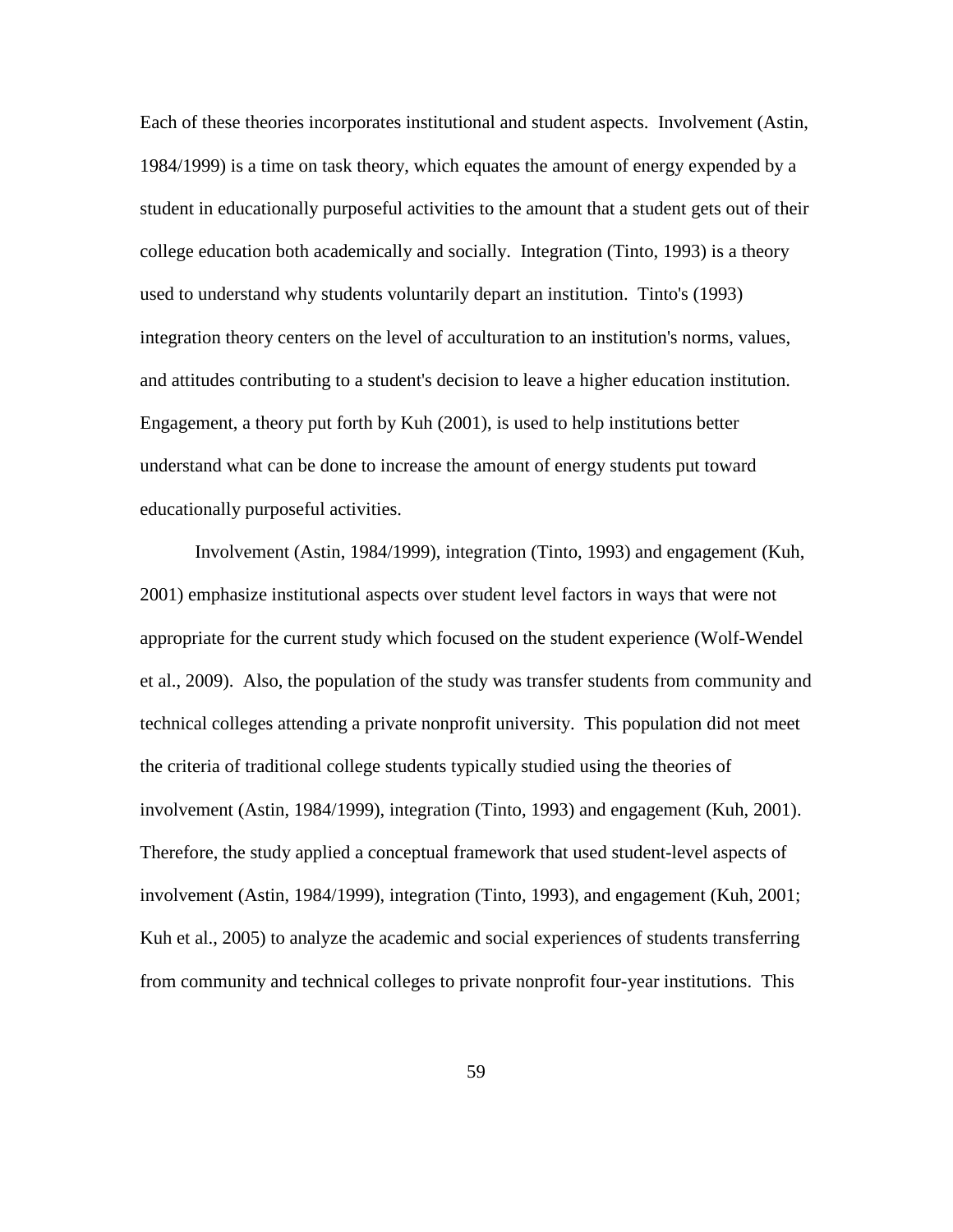Each of these theories incorporates institutional and student aspects. Involvement (Astin, 1984/1999) is a time on task theory, which equates the amount of energy expended by a student in educationally purposeful activities to the amount that a student gets out of their college education both academically and socially. Integration (Tinto, 1993) is a theory used to understand why students voluntarily depart an institution. Tinto's (1993) integration theory centers on the level of acculturation to an institution's norms, values, and attitudes contributing to a student's decision to leave a higher education institution. Engagement, a theory put forth by Kuh (2001), is used to help institutions better understand what can be done to increase the amount of energy students put toward educationally purposeful activities.

Involvement (Astin, 1984/1999), integration (Tinto, 1993) and engagement (Kuh, 2001) emphasize institutional aspects over student level factors in ways that were not appropriate for the current study which focused on the student experience (Wolf-Wendel et al., 2009). Also, the population of the study was transfer students from community and technical colleges attending a private nonprofit university. This population did not meet the criteria of traditional college students typically studied using the theories of involvement (Astin, 1984/1999), integration (Tinto, 1993) and engagement (Kuh, 2001). Therefore, the study applied a conceptual framework that used student-level aspects of involvement (Astin, 1984/1999), integration (Tinto, 1993), and engagement (Kuh, 2001; Kuh et al., 2005) to analyze the academic and social experiences of students transferring from community and technical colleges to private nonprofit four-year institutions. This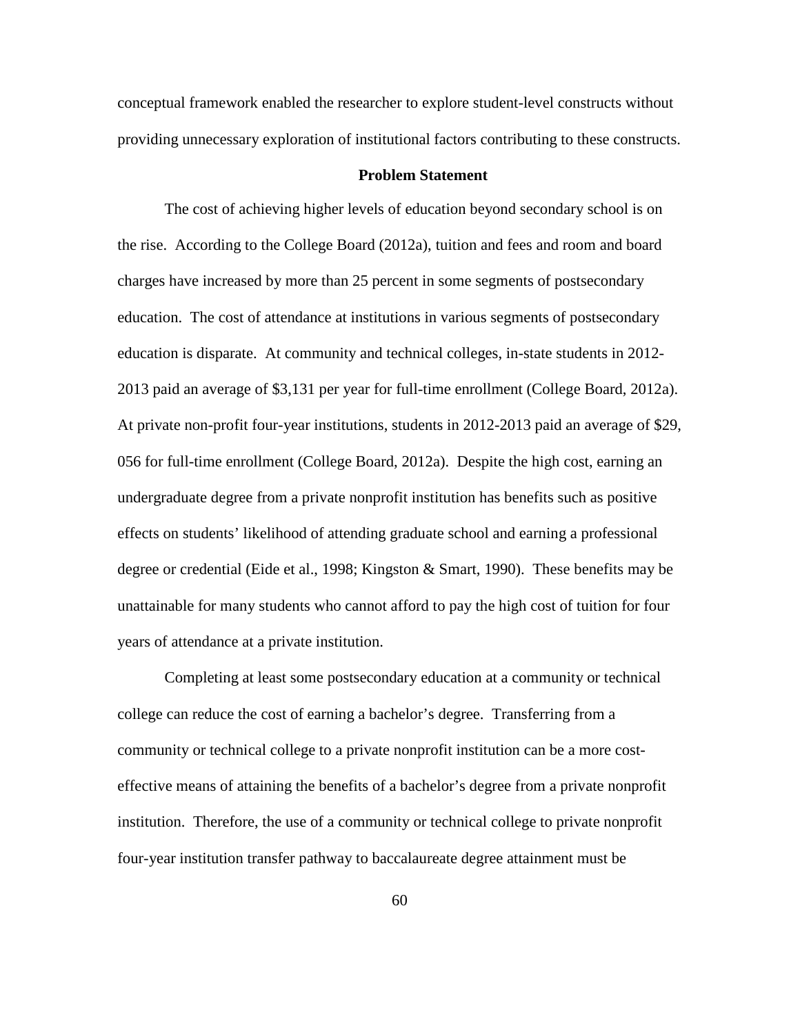conceptual framework enabled the researcher to explore student-level constructs without providing unnecessary exploration of institutional factors contributing to these constructs.

## Problem Statement

The cost of achieving higher levels of education beyond secondary school is on the rise. According to the College Board (2012a), tuition and fees and room and board charges have increased by more than 25 percent in some segments of postsecondary education. The cost of attendance at institutions in various segments of postsecondary education is disparate. At community and technical colleges, in-state students in 2012-2013 paid an average of $3,131 per year for full-time enrollment (College Board, 2012a). At private non-profit four-year institutions, students in 2012-2013 paid an average of $29, 056 for full-time enrollment (College Board, 2012a). Despite the high cost, earning an undergraduate degree from a private nonprofit institution has benefits such as positive effects on students' likelihood of attending graduate school and earning a professional degree or credential (Eide et al., 1998; Kingston & Smart, 1990). These benefits may be unattainable for many students who cannot afford to pay the high cost of tuition for four years of attendance at a private institution.

Completing at least some postsecondary education at a community or technical college can reduce the cost of earning a bachelor's degree. Transferring from a community or technical college to a private nonprofit institution can be a more cost-effective means of attaining the benefits of a bachelor's degree from a private nonprofit institution. Therefore, the use of a community or technical college to private nonprofit four-year institution transfer pathway to baccalaureate degree attainment must be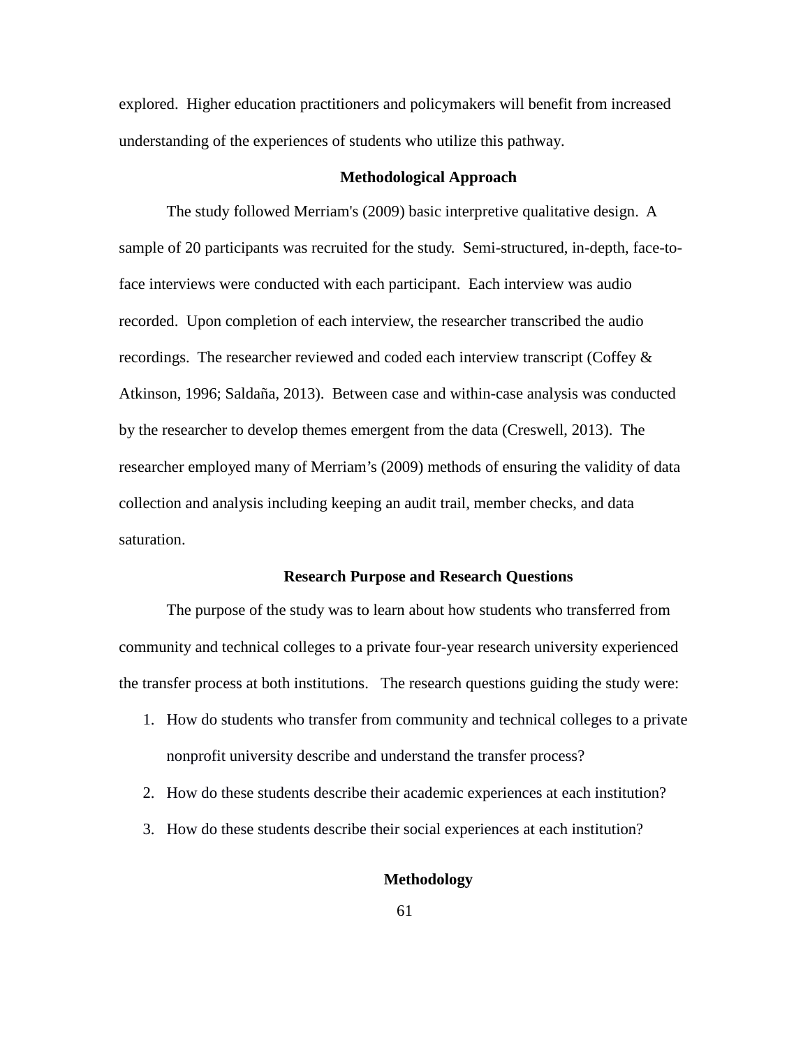explored. Higher education practitioners and policymakers will benefit from increased understanding of the experiences of students who utilize this pathway.

## Methodological Approach

The study followed Merriam's (2009) basic interpretive qualitative design. A sample of 20 participants was recruited for the study. Semi-structured, in-depth, face-to-face interviews were conducted with each participant. Each interview was audio recorded. Upon completion of each interview, the researcher transcribed the audio recordings. The researcher reviewed and coded each interview transcript (Coffey & Atkinson, 1996; Saldaña, 2013). Between case and within-case analysis was conducted by the researcher to develop themes emergent from the data (Creswell, 2013). The researcher employed many of Merriam's (2009) methods of ensuring the validity of data collection and analysis including keeping an audit trail, member checks, and data saturation.

## Research Purpose and Research Questions

The purpose of the study was to learn about how students who transferred from community and technical colleges to a private four-year research university experienced the transfer process at both institutions. The research questions guiding the study were:

1. How do students who transfer from community and technical colleges to a private nonprofit university describe and understand the transfer process?
2. How do these students describe their academic experiences at each institution?
3. How do these students describe their social experiences at each institution?

## Methodology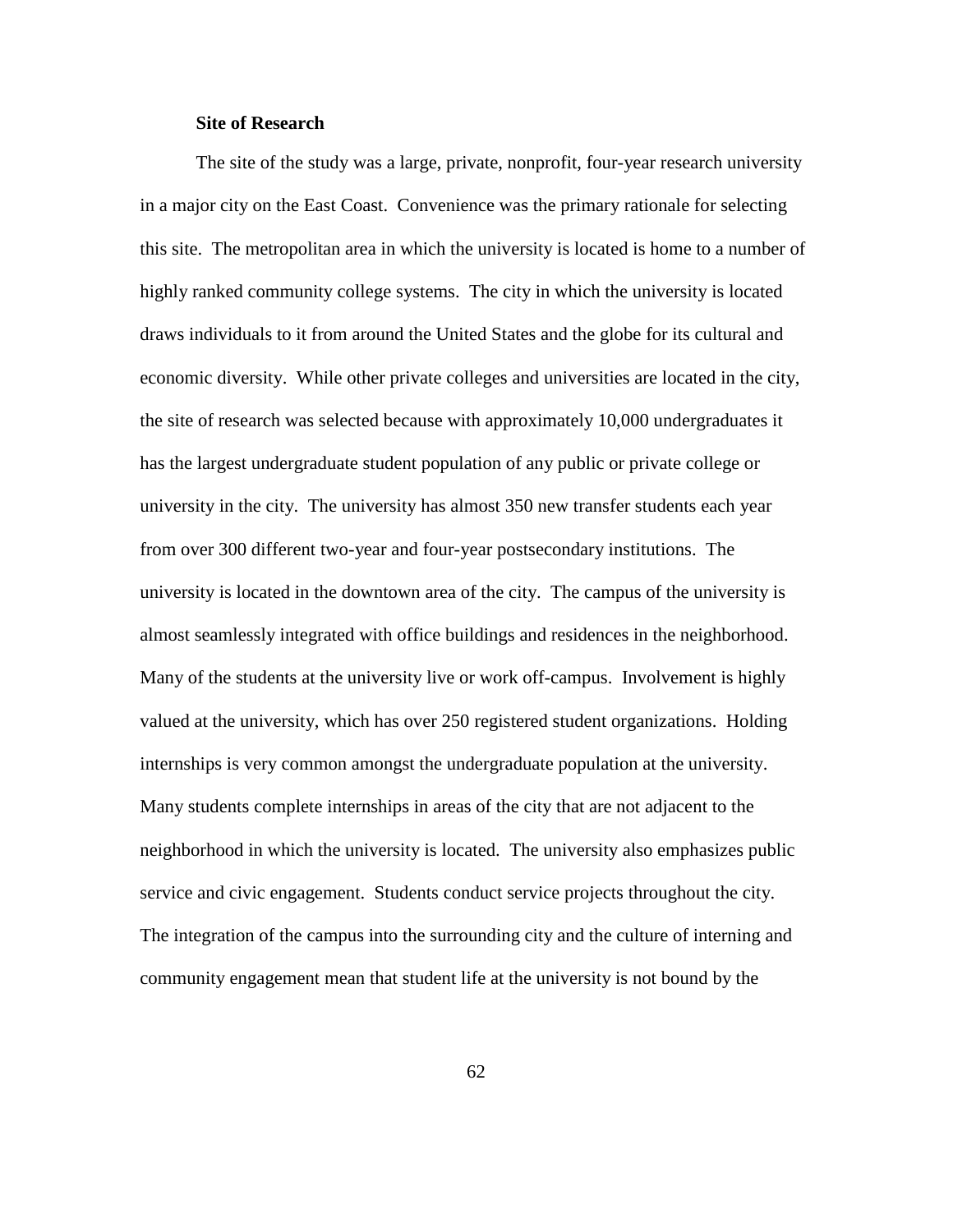**Site of Research**

The site of the study was a large, private, nonprofit, four-year research university in a major city on the East Coast. Convenience was the primary rationale for selecting this site. The metropolitan area in which the university is located is home to a number of highly ranked community college systems. The city in which the university is located draws individuals to it from around the United States and the globe for its cultural and economic diversity. While other private colleges and universities are located in the city, the site of research was selected because with approximately 10,000 undergraduates it has the largest undergraduate student population of any public or private college or university in the city. The university has almost 350 new transfer students each year from over 300 different two-year and four-year postsecondary institutions. The university is located in the downtown area of the city. The campus of the university is almost seamlessly integrated with office buildings and residences in the neighborhood. Many of the students at the university live or work off-campus. Involvement is highly valued at the university, which has over 250 registered student organizations. Holding internships is very common amongst the undergraduate population at the university. Many students complete internships in areas of the city that are not adjacent to the neighborhood in which the university is located. The university also emphasizes public service and civic engagement. Students conduct service projects throughout the city. The integration of the campus into the surrounding city and the culture of interning and community engagement mean that student life at the university is not bound by the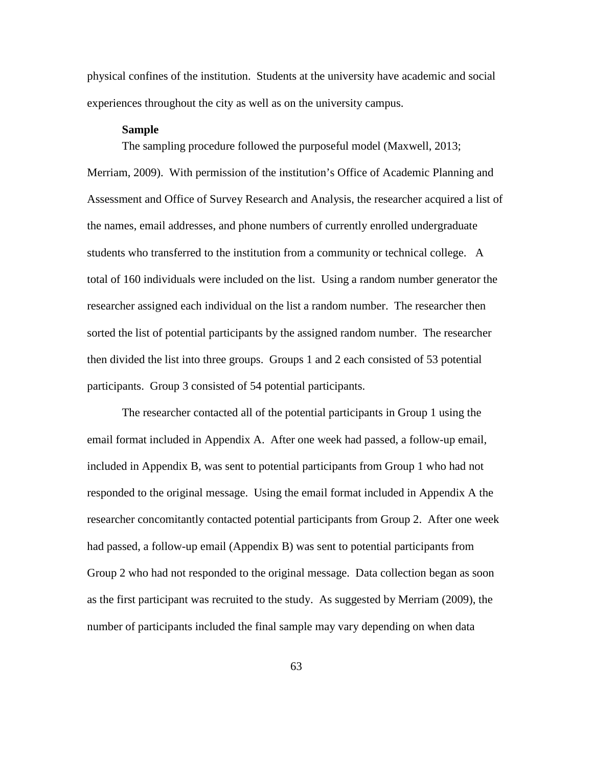physical confines of the institution. Students at the university have academic and social experiences throughout the city as well as on the university campus.

**Sample**

The sampling procedure followed the purposeful model (Maxwell, 2013; Merriam, 2009). With permission of the institution's Office of Academic Planning and Assessment and Office of Survey Research and Analysis, the researcher acquired a list of the names, email addresses, and phone numbers of currently enrolled undergraduate students who transferred to the institution from a community or technical college. A total of 160 individuals were included on the list. Using a random number generator the researcher assigned each individual on the list a random number. The researcher then sorted the list of potential participants by the assigned random number. The researcher then divided the list into three groups. Groups 1 and 2 each consisted of 53 potential participants. Group 3 consisted of 54 potential participants.

The researcher contacted all of the potential participants in Group 1 using the email format included in Appendix A. After one week had passed, a follow-up email, included in Appendix B, was sent to potential participants from Group 1 who had not responded to the original message. Using the email format included in Appendix A the researcher concomitantly contacted potential participants from Group 2. After one week had passed, a follow-up email (Appendix B) was sent to potential participants from Group 2 who had not responded to the original message. Data collection began as soon as the first participant was recruited to the study. As suggested by Merriam (2009), the number of participants included the final sample may vary depending on when data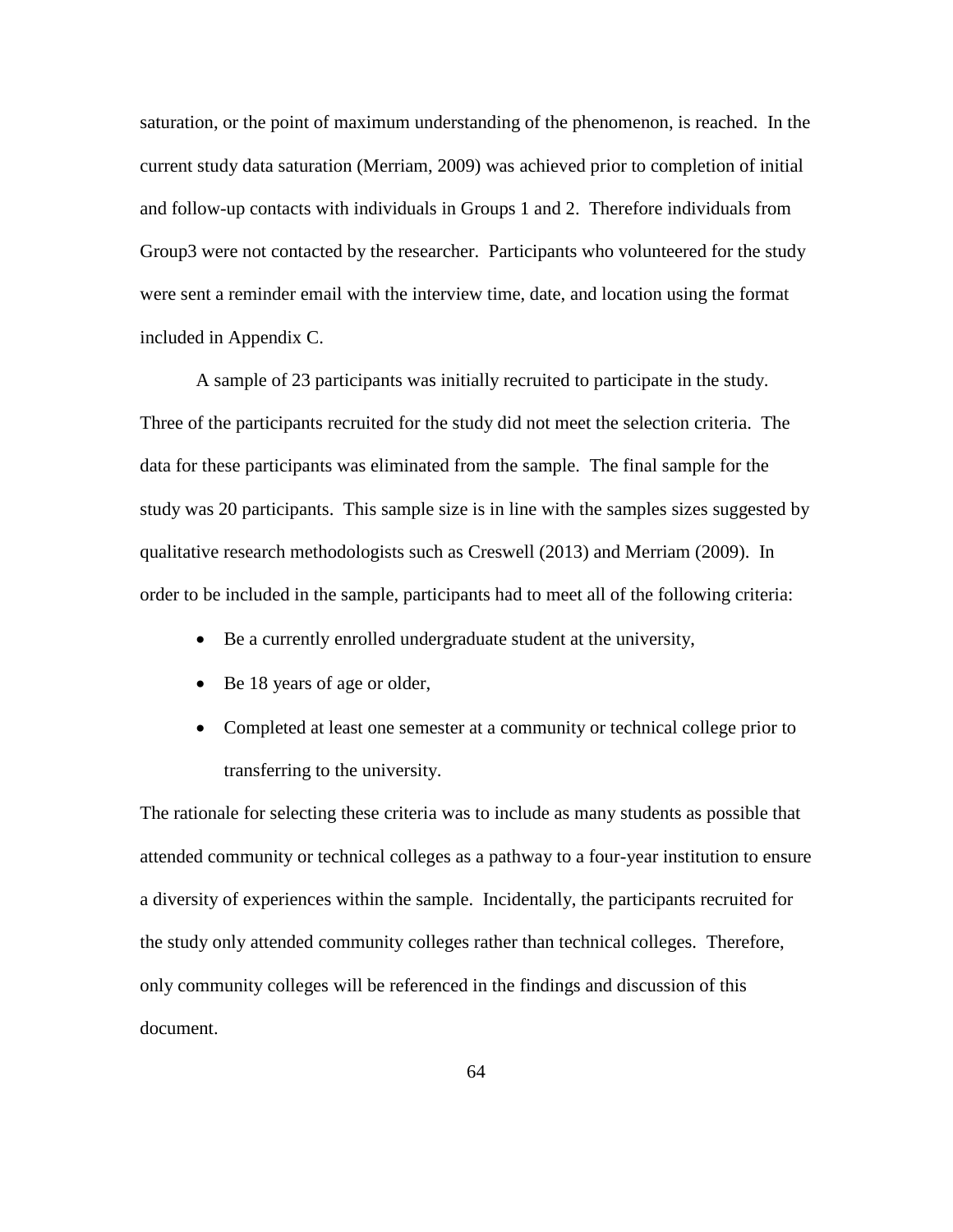saturation, or the point of maximum understanding of the phenomenon, is reached. In the current study data saturation (Merriam, 2009) was achieved prior to completion of initial and follow-up contacts with individuals in Groups 1 and 2. Therefore individuals from Group3 were not contacted by the researcher. Participants who volunteered for the study were sent a reminder email with the interview time, date, and location using the format included in Appendix C.

A sample of 23 participants was initially recruited to participate in the study. Three of the participants recruited for the study did not meet the selection criteria. The data for these participants was eliminated from the sample. The final sample for the study was 20 participants. This sample size is in line with the samples sizes suggested by qualitative research methodologists such as Creswell (2013) and Merriam (2009). In order to be included in the sample, participants had to meet all of the following criteria:

- Be a currently enrolled undergraduate student at the university,
- Be 18 years of age or older,
- Completed at least one semester at a community or technical college prior to transferring to the university.

The rationale for selecting these criteria was to include as many students as possible that attended community or technical colleges as a pathway to a four-year institution to ensure a diversity of experiences within the sample. Incidentally, the participants recruited for the study only attended community colleges rather than technical colleges. Therefore, only community colleges will be referenced in the findings and discussion of this document.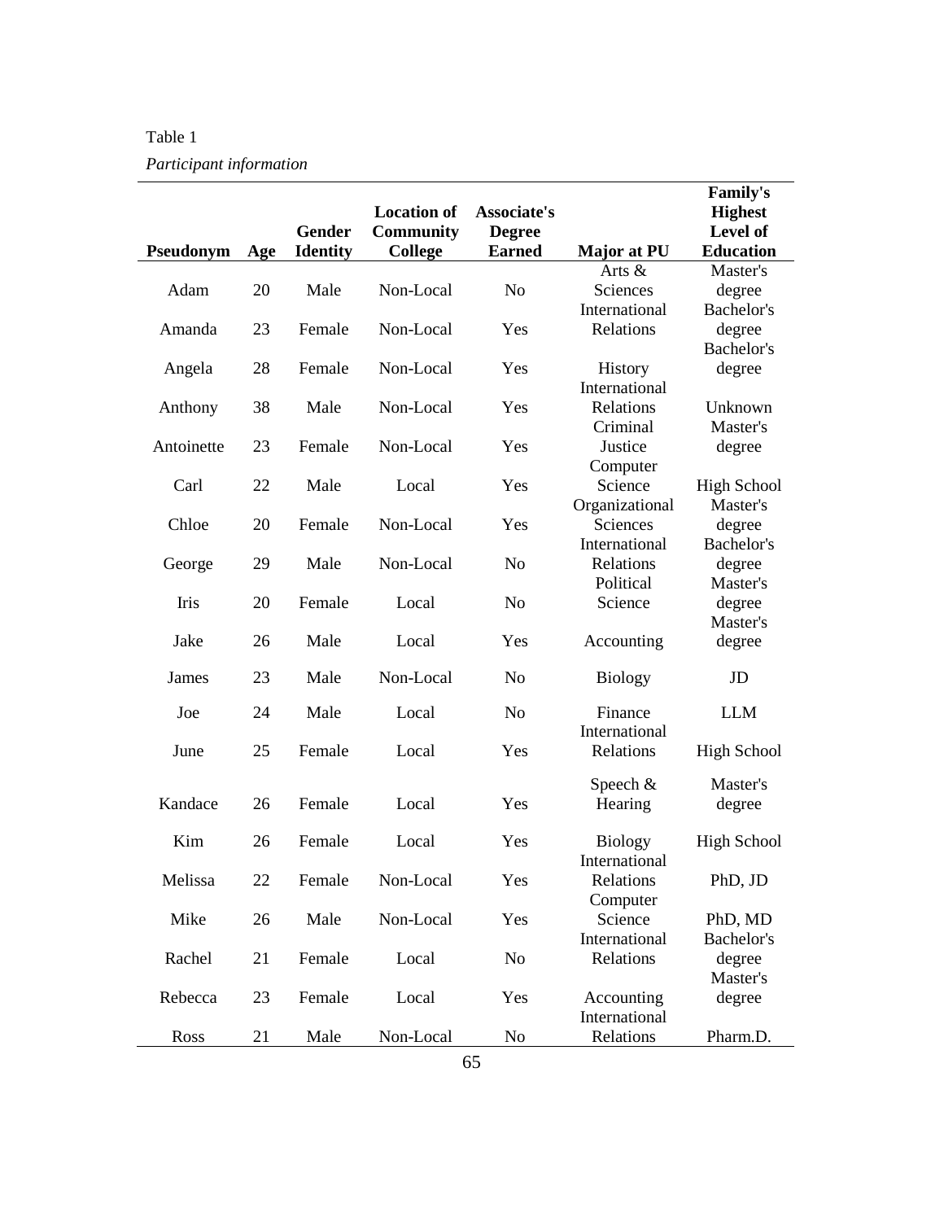Table 1

*Participant information*

| Pseudonym | Age | Gender Identity | Location of Community College | Associate's Degree Earned | Major at PU | Family's Highest Level of Education |
|---|---|---|---|---|---|---|
| Adam | 20 | Male | Non-Local | No | Arts & Sciences | Master's degree |
| Amanda | 23 | Female | Non-Local | Yes | International Relations | Bachelor's degree |
| Angela | 28 | Female | Non-Local | Yes | History | Bachelor's degree |
| Anthony | 38 | Male | Non-Local | Yes | International Relations | Unknown |
| Antoinette | 23 | Female | Non-Local | Yes | Criminal Justice | Master's degree |
| Carl | 22 | Male | Local | Yes | Computer Science | High School |
| Chloe | 20 | Female | Non-Local | Yes | Organizational Sciences | Master's degree |
| George | 29 | Male | Non-Local | No | International Relations | Bachelor's degree |
| Iris | 20 | Female | Local | No | Political Science | Master's degree |
| Jake | 26 | Male | Local | Yes | Accounting | Master's degree |
| James | 23 | Male | Non-Local | No | Biology | JD |
| Joe | 24 | Male | Local | No | Finance | LLM |
| June | 25 | Female | Local | Yes | International Relations | High School |
| Kandace | 26 | Female | Local | Yes | Speech & Hearing | Master's degree |
| Kim | 26 | Female | Local | Yes | Biology | High School |
| Melissa | 22 | Female | Non-Local | Yes | International Relations | PhD, JD |
| Mike | 26 | Male | Non-Local | Yes | Computer Science | PhD, MD |
| Rachel | 21 | Female | Local | No | International Relations | Bachelor's degree |
| Rebecca | 23 | Female | Local | Yes | Accounting | Master's degree |
| Ross | 21 | Male | Non-Local | No | International Relations | Pharm.D. |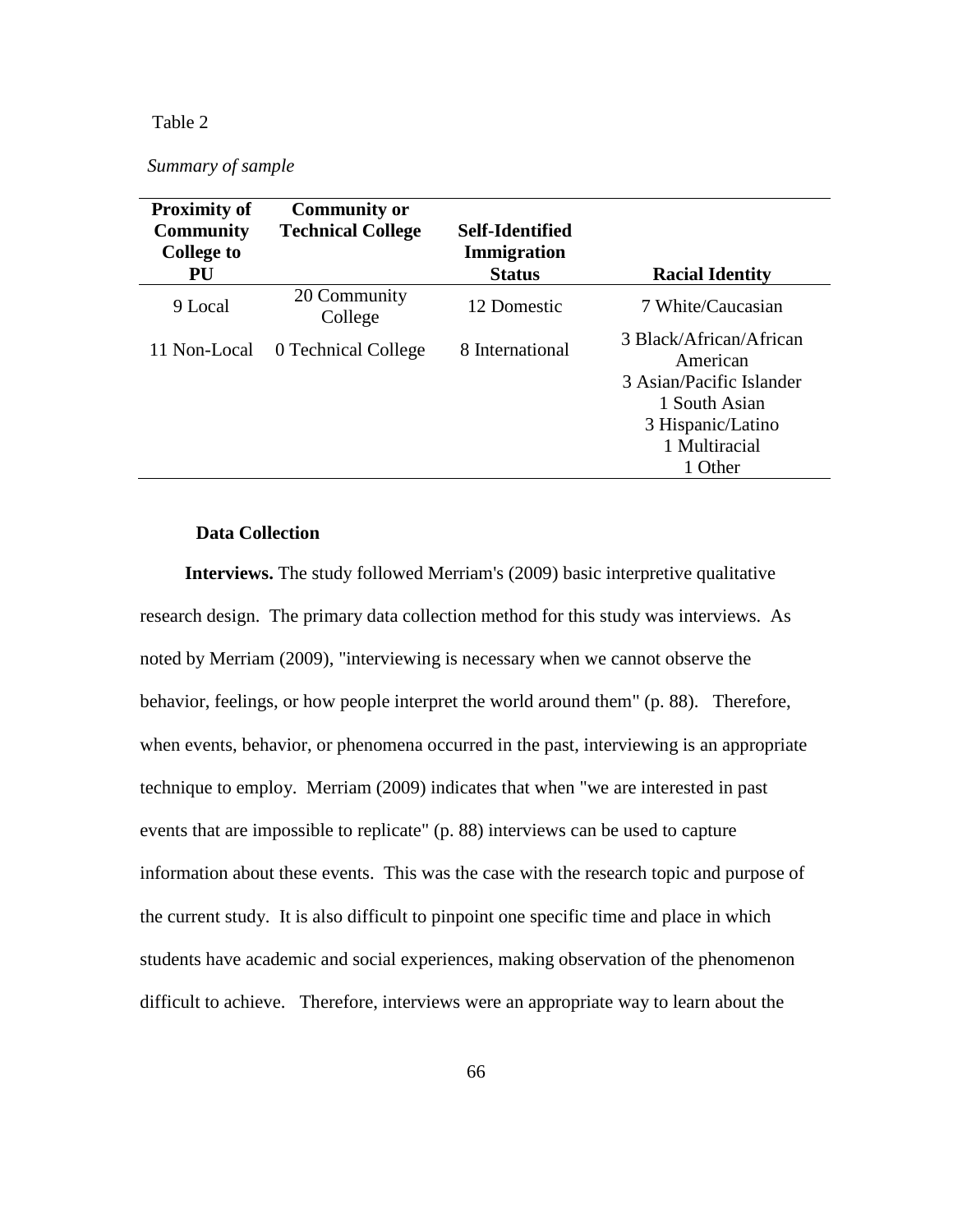Table 2

*Summary of sample*

| Proximity of Community College to PU | Community or Technical College | Self-Identified Immigration Status | Racial Identity |
|---|---|---|---|
| 9 Local | 20 Community College | 12 Domestic | 7 White/Caucasian |
| 11 Non-Local | 0 Technical College | 8 International | 3 Black/African/African American |
| | | | 3 Asian/Pacific Islander |
| | | | 1 South Asian |
| | | | 3 Hispanic/Latino |
| | | | 1 Multiracial |
| | | | 1 Other |

### Data Collection

**Interviews.** The study followed Merriam's (2009) basic interpretive qualitative research design. The primary data collection method for this study was interviews. As noted by Merriam (2009), "interviewing is necessary when we cannot observe the behavior, feelings, or how people interpret the world around them" (p. 88). Therefore, when events, behavior, or phenomena occurred in the past, interviewing is an appropriate technique to employ. Merriam (2009) indicates that when "we are interested in past events that are impossible to replicate" (p. 88) interviews can be used to capture information about these events. This was the case with the research topic and purpose of the current study. It is also difficult to pinpoint one specific time and place in which students have academic and social experiences, making observation of the phenomenon difficult to achieve. Therefore, interviews were an appropriate way to learn about the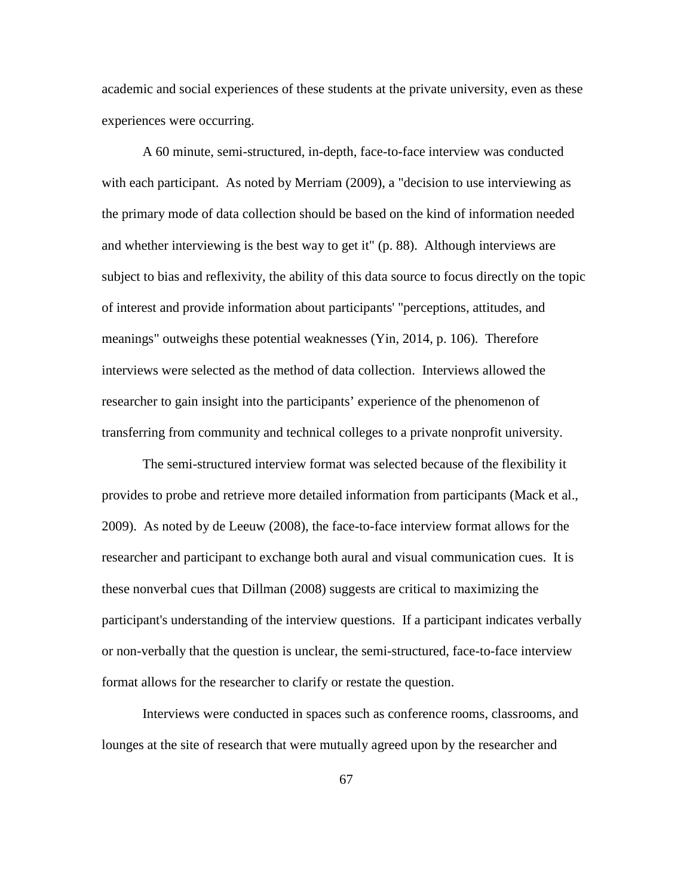academic and social experiences of these students at the private university, even as these experiences were occurring.

A 60 minute, semi-structured, in-depth, face-to-face interview was conducted with each participant. As noted by Merriam (2009), a "decision to use interviewing as the primary mode of data collection should be based on the kind of information needed and whether interviewing is the best way to get it" (p. 88). Although interviews are subject to bias and reflexivity, the ability of this data source to focus directly on the topic of interest and provide information about participants' "perceptions, attitudes, and meanings" outweighs these potential weaknesses (Yin, 2014, p. 106). Therefore interviews were selected as the method of data collection. Interviews allowed the researcher to gain insight into the participants' experience of the phenomenon of transferring from community and technical colleges to a private nonprofit university.

The semi-structured interview format was selected because of the flexibility it provides to probe and retrieve more detailed information from participants (Mack et al., 2009). As noted by de Leeuw (2008), the face-to-face interview format allows for the researcher and participant to exchange both aural and visual communication cues. It is these nonverbal cues that Dillman (2008) suggests are critical to maximizing the participant's understanding of the interview questions. If a participant indicates verbally or non-verbally that the question is unclear, the semi-structured, face-to-face interview format allows for the researcher to clarify or restate the question.

Interviews were conducted in spaces such as conference rooms, classrooms, and lounges at the site of research that were mutually agreed upon by the researcher and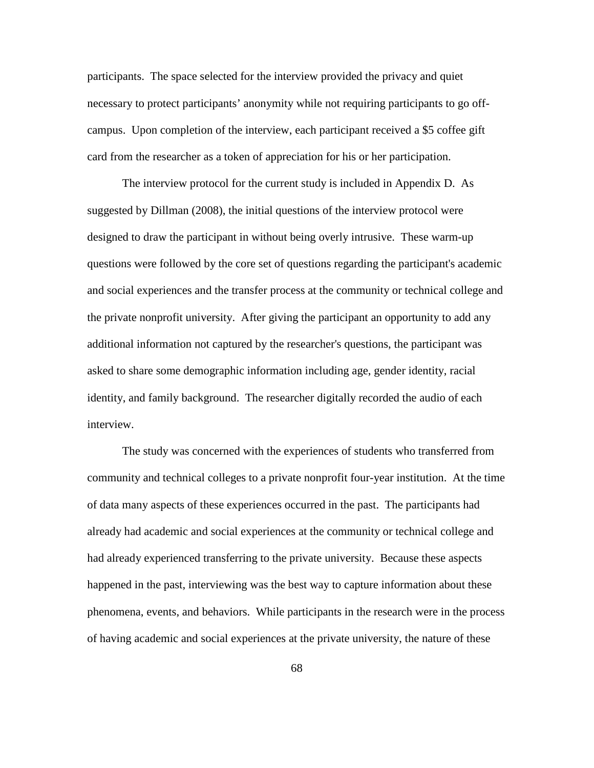participants. The space selected for the interview provided the privacy and quiet necessary to protect participants' anonymity while not requiring participants to go off-campus. Upon completion of the interview, each participant received a $5 coffee gift card from the researcher as a token of appreciation for his or her participation.

The interview protocol for the current study is included in Appendix D. As suggested by Dillman (2008), the initial questions of the interview protocol were designed to draw the participant in without being overly intrusive. These warm-up questions were followed by the core set of questions regarding the participant's academic and social experiences and the transfer process at the community or technical college and the private nonprofit university. After giving the participant an opportunity to add any additional information not captured by the researcher's questions, the participant was asked to share some demographic information including age, gender identity, racial identity, and family background. The researcher digitally recorded the audio of each interview.

The study was concerned with the experiences of students who transferred from community and technical colleges to a private nonprofit four-year institution. At the time of data many aspects of these experiences occurred in the past. The participants had already had academic and social experiences at the community or technical college and had already experienced transferring to the private university. Because these aspects happened in the past, interviewing was the best way to capture information about these phenomena, events, and behaviors. While participants in the research were in the process of having academic and social experiences at the private university, the nature of these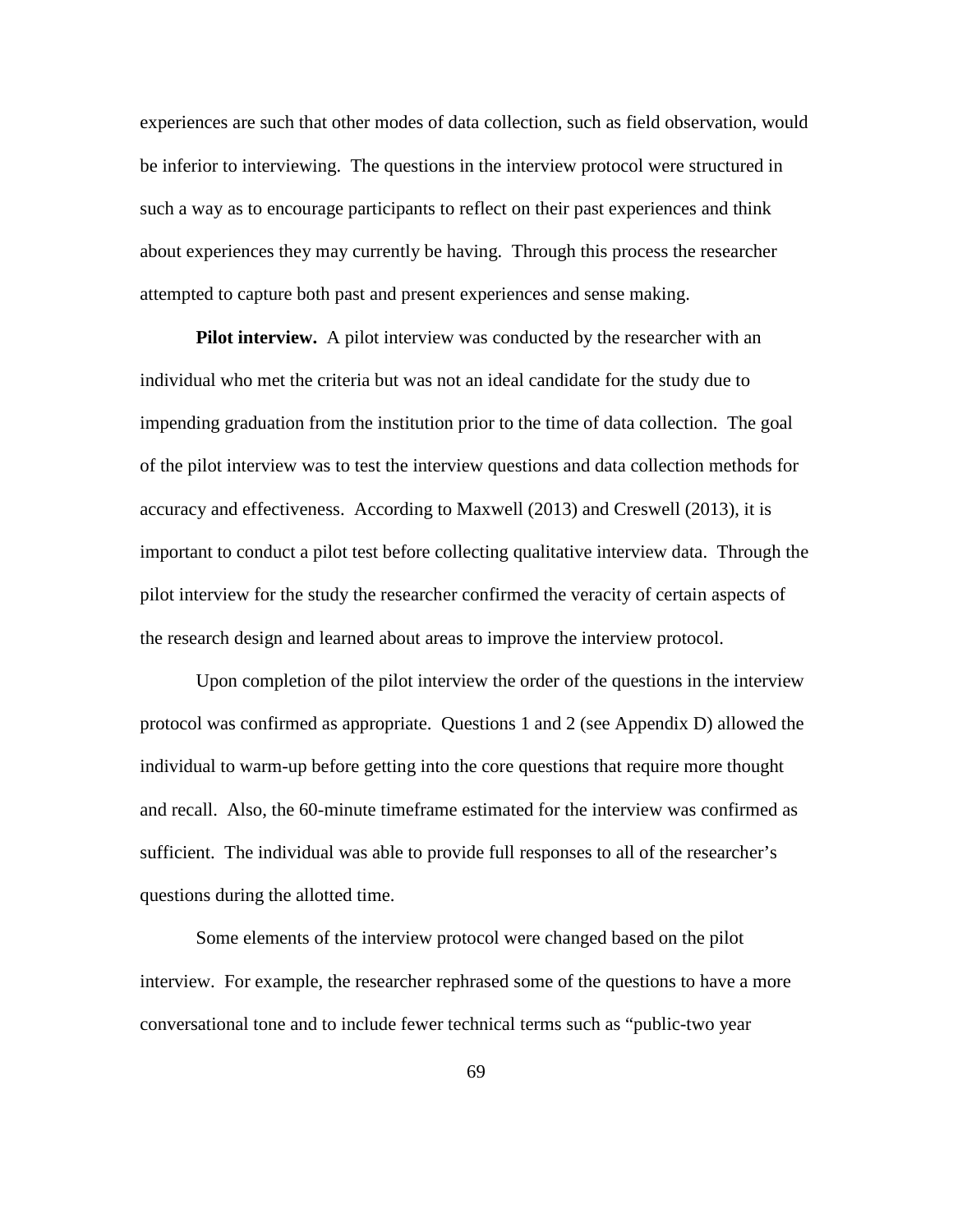experiences are such that other modes of data collection, such as field observation, would be inferior to interviewing. The questions in the interview protocol were structured in such a way as to encourage participants to reflect on their past experiences and think about experiences they may currently be having. Through this process the researcher attempted to capture both past and present experiences and sense making.

**Pilot interview.** A pilot interview was conducted by the researcher with an individual who met the criteria but was not an ideal candidate for the study due to impending graduation from the institution prior to the time of data collection. The goal of the pilot interview was to test the interview questions and data collection methods for accuracy and effectiveness. According to Maxwell (2013) and Creswell (2013), it is important to conduct a pilot test before collecting qualitative interview data. Through the pilot interview for the study the researcher confirmed the veracity of certain aspects of the research design and learned about areas to improve the interview protocol.

Upon completion of the pilot interview the order of the questions in the interview protocol was confirmed as appropriate. Questions 1 and 2 (see Appendix D) allowed the individual to warm-up before getting into the core questions that require more thought and recall. Also, the 60-minute timeframe estimated for the interview was confirmed as sufficient. The individual was able to provide full responses to all of the researcher's questions during the allotted time.

Some elements of the interview protocol were changed based on the pilot interview. For example, the researcher rephrased some of the questions to have a more conversational tone and to include fewer technical terms such as "public-two year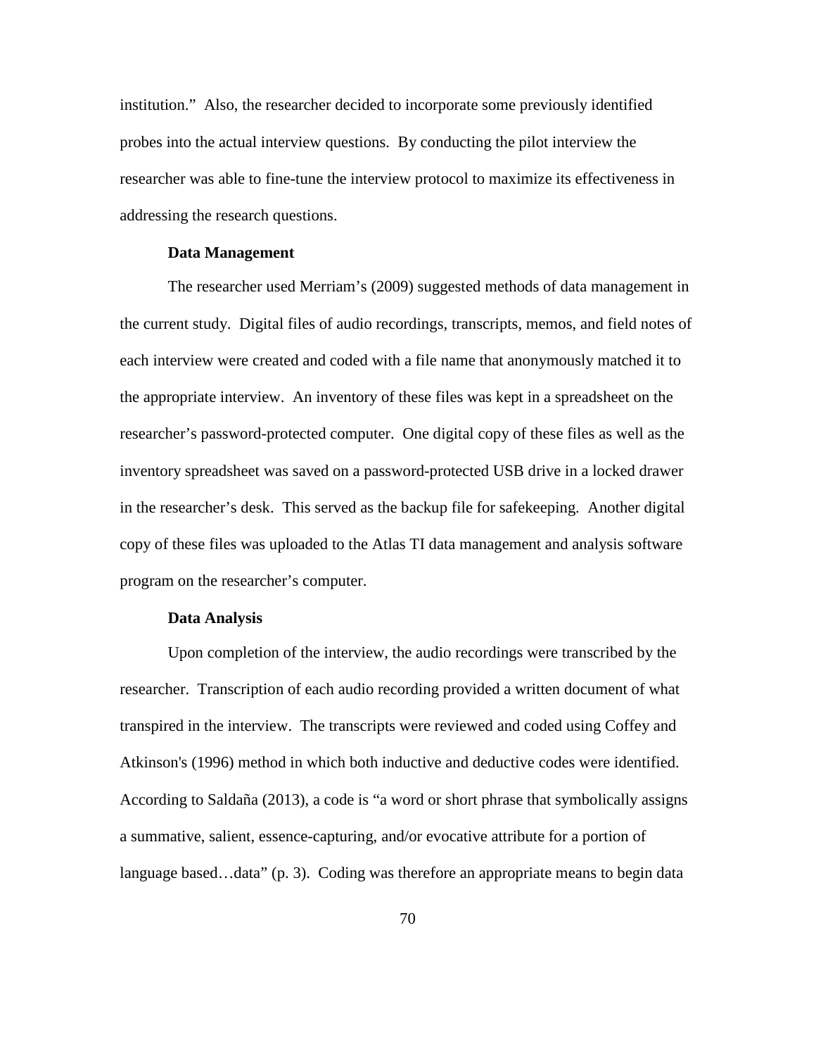institution." Also, the researcher decided to incorporate some previously identified probes into the actual interview questions. By conducting the pilot interview the researcher was able to fine-tune the interview protocol to maximize its effectiveness in addressing the research questions.

### Data Management

The researcher used Merriam's (2009) suggested methods of data management in the current study. Digital files of audio recordings, transcripts, memos, and field notes of each interview were created and coded with a file name that anonymously matched it to the appropriate interview. An inventory of these files was kept in a spreadsheet on the researcher's password-protected computer. One digital copy of these files as well as the inventory spreadsheet was saved on a password-protected USB drive in a locked drawer in the researcher's desk. This served as the backup file for safekeeping. Another digital copy of these files was uploaded to the Atlas TI data management and analysis software program on the researcher's computer.

### Data Analysis

Upon completion of the interview, the audio recordings were transcribed by the researcher. Transcription of each audio recording provided a written document of what transpired in the interview. The transcripts were reviewed and coded using Coffey and Atkinson's (1996) method in which both inductive and deductive codes were identified. According to Saldaña (2013), a code is "a word or short phrase that symbolically assigns a summative, salient, essence-capturing, and/or evocative attribute for a portion of language based…data" (p. 3). Coding was therefore an appropriate means to begin data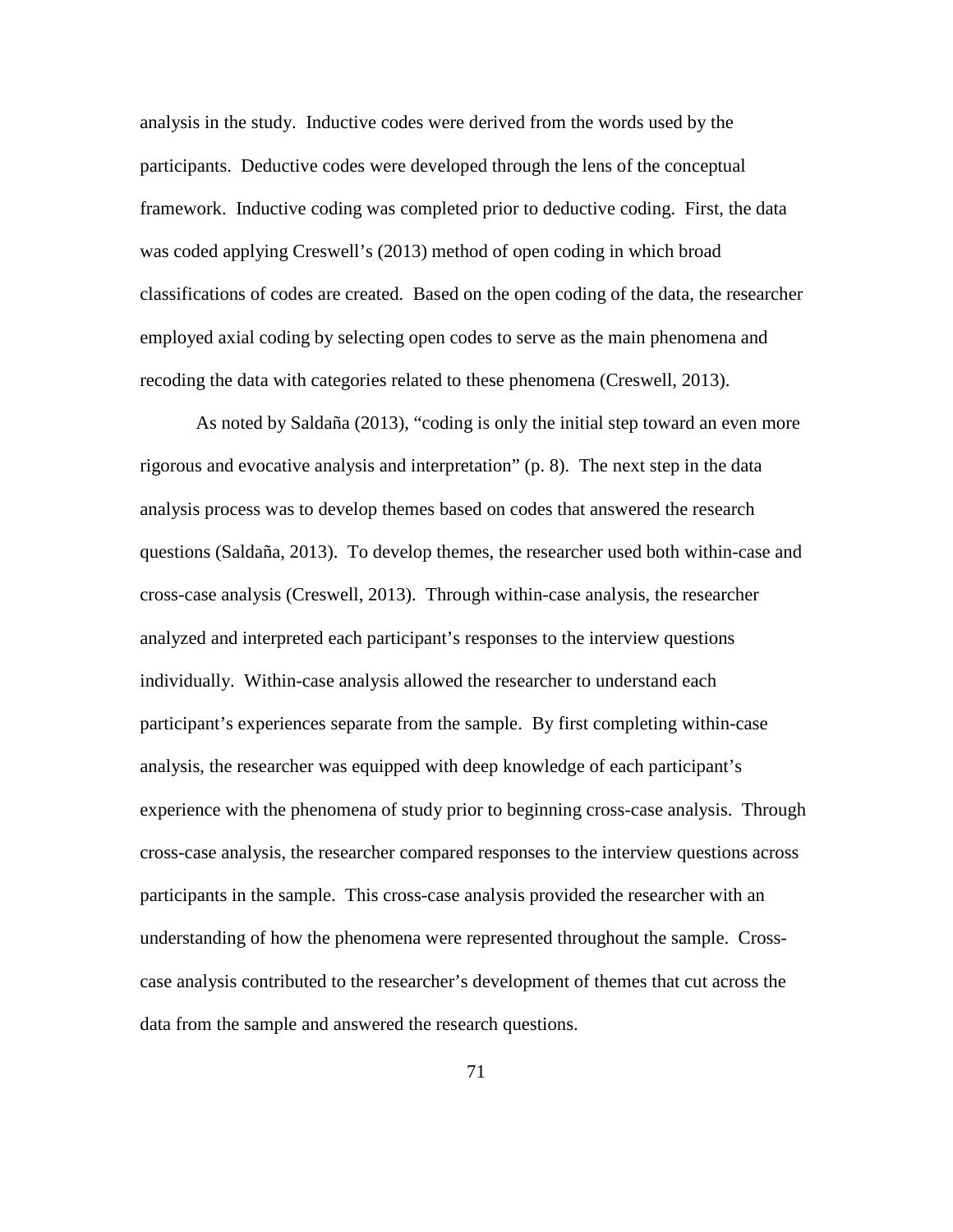analysis in the study. Inductive codes were derived from the words used by the participants. Deductive codes were developed through the lens of the conceptual framework. Inductive coding was completed prior to deductive coding. First, the data was coded applying Creswell's (2013) method of open coding in which broad classifications of codes are created. Based on the open coding of the data, the researcher employed axial coding by selecting open codes to serve as the main phenomena and recoding the data with categories related to these phenomena (Creswell, 2013).

As noted by Saldaña (2013), "coding is only the initial step toward an even more rigorous and evocative analysis and interpretation" (p. 8). The next step in the data analysis process was to develop themes based on codes that answered the research questions (Saldaña, 2013). To develop themes, the researcher used both within-case and cross-case analysis (Creswell, 2013). Through within-case analysis, the researcher analyzed and interpreted each participant's responses to the interview questions individually. Within-case analysis allowed the researcher to understand each participant's experiences separate from the sample. By first completing within-case analysis, the researcher was equipped with deep knowledge of each participant's experience with the phenomena of study prior to beginning cross-case analysis. Through cross-case analysis, the researcher compared responses to the interview questions across participants in the sample. This cross-case analysis provided the researcher with an understanding of how the phenomena were represented throughout the sample. Cross-case analysis contributed to the researcher's development of themes that cut across the data from the sample and answered the research questions.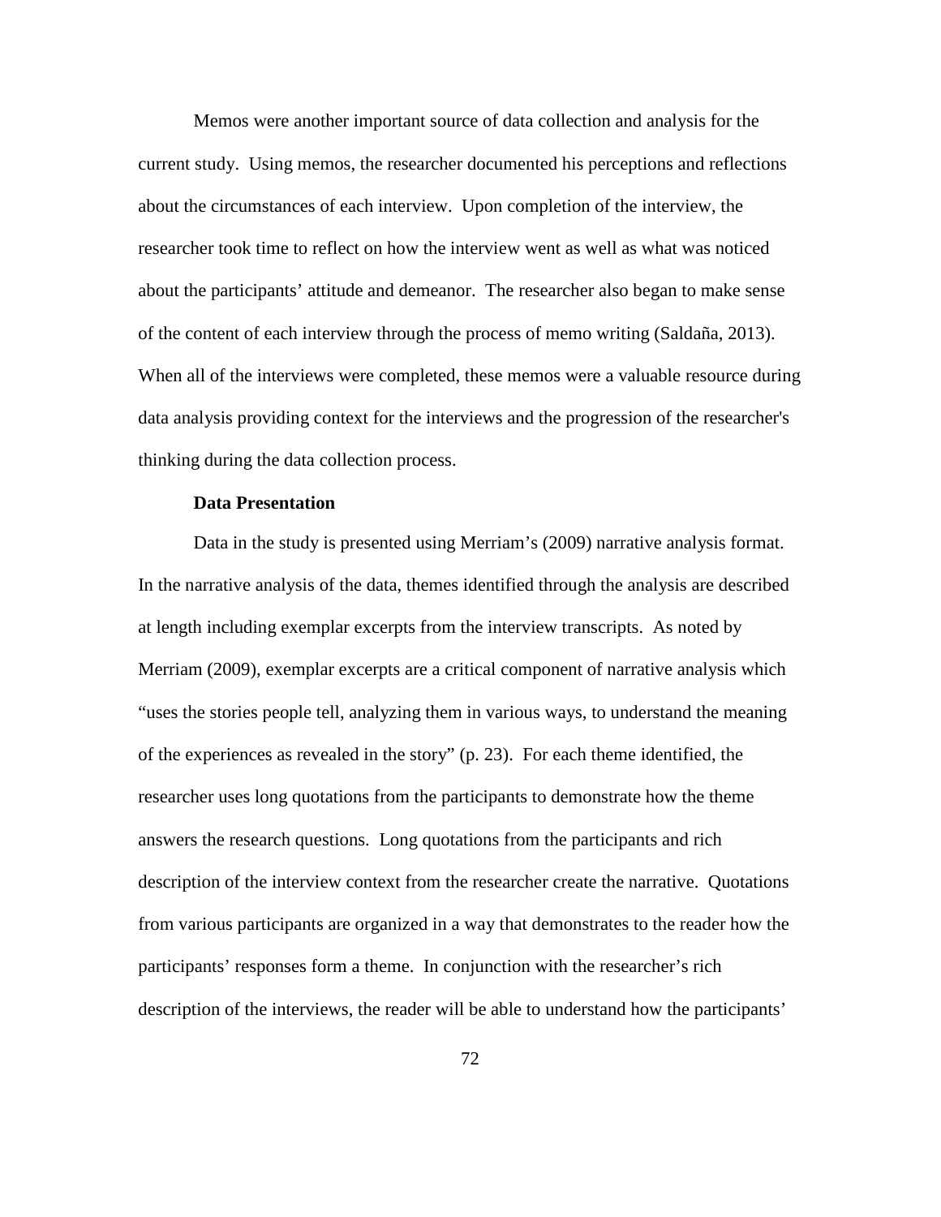Memos were another important source of data collection and analysis for the current study. Using memos, the researcher documented his perceptions and reflections about the circumstances of each interview. Upon completion of the interview, the researcher took time to reflect on how the interview went as well as what was noticed about the participants' attitude and demeanor. The researcher also began to make sense of the content of each interview through the process of memo writing (Saldaña, 2013). When all of the interviews were completed, these memos were a valuable resource during data analysis providing context for the interviews and the progression of the researcher's thinking during the data collection process.

**Data Presentation**

Data in the study is presented using Merriam's (2009) narrative analysis format. In the narrative analysis of the data, themes identified through the analysis are described at length including exemplar excerpts from the interview transcripts. As noted by Merriam (2009), exemplar excerpts are a critical component of narrative analysis which "uses the stories people tell, analyzing them in various ways, to understand the meaning of the experiences as revealed in the story" (p. 23). For each theme identified, the researcher uses long quotations from the participants to demonstrate how the theme answers the research questions. Long quotations from the participants and rich description of the interview context from the researcher create the narrative. Quotations from various participants are organized in a way that demonstrates to the reader how the participants' responses form a theme. In conjunction with the researcher's rich description of the interviews, the reader will be able to understand how the participants'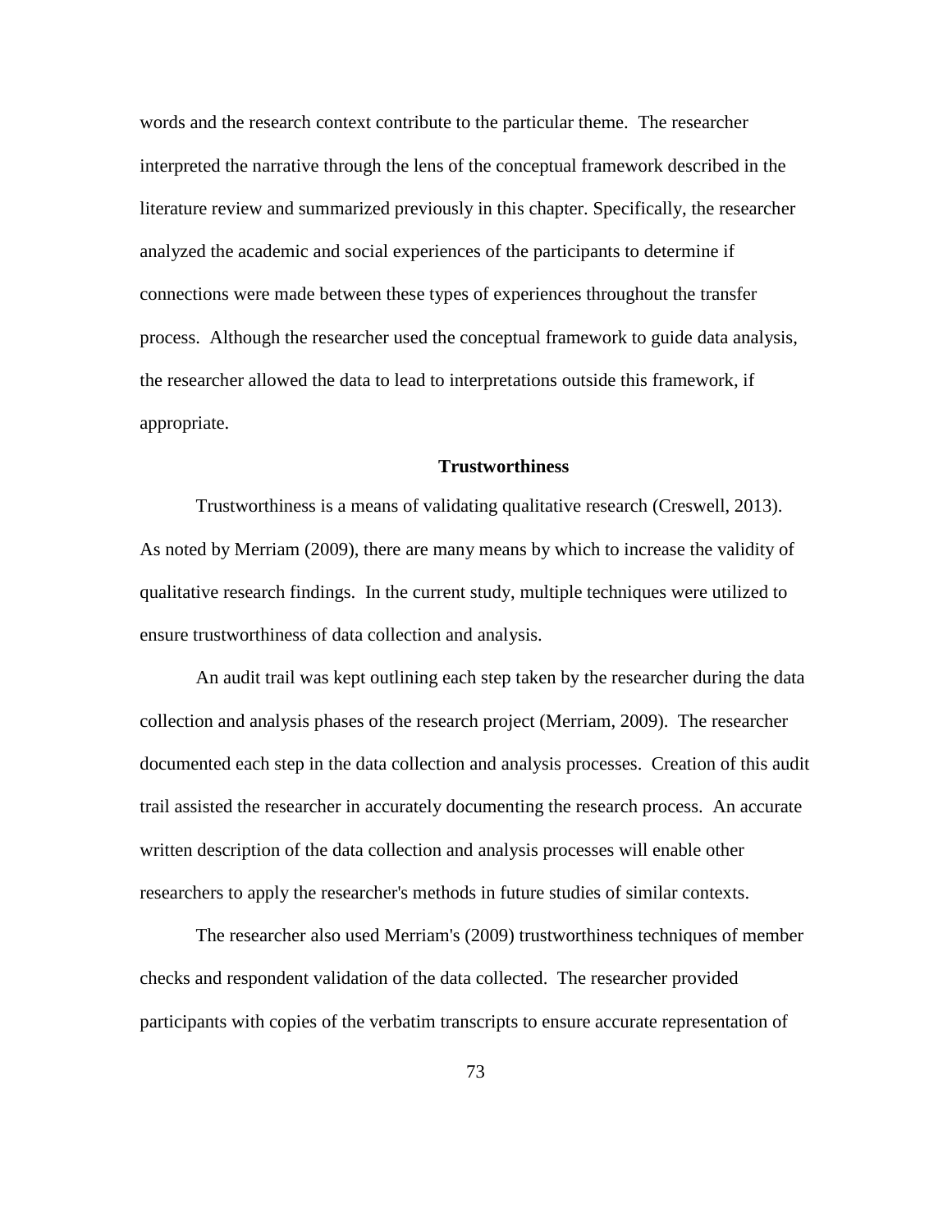words and the research context contribute to the particular theme. The researcher interpreted the narrative through the lens of the conceptual framework described in the literature review and summarized previously in this chapter. Specifically, the researcher analyzed the academic and social experiences of the participants to determine if connections were made between these types of experiences throughout the transfer process. Although the researcher used the conceptual framework to guide data analysis, the researcher allowed the data to lead to interpretations outside this framework, if appropriate.

## Trustworthiness

Trustworthiness is a means of validating qualitative research (Creswell, 2013). As noted by Merriam (2009), there are many means by which to increase the validity of qualitative research findings. In the current study, multiple techniques were utilized to ensure trustworthiness of data collection and analysis.

An audit trail was kept outlining each step taken by the researcher during the data collection and analysis phases of the research project (Merriam, 2009). The researcher documented each step in the data collection and analysis processes. Creation of this audit trail assisted the researcher in accurately documenting the research process. An accurate written description of the data collection and analysis processes will enable other researchers to apply the researcher's methods in future studies of similar contexts.

The researcher also used Merriam's (2009) trustworthiness techniques of member checks and respondent validation of the data collected. The researcher provided participants with copies of the verbatim transcripts to ensure accurate representation of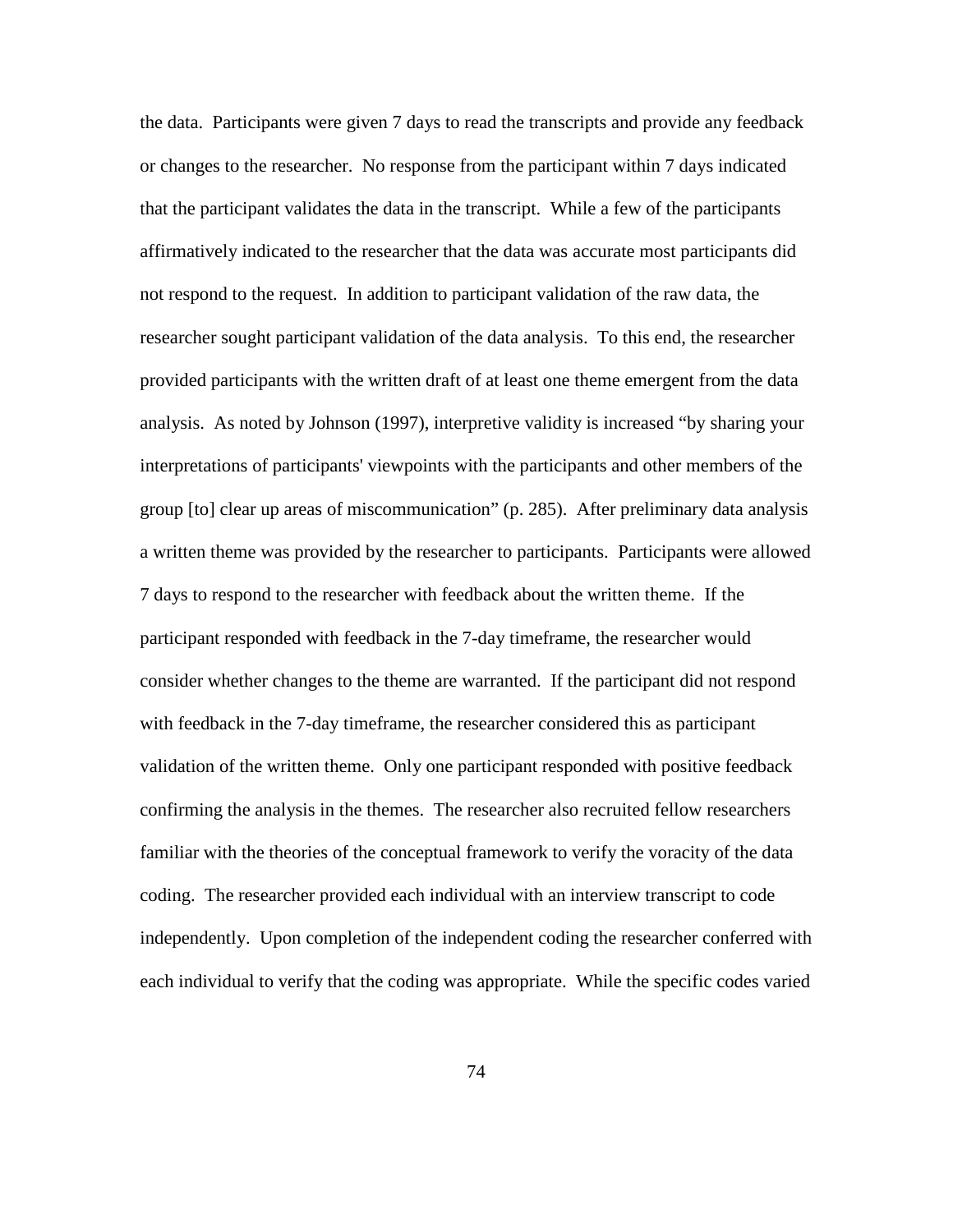the data. Participants were given 7 days to read the transcripts and provide any feedback or changes to the researcher. No response from the participant within 7 days indicated that the participant validates the data in the transcript. While a few of the participants affirmatively indicated to the researcher that the data was accurate most participants did not respond to the request. In addition to participant validation of the raw data, the researcher sought participant validation of the data analysis. To this end, the researcher provided participants with the written draft of at least one theme emergent from the data analysis. As noted by Johnson (1997), interpretive validity is increased "by sharing your interpretations of participants' viewpoints with the participants and other members of the group [to] clear up areas of miscommunication" (p. 285). After preliminary data analysis a written theme was provided by the researcher to participants. Participants were allowed 7 days to respond to the researcher with feedback about the written theme. If the participant responded with feedback in the 7-day timeframe, the researcher would consider whether changes to the theme are warranted. If the participant did not respond with feedback in the 7-day timeframe, the researcher considered this as participant validation of the written theme. Only one participant responded with positive feedback confirming the analysis in the themes. The researcher also recruited fellow researchers familiar with the theories of the conceptual framework to verify the voracity of the data coding. The researcher provided each individual with an interview transcript to code independently. Upon completion of the independent coding the researcher conferred with each individual to verify that the coding was appropriate. While the specific codes varied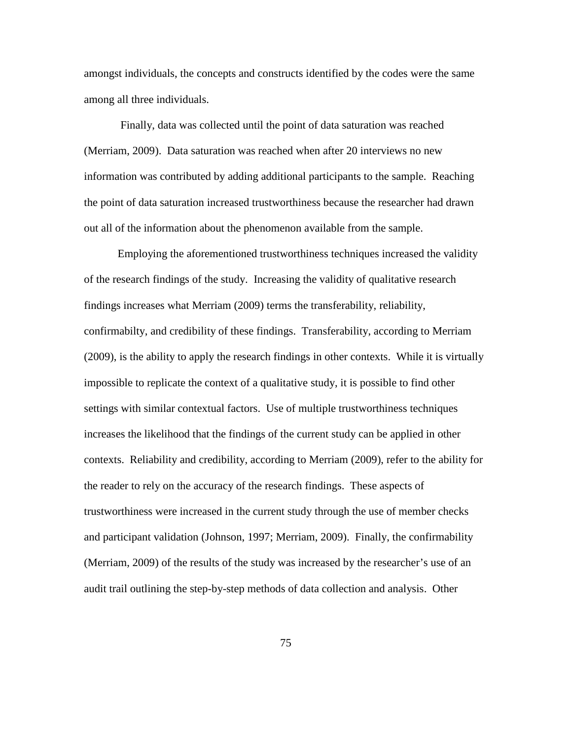amongst individuals, the concepts and constructs identified by the codes were the same among all three individuals.

Finally, data was collected until the point of data saturation was reached (Merriam, 2009). Data saturation was reached when after 20 interviews no new information was contributed by adding additional participants to the sample. Reaching the point of data saturation increased trustworthiness because the researcher had drawn out all of the information about the phenomenon available from the sample.

Employing the aforementioned trustworthiness techniques increased the validity of the research findings of the study. Increasing the validity of qualitative research findings increases what Merriam (2009) terms the transferability, reliability, confirmabilty, and credibility of these findings. Transferability, according to Merriam (2009), is the ability to apply the research findings in other contexts. While it is virtually impossible to replicate the context of a qualitative study, it is possible to find other settings with similar contextual factors. Use of multiple trustworthiness techniques increases the likelihood that the findings of the current study can be applied in other contexts. Reliability and credibility, according to Merriam (2009), refer to the ability for the reader to rely on the accuracy of the research findings. These aspects of trustworthiness were increased in the current study through the use of member checks and participant validation (Johnson, 1997; Merriam, 2009). Finally, the confirmability (Merriam, 2009) of the results of the study was increased by the researcher's use of an audit trail outlining the step-by-step methods of data collection and analysis. Other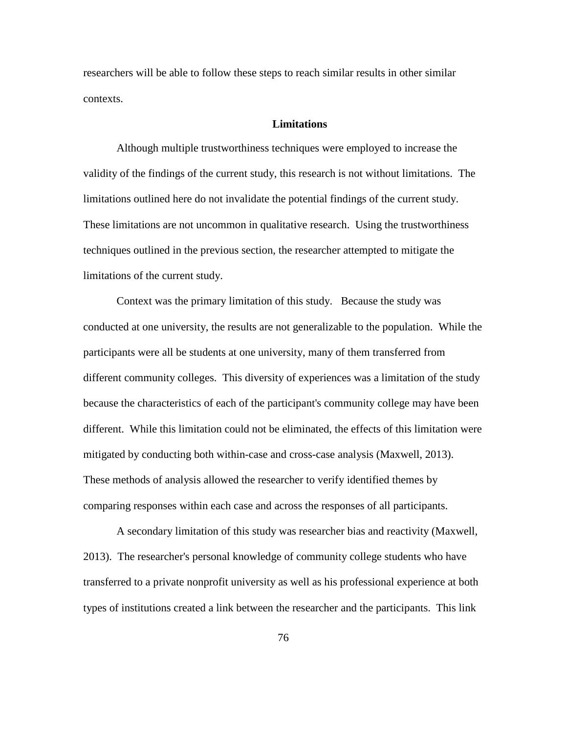researchers will be able to follow these steps to reach similar results in other similar contexts.

## Limitations

Although multiple trustworthiness techniques were employed to increase the validity of the findings of the current study, this research is not without limitations. The limitations outlined here do not invalidate the potential findings of the current study. These limitations are not uncommon in qualitative research. Using the trustworthiness techniques outlined in the previous section, the researcher attempted to mitigate the limitations of the current study.

Context was the primary limitation of this study. Because the study was conducted at one university, the results are not generalizable to the population. While the participants were all be students at one university, many of them transferred from different community colleges. This diversity of experiences was a limitation of the study because the characteristics of each of the participant's community college may have been different. While this limitation could not be eliminated, the effects of this limitation were mitigated by conducting both within-case and cross-case analysis (Maxwell, 2013). These methods of analysis allowed the researcher to verify identified themes by comparing responses within each case and across the responses of all participants.

A secondary limitation of this study was researcher bias and reactivity (Maxwell, 2013). The researcher's personal knowledge of community college students who have transferred to a private nonprofit university as well as his professional experience at both types of institutions created a link between the researcher and the participants. This link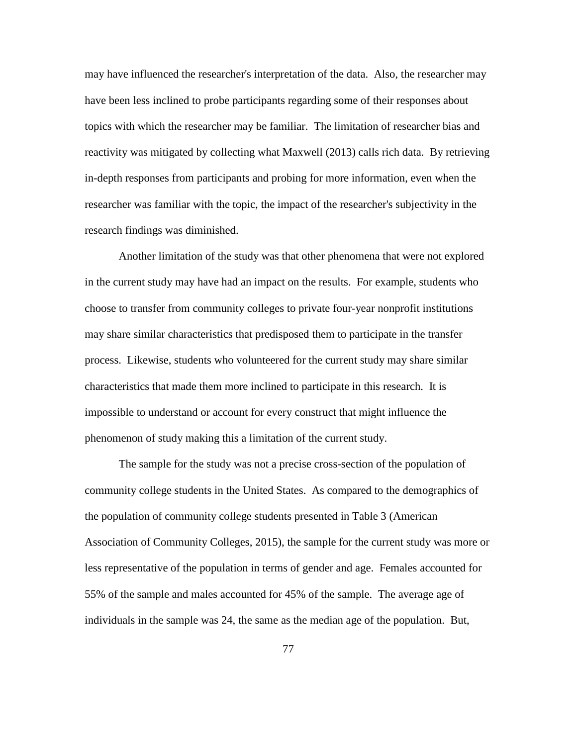may have influenced the researcher's interpretation of the data. Also, the researcher may have been less inclined to probe participants regarding some of their responses about topics with which the researcher may be familiar. The limitation of researcher bias and reactivity was mitigated by collecting what Maxwell (2013) calls rich data. By retrieving in-depth responses from participants and probing for more information, even when the researcher was familiar with the topic, the impact of the researcher's subjectivity in the research findings was diminished.

Another limitation of the study was that other phenomena that were not explored in the current study may have had an impact on the results. For example, students who choose to transfer from community colleges to private four-year nonprofit institutions may share similar characteristics that predisposed them to participate in the transfer process. Likewise, students who volunteered for the current study may share similar characteristics that made them more inclined to participate in this research. It is impossible to understand or account for every construct that might influence the phenomenon of study making this a limitation of the current study.

The sample for the study was not a precise cross-section of the population of community college students in the United States. As compared to the demographics of the population of community college students presented in Table 3 (American Association of Community Colleges, 2015), the sample for the current study was more or less representative of the population in terms of gender and age. Females accounted for 55% of the sample and males accounted for 45% of the sample. The average age of individuals in the sample was 24, the same as the median age of the population. But,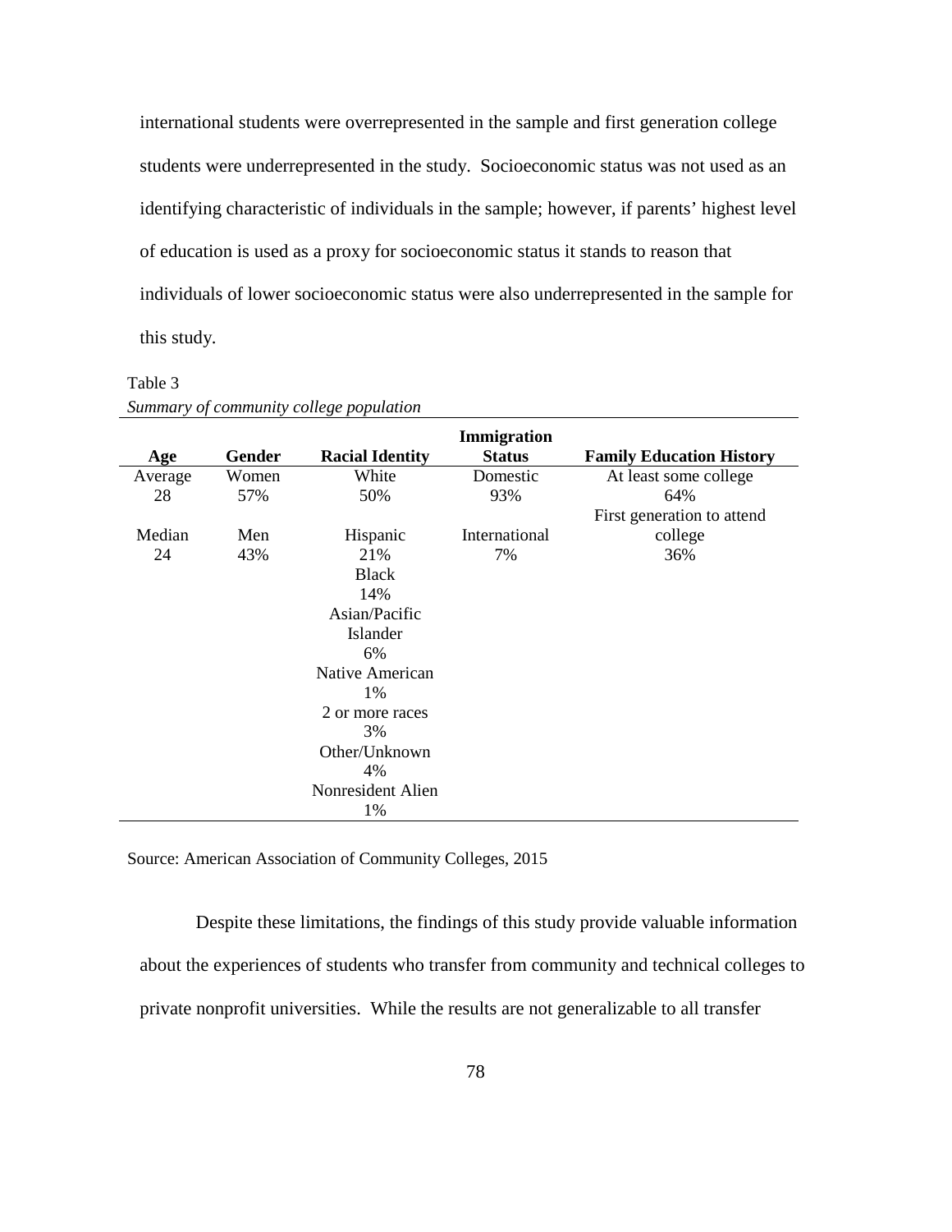international students were overrepresented in the sample and first generation college students were underrepresented in the study. Socioeconomic status was not used as an identifying characteristic of individuals in the sample; however, if parents' highest level of education is used as a proxy for socioeconomic status it stands to reason that individuals of lower socioeconomic status were also underrepresented in the sample for this study.

Table 3

*Summary of community college population*

| Age | Gender | Racial Identity | Immigration Status | Family Education History |
|---|---|---|---|---|
| Average 28 | Women 57% | White 50% | Domestic 93% | At least some college 64% |
| Median 24 | Men 43% | Hispanic 21% | International 7% | First generation to attend college 36% |
| | | Black 14% | | |
| | | Asian/Pacific Islander 6% | | |
| | | Native American 1% | | |
| | | 2 or more races 3% | | |
| | | Other/Unknown 4% | | |
| | | Nonresident Alien 1% | | |

Source: American Association of Community Colleges, 2015

Despite these limitations, the findings of this study provide valuable information about the experiences of students who transfer from community and technical colleges to private nonprofit universities. While the results are not generalizable to all transfer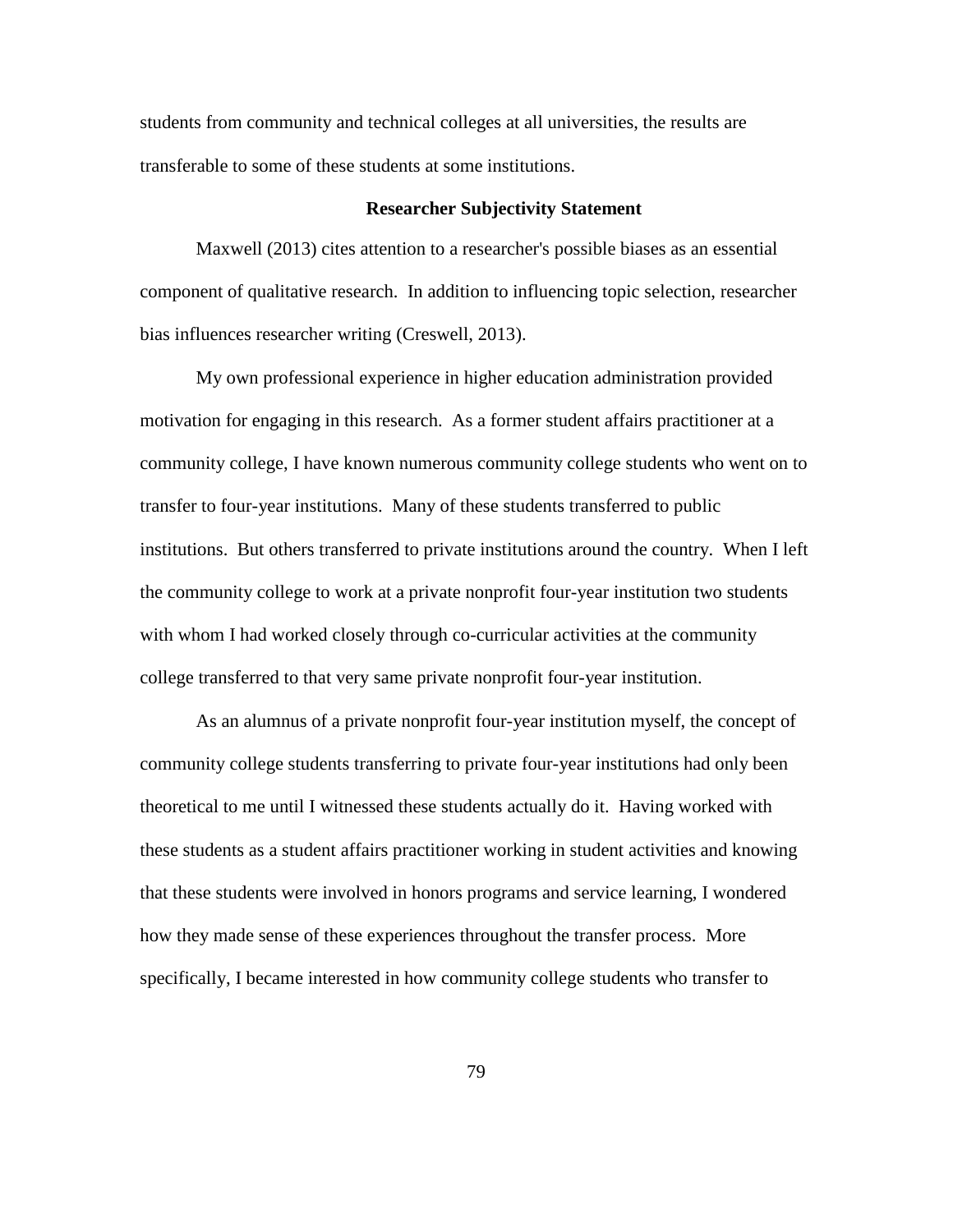students from community and technical colleges at all universities, the results are transferable to some of these students at some institutions.

## Researcher Subjectivity Statement

Maxwell (2013) cites attention to a researcher's possible biases as an essential component of qualitative research. In addition to influencing topic selection, researcher bias influences researcher writing (Creswell, 2013).

My own professional experience in higher education administration provided motivation for engaging in this research. As a former student affairs practitioner at a community college, I have known numerous community college students who went on to transfer to four-year institutions. Many of these students transferred to public institutions. But others transferred to private institutions around the country. When I left the community college to work at a private nonprofit four-year institution two students with whom I had worked closely through co-curricular activities at the community college transferred to that very same private nonprofit four-year institution.

As an alumnus of a private nonprofit four-year institution myself, the concept of community college students transferring to private four-year institutions had only been theoretical to me until I witnessed these students actually do it. Having worked with these students as a student affairs practitioner working in student activities and knowing that these students were involved in honors programs and service learning, I wondered how they made sense of these experiences throughout the transfer process. More specifically, I became interested in how community college students who transfer to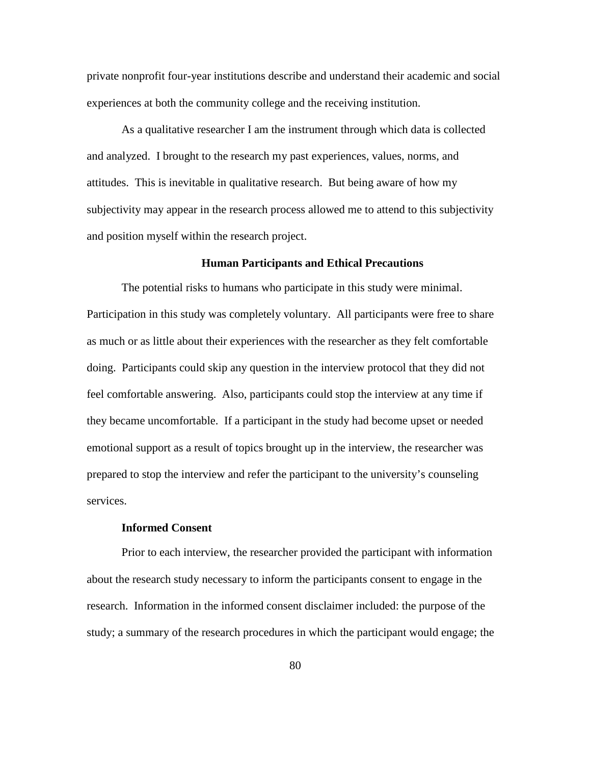private nonprofit four-year institutions describe and understand their academic and social experiences at both the community college and the receiving institution.

As a qualitative researcher I am the instrument through which data is collected and analyzed. I brought to the research my past experiences, values, norms, and attitudes. This is inevitable in qualitative research. But being aware of how my subjectivity may appear in the research process allowed me to attend to this subjectivity and position myself within the research project.

## Human Participants and Ethical Precautions

The potential risks to humans who participate in this study were minimal. Participation in this study was completely voluntary. All participants were free to share as much or as little about their experiences with the researcher as they felt comfortable doing. Participants could skip any question in the interview protocol that they did not feel comfortable answering. Also, participants could stop the interview at any time if they became uncomfortable. If a participant in the study had become upset or needed emotional support as a result of topics brought up in the interview, the researcher was prepared to stop the interview and refer the participant to the university's counseling services.

### Informed Consent

Prior to each interview, the researcher provided the participant with information about the research study necessary to inform the participants consent to engage in the research. Information in the informed consent disclaimer included: the purpose of the study; a summary of the research procedures in which the participant would engage; the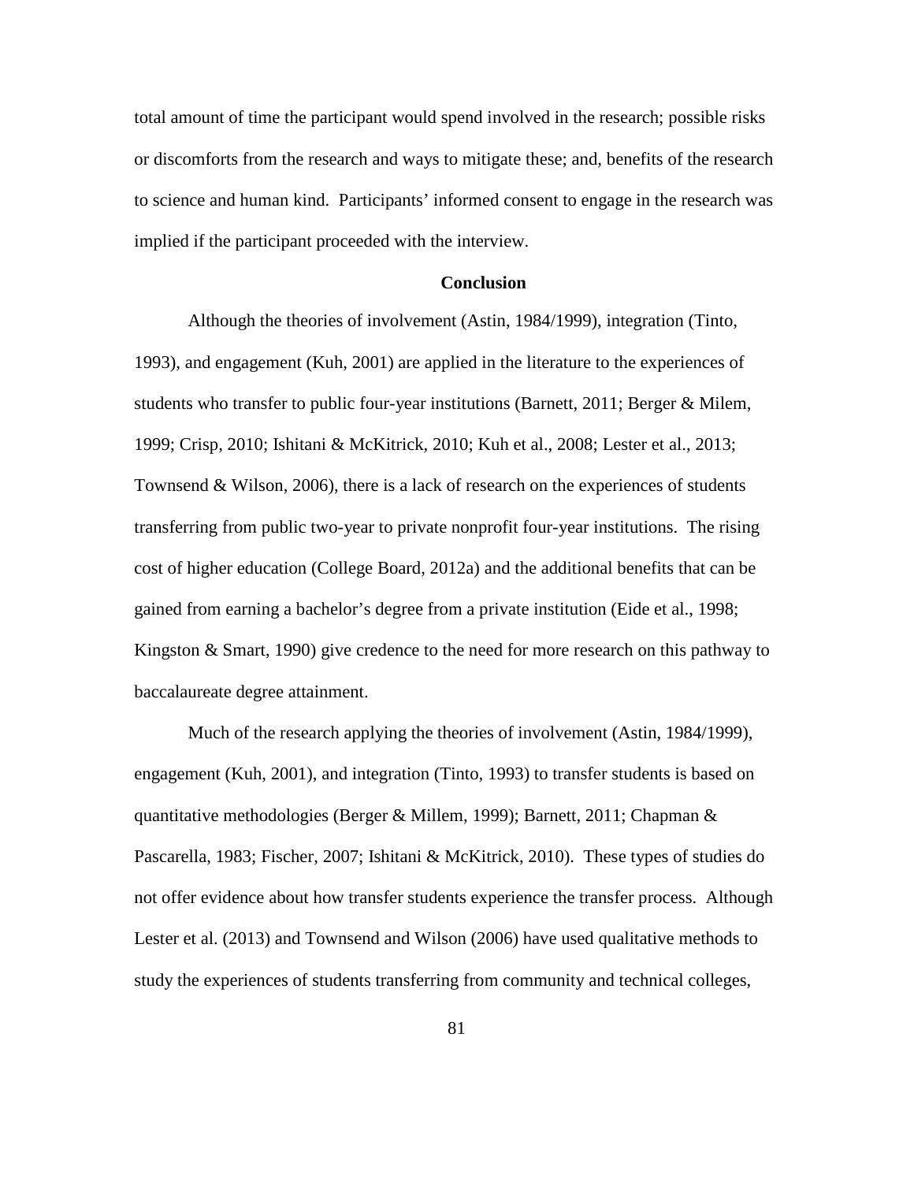total amount of time the participant would spend involved in the research; possible risks or discomforts from the research and ways to mitigate these; and, benefits of the research to science and human kind.  Participants' informed consent to engage in the research was implied if the participant proceeded with the interview.

## Conclusion

Although the theories of involvement (Astin, 1984/1999), integration (Tinto, 1993), and engagement (Kuh, 2001) are applied in the literature to the experiences of students who transfer to public four-year institutions (Barnett, 2011; Berger & Milem, 1999; Crisp, 2010; Ishitani & McKitrick, 2010; Kuh et al., 2008; Lester et al., 2013; Townsend & Wilson, 2006), there is a lack of research on the experiences of students transferring from public two-year to private nonprofit four-year institutions.  The rising cost of higher education (College Board, 2012a) and the additional benefits that can be gained from earning a bachelor's degree from a private institution (Eide et al., 1998; Kingston & Smart, 1990) give credence to the need for more research on this pathway to baccalaureate degree attainment.

Much of the research applying the theories of involvement (Astin, 1984/1999), engagement (Kuh, 2001), and integration (Tinto, 1993) to transfer students is based on quantitative methodologies (Berger & Millem, 1999); Barnett, 2011; Chapman & Pascarella, 1983; Fischer, 2007; Ishitani & McKitrick, 2010).  These types of studies do not offer evidence about how transfer students experience the transfer process.  Although Lester et al. (2013) and Townsend and Wilson (2006) have used qualitative methods to study the experiences of students transferring from community and technical colleges,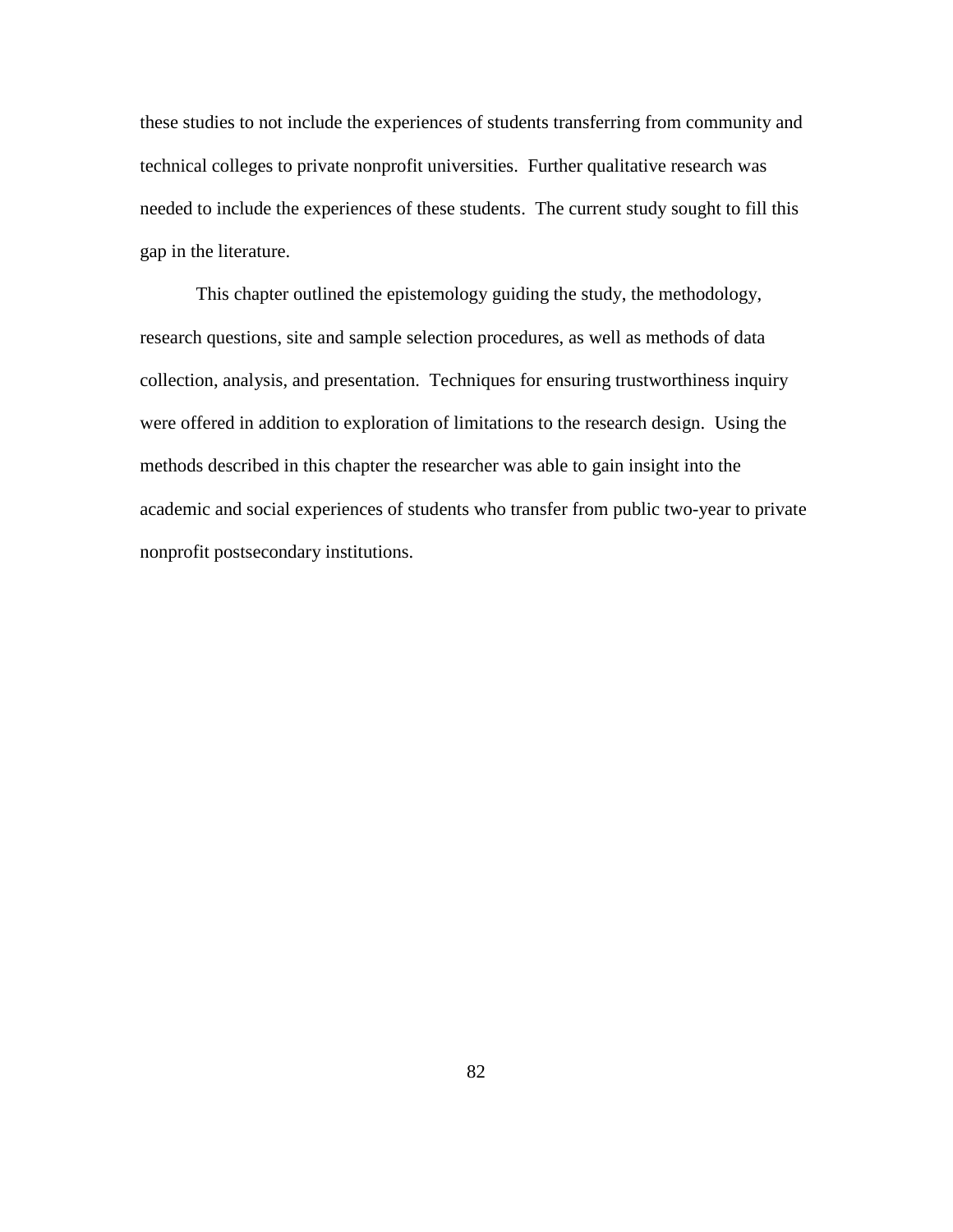these studies to not include the experiences of students transferring from community and technical colleges to private nonprofit universities. Further qualitative research was needed to include the experiences of these students. The current study sought to fill this gap in the literature.

This chapter outlined the epistemology guiding the study, the methodology, research questions, site and sample selection procedures, as well as methods of data collection, analysis, and presentation. Techniques for ensuring trustworthiness inquiry were offered in addition to exploration of limitations to the research design. Using the methods described in this chapter the researcher was able to gain insight into the academic and social experiences of students who transfer from public two-year to private nonprofit postsecondary institutions.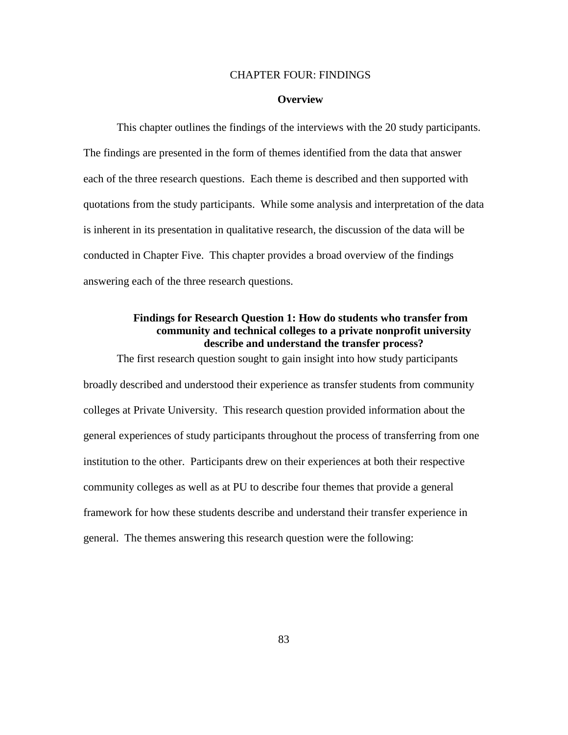# CHAPTER FOUR: FINDINGS

## Overview

This chapter outlines the findings of the interviews with the 20 study participants. The findings are presented in the form of themes identified from the data that answer each of the three research questions. Each theme is described and then supported with quotations from the study participants. While some analysis and interpretation of the data is inherent in its presentation in qualitative research, the discussion of the data will be conducted in Chapter Five. This chapter provides a broad overview of the findings answering each of the three research questions.

### Findings for Research Question 1: How do students who transfer from community and technical colleges to a private nonprofit university describe and understand the transfer process?

The first research question sought to gain insight into how study participants broadly described and understood their experience as transfer students from community colleges at Private University. This research question provided information about the general experiences of study participants throughout the process of transferring from one institution to the other. Participants drew on their experiences at both their respective community colleges as well as at PU to describe four themes that provide a general framework for how these students describe and understand their transfer experience in general. The themes answering this research question were the following: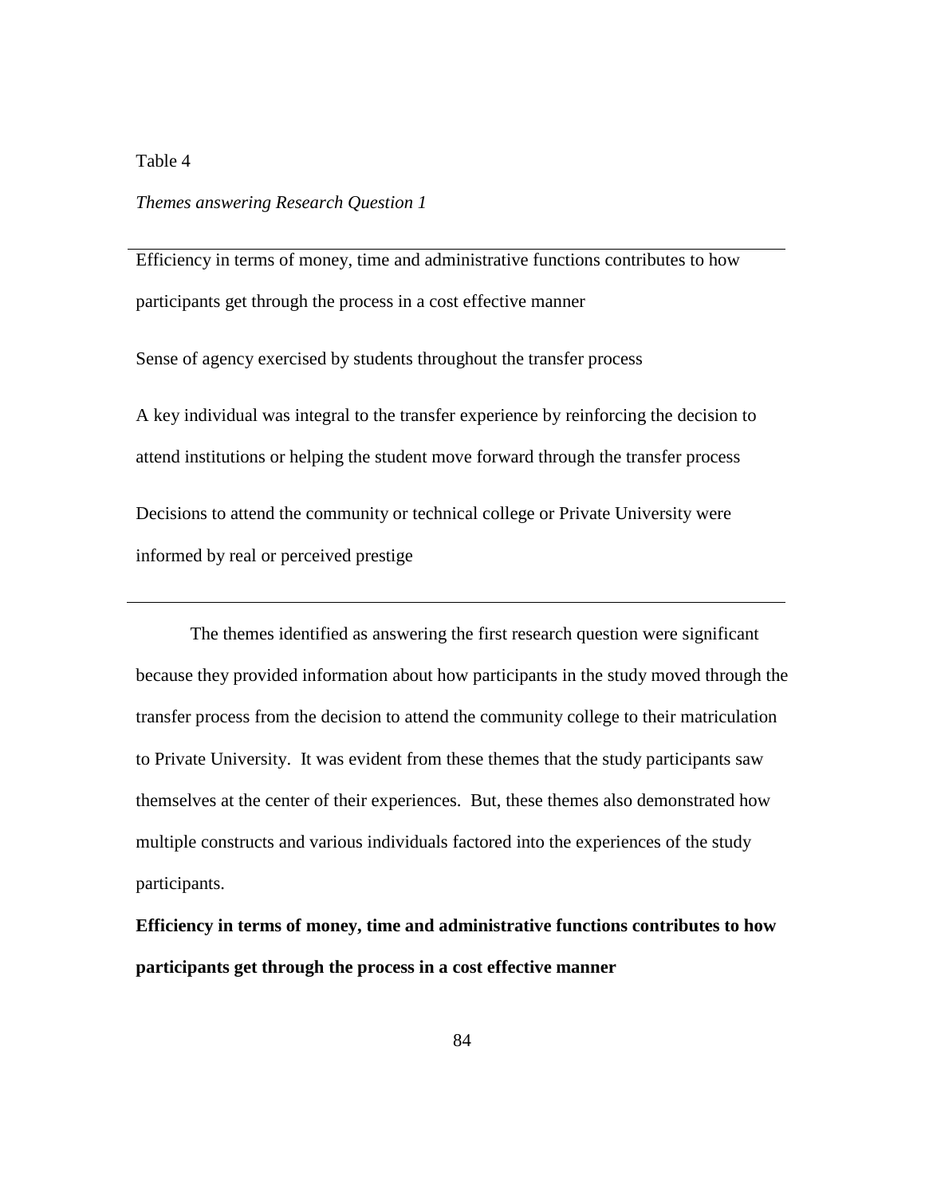Table 4

*Themes answering Research Question 1*

| |
|---|
| Efficiency in terms of money, time and administrative functions contributes to how participants get through the process in a cost effective manner |
| Sense of agency exercised by students throughout the transfer process |
| A key individual was integral to the transfer experience by reinforcing the decision to attend institutions or helping the student move forward through the transfer process |
| Decisions to attend the community or technical college or Private University were informed by real or perceived prestige |

The themes identified as answering the first research question were significant because they provided information about how participants in the study moved through the transfer process from the decision to attend the community college to their matriculation to Private University. It was evident from these themes that the study participants saw themselves at the center of their experiences. But, these themes also demonstrated how multiple constructs and various individuals factored into the experiences of the study participants.

**Efficiency in terms of money, time and administrative functions contributes to how participants get through the process in a cost effective manner**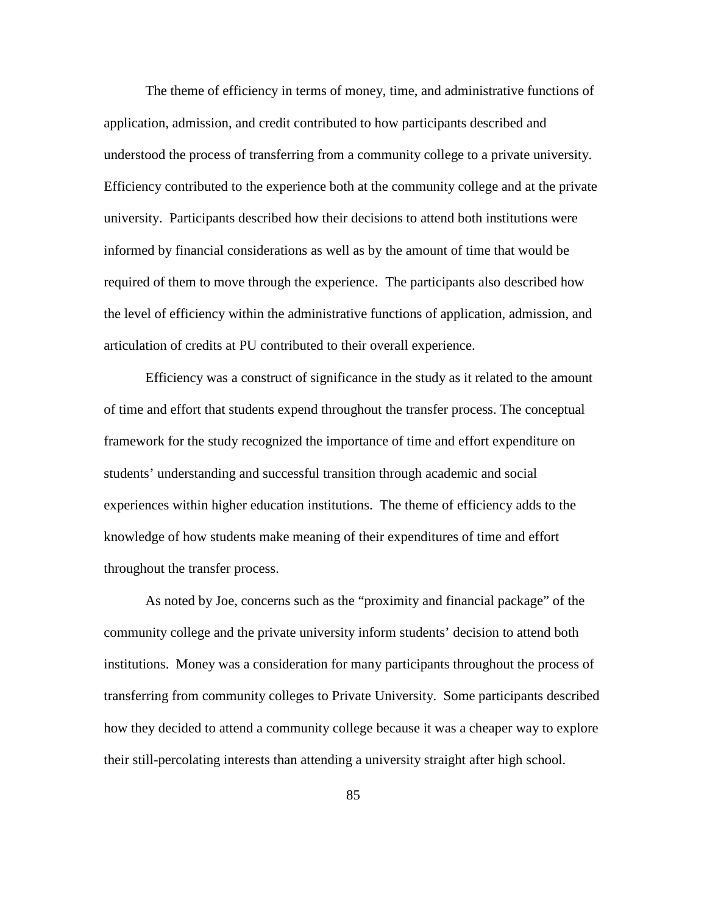The theme of efficiency in terms of money, time, and administrative functions of application, admission, and credit contributed to how participants described and understood the process of transferring from a community college to a private university. Efficiency contributed to the experience both at the community college and at the private university. Participants described how their decisions to attend both institutions were informed by financial considerations as well as by the amount of time that would be required of them to move through the experience. The participants also described how the level of efficiency within the administrative functions of application, admission, and articulation of credits at PU contributed to their overall experience.

Efficiency was a construct of significance in the study as it related to the amount of time and effort that students expend throughout the transfer process. The conceptual framework for the study recognized the importance of time and effort expenditure on students' understanding and successful transition through academic and social experiences within higher education institutions. The theme of efficiency adds to the knowledge of how students make meaning of their expenditures of time and effort throughout the transfer process.

As noted by Joe, concerns such as the "proximity and financial package" of the community college and the private university inform students' decision to attend both institutions. Money was a consideration for many participants throughout the process of transferring from community colleges to Private University. Some participants described how they decided to attend a community college because it was a cheaper way to explore their still-percolating interests than attending a university straight after high school.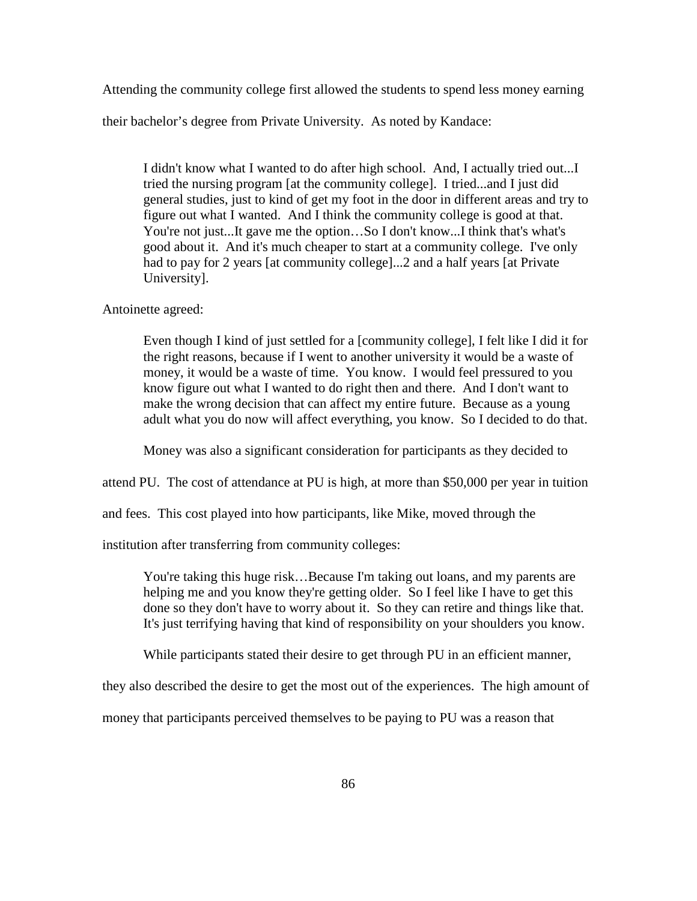Attending the community college first allowed the students to spend less money earning their bachelor's degree from Private University. As noted by Kandace:

> I didn't know what I wanted to do after high school. And, I actually tried out...I tried the nursing program [at the community college]. I tried...and I just did general studies, just to kind of get my foot in the door in different areas and try to figure out what I wanted. And I think the community college is good at that. You're not just...It gave me the option…So I don't know...I think that's what's good about it. And it's much cheaper to start at a community college. I've only had to pay for 2 years [at community college]...2 and a half years [at Private University].

Antoinette agreed:

> Even though I kind of just settled for a [community college], I felt like I did it for the right reasons, because if I went to another university it would be a waste of money, it would be a waste of time. You know. I would feel pressured to you know figure out what I wanted to do right then and there. And I don't want to make the wrong decision that can affect my entire future. Because as a young adult what you do now will affect everything, you know. So I decided to do that.

Money was also a significant consideration for participants as they decided to attend PU. The cost of attendance at PU is high, at more than $50,000 per year in tuition and fees. This cost played into how participants, like Mike, moved through the institution after transferring from community colleges:

> You're taking this huge risk…Because I'm taking out loans, and my parents are helping me and you know they're getting older. So I feel like I have to get this done so they don't have to worry about it. So they can retire and things like that. It's just terrifying having that kind of responsibility on your shoulders you know.

While participants stated their desire to get through PU in an efficient manner, they also described the desire to get the most out of the experiences. The high amount of money that participants perceived themselves to be paying to PU was a reason that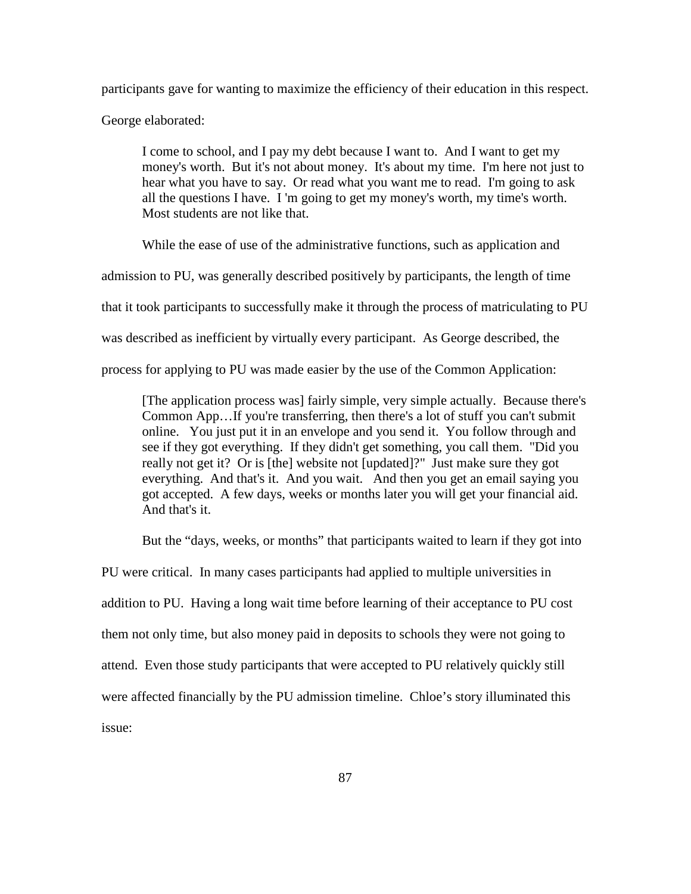participants gave for wanting to maximize the efficiency of their education in this respect. George elaborated:

> I come to school, and I pay my debt because I want to. And I want to get my money's worth. But it's not about money. It's about my time. I'm here not just to hear what you have to say. Or read what you want me to read. I'm going to ask all the questions I have. I 'm going to get my money's worth, my time's worth. Most students are not like that.

While the ease of use of the administrative functions, such as application and admission to PU, was generally described positively by participants, the length of time that it took participants to successfully make it through the process of matriculating to PU was described as inefficient by virtually every participant. As George described, the process for applying to PU was made easier by the use of the Common Application:

> [The application process was] fairly simple, very simple actually. Because there's Common App…If you're transferring, then there's a lot of stuff you can't submit online. You just put it in an envelope and you send it. You follow through and see if they got everything. If they didn't get something, you call them. "Did you really not get it? Or is [the] website not [updated]?" Just make sure they got everything. And that's it. And you wait. And then you get an email saying you got accepted. A few days, weeks or months later you will get your financial aid. And that's it.

But the "days, weeks, or months" that participants waited to learn if they got into PU were critical. In many cases participants had applied to multiple universities in addition to PU. Having a long wait time before learning of their acceptance to PU cost them not only time, but also money paid in deposits to schools they were not going to attend. Even those study participants that were accepted to PU relatively quickly still were affected financially by the PU admission timeline. Chloe's story illuminated this issue: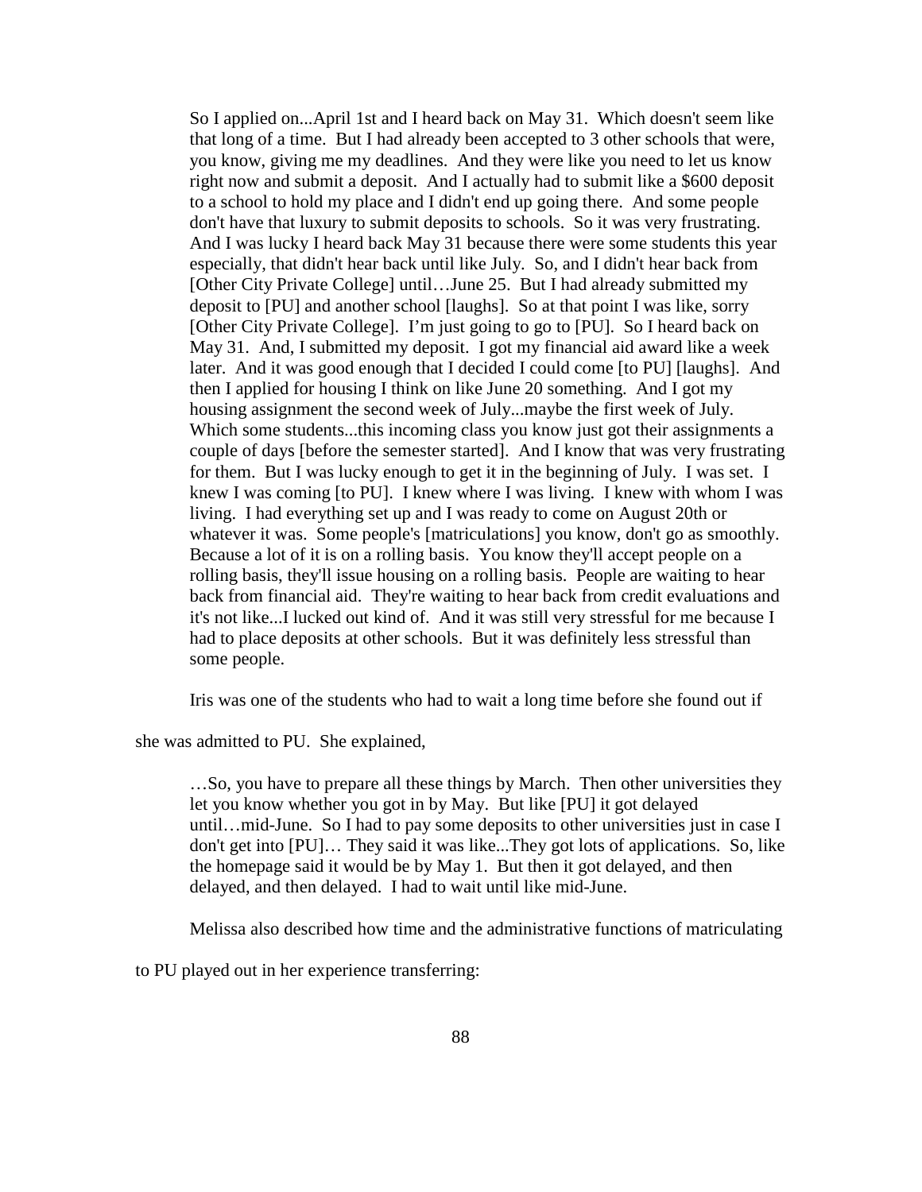> So I applied on...April 1st and I heard back on May 31. Which doesn't seem like that long of a time. But I had already been accepted to 3 other schools that were, you know, giving me my deadlines. And they were like you need to let us know right now and submit a deposit. And I actually had to submit like a $600 deposit to a school to hold my place and I didn't end up going there. And some people don't have that luxury to submit deposits to schools. So it was very frustrating. And I was lucky I heard back May 31 because there were some students this year especially, that didn't hear back until like July. So, and I didn't hear back from [Other City Private College] until…June 25. But I had already submitted my deposit to [PU] and another school [laughs]. So at that point I was like, sorry [Other City Private College]. I'm just going to go to [PU]. So I heard back on May 31. And, I submitted my deposit. I got my financial aid award like a week later. And it was good enough that I decided I could come [to PU] [laughs]. And then I applied for housing I think on like June 20 something. And I got my housing assignment the second week of July...maybe the first week of July. Which some students...this incoming class you know just got their assignments a couple of days [before the semester started]. And I know that was very frustrating for them. But I was lucky enough to get it in the beginning of July. I was set. I knew I was coming [to PU]. I knew where I was living. I knew with whom I was living. I had everything set up and I was ready to come on August 20th or whatever it was. Some people's [matriculations] you know, don't go as smoothly. Because a lot of it is on a rolling basis. You know they'll accept people on a rolling basis, they'll issue housing on a rolling basis. People are waiting to hear back from financial aid. They're waiting to hear back from credit evaluations and it's not like...I lucked out kind of. And it was still very stressful for me because I had to place deposits at other schools. But it was definitely less stressful than some people.

Iris was one of the students who had to wait a long time before she found out if she was admitted to PU. She explained,

> …So, you have to prepare all these things by March. Then other universities they let you know whether you got in by May. But like [PU] it got delayed until…mid-June. So I had to pay some deposits to other universities just in case I don't get into [PU]… They said it was like...They got lots of applications. So, like the homepage said it would be by May 1. But then it got delayed, and then delayed, and then delayed. I had to wait until like mid-June.

Melissa also described how time and the administrative functions of matriculating to PU played out in her experience transferring: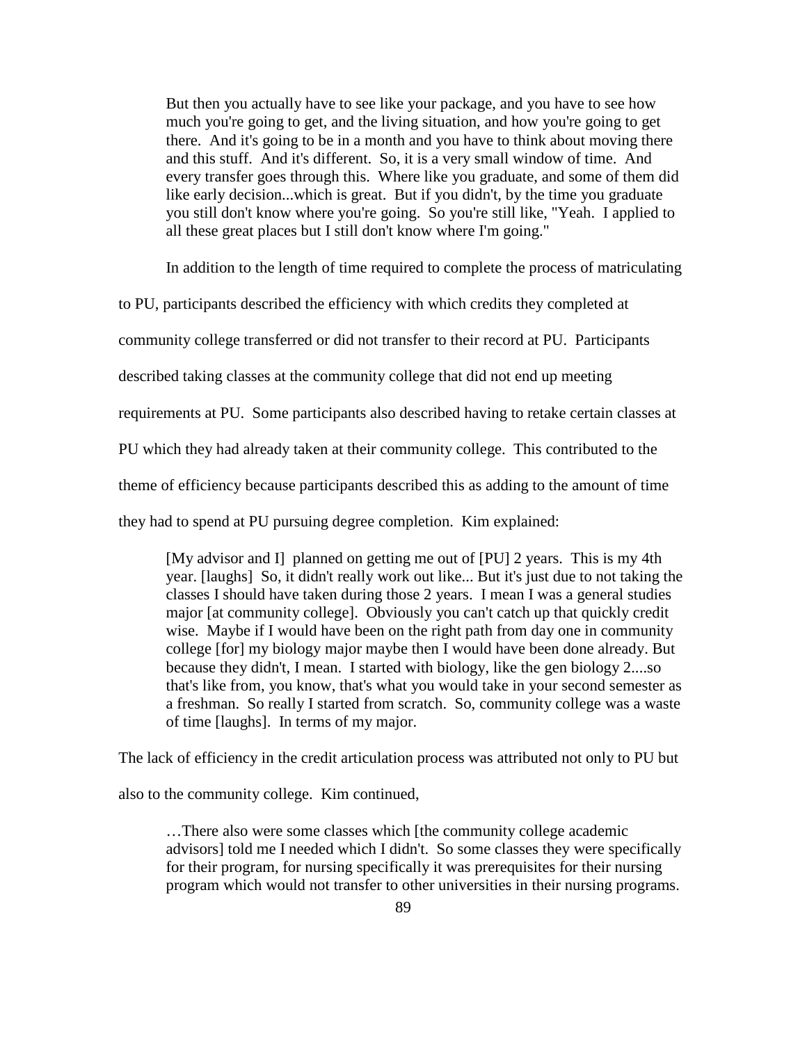> But then you actually have to see like your package, and you have to see how much you're going to get, and the living situation, and how you're going to get there. And it's going to be in a month and you have to think about moving there and this stuff. And it's different. So, it is a very small window of time. And every transfer goes through this. Where like you graduate, and some of them did like early decision...which is great. But if you didn't, by the time you graduate you still don't know where you're going. So you're still like, "Yeah. I applied to all these great places but I still don't know where I'm going."

In addition to the length of time required to complete the process of matriculating to PU, participants described the efficiency with which credits they completed at community college transferred or did not transfer to their record at PU. Participants described taking classes at the community college that did not end up meeting requirements at PU. Some participants also described having to retake certain classes at PU which they had already taken at their community college. This contributed to the theme of efficiency because participants described this as adding to the amount of time they had to spend at PU pursuing degree completion. Kim explained:

> [My advisor and I] planned on getting me out of [PU] 2 years. This is my 4th year. [laughs] So, it didn't really work out like... But it's just due to not taking the classes I should have taken during those 2 years. I mean I was a general studies major [at community college]. Obviously you can't catch up that quickly credit wise. Maybe if I would have been on the right path from day one in community college [for] my biology major maybe then I would have been done already. But because they didn't, I mean. I started with biology, like the gen biology 2....so that's like from, you know, that's what you would take in your second semester as a freshman. So really I started from scratch. So, community college was a waste of time [laughs]. In terms of my major.

The lack of efficiency in the credit articulation process was attributed not only to PU but also to the community college. Kim continued,

> …There also were some classes which [the community college academic advisors] told me I needed which I didn't. So some classes they were specifically for their program, for nursing specifically it was prerequisites for their nursing program which would not transfer to other universities in their nursing programs.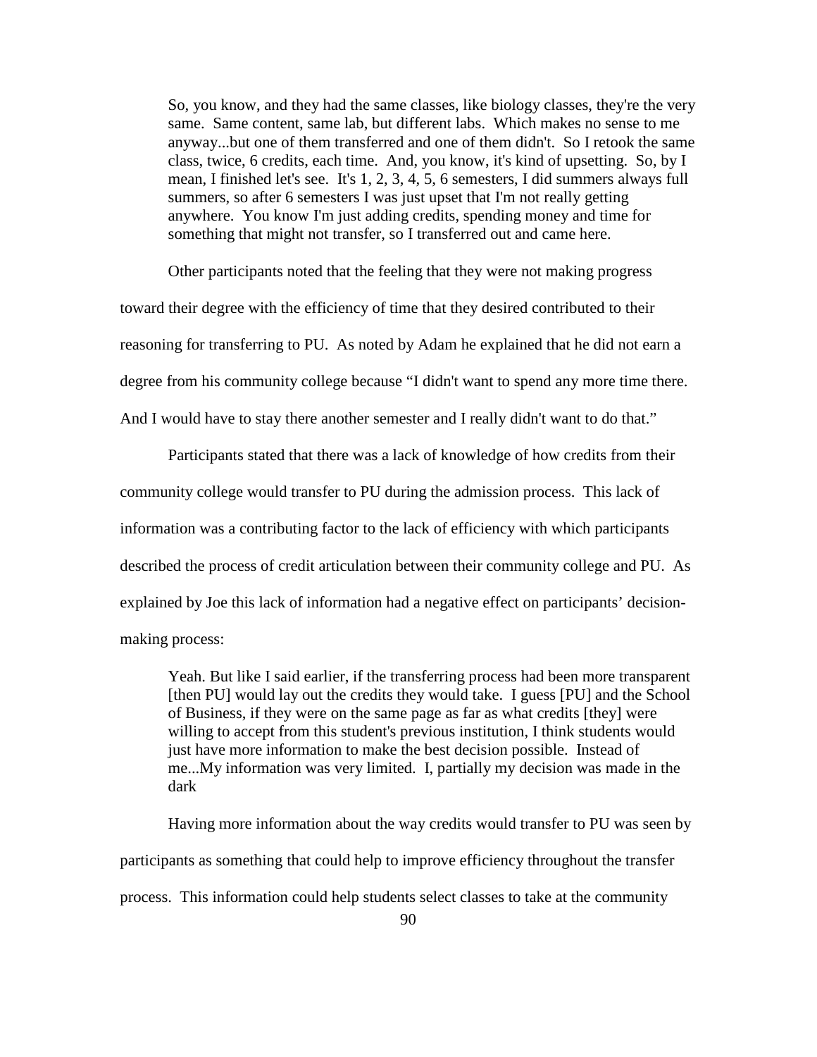> So, you know, and they had the same classes, like biology classes, they're the very same. Same content, same lab, but different labs. Which makes no sense to me anyway...but one of them transferred and one of them didn't. So I retook the same class, twice, 6 credits, each time. And, you know, it's kind of upsetting. So, by I mean, I finished let's see. It's 1, 2, 3, 4, 5, 6 semesters, I did summers always full summers, so after 6 semesters I was just upset that I'm not really getting anywhere. You know I'm just adding credits, spending money and time for something that might not transfer, so I transferred out and came here.

Other participants noted that the feeling that they were not making progress toward their degree with the efficiency of time that they desired contributed to their reasoning for transferring to PU. As noted by Adam he explained that he did not earn a degree from his community college because "I didn't want to spend any more time there. And I would have to stay there another semester and I really didn't want to do that."

Participants stated that there was a lack of knowledge of how credits from their community college would transfer to PU during the admission process. This lack of information was a contributing factor to the lack of efficiency with which participants described the process of credit articulation between their community college and PU. As explained by Joe this lack of information had a negative effect on participants' decision-making process:

> Yeah. But like I said earlier, if the transferring process had been more transparent [then PU] would lay out the credits they would take. I guess [PU] and the School of Business, if they were on the same page as far as what credits [they] were willing to accept from this student's previous institution, I think students would just have more information to make the best decision possible. Instead of me...My information was very limited. I, partially my decision was made in the dark

Having more information about the way credits would transfer to PU was seen by participants as something that could help to improve efficiency throughout the transfer process. This information could help students select classes to take at the community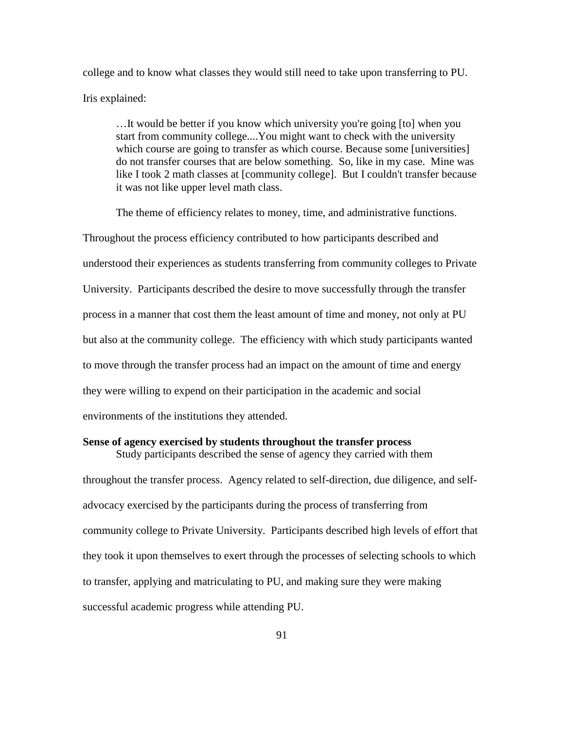college and to know what classes they would still need to take upon transferring to PU. Iris explained:

> …It would be better if you know which university you're going [to] when you start from community college....You might want to check with the university which course are going to transfer as which course. Because some [universities] do not transfer courses that are below something. So, like in my case. Mine was like I took 2 math classes at [community college]. But I couldn't transfer because it was not like upper level math class.

The theme of efficiency relates to money, time, and administrative functions. Throughout the process efficiency contributed to how participants described and understood their experiences as students transferring from community colleges to Private University. Participants described the desire to move successfully through the transfer process in a manner that cost them the least amount of time and money, not only at PU but also at the community college. The efficiency with which study participants wanted to move through the transfer process had an impact on the amount of time and energy they were willing to expend on their participation in the academic and social environments of the institutions they attended.

**Sense of agency exercised by students throughout the transfer process**

Study participants described the sense of agency they carried with them throughout the transfer process. Agency related to self-direction, due diligence, and self-advocacy exercised by the participants during the process of transferring from community college to Private University. Participants described high levels of effort that they took it upon themselves to exert through the processes of selecting schools to which to transfer, applying and matriculating to PU, and making sure they were making successful academic progress while attending PU.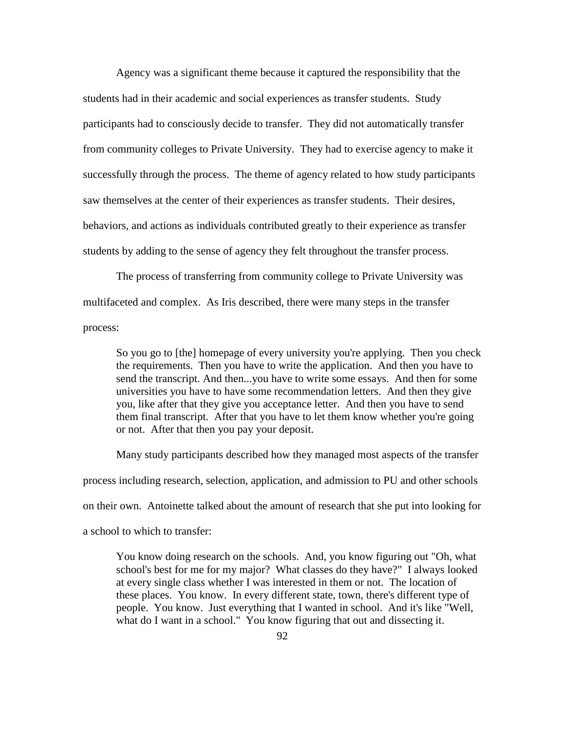Agency was a significant theme because it captured the responsibility that the students had in their academic and social experiences as transfer students. Study participants had to consciously decide to transfer. They did not automatically transfer from community colleges to Private University. They had to exercise agency to make it successfully through the process. The theme of agency related to how study participants saw themselves at the center of their experiences as transfer students. Their desires, behaviors, and actions as individuals contributed greatly to their experience as transfer students by adding to the sense of agency they felt throughout the transfer process.

The process of transferring from community college to Private University was multifaceted and complex. As Iris described, there were many steps in the transfer process:

> So you go to [the] homepage of every university you're applying. Then you check the requirements. Then you have to write the application. And then you have to send the transcript. And then...you have to write some essays. And then for some universities you have to have some recommendation letters. And then they give you, like after that they give you acceptance letter. And then you have to send them final transcript. After that you have to let them know whether you're going or not. After that then you pay your deposit.

Many study participants described how they managed most aspects of the transfer process including research, selection, application, and admission to PU and other schools on their own. Antoinette talked about the amount of research that she put into looking for a school to which to transfer:

> You know doing research on the schools. And, you know figuring out "Oh, what school's best for me for my major? What classes do they have?" I always looked at every single class whether I was interested in them or not. The location of these places. You know. In every different state, town, there's different type of people. You know. Just everything that I wanted in school. And it's like "Well, what do I want in a school." You know figuring that out and dissecting it.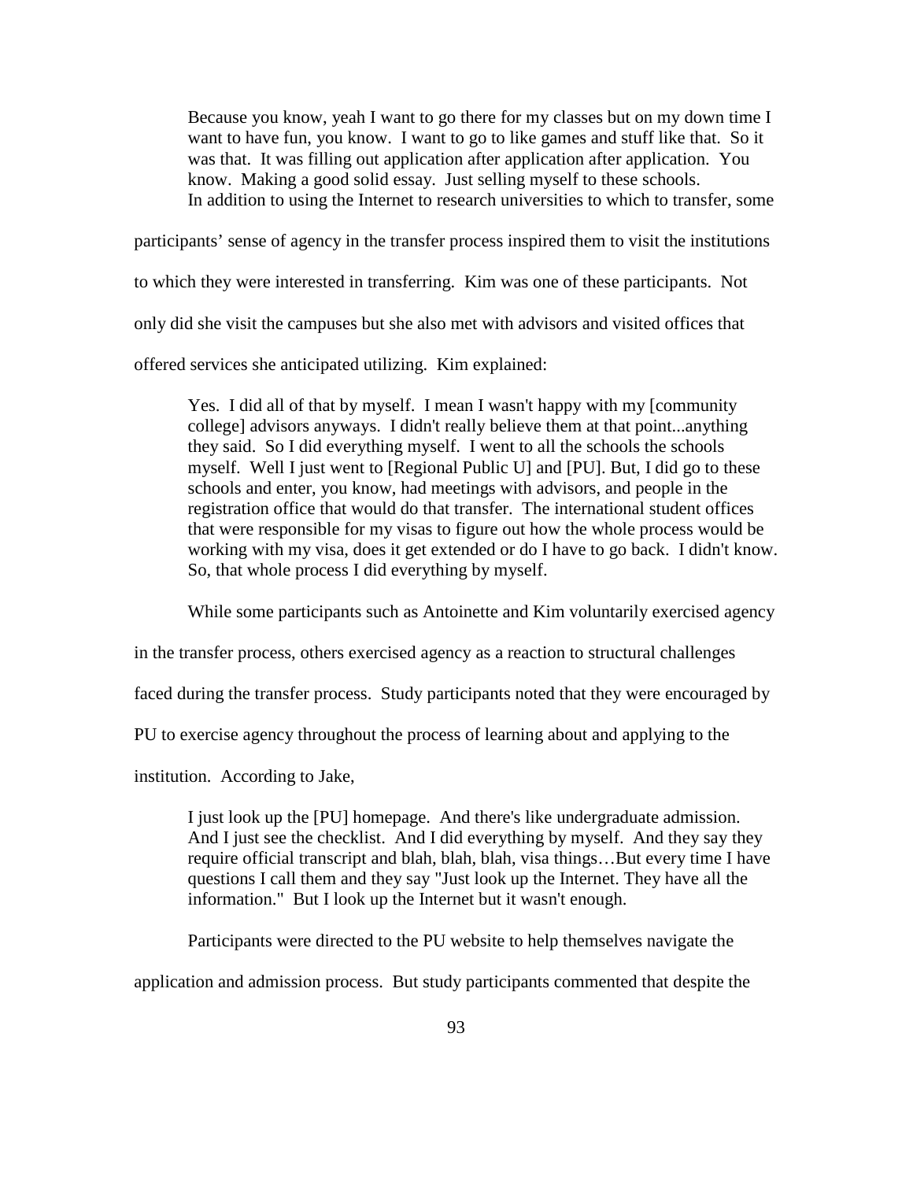> Because you know, yeah I want to go there for my classes but on my down time I want to have fun, you know. I want to go to like games and stuff like that. So it was that. It was filling out application after application after application. You know. Making a good solid essay. Just selling myself to these schools.

In addition to using the Internet to research universities to which to transfer, some participants' sense of agency in the transfer process inspired them to visit the institutions to which they were interested in transferring. Kim was one of these participants. Not only did she visit the campuses but she also met with advisors and visited offices that offered services she anticipated utilizing. Kim explained:

> Yes. I did all of that by myself. I mean I wasn't happy with my [community college] advisors anyways. I didn't really believe them at that point...anything they said. So I did everything myself. I went to all the schools the schools myself. Well I just went to [Regional Public U] and [PU]. But, I did go to these schools and enter, you know, had meetings with advisors, and people in the registration office that would do that transfer. The international student offices that were responsible for my visas to figure out how the whole process would be working with my visa, does it get extended or do I have to go back. I didn't know. So, that whole process I did everything by myself.

While some participants such as Antoinette and Kim voluntarily exercised agency in the transfer process, others exercised agency as a reaction to structural challenges faced during the transfer process. Study participants noted that they were encouraged by PU to exercise agency throughout the process of learning about and applying to the institution. According to Jake,

> I just look up the [PU] homepage. And there's like undergraduate admission. And I just see the checklist. And I did everything by myself. And they say they require official transcript and blah, blah, blah, visa things…But every time I have questions I call them and they say "Just look up the Internet. They have all the information." But I look up the Internet but it wasn't enough.

Participants were directed to the PU website to help themselves navigate the application and admission process. But study participants commented that despite the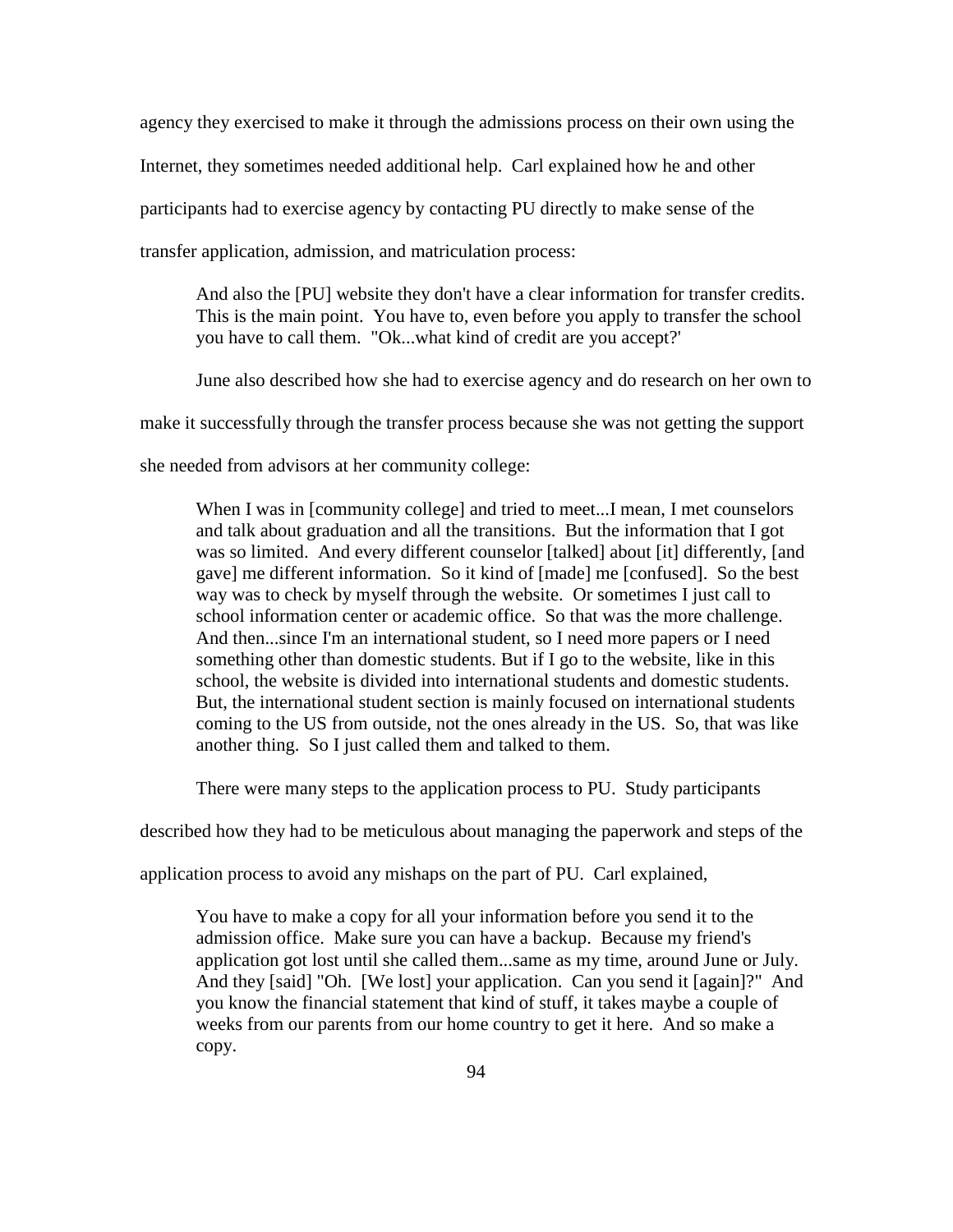agency they exercised to make it through the admissions process on their own using the Internet, they sometimes needed additional help. Carl explained how he and other participants had to exercise agency by contacting PU directly to make sense of the transfer application, admission, and matriculation process:

> And also the [PU] website they don't have a clear information for transfer credits. This is the main point. You have to, even before you apply to transfer the school you have to call them. "Ok...what kind of credit are you accept?'

June also described how she had to exercise agency and do research on her own to make it successfully through the transfer process because she was not getting the support she needed from advisors at her community college:

> When I was in [community college] and tried to meet...I mean, I met counselors and talk about graduation and all the transitions. But the information that I got was so limited. And every different counselor [talked] about [it] differently, [and gave] me different information. So it kind of [made] me [confused]. So the best way was to check by myself through the website. Or sometimes I just call to school information center or academic office. So that was the more challenge. And then...since I'm an international student, so I need more papers or I need something other than domestic students. But if I go to the website, like in this school, the website is divided into international students and domestic students. But, the international student section is mainly focused on international students coming to the US from outside, not the ones already in the US. So, that was like another thing. So I just called them and talked to them.

There were many steps to the application process to PU. Study participants described how they had to be meticulous about managing the paperwork and steps of the application process to avoid any mishaps on the part of PU. Carl explained,

> You have to make a copy for all your information before you send it to the admission office. Make sure you can have a backup. Because my friend's application got lost until she called them...same as my time, around June or July. And they [said] "Oh. [We lost] your application. Can you send it [again]?" And you know the financial statement that kind of stuff, it takes maybe a couple of weeks from our parents from our home country to get it here. And so make a copy.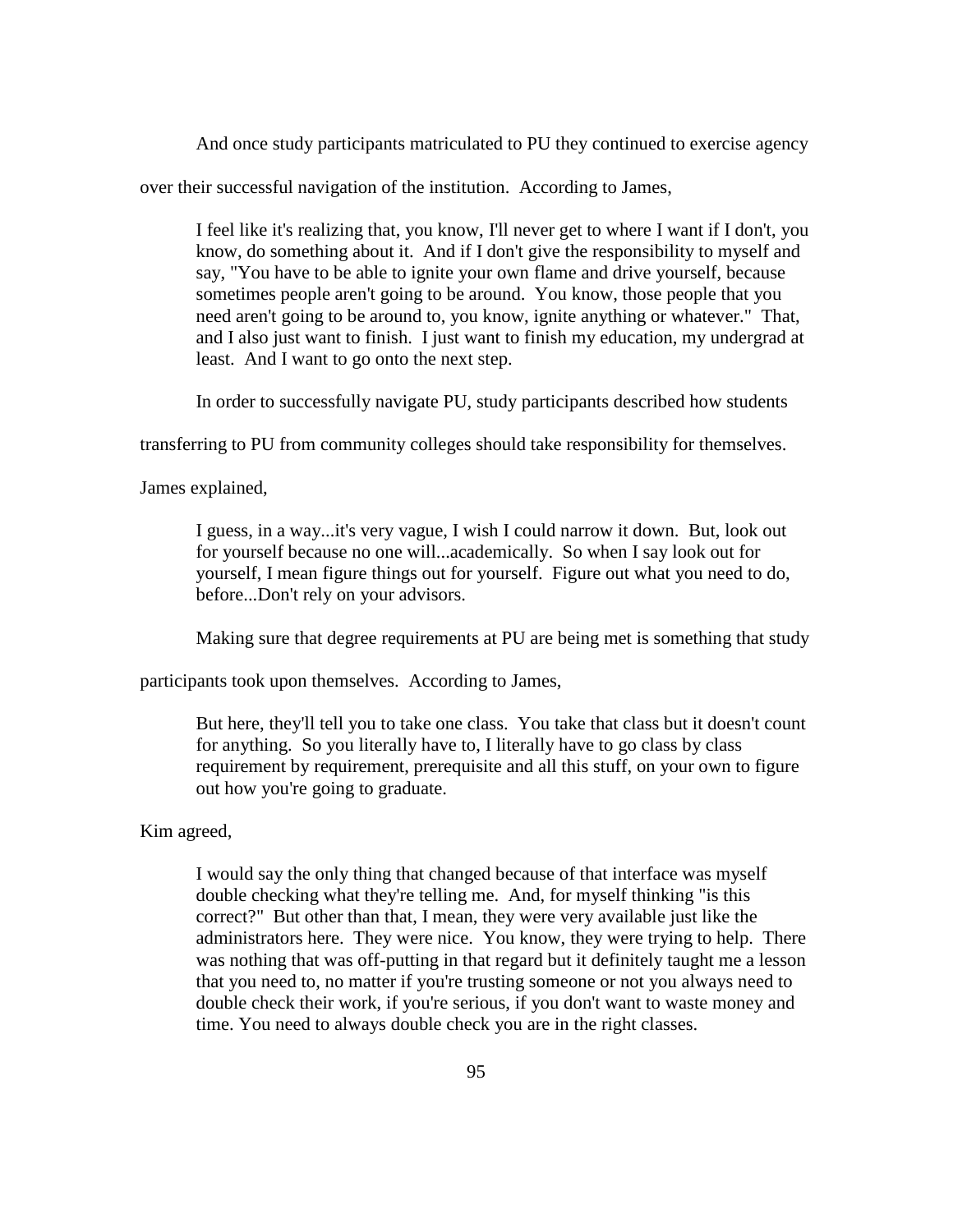And once study participants matriculated to PU they continued to exercise agency over their successful navigation of the institution. According to James,

> I feel like it's realizing that, you know, I'll never get to where I want if I don't, you know, do something about it. And if I don't give the responsibility to myself and say, "You have to be able to ignite your own flame and drive yourself, because sometimes people aren't going to be around. You know, those people that you need aren't going to be around to, you know, ignite anything or whatever." That, and I also just want to finish. I just want to finish my education, my undergrad at least. And I want to go onto the next step.

In order to successfully navigate PU, study participants described how students transferring to PU from community colleges should take responsibility for themselves. James explained,

> I guess, in a way...it's very vague, I wish I could narrow it down. But, look out for yourself because no one will...academically. So when I say look out for yourself, I mean figure things out for yourself. Figure out what you need to do, before...Don't rely on your advisors.

Making sure that degree requirements at PU are being met is something that study participants took upon themselves. According to James,

> But here, they'll tell you to take one class. You take that class but it doesn't count for anything. So you literally have to, I literally have to go class by class requirement by requirement, prerequisite and all this stuff, on your own to figure out how you're going to graduate.

Kim agreed,

> I would say the only thing that changed because of that interface was myself double checking what they're telling me. And, for myself thinking "is this correct?" But other than that, I mean, they were very available just like the administrators here. They were nice. You know, they were trying to help. There was nothing that was off-putting in that regard but it definitely taught me a lesson that you need to, no matter if you're trusting someone or not you always need to double check their work, if you're serious, if you don't want to waste money and time. You need to always double check you are in the right classes.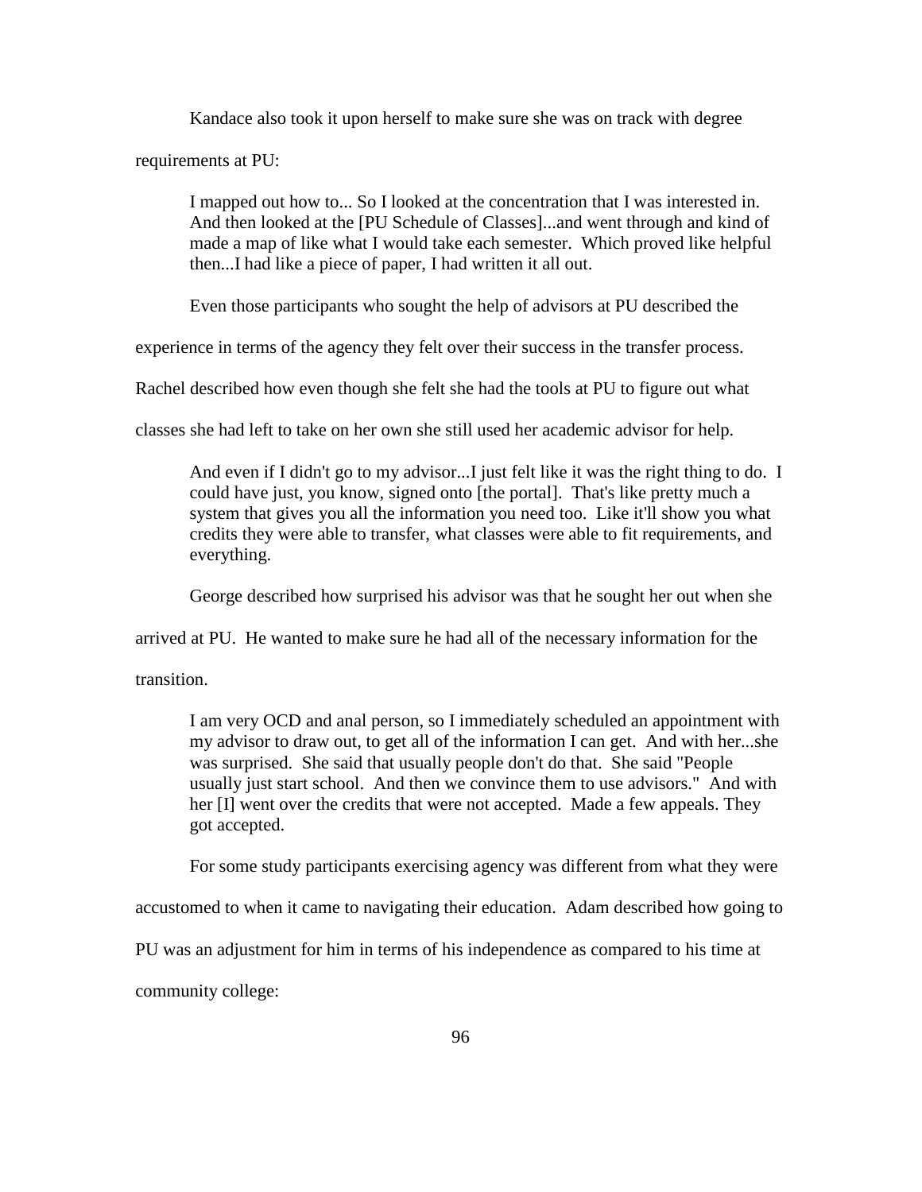Kandace also took it upon herself to make sure she was on track with degree requirements at PU:

> I mapped out how to... So I looked at the concentration that I was interested in. And then looked at the [PU Schedule of Classes]...and went through and kind of made a map of like what I would take each semester. Which proved like helpful then...I had like a piece of paper, I had written it all out.

Even those participants who sought the help of advisors at PU described the experience in terms of the agency they felt over their success in the transfer process. Rachel described how even though she felt she had the tools at PU to figure out what classes she had left to take on her own she still used her academic advisor for help.

> And even if I didn't go to my advisor...I just felt like it was the right thing to do. I could have just, you know, signed onto [the portal]. That's like pretty much a system that gives you all the information you need too. Like it'll show you what credits they were able to transfer, what classes were able to fit requirements, and everything.

George described how surprised his advisor was that he sought her out when she arrived at PU. He wanted to make sure he had all of the necessary information for the transition.

> I am very OCD and anal person, so I immediately scheduled an appointment with my advisor to draw out, to get all of the information I can get. And with her...she was surprised. She said that usually people don't do that. She said "People usually just start school. And then we convince them to use advisors." And with her [I] went over the credits that were not accepted. Made a few appeals. They got accepted.

For some study participants exercising agency was different from what they were accustomed to when it came to navigating their education. Adam described how going to PU was an adjustment for him in terms of his independence as compared to his time at community college: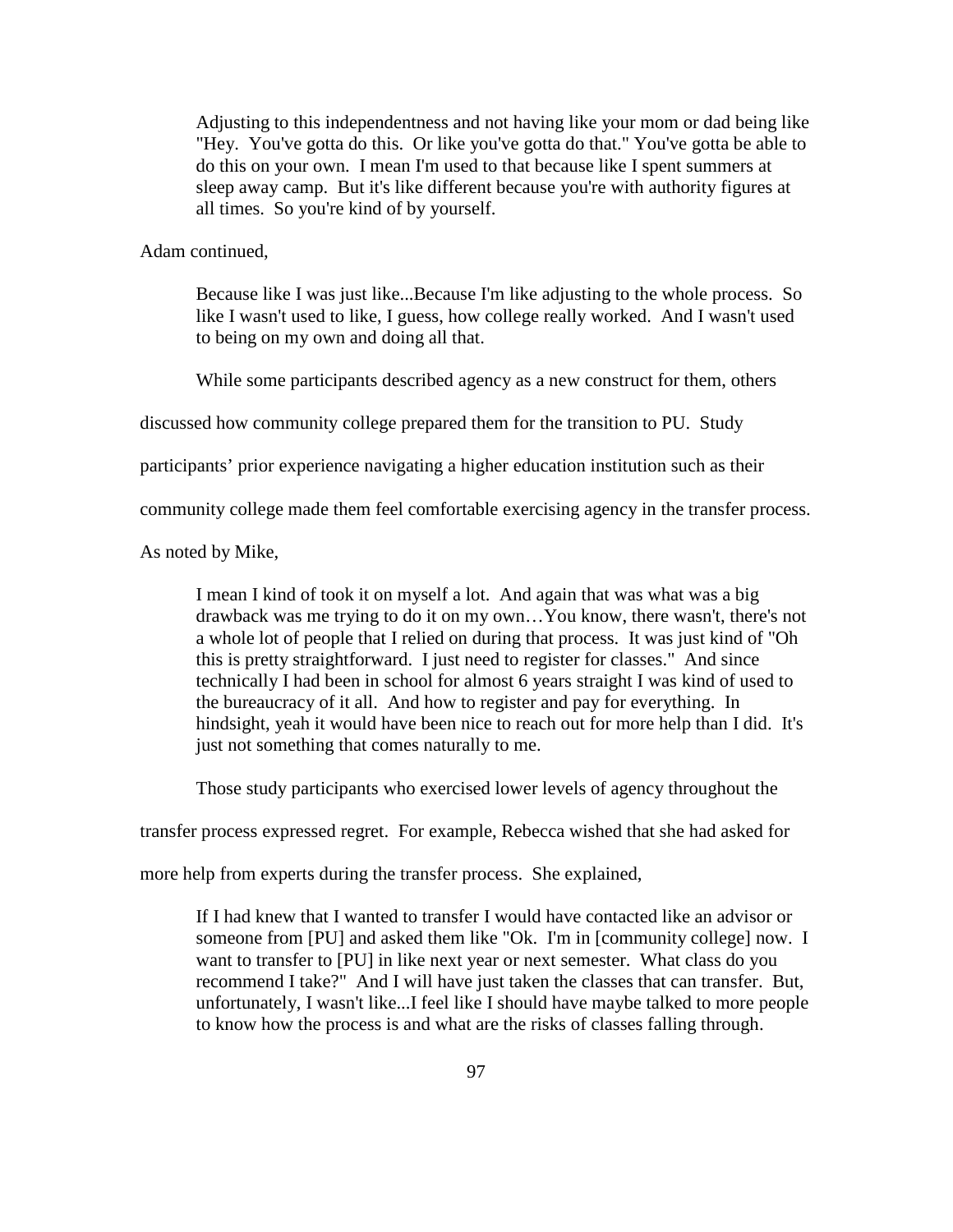> Adjusting to this independentness and not having like your mom or dad being like "Hey. You've gotta do this. Or like you've gotta do that." You've gotta be able to do this on your own. I mean I'm used to that because like I spent summers at sleep away camp. But it's like different because you're with authority figures at all times. So you're kind of by yourself.

Adam continued,

> Because like I was just like...Because I'm like adjusting to the whole process. So like I wasn't used to like, I guess, how college really worked. And I wasn't used to being on my own and doing all that.

While some participants described agency as a new construct for them, others discussed how community college prepared them for the transition to PU. Study participants' prior experience navigating a higher education institution such as their community college made them feel comfortable exercising agency in the transfer process. As noted by Mike,

> I mean I kind of took it on myself a lot. And again that was what was a big drawback was me trying to do it on my own…You know, there wasn't, there's not a whole lot of people that I relied on during that process. It was just kind of "Oh this is pretty straightforward. I just need to register for classes." And since technically I had been in school for almost 6 years straight I was kind of used to the bureaucracy of it all. And how to register and pay for everything. In hindsight, yeah it would have been nice to reach out for more help than I did. It's just not something that comes naturally to me.

Those study participants who exercised lower levels of agency throughout the transfer process expressed regret. For example, Rebecca wished that she had asked for more help from experts during the transfer process. She explained,

> If I had knew that I wanted to transfer I would have contacted like an advisor or someone from [PU] and asked them like "Ok. I'm in [community college] now. I want to transfer to [PU] in like next year or next semester. What class do you recommend I take?" And I will have just taken the classes that can transfer. But, unfortunately, I wasn't like...I feel like I should have maybe talked to more people to know how the process is and what are the risks of classes falling through.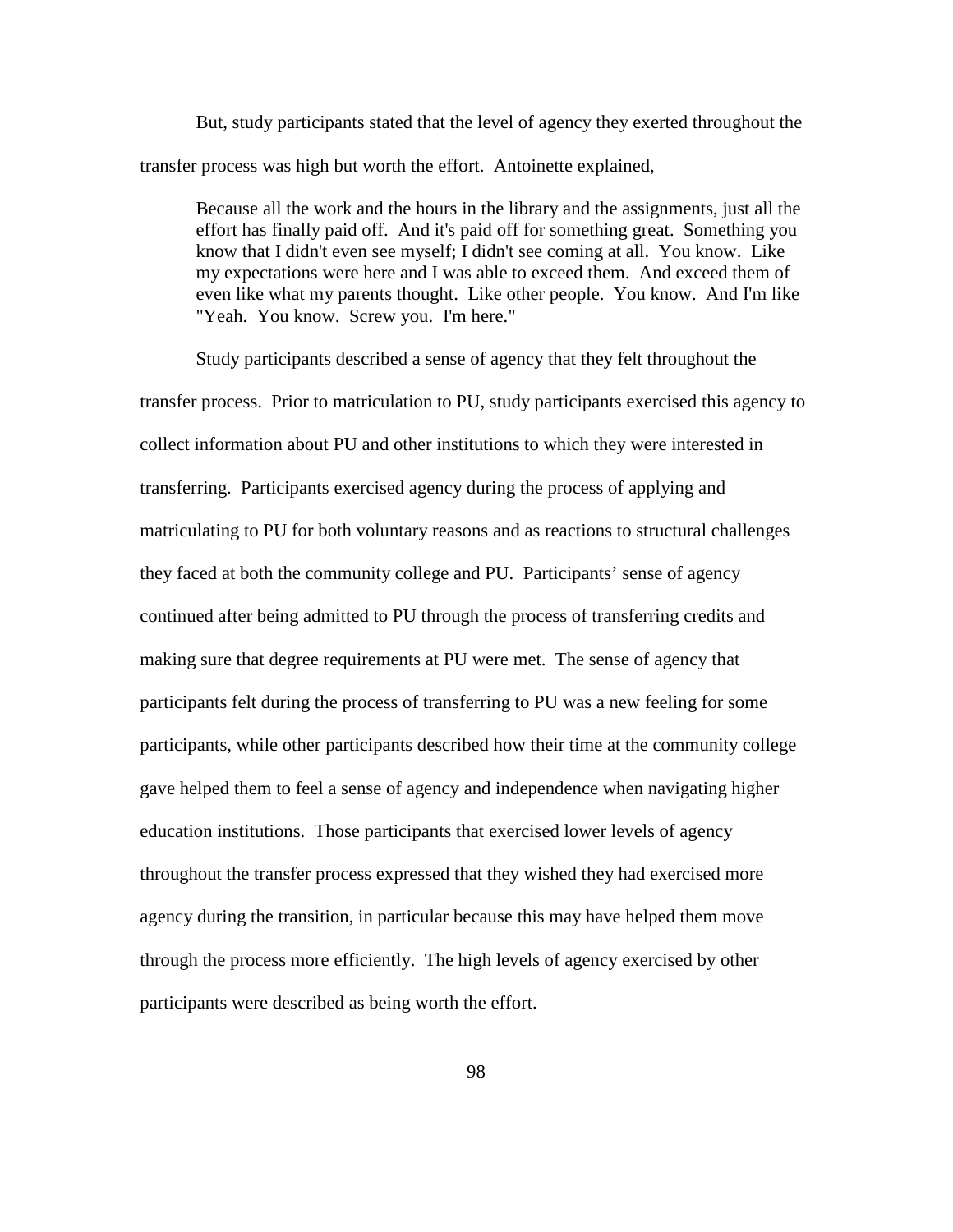But, study participants stated that the level of agency they exerted throughout the transfer process was high but worth the effort. Antoinette explained,

> Because all the work and the hours in the library and the assignments, just all the effort has finally paid off. And it's paid off for something great. Something you know that I didn't even see myself; I didn't see coming at all. You know. Like my expectations were here and I was able to exceed them. And exceed them of even like what my parents thought. Like other people. You know. And I'm like "Yeah. You know. Screw you. I'm here."

Study participants described a sense of agency that they felt throughout the transfer process. Prior to matriculation to PU, study participants exercised this agency to collect information about PU and other institutions to which they were interested in transferring. Participants exercised agency during the process of applying and matriculating to PU for both voluntary reasons and as reactions to structural challenges they faced at both the community college and PU. Participants' sense of agency continued after being admitted to PU through the process of transferring credits and making sure that degree requirements at PU were met. The sense of agency that participants felt during the process of transferring to PU was a new feeling for some participants, while other participants described how their time at the community college gave helped them to feel a sense of agency and independence when navigating higher education institutions. Those participants that exercised lower levels of agency throughout the transfer process expressed that they wished they had exercised more agency during the transition, in particular because this may have helped them move through the process more efficiently. The high levels of agency exercised by other participants were described as being worth the effort.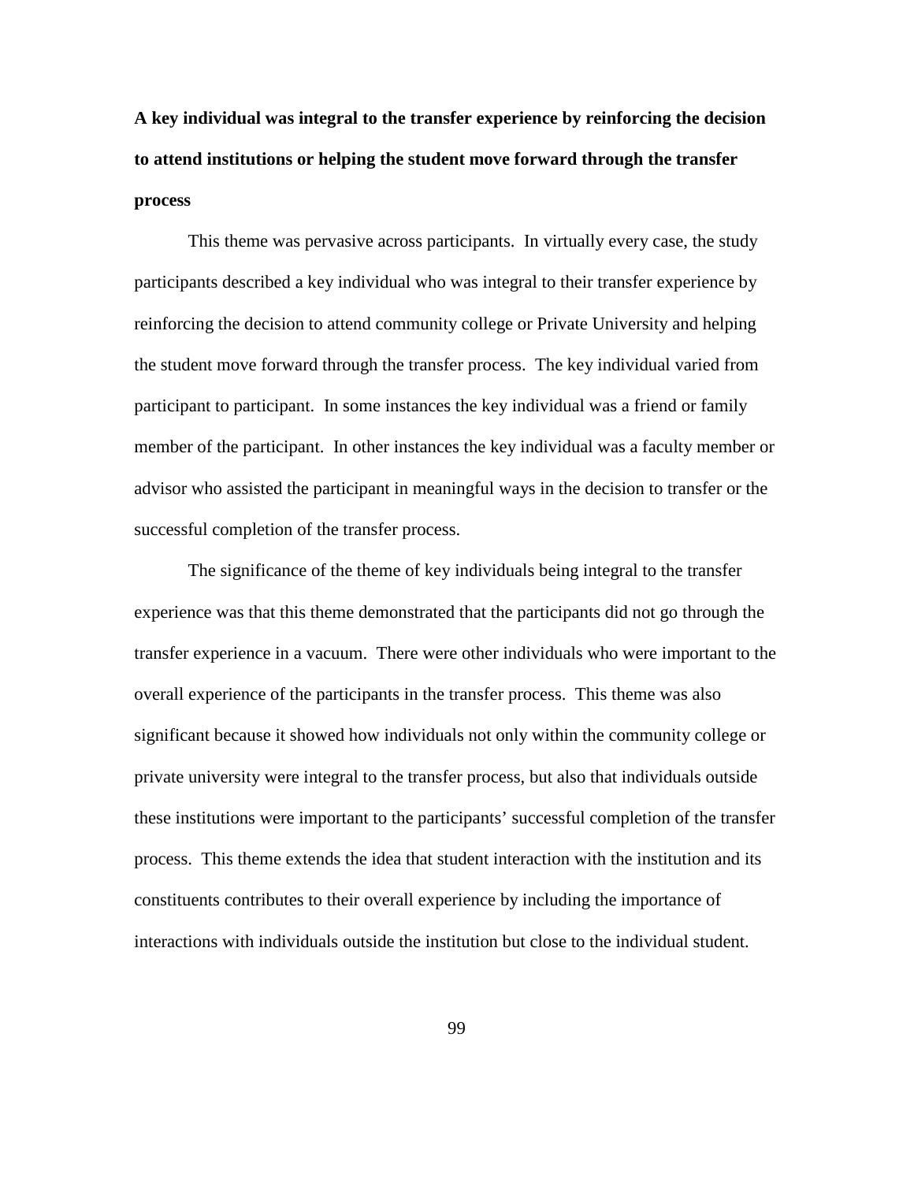**A key individual was integral to the transfer experience by reinforcing the decision to attend institutions or helping the student move forward through the transfer process**

This theme was pervasive across participants. In virtually every case, the study participants described a key individual who was integral to their transfer experience by reinforcing the decision to attend community college or Private University and helping the student move forward through the transfer process. The key individual varied from participant to participant. In some instances the key individual was a friend or family member of the participant. In other instances the key individual was a faculty member or advisor who assisted the participant in meaningful ways in the decision to transfer or the successful completion of the transfer process.

The significance of the theme of key individuals being integral to the transfer experience was that this theme demonstrated that the participants did not go through the transfer experience in a vacuum. There were other individuals who were important to the overall experience of the participants in the transfer process. This theme was also significant because it showed how individuals not only within the community college or private university were integral to the transfer process, but also that individuals outside these institutions were important to the participants' successful completion of the transfer process. This theme extends the idea that student interaction with the institution and its constituents contributes to their overall experience by including the importance of interactions with individuals outside the institution but close to the individual student.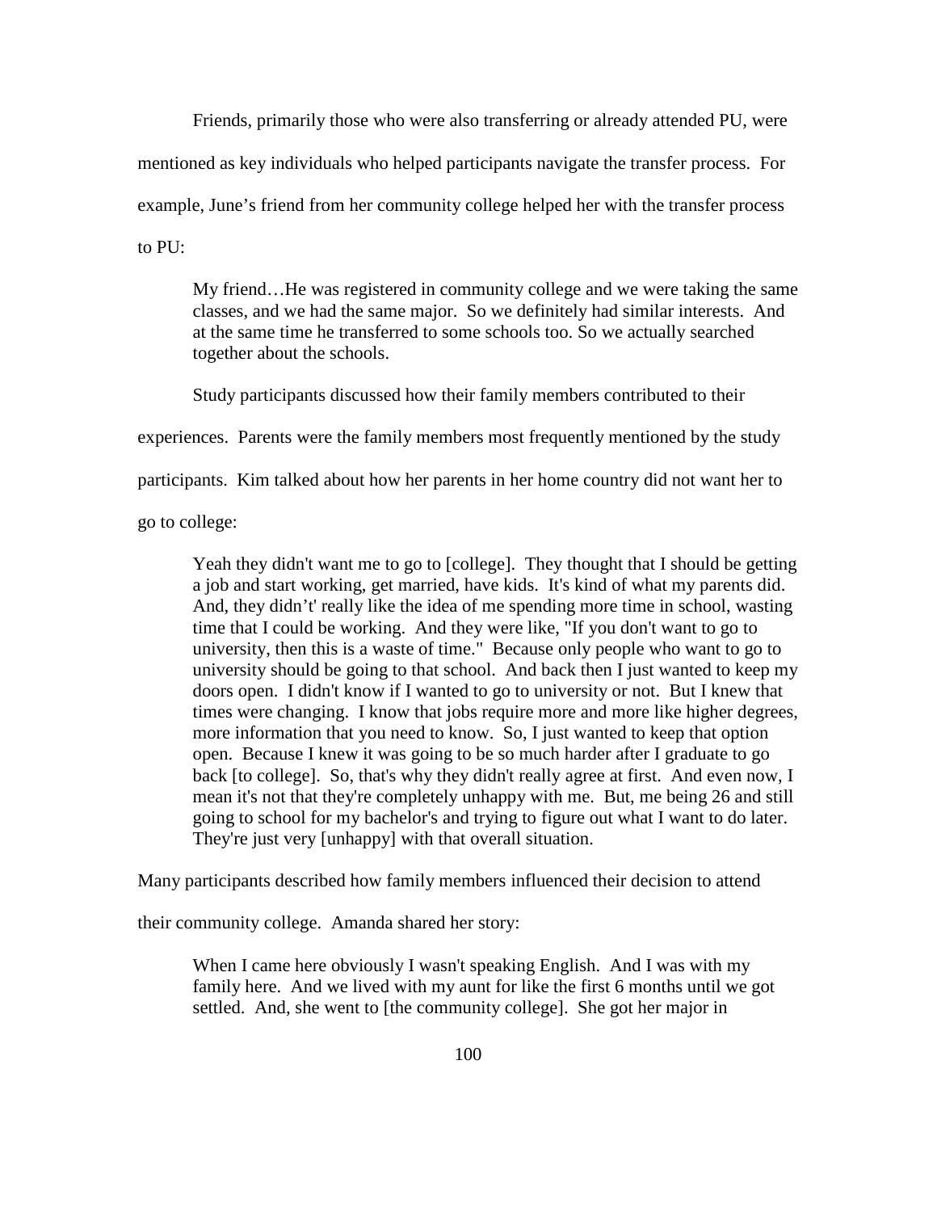Friends, primarily those who were also transferring or already attended PU, were mentioned as key individuals who helped participants navigate the transfer process. For example, June's friend from her community college helped her with the transfer process to PU:

> My friend…He was registered in community college and we were taking the same classes, and we had the same major. So we definitely had similar interests. And at the same time he transferred to some schools too. So we actually searched together about the schools.

Study participants discussed how their family members contributed to their experiences. Parents were the family members most frequently mentioned by the study participants. Kim talked about how her parents in her home country did not want her to go to college:

> Yeah they didn't want me to go to [college]. They thought that I should be getting a job and start working, get married, have kids. It's kind of what my parents did. And, they didn't' really like the idea of me spending more time in school, wasting time that I could be working. And they were like, "If you don't want to go to university, then this is a waste of time." Because only people who want to go to university should be going to that school. And back then I just wanted to keep my doors open. I didn't know if I wanted to go to university or not. But I knew that times were changing. I know that jobs require more and more like higher degrees, more information that you need to know. So, I just wanted to keep that option open. Because I knew it was going to be so much harder after I graduate to go back [to college]. So, that's why they didn't really agree at first. And even now, I mean it's not that they're completely unhappy with me. But, me being 26 and still going to school for my bachelor's and trying to figure out what I want to do later. They're just very [unhappy] with that overall situation.

Many participants described how family members influenced their decision to attend their community college. Amanda shared her story:

> When I came here obviously I wasn't speaking English. And I was with my family here. And we lived with my aunt for like the first 6 months until we got settled. And, she went to [the community college]. She got her major in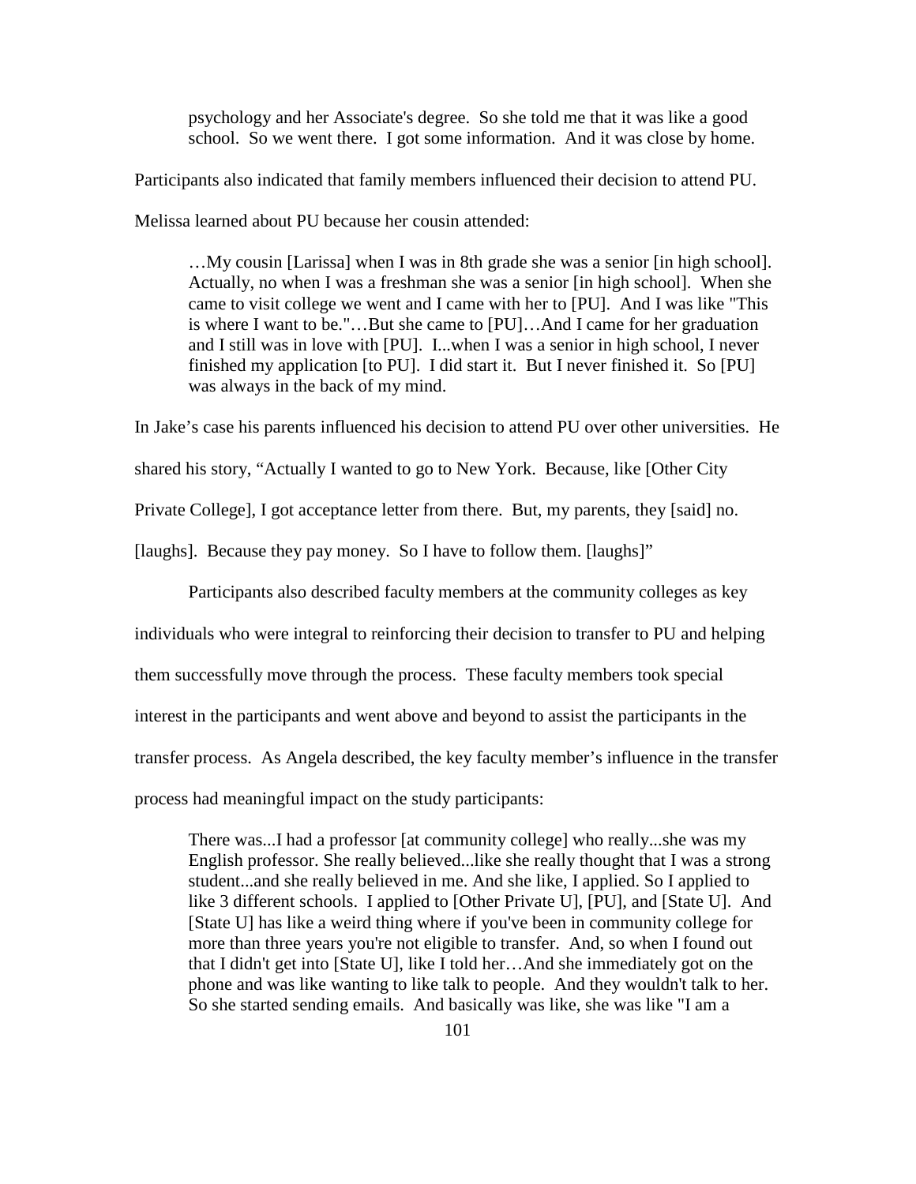> psychology and her Associate's degree. So she told me that it was like a good school. So we went there. I got some information. And it was close by home.

Participants also indicated that family members influenced their decision to attend PU. Melissa learned about PU because her cousin attended:

> …My cousin [Larissa] when I was in 8th grade she was a senior [in high school]. Actually, no when I was a freshman she was a senior [in high school]. When she came to visit college we went and I came with her to [PU]. And I was like "This is where I want to be."…But she came to [PU]…And I came for her graduation and I still was in love with [PU]. I...when I was a senior in high school, I never finished my application [to PU]. I did start it. But I never finished it. So [PU] was always in the back of my mind.

In Jake's case his parents influenced his decision to attend PU over other universities. He shared his story, "Actually I wanted to go to New York. Because, like [Other City Private College], I got acceptance letter from there. But, my parents, they [said] no. [laughs]. Because they pay money. So I have to follow them. [laughs]"

Participants also described faculty members at the community colleges as key individuals who were integral to reinforcing their decision to transfer to PU and helping them successfully move through the process. These faculty members took special interest in the participants and went above and beyond to assist the participants in the transfer process. As Angela described, the key faculty member's influence in the transfer process had meaningful impact on the study participants:

> There was...I had a professor [at community college] who really...she was my English professor. She really believed...like she really thought that I was a strong student...and she really believed in me. And she like, I applied. So I applied to like 3 different schools. I applied to [Other Private U], [PU], and [State U]. And [State U] has like a weird thing where if you've been in community college for more than three years you're not eligible to transfer. And, so when I found out that I didn't get into [State U], like I told her…And she immediately got on the phone and was like wanting to like talk to people. And they wouldn't talk to her. So she started sending emails. And basically was like, she was like "I am a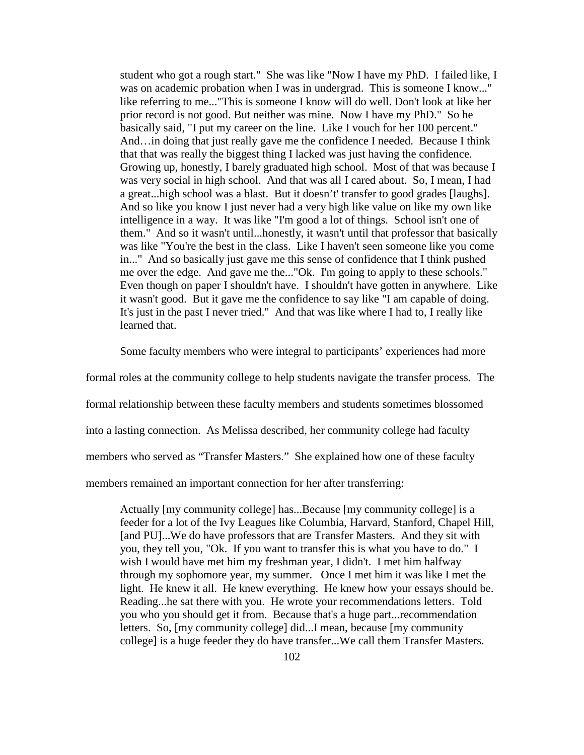> student who got a rough start." She was like "Now I have my PhD. I failed like, I was on academic probation when I was in undergrad. This is someone I know..." like referring to me..."This is someone I know will do well. Don't look at like her prior record is not good. But neither was mine. Now I have my PhD." So he basically said, "I put my career on the line. Like I vouch for her 100 percent." And…in doing that just really gave me the confidence I needed. Because I think that that was really the biggest thing I lacked was just having the confidence. Growing up, honestly, I barely graduated high school. Most of that was because I was very social in high school. And that was all I cared about. So, I mean, I had a great...high school was a blast. But it doesn’t' transfer to good grades [laughs]. And so like you know I just never had a very high like value on like my own like intelligence in a way. It was like "I'm good a lot of things. School isn't one of them." And so it wasn't until...honestly, it wasn't until that professor that basically was like "You're the best in the class. Like I haven't seen someone like you come in..." And so basically just gave me this sense of confidence that I think pushed me over the edge. And gave me the..."Ok. I'm going to apply to these schools." Even though on paper I shouldn't have. I shouldn't have gotten in anywhere. Like it wasn't good. But it gave me the confidence to say like "I am capable of doing. It's just in the past I never tried." And that was like where I had to, I really like learned that.

Some faculty members who were integral to participants’ experiences had more formal roles at the community college to help students navigate the transfer process. The formal relationship between these faculty members and students sometimes blossomed into a lasting connection. As Melissa described, her community college had faculty members who served as “Transfer Masters.” She explained how one of these faculty members remained an important connection for her after transferring:

> Actually [my community college] has...Because [my community college] is a feeder for a lot of the Ivy Leagues like Columbia, Harvard, Stanford, Chapel Hill, [and PU]...We do have professors that are Transfer Masters. And they sit with you, they tell you, "Ok. If you want to transfer this is what you have to do." I wish I would have met him my freshman year, I didn't. I met him halfway through my sophomore year, my summer. Once I met him it was like I met the light. He knew it all. He knew everything. He knew how your essays should be. Reading...he sat there with you. He wrote your recommendations letters. Told you who you should get it from. Because that's a huge part...recommendation letters. So, [my community college] did...I mean, because [my community college] is a huge feeder they do have transfer...We call them Transfer Masters.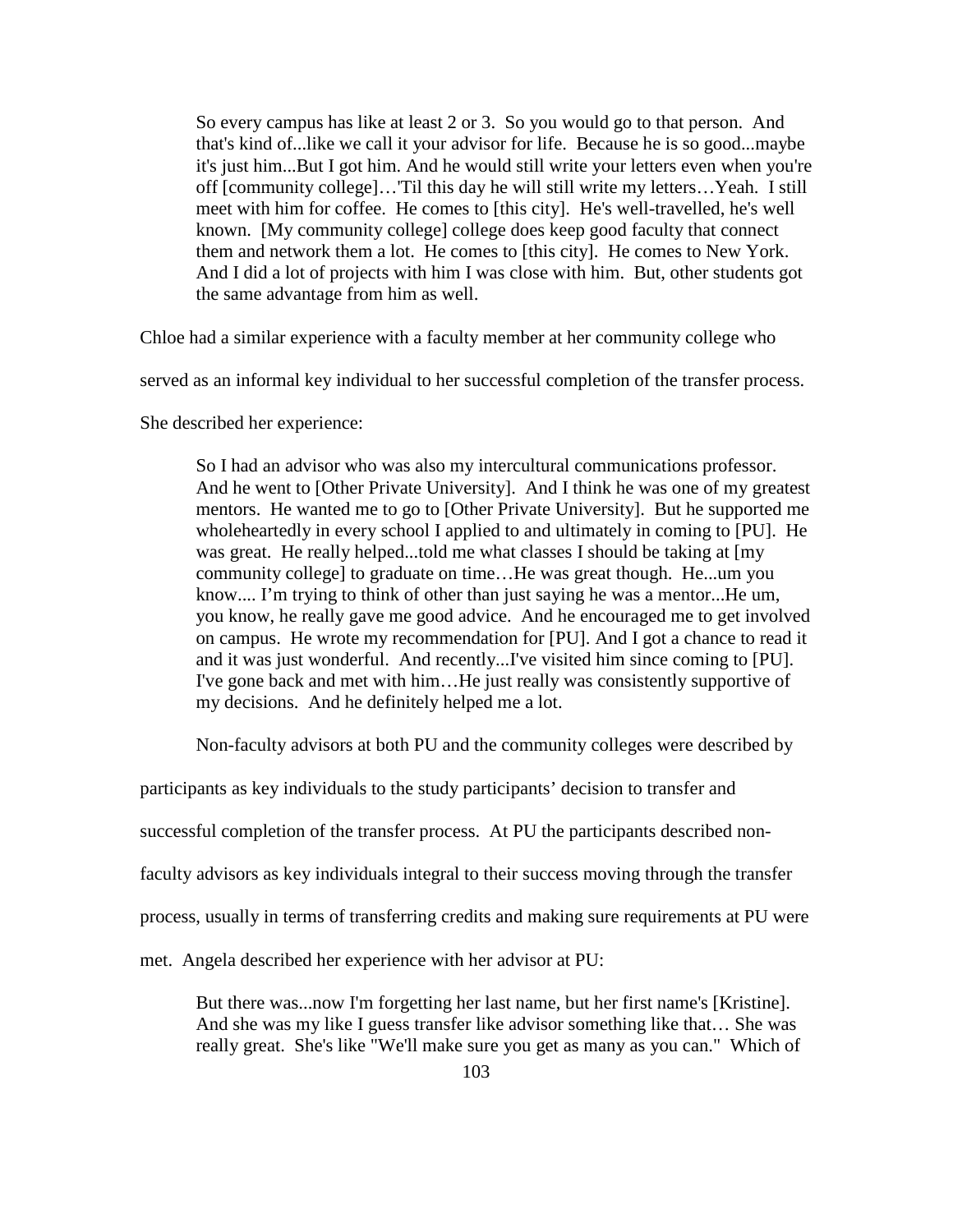> So every campus has like at least 2 or 3. So you would go to that person. And that's kind of...like we call it your advisor for life. Because he is so good...maybe it's just him...But I got him. And he would still write your letters even when you're off [community college]…'Til this day he will still write my letters…Yeah. I still meet with him for coffee. He comes to [this city]. He's well-travelled, he's well known. [My community college] college does keep good faculty that connect them and network them a lot. He comes to [this city]. He comes to New York. And I did a lot of projects with him I was close with him. But, other students got the same advantage from him as well.

Chloe had a similar experience with a faculty member at her community college who served as an informal key individual to her successful completion of the transfer process. She described her experience:

> So I had an advisor who was also my intercultural communications professor. And he went to [Other Private University]. And I think he was one of my greatest mentors. He wanted me to go to [Other Private University]. But he supported me wholeheartedly in every school I applied to and ultimately in coming to [PU]. He was great. He really helped...told me what classes I should be taking at [my community college] to graduate on time…He was great though. He...um you know.... I'm trying to think of other than just saying he was a mentor...He um, you know, he really gave me good advice. And he encouraged me to get involved on campus. He wrote my recommendation for [PU]. And I got a chance to read it and it was just wonderful. And recently...I've visited him since coming to [PU]. I've gone back and met with him…He just really was consistently supportive of my decisions. And he definitely helped me a lot.

Non-faculty advisors at both PU and the community colleges were described by participants as key individuals to the study participants' decision to transfer and successful completion of the transfer process. At PU the participants described non-faculty advisors as key individuals integral to their success moving through the transfer process, usually in terms of transferring credits and making sure requirements at PU were met. Angela described her experience with her advisor at PU:

> But there was...now I'm forgetting her last name, but her first name's [Kristine]. And she was my like I guess transfer like advisor something like that… She was really great. She's like "We'll make sure you get as many as you can." Which of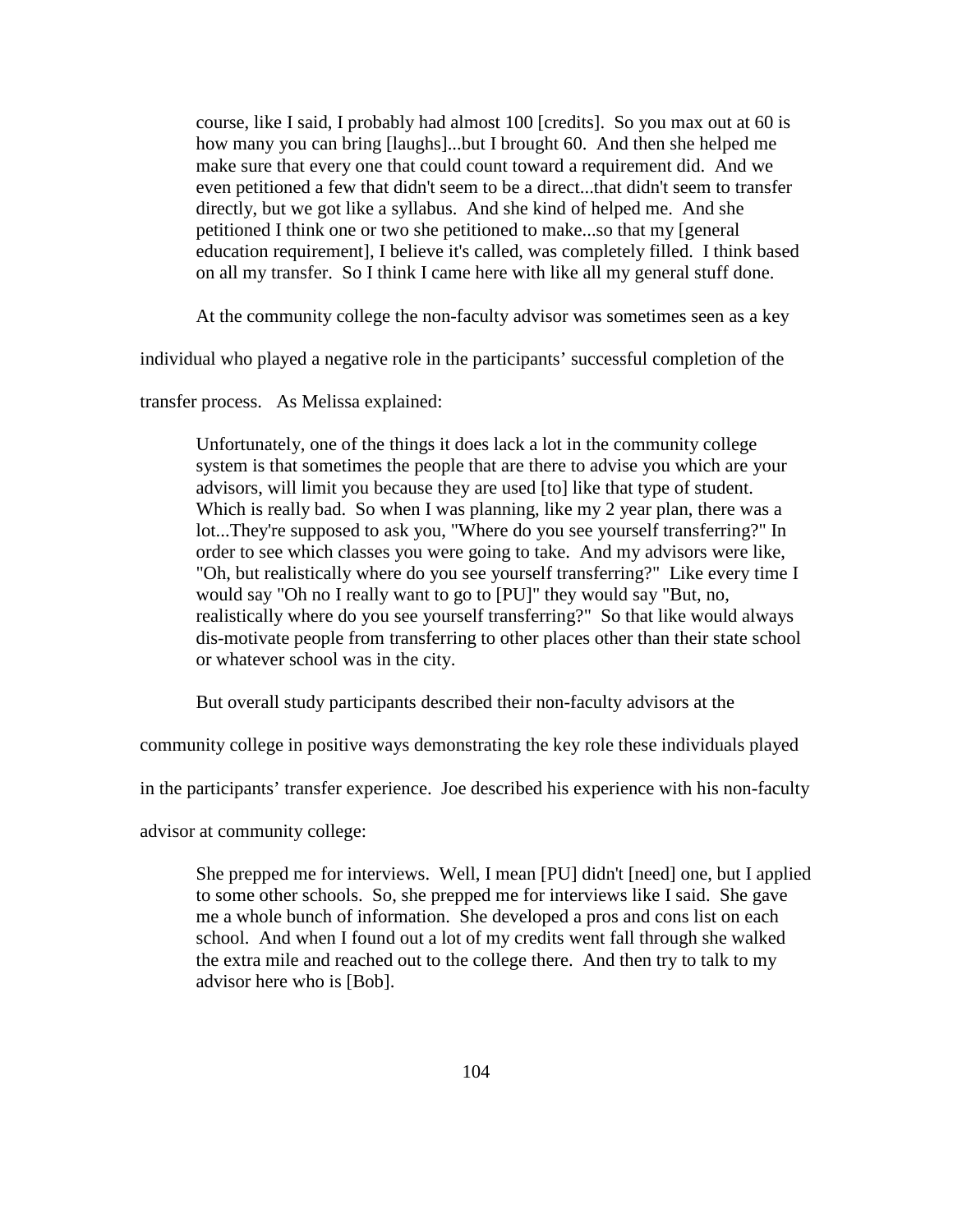course, like I said, I probably had almost 100 [credits]. So you max out at 60 is how many you can bring [laughs]...but I brought 60. And then she helped me make sure that every one that could count toward a requirement did. And we even petitioned a few that didn't seem to be a direct...that didn't seem to transfer directly, but we got like a syllabus. And she kind of helped me. And she petitioned I think one or two she petitioned to make...so that my [general education requirement], I believe it's called, was completely filled. I think based on all my transfer. So I think I came here with like all my general stuff done.

At the community college the non-faculty advisor was sometimes seen as a key individual who played a negative role in the participants' successful completion of the transfer process. As Melissa explained:

> Unfortunately, one of the things it does lack a lot in the community college system is that sometimes the people that are there to advise you which are your advisors, will limit you because they are used [to] like that type of student. Which is really bad. So when I was planning, like my 2 year plan, there was a lot...They're supposed to ask you, "Where do you see yourself transferring?" In order to see which classes you were going to take. And my advisors were like, "Oh, but realistically where do you see yourself transferring?" Like every time I would say "Oh no I really want to go to [PU]" they would say "But, no, realistically where do you see yourself transferring?" So that like would always dis-motivate people from transferring to other places other than their state school or whatever school was in the city.

But overall study participants described their non-faculty advisors at the community college in positive ways demonstrating the key role these individuals played in the participants' transfer experience. Joe described his experience with his non-faculty advisor at community college:

> She prepped me for interviews. Well, I mean [PU] didn't [need] one, but I applied to some other schools. So, she prepped me for interviews like I said. She gave me a whole bunch of information. She developed a pros and cons list on each school. And when I found out a lot of my credits went fall through she walked the extra mile and reached out to the college there. And then try to talk to my advisor here who is [Bob].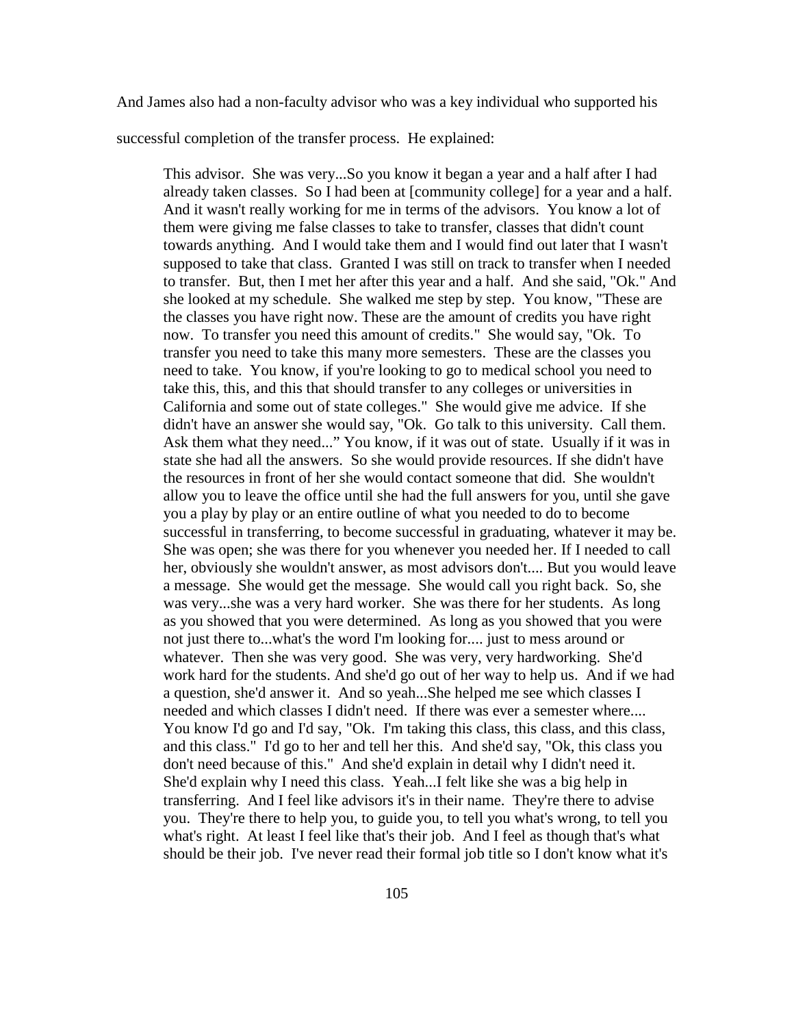And James also had a non-faculty advisor who was a key individual who supported his successful completion of the transfer process. He explained:

> This advisor. She was very...So you know it began a year and a half after I had already taken classes. So I had been at [community college] for a year and a half. And it wasn't really working for me in terms of the advisors. You know a lot of them were giving me false classes to take to transfer, classes that didn't count towards anything. And I would take them and I would find out later that I wasn't supposed to take that class. Granted I was still on track to transfer when I needed to transfer. But, then I met her after this year and a half. And she said, "Ok." And she looked at my schedule. She walked me step by step. You know, "These are the classes you have right now. These are the amount of credits you have right now. To transfer you need this amount of credits." She would say, "Ok. To transfer you need to take this many more semesters. These are the classes you need to take. You know, if you're looking to go to medical school you need to take this, this, and this that should transfer to any colleges or universities in California and some out of state colleges." She would give me advice. If she didn't have an answer she would say, "Ok. Go talk to this university. Call them. Ask them what they need..." You know, if it was out of state. Usually if it was in state she had all the answers. So she would provide resources. If she didn't have the resources in front of her she would contact someone that did. She wouldn't allow you to leave the office until she had the full answers for you, until she gave you a play by play or an entire outline of what you needed to do to become successful in transferring, to become successful in graduating, whatever it may be. She was open; she was there for you whenever you needed her. If I needed to call her, obviously she wouldn't answer, as most advisors don't.... But you would leave a message. She would get the message. She would call you right back. So, she was very...she was a very hard worker. She was there for her students. As long as you showed that you were determined. As long as you showed that you were not just there to...what's the word I'm looking for.... just to mess around or whatever. Then she was very good. She was very, very hardworking. She'd work hard for the students. And she'd go out of her way to help us. And if we had a question, she'd answer it. And so yeah...She helped me see which classes I needed and which classes I didn't need. If there was ever a semester where.... You know I'd go and I'd say, "Ok. I'm taking this class, this class, and this class, and this class." I'd go to her and tell her this. And she'd say, "Ok, this class you don't need because of this." And she'd explain in detail why I didn't need it. She'd explain why I need this class. Yeah...I felt like she was a big help in transferring. And I feel like advisors it's in their name. They're there to advise you. They're there to help you, to guide you, to tell you what's wrong, to tell you what's right. At least I feel like that's their job. And I feel as though that's what should be their job. I've never read their formal job title so I don't know what it's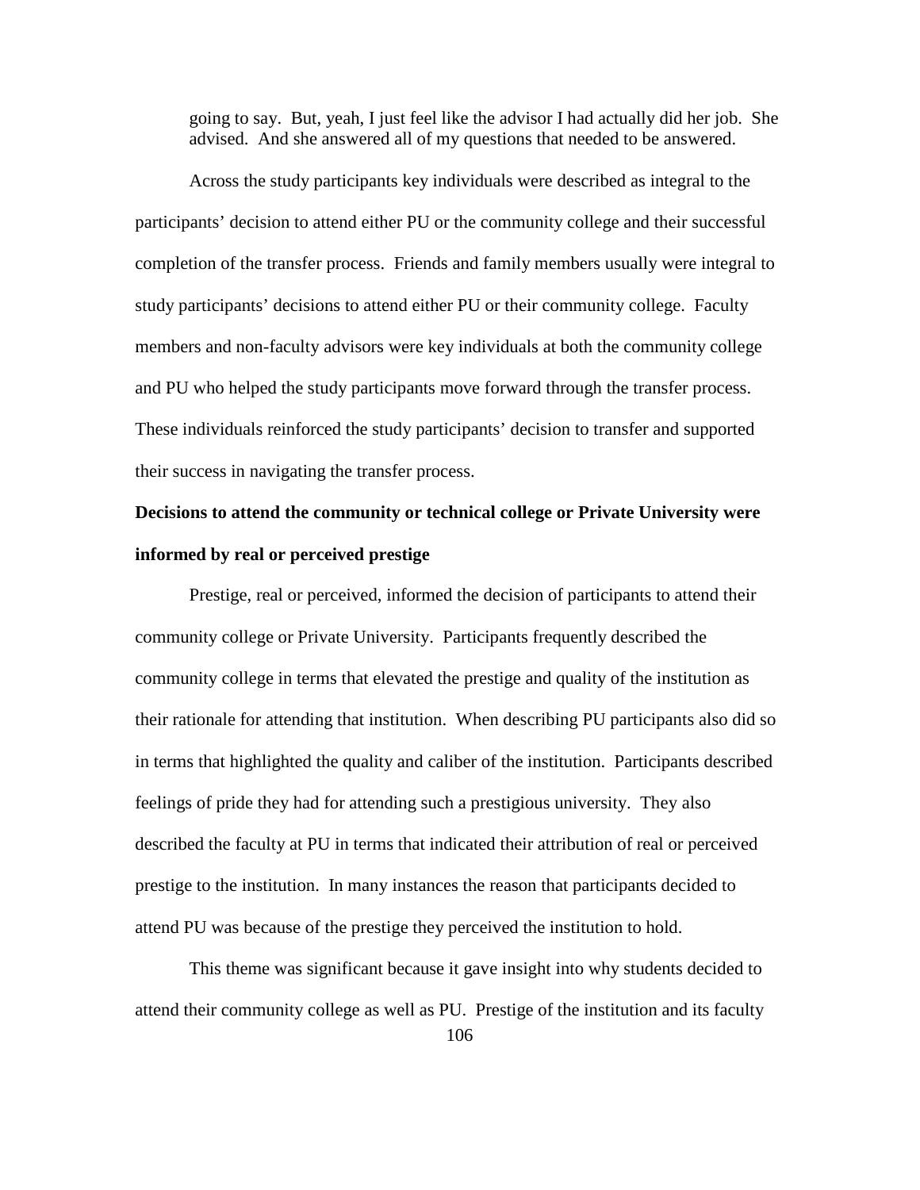> going to say. But, yeah, I just feel like the advisor I had actually did her job. She advised. And she answered all of my questions that needed to be answered.

Across the study participants key individuals were described as integral to the participants' decision to attend either PU or the community college and their successful completion of the transfer process. Friends and family members usually were integral to study participants' decisions to attend either PU or their community college. Faculty members and non-faculty advisors were key individuals at both the community college and PU who helped the study participants move forward through the transfer process. These individuals reinforced the study participants' decision to transfer and supported their success in navigating the transfer process.

**Decisions to attend the community or technical college or Private University were informed by real or perceived prestige**

Prestige, real or perceived, informed the decision of participants to attend their community college or Private University. Participants frequently described the community college in terms that elevated the prestige and quality of the institution as their rationale for attending that institution. When describing PU participants also did so in terms that highlighted the quality and caliber of the institution. Participants described feelings of pride they had for attending such a prestigious university. They also described the faculty at PU in terms that indicated their attribution of real or perceived prestige to the institution. In many instances the reason that participants decided to attend PU was because of the prestige they perceived the institution to hold.

This theme was significant because it gave insight into why students decided to attend their community college as well as PU. Prestige of the institution and its faculty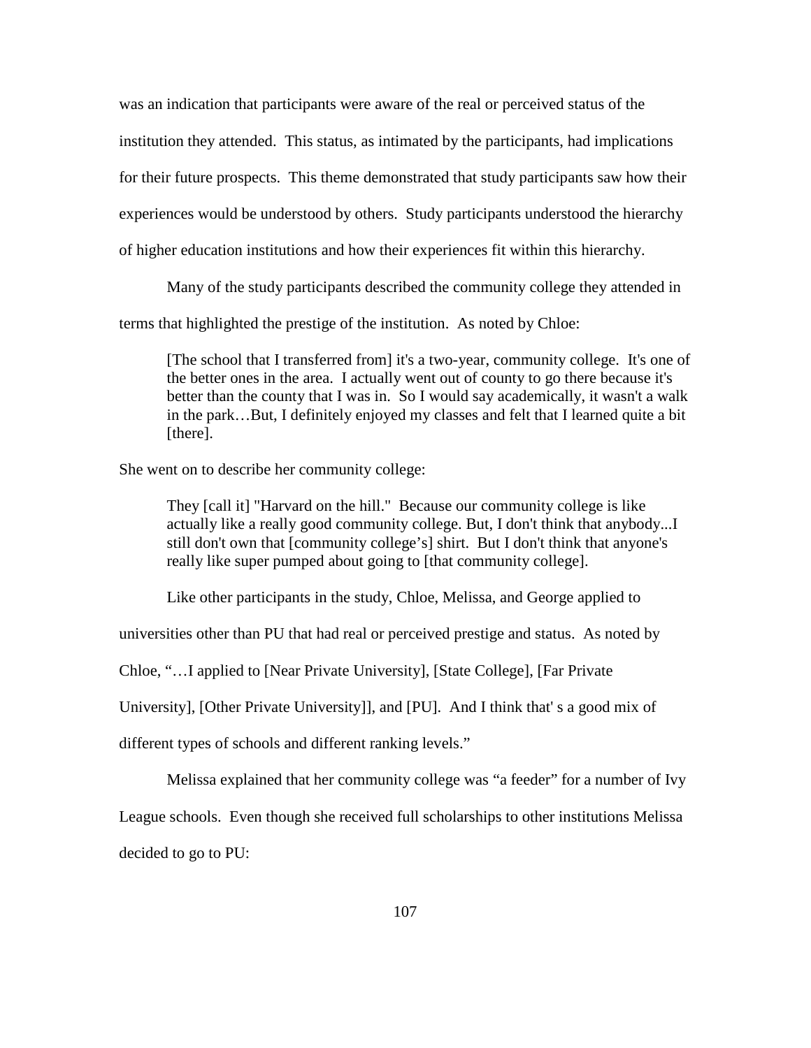was an indication that participants were aware of the real or perceived status of the institution they attended. This status, as intimated by the participants, had implications for their future prospects. This theme demonstrated that study participants saw how their experiences would be understood by others. Study participants understood the hierarchy of higher education institutions and how their experiences fit within this hierarchy.

Many of the study participants described the community college they attended in terms that highlighted the prestige of the institution. As noted by Chloe:

> [The school that I transferred from] it's a two-year, community college. It's one of the better ones in the area. I actually went out of county to go there because it's better than the county that I was in. So I would say academically, it wasn't a walk in the park…But, I definitely enjoyed my classes and felt that I learned quite a bit [there].

She went on to describe her community college:

> They [call it] "Harvard on the hill." Because our community college is like actually like a really good community college. But, I don't think that anybody...I still don't own that [community college's] shirt. But I don't think that anyone's really like super pumped about going to [that community college].

Like other participants in the study, Chloe, Melissa, and George applied to universities other than PU that had real or perceived prestige and status. As noted by Chloe, "…I applied to [Near Private University], [State College], [Far Private University], [Other Private University]], and [PU]. And I think that' s a good mix of different types of schools and different ranking levels."

Melissa explained that her community college was "a feeder" for a number of Ivy League schools. Even though she received full scholarships to other institutions Melissa decided to go to PU: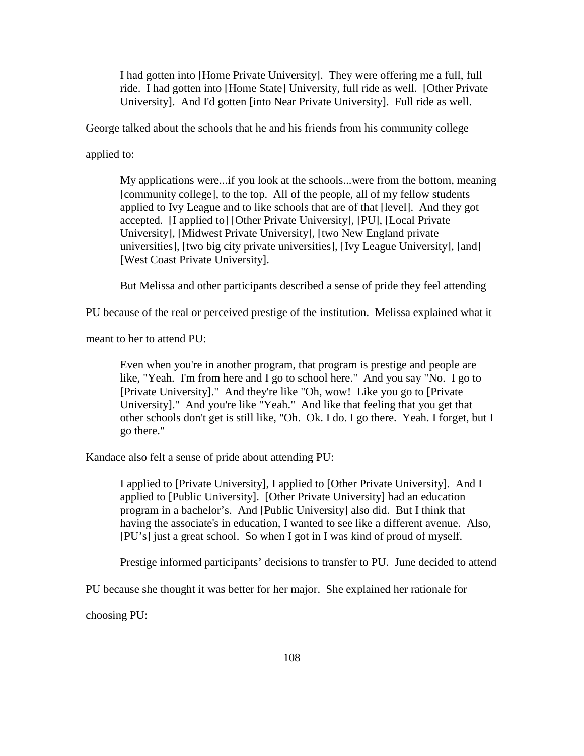> I had gotten into [Home Private University]. They were offering me a full, full ride. I had gotten into [Home State] University, full ride as well. [Other Private University]. And I'd gotten [into Near Private University]. Full ride as well.

George talked about the schools that he and his friends from his community college applied to:

> My applications were...if you look at the schools...were from the bottom, meaning [community college], to the top. All of the people, all of my fellow students applied to Ivy League and to like schools that are of that [level]. And they got accepted. [I applied to] [Other Private University], [PU], [Local Private University], [Midwest Private University], [two New England private universities], [two big city private universities], [Ivy League University], [and] [West Coast Private University].

But Melissa and other participants described a sense of pride they feel attending PU because of the real or perceived prestige of the institution. Melissa explained what it meant to her to attend PU:

> Even when you're in another program, that program is prestige and people are like, "Yeah. I'm from here and I go to school here." And you say "No. I go to [Private University]." And they're like "Oh, wow! Like you go to [Private University]." And you're like "Yeah." And like that feeling that you get that other schools don't get is still like, "Oh. Ok. I do. I go there. Yeah. I forget, but I go there."

Kandace also felt a sense of pride about attending PU:

> I applied to [Private University], I applied to [Other Private University]. And I applied to [Public University]. [Other Private University] had an education program in a bachelor's. And [Public University] also did. But I think that having the associate's in education, I wanted to see like a different avenue. Also, [PU's] just a great school. So when I got in I was kind of proud of myself.

Prestige informed participants' decisions to transfer to PU. June decided to attend PU because she thought it was better for her major. She explained her rationale for choosing PU: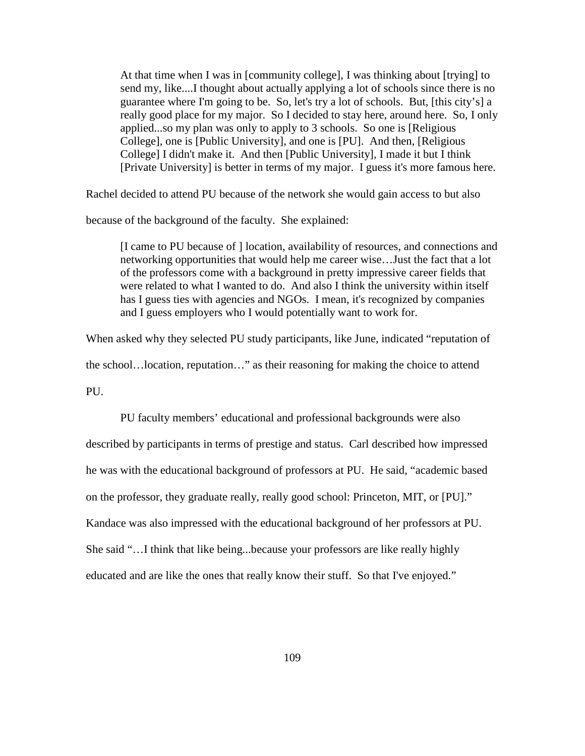> At that time when I was in [community college], I was thinking about [trying] to send my, like....I thought about actually applying a lot of schools since there is no guarantee where I'm going to be. So, let's try a lot of schools. But, [this city's] a really good place for my major. So I decided to stay here, around here. So, I only applied...so my plan was only to apply to 3 schools. So one is [Religious College], one is [Public University], and one is [PU]. And then, [Religious College] I didn't make it. And then [Public University], I made it but I think [Private University] is better in terms of my major. I guess it's more famous here.

Rachel decided to attend PU because of the network she would gain access to but also because of the background of the faculty. She explained:

> [I came to PU because of ] location, availability of resources, and connections and networking opportunities that would help me career wise…Just the fact that a lot of the professors come with a background in pretty impressive career fields that were related to what I wanted to do. And also I think the university within itself has I guess ties with agencies and NGOs. I mean, it's recognized by companies and I guess employers who I would potentially want to work for.

When asked why they selected PU study participants, like June, indicated "reputation of the school…location, reputation…" as their reasoning for making the choice to attend PU.

PU faculty members' educational and professional backgrounds were also described by participants in terms of prestige and status. Carl described how impressed he was with the educational background of professors at PU. He said, "academic based on the professor, they graduate really, really good school: Princeton, MIT, or [PU]." Kandace was also impressed with the educational background of her professors at PU. She said "…I think that like being...because your professors are like really highly educated and are like the ones that really know their stuff. So that I've enjoyed."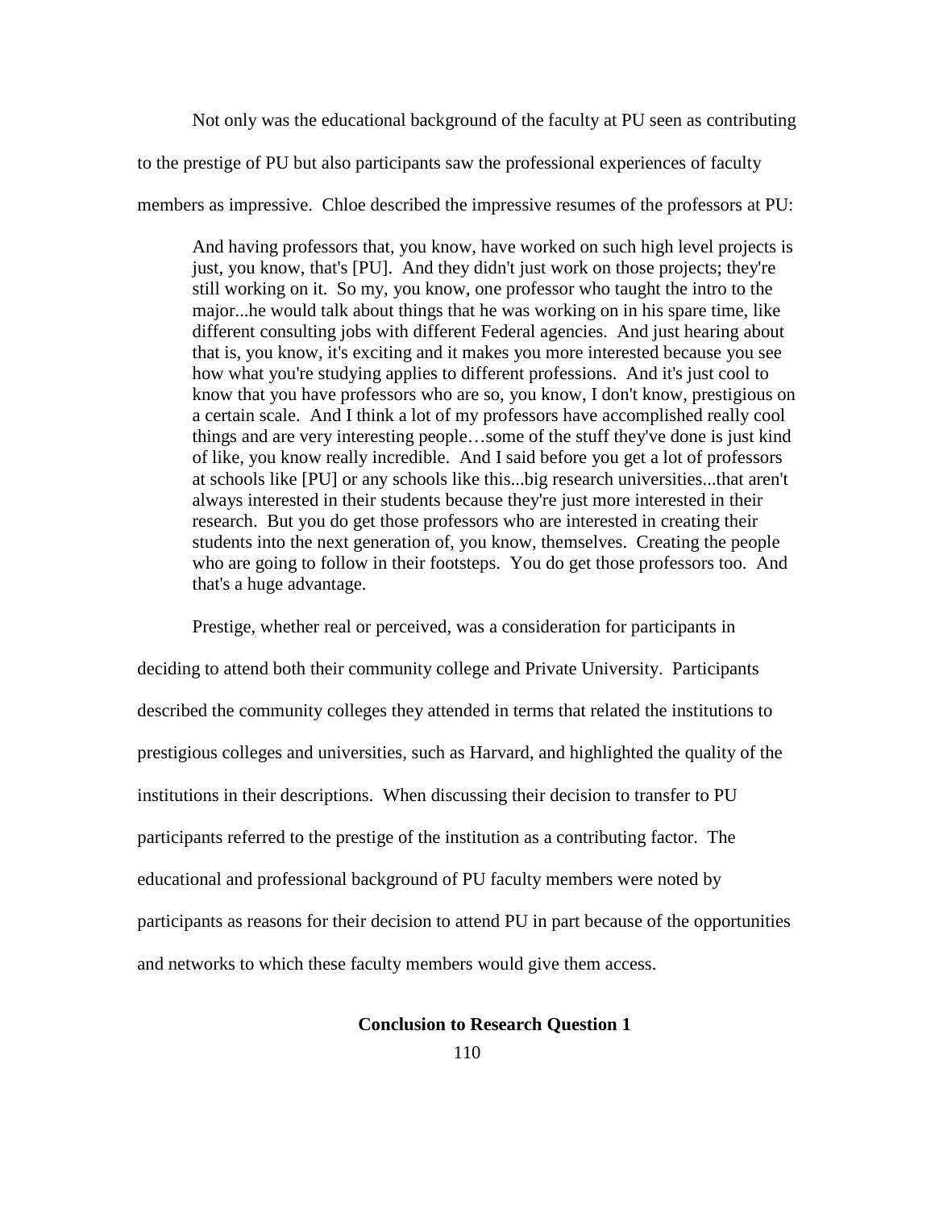Not only was the educational background of the faculty at PU seen as contributing to the prestige of PU but also participants saw the professional experiences of faculty members as impressive. Chloe described the impressive resumes of the professors at PU:

> And having professors that, you know, have worked on such high level projects is just, you know, that's [PU]. And they didn't just work on those projects; they're still working on it. So my, you know, one professor who taught the intro to the major...he would talk about things that he was working on in his spare time, like different consulting jobs with different Federal agencies. And just hearing about that is, you know, it's exciting and it makes you more interested because you see how what you're studying applies to different professions. And it's just cool to know that you have professors who are so, you know, I don't know, prestigious on a certain scale. And I think a lot of my professors have accomplished really cool things and are very interesting people…some of the stuff they've done is just kind of like, you know really incredible. And I said before you get a lot of professors at schools like [PU] or any schools like this...big research universities...that aren't always interested in their students because they're just more interested in their research. But you do get those professors who are interested in creating their students into the next generation of, you know, themselves. Creating the people who are going to follow in their footsteps. You do get those professors too. And that's a huge advantage.

Prestige, whether real or perceived, was a consideration for participants in deciding to attend both their community college and Private University. Participants described the community colleges they attended in terms that related the institutions to prestigious colleges and universities, such as Harvard, and highlighted the quality of the institutions in their descriptions. When discussing their decision to transfer to PU participants referred to the prestige of the institution as a contributing factor. The educational and professional background of PU faculty members were noted by participants as reasons for their decision to attend PU in part because of the opportunities and networks to which these faculty members would give them access.

## Conclusion to Research Question 1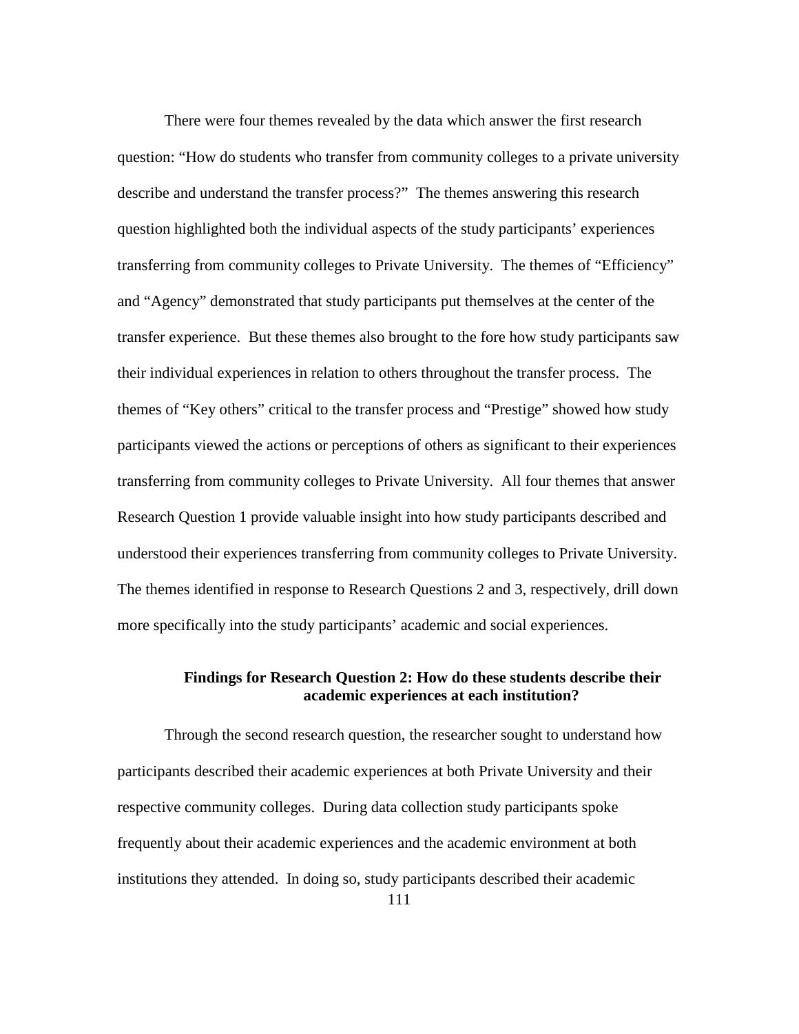There were four themes revealed by the data which answer the first research question: "How do students who transfer from community colleges to a private university describe and understand the transfer process?" The themes answering this research question highlighted both the individual aspects of the study participants' experiences transferring from community colleges to Private University. The themes of "Efficiency" and "Agency" demonstrated that study participants put themselves at the center of the transfer experience. But these themes also brought to the fore how study participants saw their individual experiences in relation to others throughout the transfer process. The themes of "Key others" critical to the transfer process and "Prestige" showed how study participants viewed the actions or perceptions of others as significant to their experiences transferring from community colleges to Private University. All four themes that answer Research Question 1 provide valuable insight into how study participants described and understood their experiences transferring from community colleges to Private University. The themes identified in response to Research Questions 2 and 3, respectively, drill down more specifically into the study participants' academic and social experiences.

## Findings for Research Question 2: How do these students describe their academic experiences at each institution?

Through the second research question, the researcher sought to understand how participants described their academic experiences at both Private University and their respective community colleges. During data collection study participants spoke frequently about their academic experiences and the academic environment at both institutions they attended. In doing so, study participants described their academic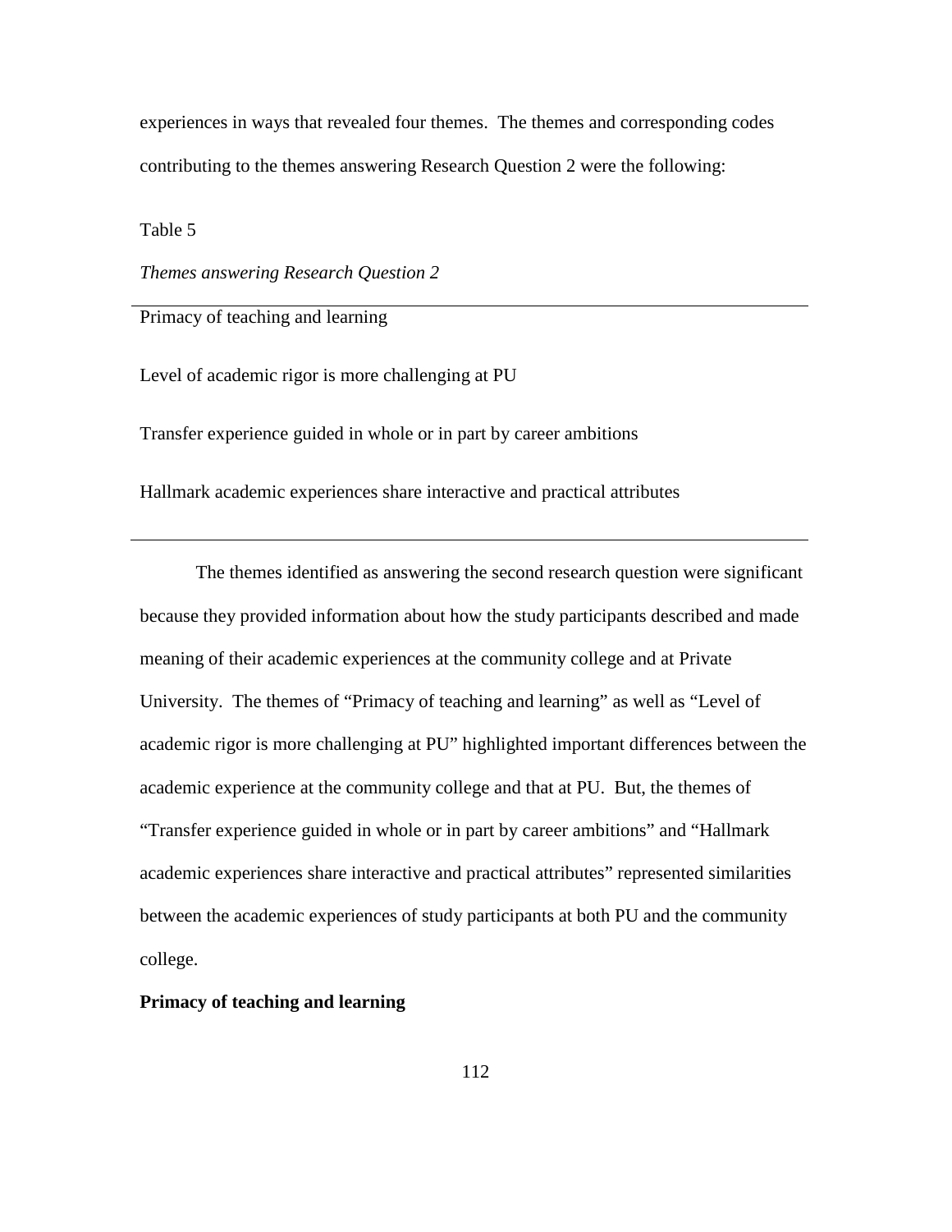experiences in ways that revealed four themes. The themes and corresponding codes contributing to the themes answering Research Question 2 were the following:

Table 5

*Themes answering Research Question 2*

| Themes |
|---|
| Primacy of teaching and learning |
| Level of academic rigor is more challenging at PU |
| Transfer experience guided in whole or in part by career ambitions |
| Hallmark academic experiences share interactive and practical attributes |

The themes identified as answering the second research question were significant because they provided information about how the study participants described and made meaning of their academic experiences at the community college and at Private University. The themes of "Primacy of teaching and learning" as well as "Level of academic rigor is more challenging at PU" highlighted important differences between the academic experience at the community college and that at PU. But, the themes of "Transfer experience guided in whole or in part by career ambitions" and "Hallmark academic experiences share interactive and practical attributes" represented similarities between the academic experiences of study participants at both PU and the community college.

**Primacy of teaching and learning**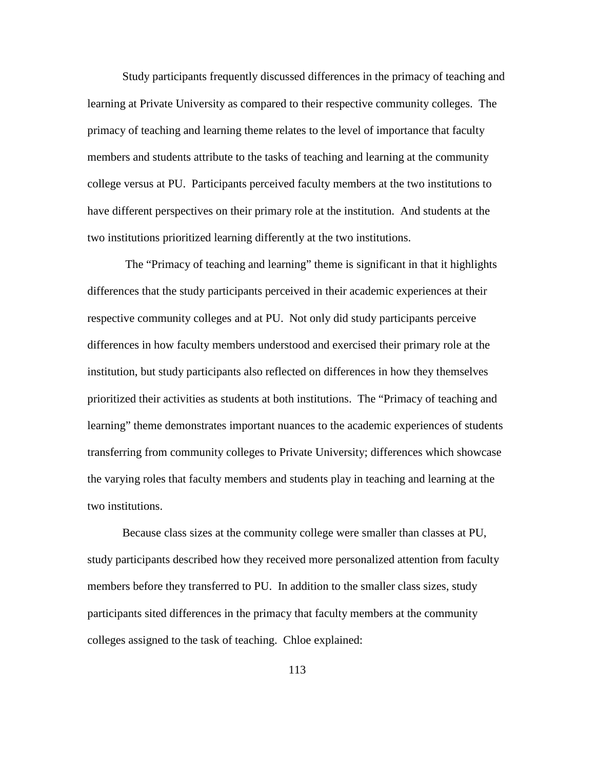Study participants frequently discussed differences in the primacy of teaching and learning at Private University as compared to their respective community colleges. The primacy of teaching and learning theme relates to the level of importance that faculty members and students attribute to the tasks of teaching and learning at the community college versus at PU. Participants perceived faculty members at the two institutions to have different perspectives on their primary role at the institution. And students at the two institutions prioritized learning differently at the two institutions.

The "Primacy of teaching and learning" theme is significant in that it highlights differences that the study participants perceived in their academic experiences at their respective community colleges and at PU. Not only did study participants perceive differences in how faculty members understood and exercised their primary role at the institution, but study participants also reflected on differences in how they themselves prioritized their activities as students at both institutions. The "Primacy of teaching and learning" theme demonstrates important nuances to the academic experiences of students transferring from community colleges to Private University; differences which showcase the varying roles that faculty members and students play in teaching and learning at the two institutions.

Because class sizes at the community college were smaller than classes at PU, study participants described how they received more personalized attention from faculty members before they transferred to PU. In addition to the smaller class sizes, study participants sited differences in the primacy that faculty members at the community colleges assigned to the task of teaching. Chloe explained: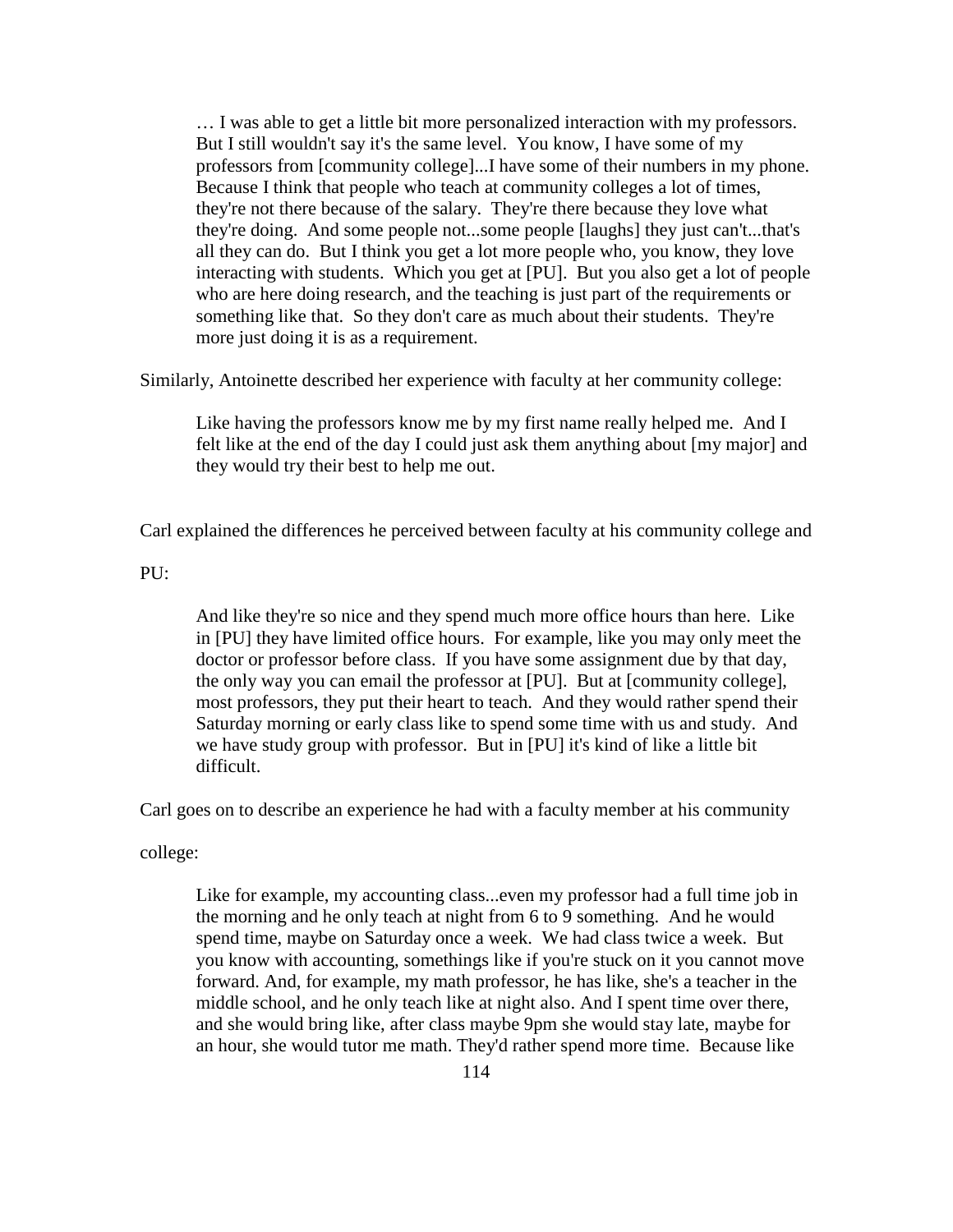> … I was able to get a little bit more personalized interaction with my professors. But I still wouldn't say it's the same level. You know, I have some of my professors from [community college]...I have some of their numbers in my phone. Because I think that people who teach at community colleges a lot of times, they're not there because of the salary. They're there because they love what they're doing. And some people not...some people [laughs] they just can't...that's all they can do. But I think you get a lot more people who, you know, they love interacting with students. Which you get at [PU]. But you also get a lot of people who are here doing research, and the teaching is just part of the requirements or something like that. So they don't care as much about their students. They're more just doing it is as a requirement.

Similarly, Antoinette described her experience with faculty at her community college:

> Like having the professors know me by my first name really helped me. And I felt like at the end of the day I could just ask them anything about [my major] and they would try their best to help me out.

Carl explained the differences he perceived between faculty at his community college and PU:

> And like they're so nice and they spend much more office hours than here. Like in [PU] they have limited office hours. For example, like you may only meet the doctor or professor before class. If you have some assignment due by that day, the only way you can email the professor at [PU]. But at [community college], most professors, they put their heart to teach. And they would rather spend their Saturday morning or early class like to spend some time with us and study. And we have study group with professor. But in [PU] it's kind of like a little bit difficult.

Carl goes on to describe an experience he had with a faculty member at his community college:

> Like for example, my accounting class...even my professor had a full time job in the morning and he only teach at night from 6 to 9 something. And he would spend time, maybe on Saturday once a week. We had class twice a week. But you know with accounting, somethings like if you're stuck on it you cannot move forward. And, for example, my math professor, he has like, she's a teacher in the middle school, and he only teach like at night also. And I spent time over there, and she would bring like, after class maybe 9pm she would stay late, maybe for an hour, she would tutor me math. They'd rather spend more time. Because like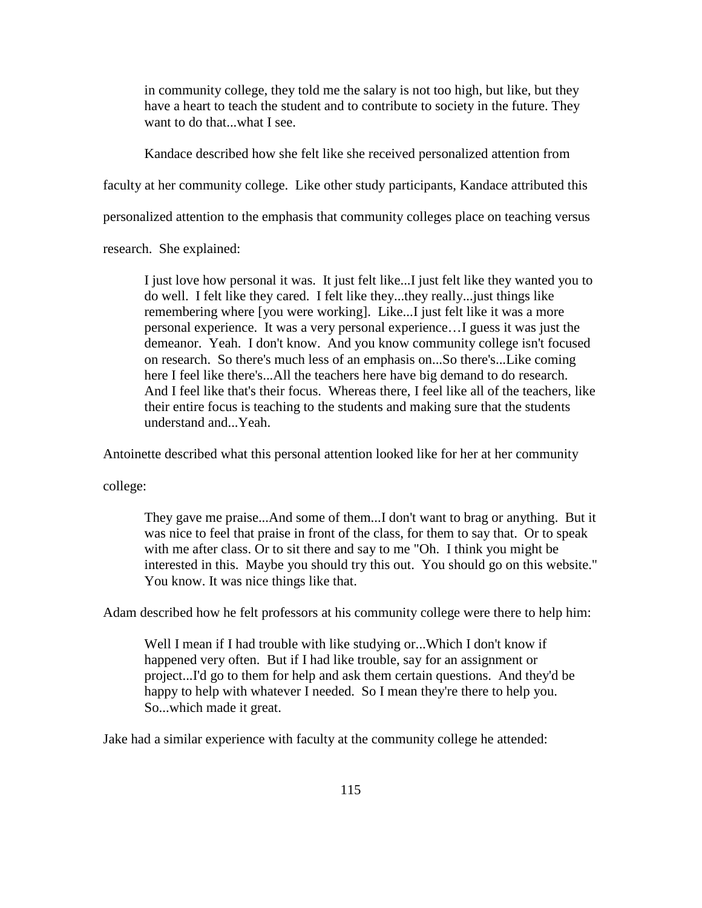> in community college, they told me the salary is not too high, but like, but they have a heart to teach the student and to contribute to society in the future. They want to do that...what I see.

Kandace described how she felt like she received personalized attention from faculty at her community college. Like other study participants, Kandace attributed this personalized attention to the emphasis that community colleges place on teaching versus research. She explained:

> I just love how personal it was. It just felt like...I just felt like they wanted you to do well. I felt like they cared. I felt like they...they really...just things like remembering where [you were working]. Like...I just felt like it was a more personal experience. It was a very personal experience…I guess it was just the demeanor. Yeah. I don't know. And you know community college isn't focused on research. So there's much less of an emphasis on...So there's...Like coming here I feel like there's...All the teachers here have big demand to do research. And I feel like that's their focus. Whereas there, I feel like all of the teachers, like their entire focus is teaching to the students and making sure that the students understand and...Yeah.

Antoinette described what this personal attention looked like for her at her community college:

> They gave me praise...And some of them...I don't want to brag or anything. But it was nice to feel that praise in front of the class, for them to say that. Or to speak with me after class. Or to sit there and say to me "Oh. I think you might be interested in this. Maybe you should try this out. You should go on this website." You know. It was nice things like that.

Adam described how he felt professors at his community college were there to help him:

> Well I mean if I had trouble with like studying or...Which I don't know if happened very often. But if I had like trouble, say for an assignment or project...I'd go to them for help and ask them certain questions. And they'd be happy to help with whatever I needed. So I mean they're there to help you. So...which made it great.

Jake had a similar experience with faculty at the community college he attended: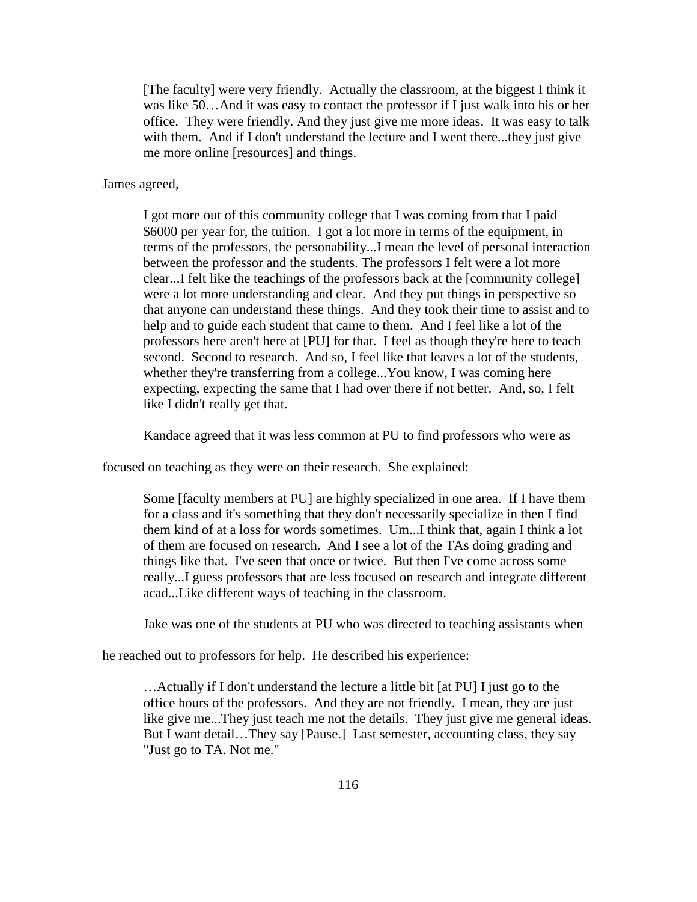> [The faculty] were very friendly. Actually the classroom, at the biggest I think it was like 50…And it was easy to contact the professor if I just walk into his or her office. They were friendly. And they just give me more ideas. It was easy to talk with them. And if I don't understand the lecture and I went there...they just give me more online [resources] and things.

James agreed,

> I got more out of this community college that I was coming from that I paid \$6000 per year for, the tuition. I got a lot more in terms of the equipment, in terms of the professors, the personability...I mean the level of personal interaction between the professor and the students. The professors I felt were a lot more clear...I felt like the teachings of the professors back at the [community college] were a lot more understanding and clear. And they put things in perspective so that anyone can understand these things. And they took their time to assist and to help and to guide each student that came to them. And I feel like a lot of the professors here aren't here at [PU] for that. I feel as though they're here to teach second. Second to research. And so, I feel like that leaves a lot of the students, whether they're transferring from a college...You know, I was coming here expecting, expecting the same that I had over there if not better. And, so, I felt like I didn't really get that.

Kandace agreed that it was less common at PU to find professors who were as focused on teaching as they were on their research. She explained:

> Some [faculty members at PU] are highly specialized in one area. If I have them for a class and it's something that they don't necessarily specialize in then I find them kind of at a loss for words sometimes. Um...I think that, again I think a lot of them are focused on research. And I see a lot of the TAs doing grading and things like that. I've seen that once or twice. But then I've come across some really...I guess professors that are less focused on research and integrate different acad...Like different ways of teaching in the classroom.

Jake was one of the students at PU who was directed to teaching assistants when he reached out to professors for help. He described his experience:

> …Actually if I don't understand the lecture a little bit [at PU] I just go to the office hours of the professors. And they are not friendly. I mean, they are just like give me...They just teach me not the details. They just give me general ideas. But I want detail…They say [Pause.] Last semester, accounting class, they say "Just go to TA. Not me."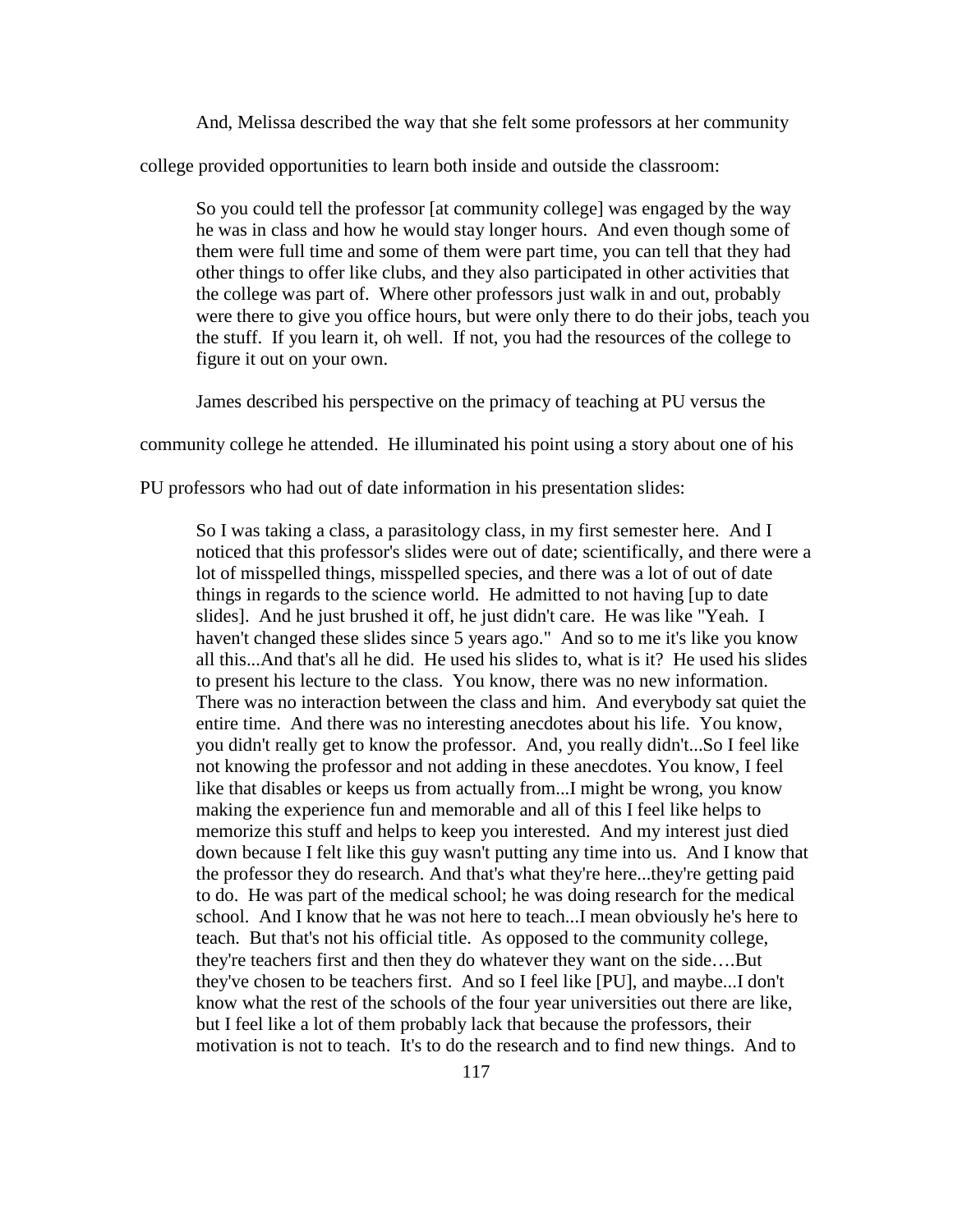And, Melissa described the way that she felt some professors at her community college provided opportunities to learn both inside and outside the classroom:

> So you could tell the professor [at community college] was engaged by the way he was in class and how he would stay longer hours. And even though some of them were full time and some of them were part time, you can tell that they had other things to offer like clubs, and they also participated in other activities that the college was part of. Where other professors just walk in and out, probably were there to give you office hours, but were only there to do their jobs, teach you the stuff. If you learn it, oh well. If not, you had the resources of the college to figure it out on your own.

James described his perspective on the primacy of teaching at PU versus the community college he attended. He illuminated his point using a story about one of his PU professors who had out of date information in his presentation slides:

> So I was taking a class, a parasitology class, in my first semester here. And I noticed that this professor's slides were out of date; scientifically, and there were a lot of misspelled things, misspelled species, and there was a lot of out of date things in regards to the science world. He admitted to not having [up to date slides]. And he just brushed it off, he just didn't care. He was like "Yeah. I haven't changed these slides since 5 years ago." And so to me it's like you know all this...And that's all he did. He used his slides to, what is it? He used his slides to present his lecture to the class. You know, there was no new information. There was no interaction between the class and him. And everybody sat quiet the entire time. And there was no interesting anecdotes about his life. You know, you didn't really get to know the professor. And, you really didn't...So I feel like not knowing the professor and not adding in these anecdotes. You know, I feel like that disables or keeps us from actually from...I might be wrong, you know making the experience fun and memorable and all of this I feel like helps to memorize this stuff and helps to keep you interested. And my interest just died down because I felt like this guy wasn't putting any time into us. And I know that the professor they do research. And that's what they're here...they're getting paid to do. He was part of the medical school; he was doing research for the medical school. And I know that he was not here to teach...I mean obviously he's here to teach. But that's not his official title. As opposed to the community college, they're teachers first and then they do whatever they want on the side….But they've chosen to be teachers first. And so I feel like [PU], and maybe...I don't know what the rest of the schools of the four year universities out there are like, but I feel like a lot of them probably lack that because the professors, their motivation is not to teach. It's to do the research and to find new things. And to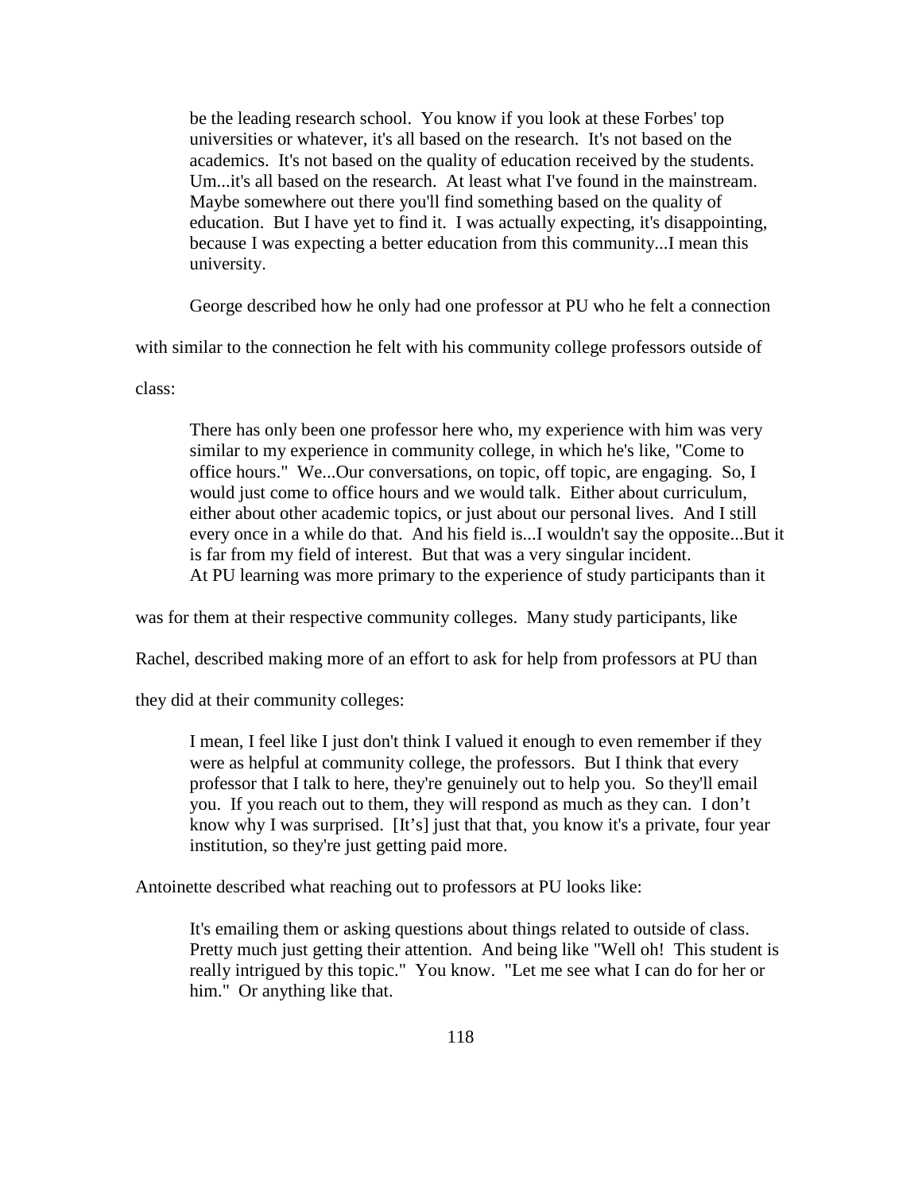> be the leading research school. You know if you look at these Forbes' top universities or whatever, it's all based on the research. It's not based on the academics. It's not based on the quality of education received by the students. Um...it's all based on the research. At least what I've found in the mainstream. Maybe somewhere out there you'll find something based on the quality of education. But I have yet to find it. I was actually expecting, it's disappointing, because I was expecting a better education from this community...I mean this university.

George described how he only had one professor at PU who he felt a connection with similar to the connection he felt with his community college professors outside of class:

> There has only been one professor here who, my experience with him was very similar to my experience in community college, in which he's like, "Come to office hours." We...Our conversations, on topic, off topic, are engaging. So, I would just come to office hours and we would talk. Either about curriculum, either about other academic topics, or just about our personal lives. And I still every once in a while do that. And his field is...I wouldn't say the opposite...But it is far from my field of interest. But that was a very singular incident.

At PU learning was more primary to the experience of study participants than it was for them at their respective community colleges. Many study participants, like Rachel, described making more of an effort to ask for help from professors at PU than they did at their community colleges:

> I mean, I feel like I just don't think I valued it enough to even remember if they were as helpful at community college, the professors. But I think that every professor that I talk to here, they're genuinely out to help you. So they'll email you. If you reach out to them, they will respond as much as they can. I don't know why I was surprised. [It's] just that that, you know it's a private, four year institution, so they're just getting paid more.

Antoinette described what reaching out to professors at PU looks like:

> It's emailing them or asking questions about things related to outside of class. Pretty much just getting their attention. And being like "Well oh! This student is really intrigued by this topic." You know. "Let me see what I can do for her or him." Or anything like that.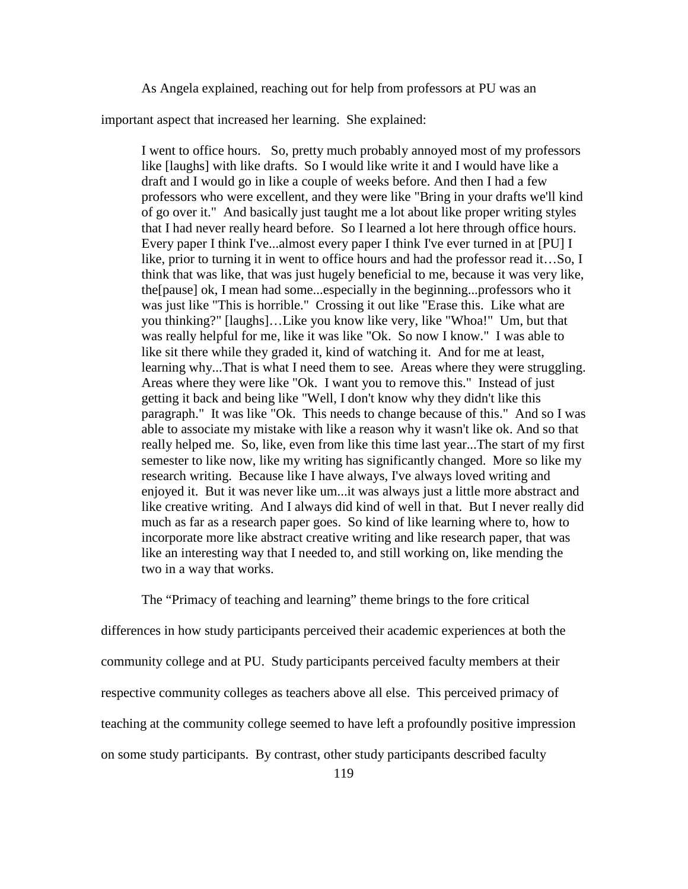As Angela explained, reaching out for help from professors at PU was an important aspect that increased her learning. She explained:

> I went to office hours. So, pretty much probably annoyed most of my professors like [laughs] with like drafts. So I would like write it and I would have like a draft and I would go in like a couple of weeks before. And then I had a few professors who were excellent, and they were like "Bring in your drafts we'll kind of go over it." And basically just taught me a lot about like proper writing styles that I had never really heard before. So I learned a lot here through office hours. Every paper I think I've...almost every paper I think I've ever turned in at [PU] I like, prior to turning it in went to office hours and had the professor read it…So, I think that was like, that was just hugely beneficial to me, because it was very like, the[pause] ok, I mean had some...especially in the beginning...professors who it was just like "This is horrible." Crossing it out like "Erase this. Like what are you thinking?" [laughs]…Like you know like very, like "Whoa!" Um, but that was really helpful for me, like it was like "Ok. So now I know." I was able to like sit there while they graded it, kind of watching it. And for me at least, learning why...That is what I need them to see. Areas where they were struggling. Areas where they were like "Ok. I want you to remove this." Instead of just getting it back and being like "Well, I don't know why they didn't like this paragraph." It was like "Ok. This needs to change because of this." And so I was able to associate my mistake with like a reason why it wasn't like ok. And so that really helped me. So, like, even from like this time last year...The start of my first semester to like now, like my writing has significantly changed. More so like my research writing. Because like I have always, I've always loved writing and enjoyed it. But it was never like um...it was always just a little more abstract and like creative writing. And I always did kind of well in that. But I never really did much as far as a research paper goes. So kind of like learning where to, how to incorporate more like abstract creative writing and like research paper, that was like an interesting way that I needed to, and still working on, like mending the two in a way that works.

The "Primacy of teaching and learning" theme brings to the fore critical differences in how study participants perceived their academic experiences at both the community college and at PU. Study participants perceived faculty members at their respective community colleges as teachers above all else. This perceived primacy of teaching at the community college seemed to have left a profoundly positive impression on some study participants. By contrast, other study participants described faculty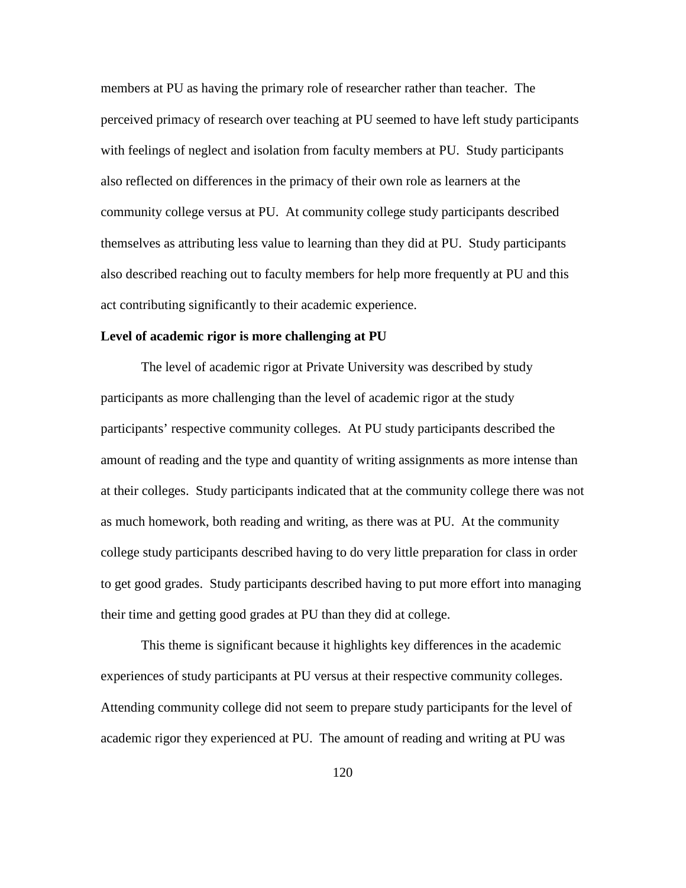members at PU as having the primary role of researcher rather than teacher. The perceived primacy of research over teaching at PU seemed to have left study participants with feelings of neglect and isolation from faculty members at PU. Study participants also reflected on differences in the primacy of their own role as learners at the community college versus at PU. At community college study participants described themselves as attributing less value to learning than they did at PU. Study participants also described reaching out to faculty members for help more frequently at PU and this act contributing significantly to their academic experience.

**Level of academic rigor is more challenging at PU**

The level of academic rigor at Private University was described by study participants as more challenging than the level of academic rigor at the study participants' respective community colleges. At PU study participants described the amount of reading and the type and quantity of writing assignments as more intense than at their colleges. Study participants indicated that at the community college there was not as much homework, both reading and writing, as there was at PU. At the community college study participants described having to do very little preparation for class in order to get good grades. Study participants described having to put more effort into managing their time and getting good grades at PU than they did at college.

This theme is significant because it highlights key differences in the academic experiences of study participants at PU versus at their respective community colleges. Attending community college did not seem to prepare study participants for the level of academic rigor they experienced at PU. The amount of reading and writing at PU was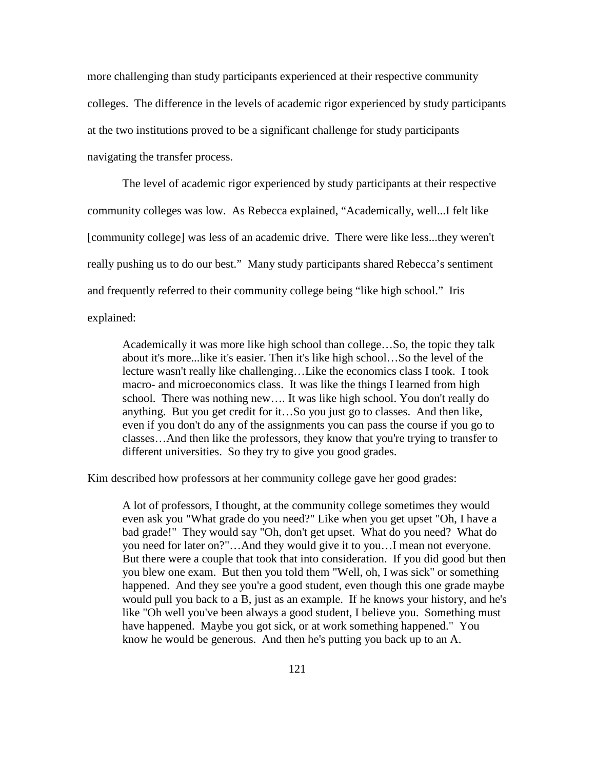more challenging than study participants experienced at their respective community colleges. The difference in the levels of academic rigor experienced by study participants at the two institutions proved to be a significant challenge for study participants navigating the transfer process.

The level of academic rigor experienced by study participants at their respective community colleges was low. As Rebecca explained, "Academically, well...I felt like [community college] was less of an academic drive. There were like less...they weren't really pushing us to do our best." Many study participants shared Rebecca's sentiment and frequently referred to their community college being "like high school." Iris explained:

> Academically it was more like high school than college…So, the topic they talk about it's more...like it's easier. Then it's like high school…So the level of the lecture wasn't really like challenging…Like the economics class I took. I took macro- and microeconomics class. It was like the things I learned from high school. There was nothing new…. It was like high school. You don't really do anything. But you get credit for it…So you just go to classes. And then like, even if you don't do any of the assignments you can pass the course if you go to classes…And then like the professors, they know that you're trying to transfer to different universities. So they try to give you good grades.

Kim described how professors at her community college gave her good grades:

> A lot of professors, I thought, at the community college sometimes they would even ask you "What grade do you need?" Like when you get upset "Oh, I have a bad grade!" They would say "Oh, don't get upset. What do you need? What do you need for later on?"…And they would give it to you…I mean not everyone. But there were a couple that took that into consideration. If you did good but then you blew one exam. But then you told them "Well, oh, I was sick" or something happened. And they see you're a good student, even though this one grade maybe would pull you back to a B, just as an example. If he knows your history, and he's like "Oh well you've been always a good student, I believe you. Something must have happened. Maybe you got sick, or at work something happened." You know he would be generous. And then he's putting you back up to an A.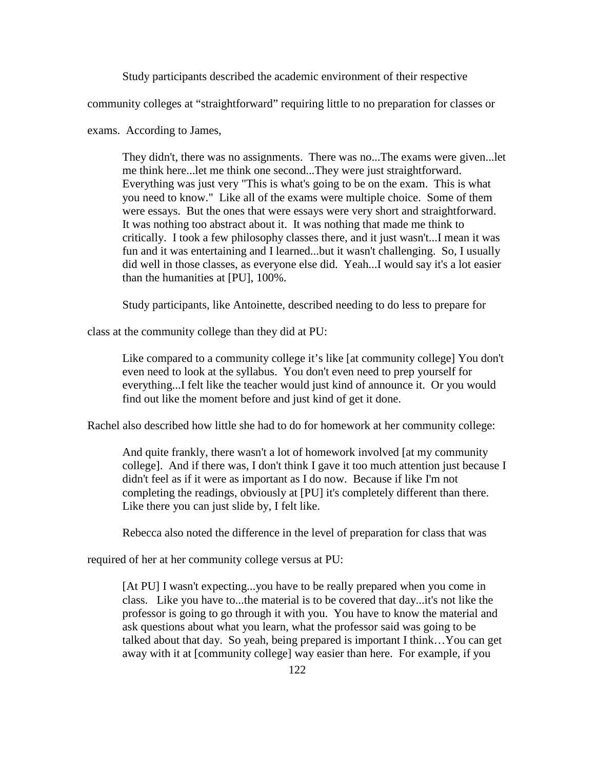Study participants described the academic environment of their respective community colleges at "straightforward" requiring little to no preparation for classes or exams. According to James,

> They didn't, there was no assignments. There was no...The exams were given...let me think here...let me think one second...They were just straightforward. Everything was just very "This is what's going to be on the exam. This is what you need to know." Like all of the exams were multiple choice. Some of them were essays. But the ones that were essays were very short and straightforward. It was nothing too abstract about it. It was nothing that made me think to critically. I took a few philosophy classes there, and it just wasn't...I mean it was fun and it was entertaining and I learned...but it wasn't challenging. So, I usually did well in those classes, as everyone else did. Yeah...I would say it's a lot easier than the humanities at [PU], 100%.

Study participants, like Antoinette, described needing to do less to prepare for class at the community college than they did at PU:

> Like compared to a community college it's like [at community college] You don't even need to look at the syllabus. You don't even need to prep yourself for everything...I felt like the teacher would just kind of announce it. Or you would find out like the moment before and just kind of get it done.

Rachel also described how little she had to do for homework at her community college:

> And quite frankly, there wasn't a lot of homework involved [at my community college]. And if there was, I don't think I gave it too much attention just because I didn't feel as if it were as important as I do now. Because if like I'm not completing the readings, obviously at [PU] it's completely different than there. Like there you can just slide by, I felt like.

Rebecca also noted the difference in the level of preparation for class that was required of her at her community college versus at PU:

> [At PU] I wasn't expecting...you have to be really prepared when you come in class. Like you have to...the material is to be covered that day...it's not like the professor is going to go through it with you. You have to know the material and ask questions about what you learn, what the professor said was going to be talked about that day. So yeah, being prepared is important I think…You can get away with it at [community college] way easier than here. For example, if you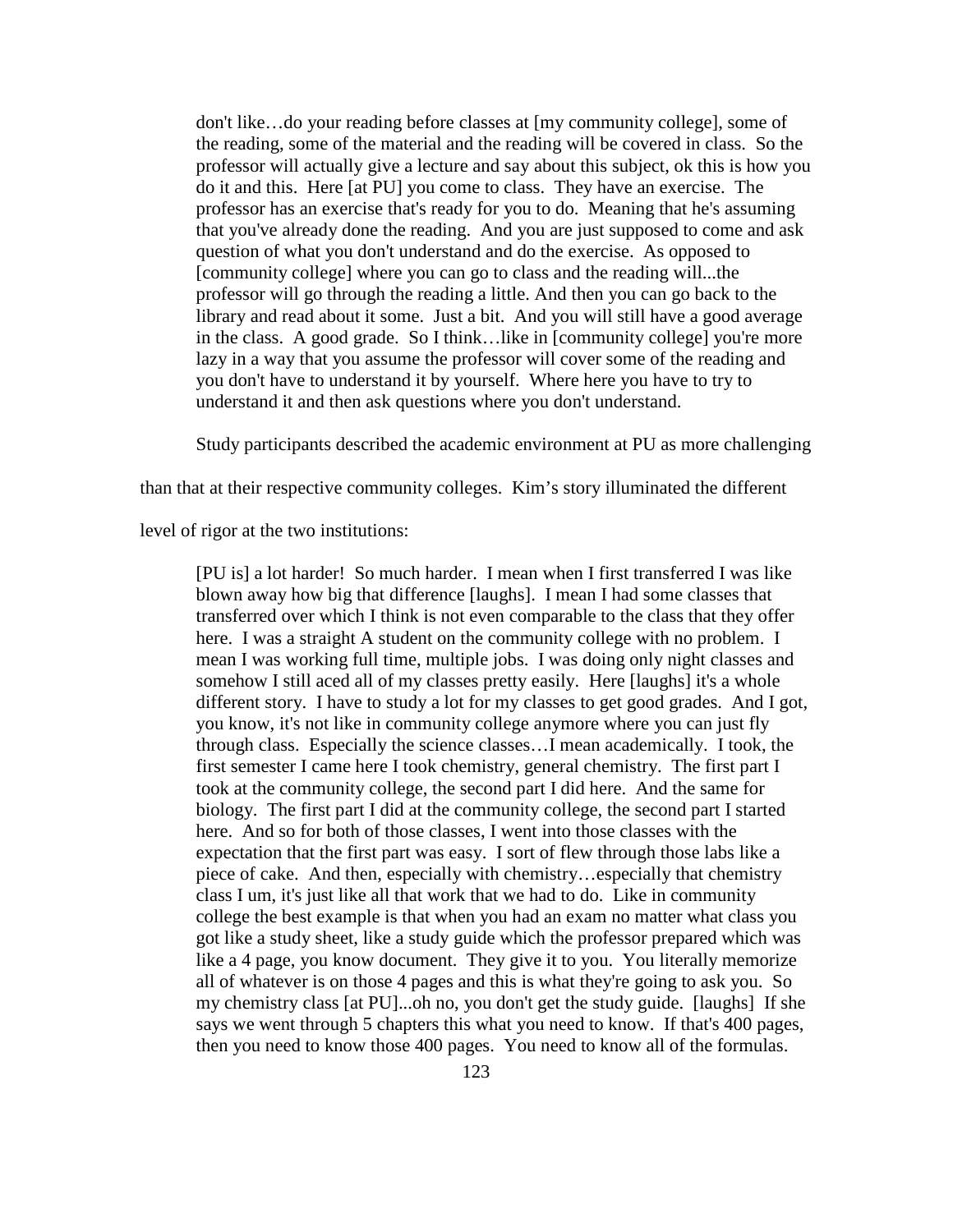> don't like…do your reading before classes at [my community college], some of the reading, some of the material and the reading will be covered in class. So the professor will actually give a lecture and say about this subject, ok this is how you do it and this. Here [at PU] you come to class. They have an exercise. The professor has an exercise that's ready for you to do. Meaning that he's assuming that you've already done the reading. And you are just supposed to come and ask question of what you don't understand and do the exercise. As opposed to [community college] where you can go to class and the reading will...the professor will go through the reading a little. And then you can go back to the library and read about it some. Just a bit. And you will still have a good average in the class. A good grade. So I think…like in [community college] you're more lazy in a way that you assume the professor will cover some of the reading and you don't have to understand it by yourself. Where here you have to try to understand it and then ask questions where you don't understand.

Study participants described the academic environment at PU as more challenging than that at their respective community colleges. Kim's story illuminated the different level of rigor at the two institutions:

> [PU is] a lot harder! So much harder. I mean when I first transferred I was like blown away how big that difference [laughs]. I mean I had some classes that transferred over which I think is not even comparable to the class that they offer here. I was a straight A student on the community college with no problem. I mean I was working full time, multiple jobs. I was doing only night classes and somehow I still aced all of my classes pretty easily. Here [laughs] it's a whole different story. I have to study a lot for my classes to get good grades. And I got, you know, it's not like in community college anymore where you can just fly through class. Especially the science classes…I mean academically. I took, the first semester I came here I took chemistry, general chemistry. The first part I took at the community college, the second part I did here. And the same for biology. The first part I did at the community college, the second part I started here. And so for both of those classes, I went into those classes with the expectation that the first part was easy. I sort of flew through those labs like a piece of cake. And then, especially with chemistry…especially that chemistry class I um, it's just like all that work that we had to do. Like in community college the best example is that when you had an exam no matter what class you got like a study sheet, like a study guide which the professor prepared which was like a 4 page, you know document. They give it to you. You literally memorize all of whatever is on those 4 pages and this is what they're going to ask you. So my chemistry class [at PU]...oh no, you don't get the study guide. [laughs] If she says we went through 5 chapters this what you need to know. If that's 400 pages, then you need to know those 400 pages. You need to know all of the formulas.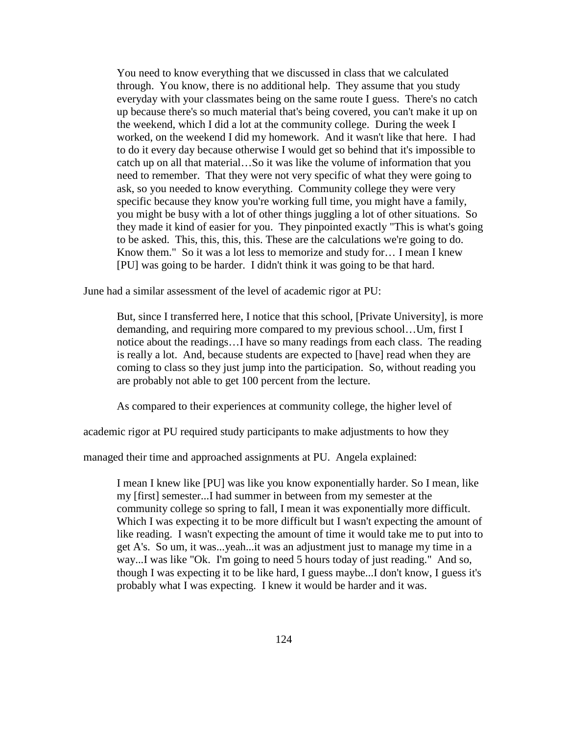> You need to know everything that we discussed in class that we calculated through. You know, there is no additional help. They assume that you study everyday with your classmates being on the same route I guess. There's no catch up because there's so much material that's being covered, you can't make it up on the weekend, which I did a lot at the community college. During the week I worked, on the weekend I did my homework. And it wasn't like that here. I had to do it every day because otherwise I would get so behind that it's impossible to catch up on all that material…So it was like the volume of information that you need to remember. That they were not very specific of what they were going to ask, so you needed to know everything. Community college they were very specific because they know you're working full time, you might have a family, you might be busy with a lot of other things juggling a lot of other situations. So they made it kind of easier for you. They pinpointed exactly "This is what's going to be asked. This, this, this, this. These are the calculations we're going to do. Know them." So it was a lot less to memorize and study for… I mean I knew [PU] was going to be harder. I didn't think it was going to be that hard.

June had a similar assessment of the level of academic rigor at PU:

> But, since I transferred here, I notice that this school, [Private University], is more demanding, and requiring more compared to my previous school…Um, first I notice about the readings…I have so many readings from each class. The reading is really a lot. And, because students are expected to [have] read when they are coming to class so they just jump into the participation. So, without reading you are probably not able to get 100 percent from the lecture.

As compared to their experiences at community college, the higher level of academic rigor at PU required study participants to make adjustments to how they managed their time and approached assignments at PU. Angela explained:

> I mean I knew like [PU] was like you know exponentially harder. So I mean, like my [first] semester...I had summer in between from my semester at the community college so spring to fall, I mean it was exponentially more difficult. Which I was expecting it to be more difficult but I wasn't expecting the amount of like reading. I wasn't expecting the amount of time it would take me to put into to get A's. So um, it was...yeah...it was an adjustment just to manage my time in a way...I was like "Ok. I'm going to need 5 hours today of just reading." And so, though I was expecting it to be like hard, I guess maybe...I don't know, I guess it's probably what I was expecting. I knew it would be harder and it was.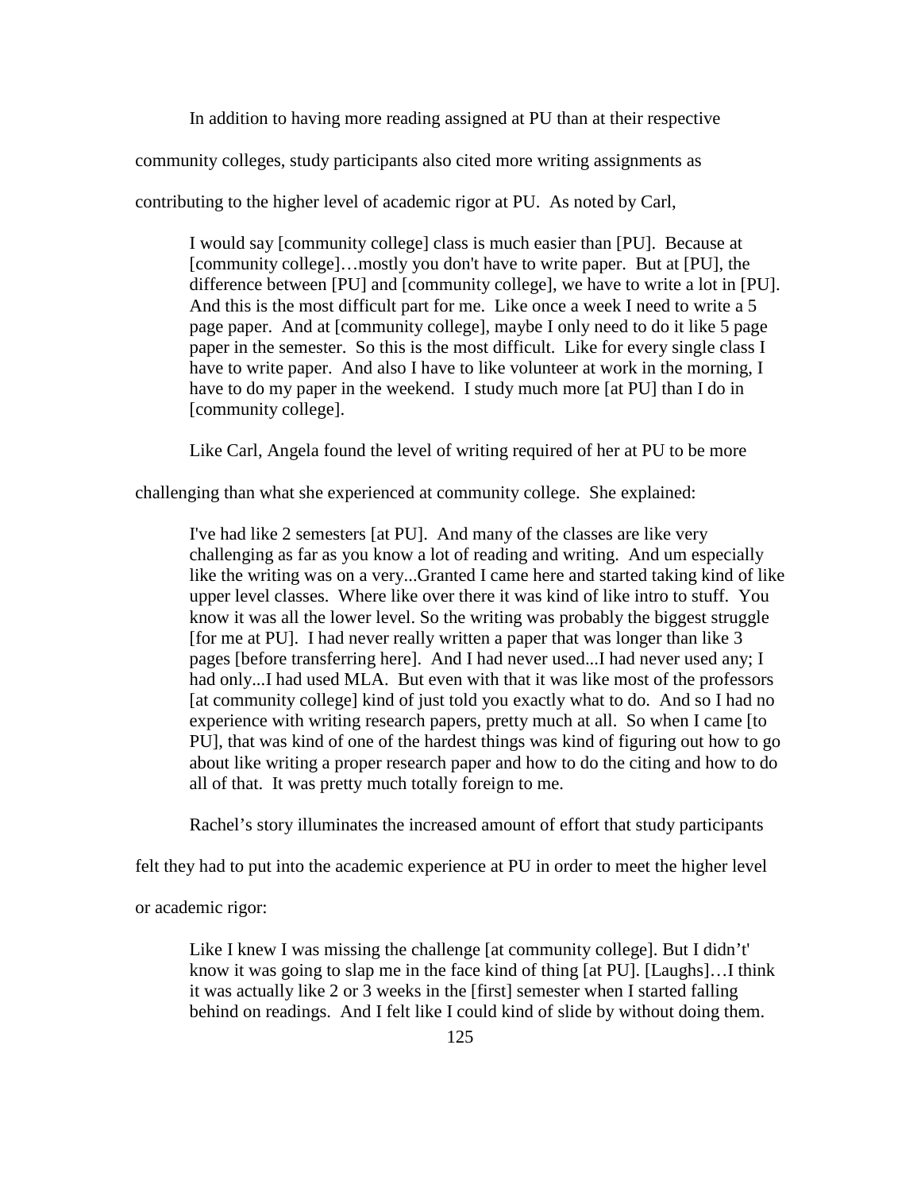In addition to having more reading assigned at PU than at their respective community colleges, study participants also cited more writing assignments as contributing to the higher level of academic rigor at PU. As noted by Carl,

> I would say [community college] class is much easier than [PU]. Because at [community college]…mostly you don't have to write paper. But at [PU], the difference between [PU] and [community college], we have to write a lot in [PU]. And this is the most difficult part for me. Like once a week I need to write a 5 page paper. And at [community college], maybe I only need to do it like 5 page paper in the semester. So this is the most difficult. Like for every single class I have to write paper. And also I have to like volunteer at work in the morning, I have to do my paper in the weekend. I study much more [at PU] than I do in [community college].

Like Carl, Angela found the level of writing required of her at PU to be more challenging than what she experienced at community college. She explained:

> I've had like 2 semesters [at PU]. And many of the classes are like very challenging as far as you know a lot of reading and writing. And um especially like the writing was on a very...Granted I came here and started taking kind of like upper level classes. Where like over there it was kind of like intro to stuff. You know it was all the lower level. So the writing was probably the biggest struggle [for me at PU]. I had never really written a paper that was longer than like 3 pages [before transferring here]. And I had never used...I had never used any; I had only...I had used MLA. But even with that it was like most of the professors [at community college] kind of just told you exactly what to do. And so I had no experience with writing research papers, pretty much at all. So when I came [to PU], that was kind of one of the hardest things was kind of figuring out how to go about like writing a proper research paper and how to do the citing and how to do all of that. It was pretty much totally foreign to me.

Rachel's story illuminates the increased amount of effort that study participants felt they had to put into the academic experience at PU in order to meet the higher level or academic rigor:

> Like I knew I was missing the challenge [at community college]. But I didn't' know it was going to slap me in the face kind of thing [at PU]. [Laughs]…I think it was actually like 2 or 3 weeks in the [first] semester when I started falling behind on readings. And I felt like I could kind of slide by without doing them.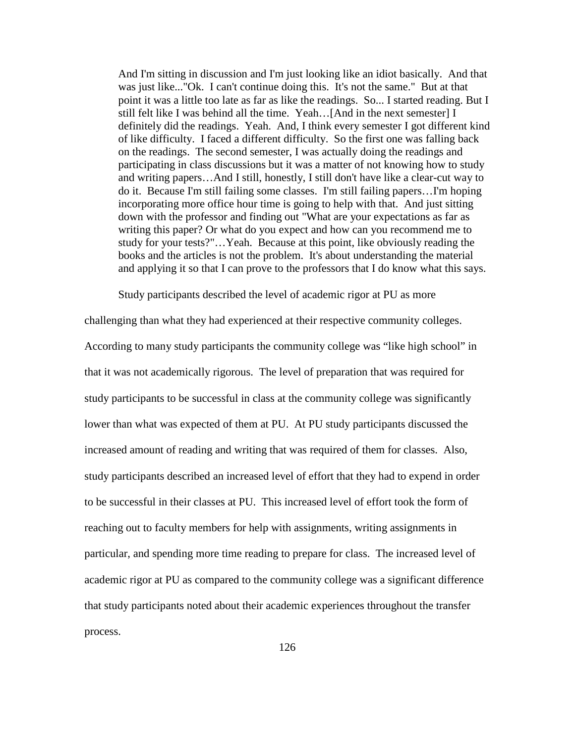> And I'm sitting in discussion and I'm just looking like an idiot basically. And that was just like..."Ok. I can't continue doing this. It's not the same." But at that point it was a little too late as far as like the readings. So... I started reading. But I still felt like I was behind all the time. Yeah…[And in the next semester] I definitely did the readings. Yeah. And, I think every semester I got different kind of like difficulty. I faced a different difficulty. So the first one was falling back on the readings. The second semester, I was actually doing the readings and participating in class discussions but it was a matter of not knowing how to study and writing papers…And I still, honestly, I still don't have like a clear-cut way to do it. Because I'm still failing some classes. I'm still failing papers…I'm hoping incorporating more office hour time is going to help with that. And just sitting down with the professor and finding out "What are your expectations as far as writing this paper? Or what do you expect and how can you recommend me to study for your tests?"…Yeah. Because at this point, like obviously reading the books and the articles is not the problem. It's about understanding the material and applying it so that I can prove to the professors that I do know what this says.

Study participants described the level of academic rigor at PU as more challenging than what they had experienced at their respective community colleges. According to many study participants the community college was "like high school" in that it was not academically rigorous. The level of preparation that was required for study participants to be successful in class at the community college was significantly lower than what was expected of them at PU. At PU study participants discussed the increased amount of reading and writing that was required of them for classes. Also, study participants described an increased level of effort that they had to expend in order to be successful in their classes at PU. This increased level of effort took the form of reaching out to faculty members for help with assignments, writing assignments in particular, and spending more time reading to prepare for class. The increased level of academic rigor at PU as compared to the community college was a significant difference that study participants noted about their academic experiences throughout the transfer process.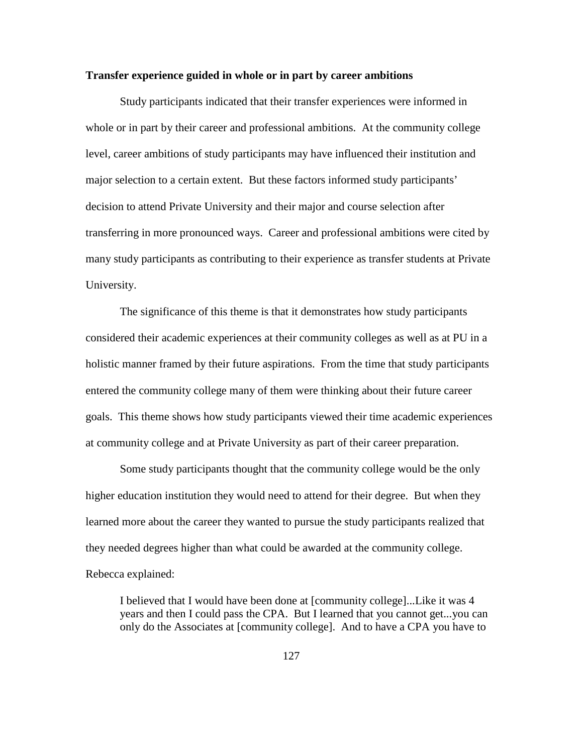**Transfer experience guided in whole or in part by career ambitions**

Study participants indicated that their transfer experiences were informed in whole or in part by their career and professional ambitions. At the community college level, career ambitions of study participants may have influenced their institution and major selection to a certain extent. But these factors informed study participants' decision to attend Private University and their major and course selection after transferring in more pronounced ways. Career and professional ambitions were cited by many study participants as contributing to their experience as transfer students at Private University.

The significance of this theme is that it demonstrates how study participants considered their academic experiences at their community colleges as well as at PU in a holistic manner framed by their future aspirations. From the time that study participants entered the community college many of them were thinking about their future career goals. This theme shows how study participants viewed their time academic experiences at community college and at Private University as part of their career preparation.

Some study participants thought that the community college would be the only higher education institution they would need to attend for their degree. But when they learned more about the career they wanted to pursue the study participants realized that they needed degrees higher than what could be awarded at the community college. Rebecca explained:

> I believed that I would have been done at [community college]...Like it was 4 years and then I could pass the CPA. But I learned that you cannot get...you can only do the Associates at [community college]. And to have a CPA you have to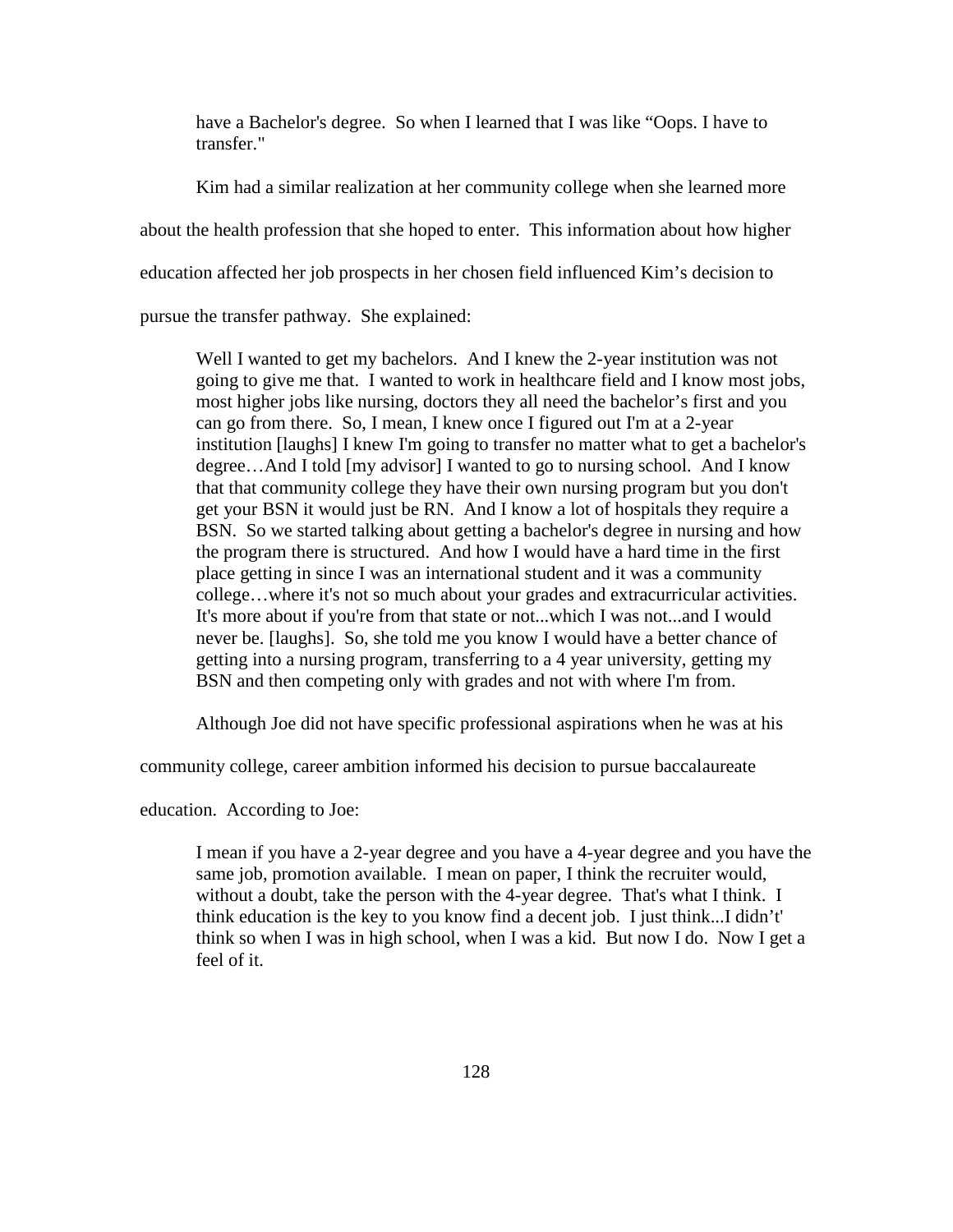> have a Bachelor's degree. So when I learned that I was like "Oops. I have to transfer."

Kim had a similar realization at her community college when she learned more about the health profession that she hoped to enter. This information about how higher education affected her job prospects in her chosen field influenced Kim's decision to pursue the transfer pathway. She explained:

> Well I wanted to get my bachelors. And I knew the 2-year institution was not going to give me that. I wanted to work in healthcare field and I know most jobs, most higher jobs like nursing, doctors they all need the bachelor's first and you can go from there. So, I mean, I knew once I figured out I'm at a 2-year institution [laughs] I knew I'm going to transfer no matter what to get a bachelor's degree…And I told [my advisor] I wanted to go to nursing school. And I know that that community college they have their own nursing program but you don't get your BSN it would just be RN. And I know a lot of hospitals they require a BSN. So we started talking about getting a bachelor's degree in nursing and how the program there is structured. And how I would have a hard time in the first place getting in since I was an international student and it was a community college…where it's not so much about your grades and extracurricular activities. It's more about if you're from that state or not...which I was not...and I would never be. [laughs]. So, she told me you know I would have a better chance of getting into a nursing program, transferring to a 4 year university, getting my BSN and then competing only with grades and not with where I'm from.

Although Joe did not have specific professional aspirations when he was at his community college, career ambition informed his decision to pursue baccalaureate education. According to Joe:

> I mean if you have a 2-year degree and you have a 4-year degree and you have the same job, promotion available. I mean on paper, I think the recruiter would, without a doubt, take the person with the 4-year degree. That's what I think. I think education is the key to you know find a decent job. I just think...I didn't' think so when I was in high school, when I was a kid. But now I do. Now I get a feel of it.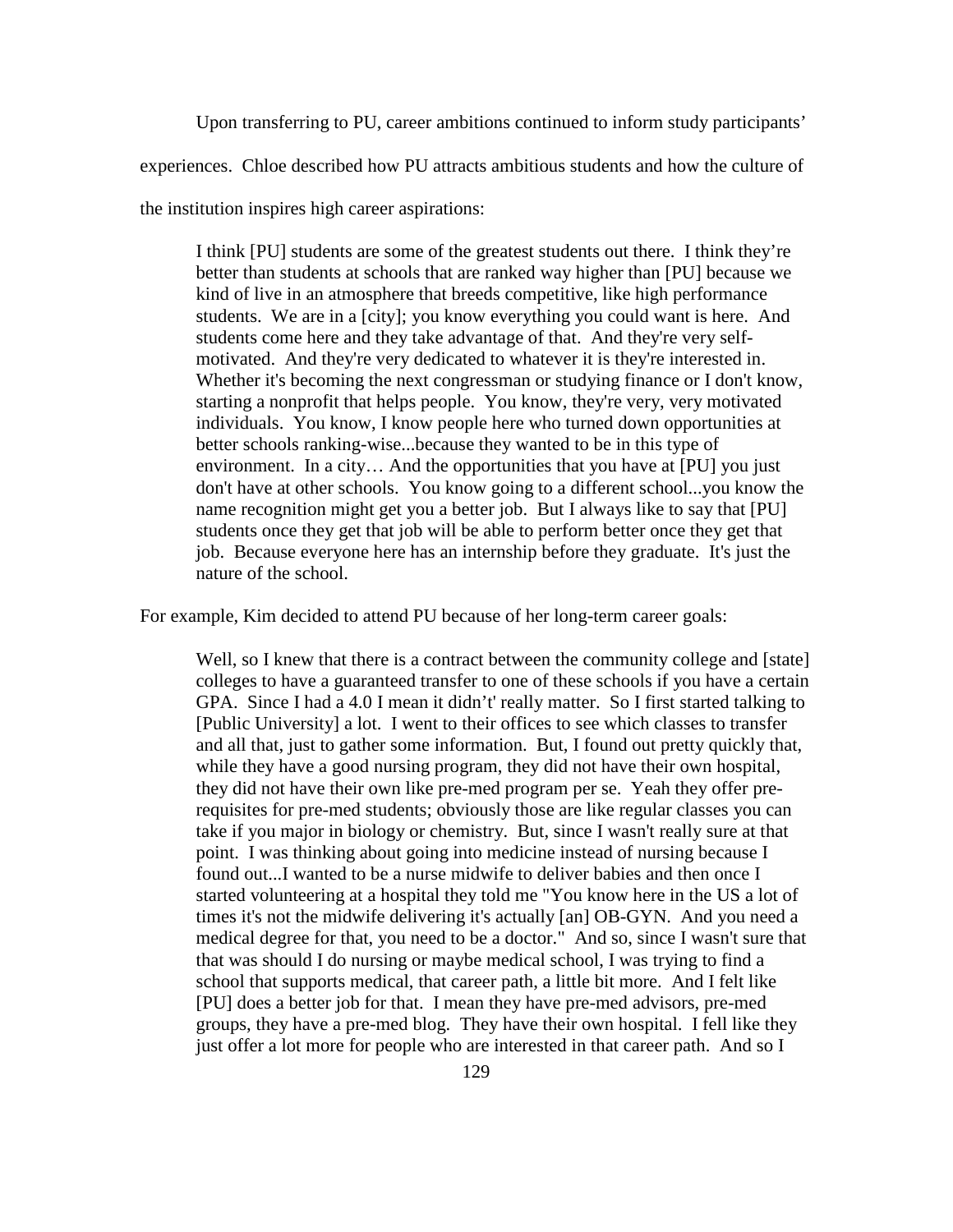Upon transferring to PU, career ambitions continued to inform study participants' experiences. Chloe described how PU attracts ambitious students and how the culture of the institution inspires high career aspirations:

> I think [PU] students are some of the greatest students out there. I think they're better than students at schools that are ranked way higher than [PU] because we kind of live in an atmosphere that breeds competitive, like high performance students. We are in a [city]; you know everything you could want is here. And students come here and they take advantage of that. And they're very self-motivated. And they're very dedicated to whatever it is they're interested in. Whether it's becoming the next congressman or studying finance or I don't know, starting a nonprofit that helps people. You know, they're very, very motivated individuals. You know, I know people here who turned down opportunities at better schools ranking-wise...because they wanted to be in this type of environment. In a city… And the opportunities that you have at [PU] you just don't have at other schools. You know going to a different school...you know the name recognition might get you a better job. But I always like to say that [PU] students once they get that job will be able to perform better once they get that job. Because everyone here has an internship before they graduate. It's just the nature of the school.

For example, Kim decided to attend PU because of her long-term career goals:

> Well, so I knew that there is a contract between the community college and [state] colleges to have a guaranteed transfer to one of these schools if you have a certain GPA. Since I had a 4.0 I mean it didn't' really matter. So I first started talking to [Public University] a lot. I went to their offices to see which classes to transfer and all that, just to gather some information. But, I found out pretty quickly that, while they have a good nursing program, they did not have their own hospital, they did not have their own like pre-med program per se. Yeah they offer pre-requisites for pre-med students; obviously those are like regular classes you can take if you major in biology or chemistry. But, since I wasn't really sure at that point. I was thinking about going into medicine instead of nursing because I found out...I wanted to be a nurse midwife to deliver babies and then once I started volunteering at a hospital they told me "You know here in the US a lot of times it's not the midwife delivering it's actually [an] OB-GYN. And you need a medical degree for that, you need to be a doctor." And so, since I wasn't sure that that was should I do nursing or maybe medical school, I was trying to find a school that supports medical, that career path, a little bit more. And I felt like [PU] does a better job for that. I mean they have pre-med advisors, pre-med groups, they have a pre-med blog. They have their own hospital. I fell like they just offer a lot more for people who are interested in that career path. And so I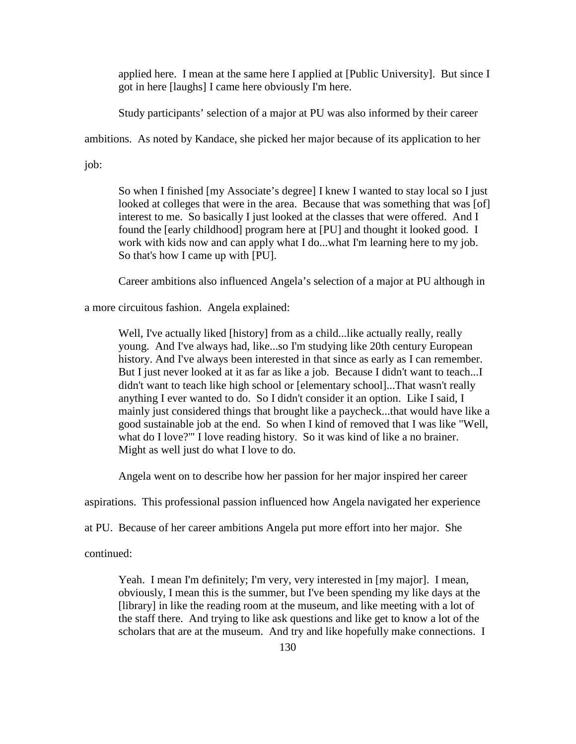> applied here. I mean at the same here I applied at [Public University]. But since I got in here [laughs] I came here obviously I'm here.

Study participants' selection of a major at PU was also informed by their career ambitions. As noted by Kandace, she picked her major because of its application to her job:

> So when I finished [my Associate's degree] I knew I wanted to stay local so I just looked at colleges that were in the area. Because that was something that was [of] interest to me. So basically I just looked at the classes that were offered. And I found the [early childhood] program here at [PU] and thought it looked good. I work with kids now and can apply what I do...what I'm learning here to my job. So that's how I came up with [PU].

Career ambitions also influenced Angela's selection of a major at PU although in a more circuitous fashion. Angela explained:

> Well, I've actually liked [history] from as a child...like actually really, really young. And I've always had, like...so I'm studying like 20th century European history. And I've always been interested in that since as early as I can remember. But I just never looked at it as far as like a job. Because I didn't want to teach...I didn't want to teach like high school or [elementary school]...That wasn't really anything I ever wanted to do. So I didn't consider it an option. Like I said, I mainly just considered things that brought like a paycheck...that would have like a good sustainable job at the end. So when I kind of removed that I was like "Well, what do I love?"' I love reading history. So it was kind of like a no brainer. Might as well just do what I love to do.

Angela went on to describe how her passion for her major inspired her career aspirations. This professional passion influenced how Angela navigated her experience at PU. Because of her career ambitions Angela put more effort into her major. She continued:

> Yeah. I mean I'm definitely; I'm very, very interested in [my major]. I mean, obviously, I mean this is the summer, but I've been spending my like days at the [library] in like the reading room at the museum, and like meeting with a lot of the staff there. And trying to like ask questions and like get to know a lot of the scholars that are at the museum. And try and like hopefully make connections. I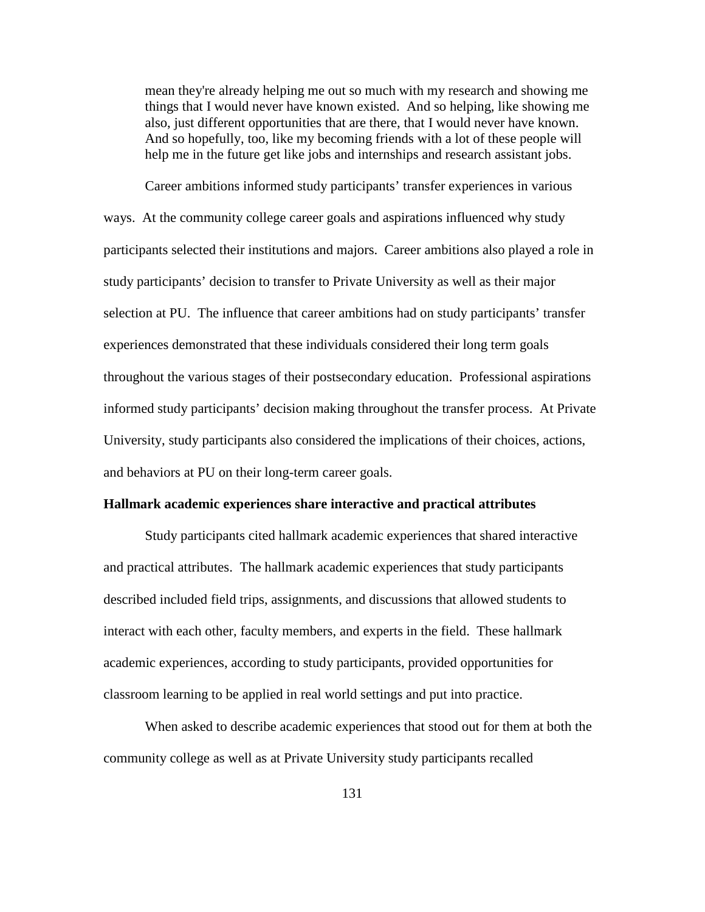> mean they're already helping me out so much with my research and showing me things that I would never have known existed. And so helping, like showing me also, just different opportunities that are there, that I would never have known. And so hopefully, too, like my becoming friends with a lot of these people will help me in the future get like jobs and internships and research assistant jobs.

Career ambitions informed study participants' transfer experiences in various ways. At the community college career goals and aspirations influenced why study participants selected their institutions and majors. Career ambitions also played a role in study participants' decision to transfer to Private University as well as their major selection at PU. The influence that career ambitions had on study participants' transfer experiences demonstrated that these individuals considered their long term goals throughout the various stages of their postsecondary education. Professional aspirations informed study participants' decision making throughout the transfer process. At Private University, study participants also considered the implications of their choices, actions, and behaviors at PU on their long-term career goals.

**Hallmark academic experiences share interactive and practical attributes**

Study participants cited hallmark academic experiences that shared interactive and practical attributes. The hallmark academic experiences that study participants described included field trips, assignments, and discussions that allowed students to interact with each other, faculty members, and experts in the field. These hallmark academic experiences, according to study participants, provided opportunities for classroom learning to be applied in real world settings and put into practice.

When asked to describe academic experiences that stood out for them at both the community college as well as at Private University study participants recalled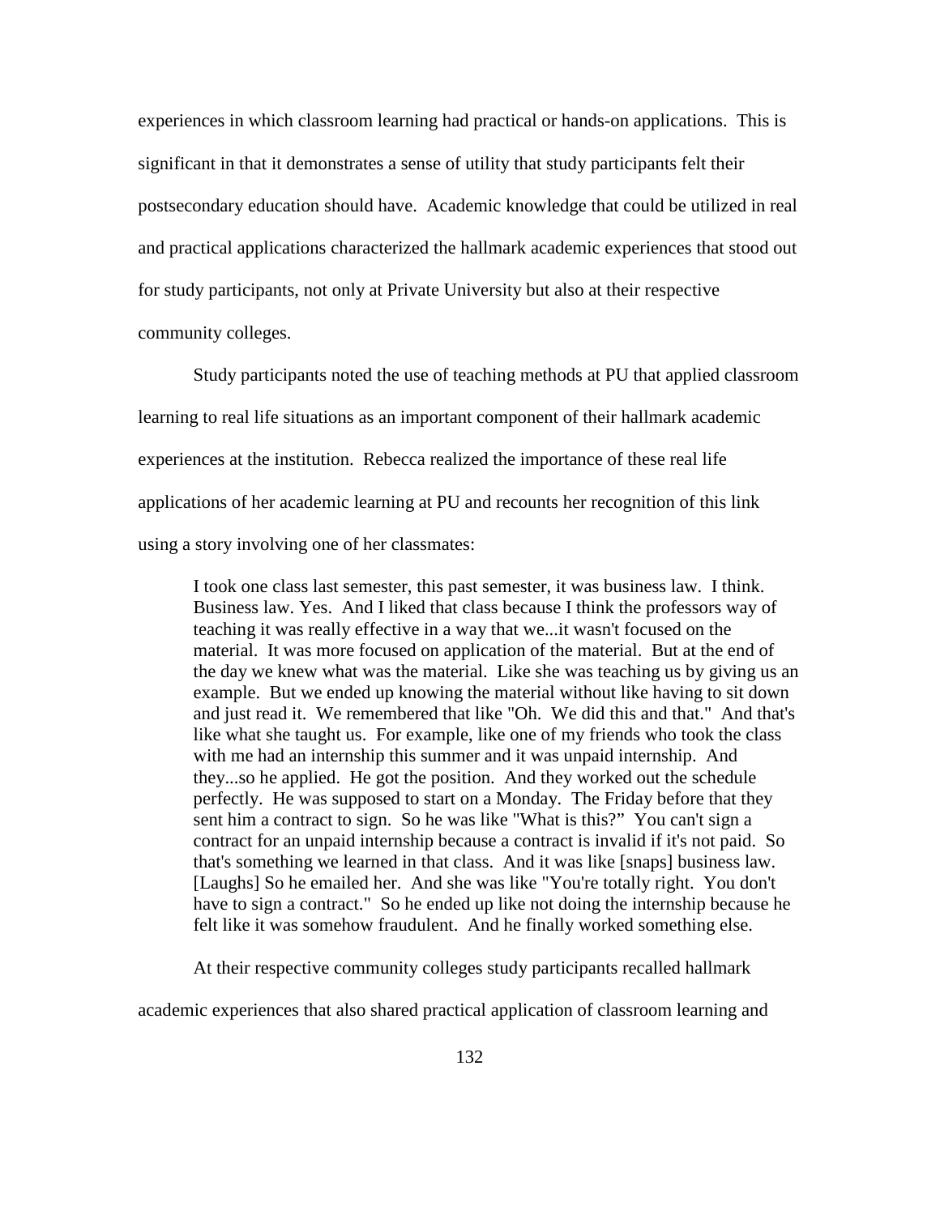experiences in which classroom learning had practical or hands-on applications. This is significant in that it demonstrates a sense of utility that study participants felt their postsecondary education should have. Academic knowledge that could be utilized in real and practical applications characterized the hallmark academic experiences that stood out for study participants, not only at Private University but also at their respective community colleges.

Study participants noted the use of teaching methods at PU that applied classroom learning to real life situations as an important component of their hallmark academic experiences at the institution. Rebecca realized the importance of these real life applications of her academic learning at PU and recounts her recognition of this link using a story involving one of her classmates:

> I took one class last semester, this past semester, it was business law. I think. Business law. Yes. And I liked that class because I think the professors way of teaching it was really effective in a way that we...it wasn't focused on the material. It was more focused on application of the material. But at the end of the day we knew what was the material. Like she was teaching us by giving us an example. But we ended up knowing the material without like having to sit down and just read it. We remembered that like "Oh. We did this and that." And that's like what she taught us. For example, like one of my friends who took the class with me had an internship this summer and it was unpaid internship. And they...so he applied. He got the position. And they worked out the schedule perfectly. He was supposed to start on a Monday. The Friday before that they sent him a contract to sign. So he was like "What is this?" You can't sign a contract for an unpaid internship because a contract is invalid if it's not paid. So that's something we learned in that class. And it was like [snaps] business law. [Laughs] So he emailed her. And she was like "You're totally right. You don't have to sign a contract." So he ended up like not doing the internship because he felt like it was somehow fraudulent. And he finally worked something else.

At their respective community colleges study participants recalled hallmark academic experiences that also shared practical application of classroom learning and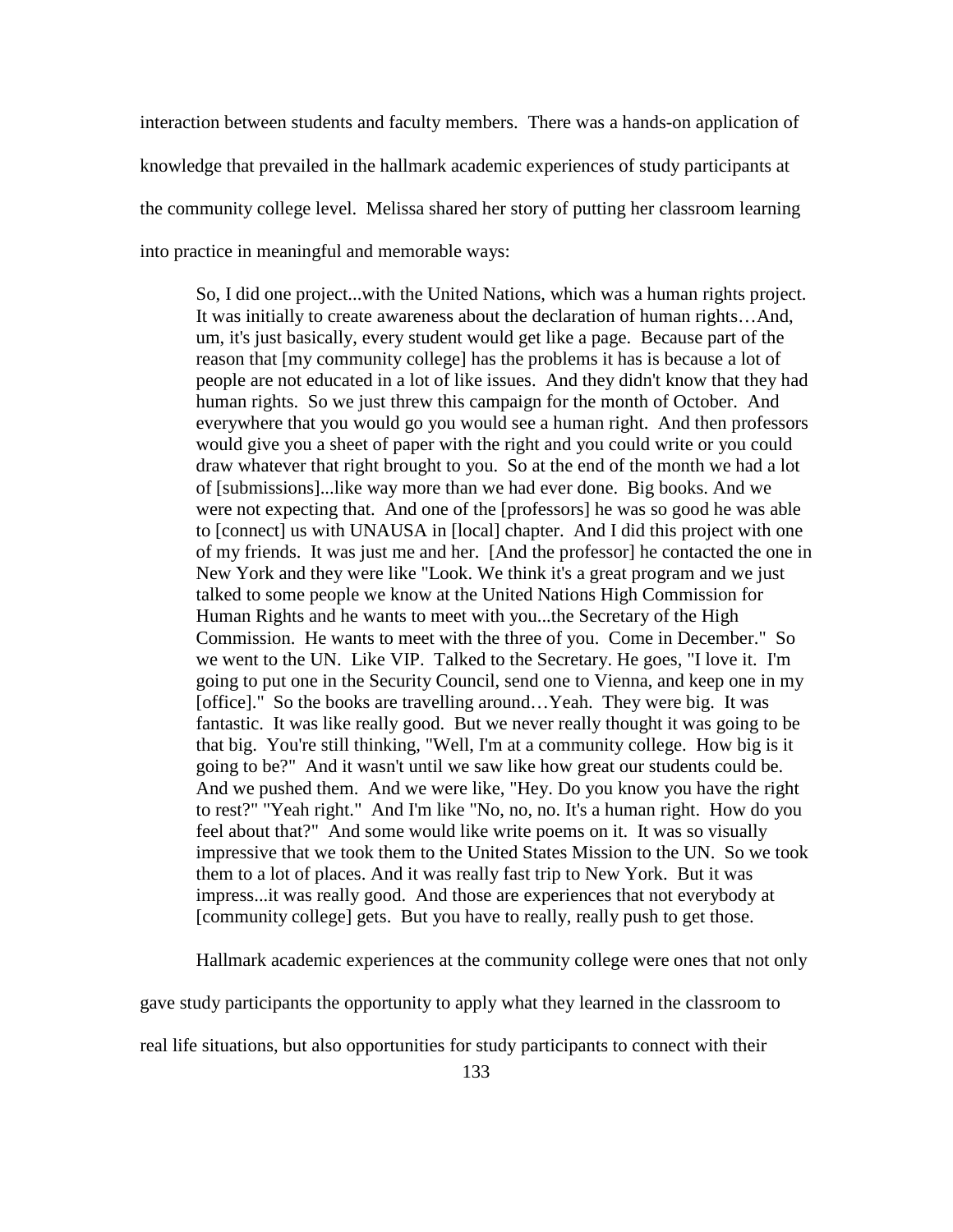interaction between students and faculty members. There was a hands-on application of knowledge that prevailed in the hallmark academic experiences of study participants at the community college level. Melissa shared her story of putting her classroom learning into practice in meaningful and memorable ways:

> So, I did one project...with the United Nations, which was a human rights project. It was initially to create awareness about the declaration of human rights…And, um, it's just basically, every student would get like a page. Because part of the reason that [my community college] has the problems it has is because a lot of people are not educated in a lot of like issues. And they didn't know that they had human rights. So we just threw this campaign for the month of October. And everywhere that you would go you would see a human right. And then professors would give you a sheet of paper with the right and you could write or you could draw whatever that right brought to you. So at the end of the month we had a lot of [submissions]...like way more than we had ever done. Big books. And we were not expecting that. And one of the [professors] he was so good he was able to [connect] us with UNAUSA in [local] chapter. And I did this project with one of my friends. It was just me and her. [And the professor] he contacted the one in New York and they were like "Look. We think it's a great program and we just talked to some people we know at the United Nations High Commission for Human Rights and he wants to meet with you...the Secretary of the High Commission. He wants to meet with the three of you. Come in December." So we went to the UN. Like VIP. Talked to the Secretary. He goes, "I love it. I'm going to put one in the Security Council, send one to Vienna, and keep one in my [office]." So the books are travelling around…Yeah. They were big. It was fantastic. It was like really good. But we never really thought it was going to be that big. You're still thinking, "Well, I'm at a community college. How big is it going to be?" And it wasn't until we saw like how great our students could be. And we pushed them. And we were like, "Hey. Do you know you have the right to rest?" "Yeah right." And I'm like "No, no, no. It's a human right. How do you feel about that?" And some would like write poems on it. It was so visually impressive that we took them to the United States Mission to the UN. So we took them to a lot of places. And it was really fast trip to New York. But it was impress...it was really good. And those are experiences that not everybody at [community college] gets. But you have to really, really push to get those.

Hallmark academic experiences at the community college were ones that not only gave study participants the opportunity to apply what they learned in the classroom to real life situations, but also opportunities for study participants to connect with their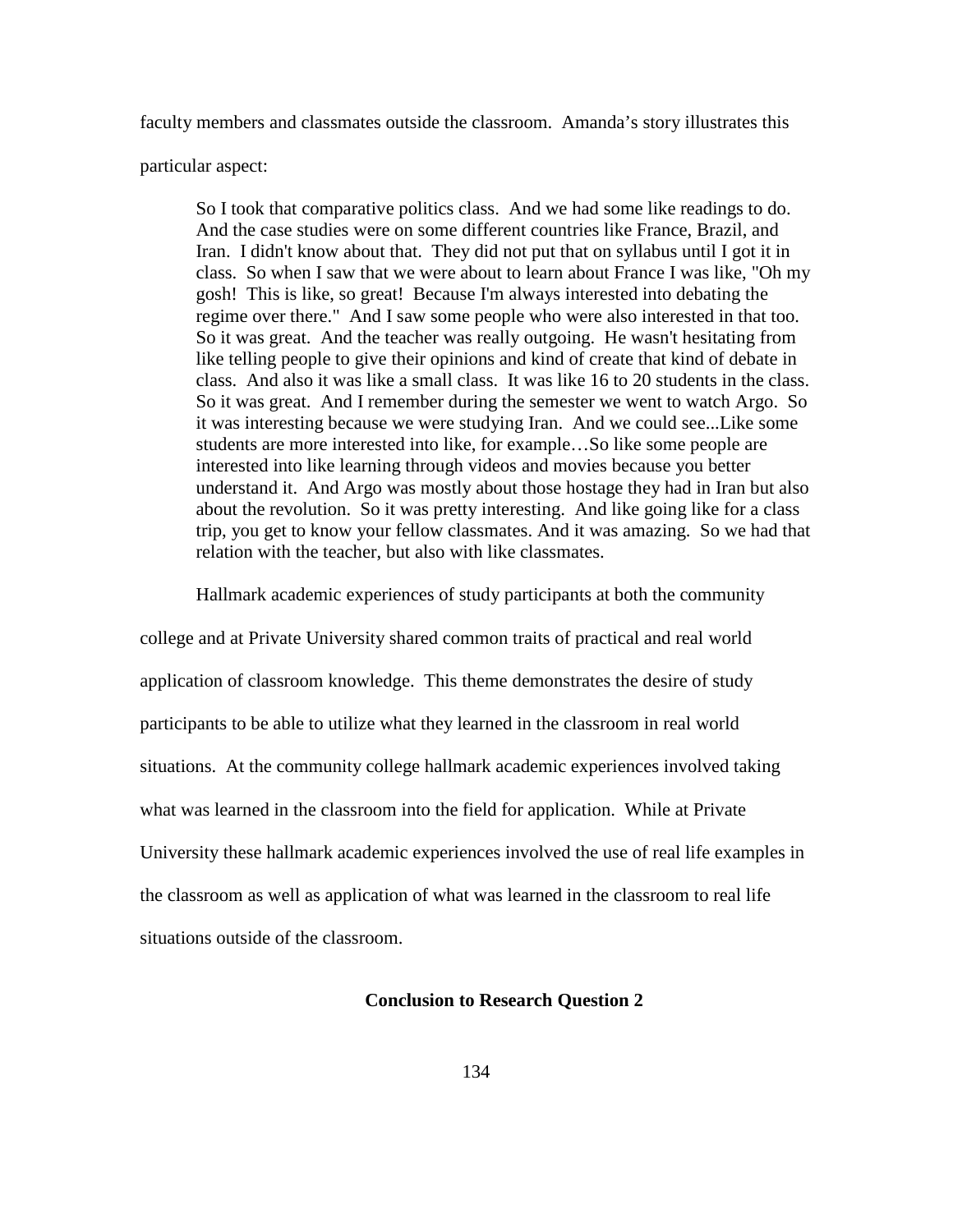faculty members and classmates outside the classroom. Amanda's story illustrates this particular aspect:

> So I took that comparative politics class. And we had some like readings to do. And the case studies were on some different countries like France, Brazil, and Iran. I didn't know about that. They did not put that on syllabus until I got it in class. So when I saw that we were about to learn about France I was like, "Oh my gosh! This is like, so great! Because I'm always interested into debating the regime over there." And I saw some people who were also interested in that too. So it was great. And the teacher was really outgoing. He wasn't hesitating from like telling people to give their opinions and kind of create that kind of debate in class. And also it was like a small class. It was like 16 to 20 students in the class. So it was great. And I remember during the semester we went to watch Argo. So it was interesting because we were studying Iran. And we could see...Like some students are more interested into like, for example…So like some people are interested into like learning through videos and movies because you better understand it. And Argo was mostly about those hostage they had in Iran but also about the revolution. So it was pretty interesting. And like going like for a class trip, you get to know your fellow classmates. And it was amazing. So we had that relation with the teacher, but also with like classmates.

Hallmark academic experiences of study participants at both the community college and at Private University shared common traits of practical and real world application of classroom knowledge. This theme demonstrates the desire of study participants to be able to utilize what they learned in the classroom in real world situations. At the community college hallmark academic experiences involved taking what was learned in the classroom into the field for application. While at Private University these hallmark academic experiences involved the use of real life examples in the classroom as well as application of what was learned in the classroom to real life situations outside of the classroom.

## Conclusion to Research Question 2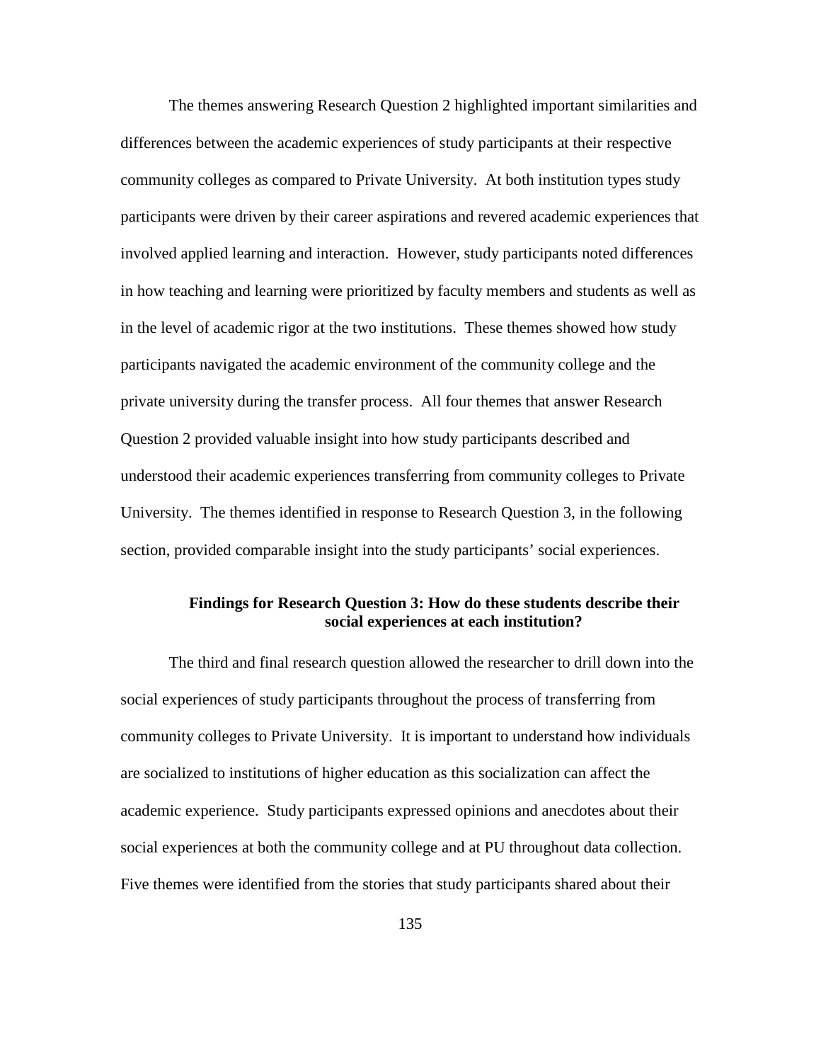The themes answering Research Question 2 highlighted important similarities and differences between the academic experiences of study participants at their respective community colleges as compared to Private University. At both institution types study participants were driven by their career aspirations and revered academic experiences that involved applied learning and interaction. However, study participants noted differences in how teaching and learning were prioritized by faculty members and students as well as in the level of academic rigor at the two institutions. These themes showed how study participants navigated the academic environment of the community college and the private university during the transfer process. All four themes that answer Research Question 2 provided valuable insight into how study participants described and understood their academic experiences transferring from community colleges to Private University. The themes identified in response to Research Question 3, in the following section, provided comparable insight into the study participants' social experiences.

## Findings for Research Question 3: How do these students describe their social experiences at each institution?

The third and final research question allowed the researcher to drill down into the social experiences of study participants throughout the process of transferring from community colleges to Private University. It is important to understand how individuals are socialized to institutions of higher education as this socialization can affect the academic experience. Study participants expressed opinions and anecdotes about their social experiences at both the community college and at PU throughout data collection. Five themes were identified from the stories that study participants shared about their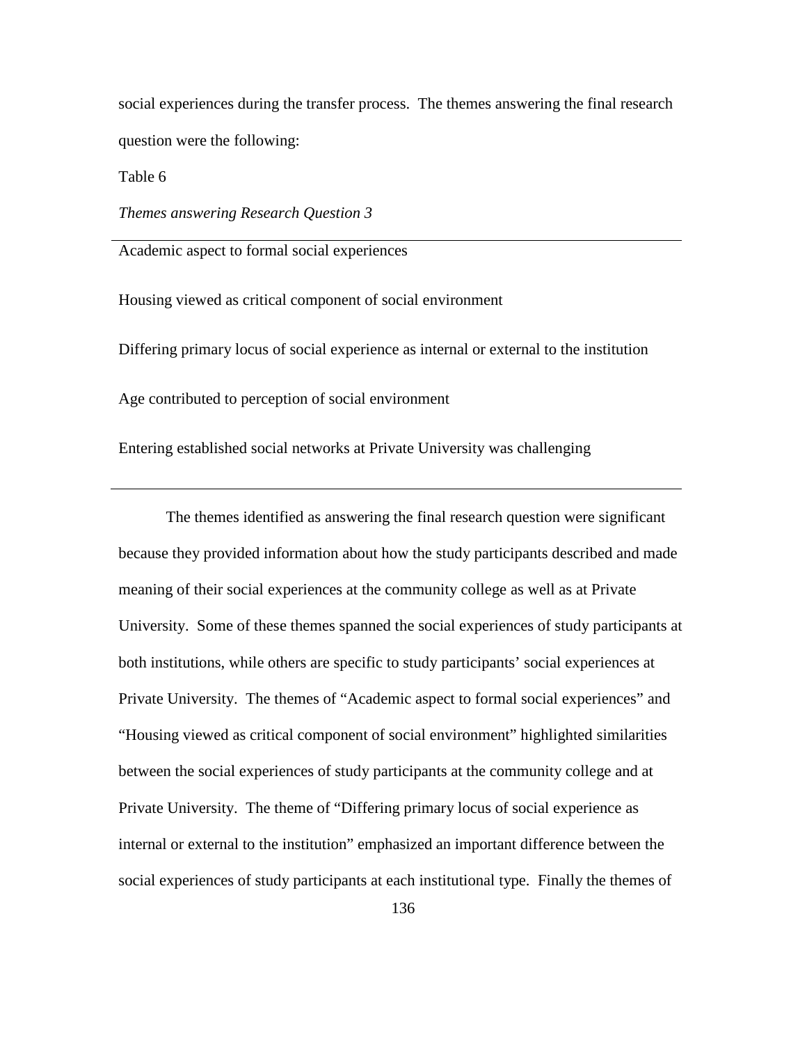social experiences during the transfer process. The themes answering the final research question were the following:

Table 6

*Themes answering Research Question 3*

| |
|---|
| Academic aspect to formal social experiences |
| Housing viewed as critical component of social environment |
| Differing primary locus of social experience as internal or external to the institution |
| Age contributed to perception of social environment |
| Entering established social networks at Private University was challenging |

The themes identified as answering the final research question were significant because they provided information about how the study participants described and made meaning of their social experiences at the community college as well as at Private University. Some of these themes spanned the social experiences of study participants at both institutions, while others are specific to study participants' social experiences at Private University. The themes of "Academic aspect to formal social experiences" and "Housing viewed as critical component of social environment" highlighted similarities between the social experiences of study participants at the community college and at Private University. The theme of "Differing primary locus of social experience as internal or external to the institution" emphasized an important difference between the social experiences of study participants at each institutional type. Finally the themes of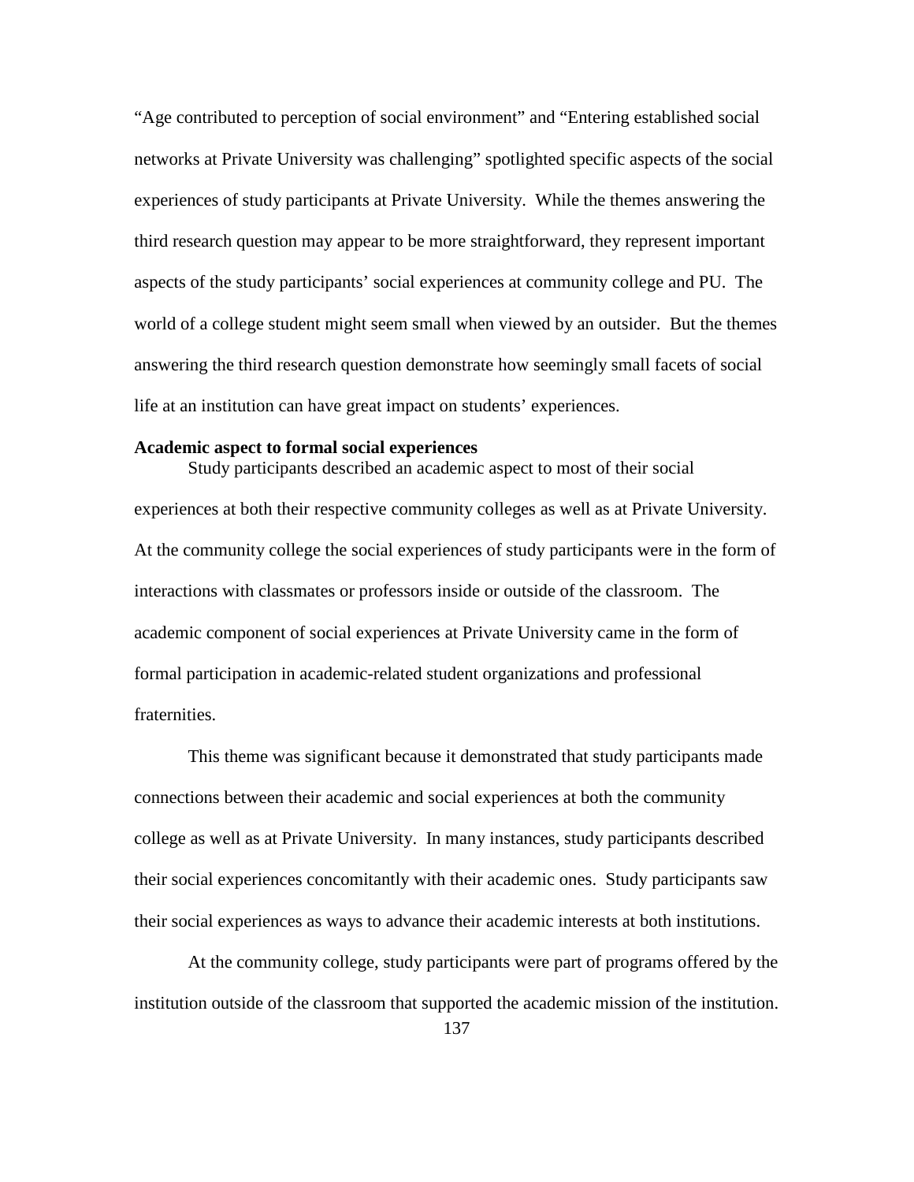"Age contributed to perception of social environment" and "Entering established social networks at Private University was challenging" spotlighted specific aspects of the social experiences of study participants at Private University. While the themes answering the third research question may appear to be more straightforward, they represent important aspects of the study participants' social experiences at community college and PU. The world of a college student might seem small when viewed by an outsider. But the themes answering the third research question demonstrate how seemingly small facets of social life at an institution can have great impact on students' experiences.

**Academic aspect to formal social experiences**

Study participants described an academic aspect to most of their social experiences at both their respective community colleges as well as at Private University. At the community college the social experiences of study participants were in the form of interactions with classmates or professors inside or outside of the classroom. The academic component of social experiences at Private University came in the form of formal participation in academic-related student organizations and professional fraternities.

This theme was significant because it demonstrated that study participants made connections between their academic and social experiences at both the community college as well as at Private University. In many instances, study participants described their social experiences concomitantly with their academic ones. Study participants saw their social experiences as ways to advance their academic interests at both institutions.

At the community college, study participants were part of programs offered by the institution outside of the classroom that supported the academic mission of the institution.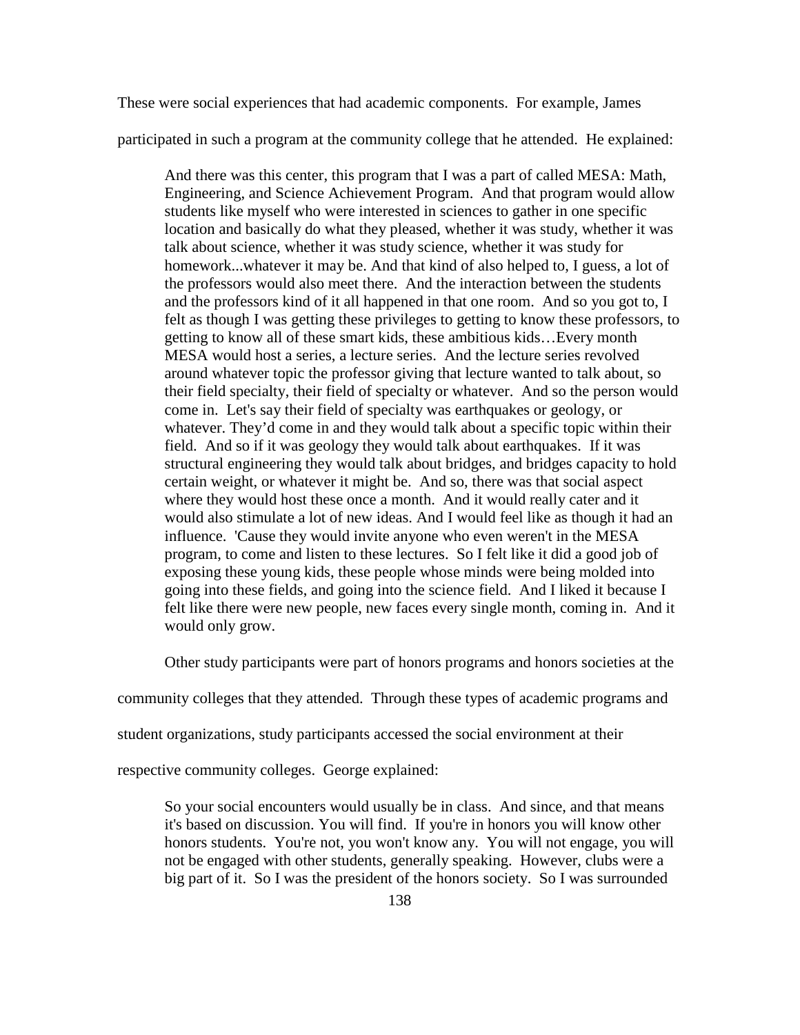These were social experiences that had academic components. For example, James participated in such a program at the community college that he attended. He explained:

> And there was this center, this program that I was a part of called MESA: Math, Engineering, and Science Achievement Program. And that program would allow students like myself who were interested in sciences to gather in one specific location and basically do what they pleased, whether it was study, whether it was talk about science, whether it was study science, whether it was study for homework...whatever it may be. And that kind of also helped to, I guess, a lot of the professors would also meet there. And the interaction between the students and the professors kind of it all happened in that one room. And so you got to, I felt as though I was getting these privileges to getting to know these professors, to getting to know all of these smart kids, these ambitious kids…Every month MESA would host a series, a lecture series. And the lecture series revolved around whatever topic the professor giving that lecture wanted to talk about, so their field specialty, their field of specialty or whatever. And so the person would come in. Let's say their field of specialty was earthquakes or geology, or whatever. They'd come in and they would talk about a specific topic within their field. And so if it was geology they would talk about earthquakes. If it was structural engineering they would talk about bridges, and bridges capacity to hold certain weight, or whatever it might be. And so, there was that social aspect where they would host these once a month. And it would really cater and it would also stimulate a lot of new ideas. And I would feel like as though it had an influence. 'Cause they would invite anyone who even weren't in the MESA program, to come and listen to these lectures. So I felt like it did a good job of exposing these young kids, these people whose minds were being molded into going into these fields, and going into the science field. And I liked it because I felt like there were new people, new faces every single month, coming in. And it would only grow.

Other study participants were part of honors programs and honors societies at the community colleges that they attended. Through these types of academic programs and student organizations, study participants accessed the social environment at their respective community colleges. George explained:

> So your social encounters would usually be in class. And since, and that means it's based on discussion. You will find. If you're in honors you will know other honors students. You're not, you won't know any. You will not engage, you will not be engaged with other students, generally speaking. However, clubs were a big part of it. So I was the president of the honors society. So I was surrounded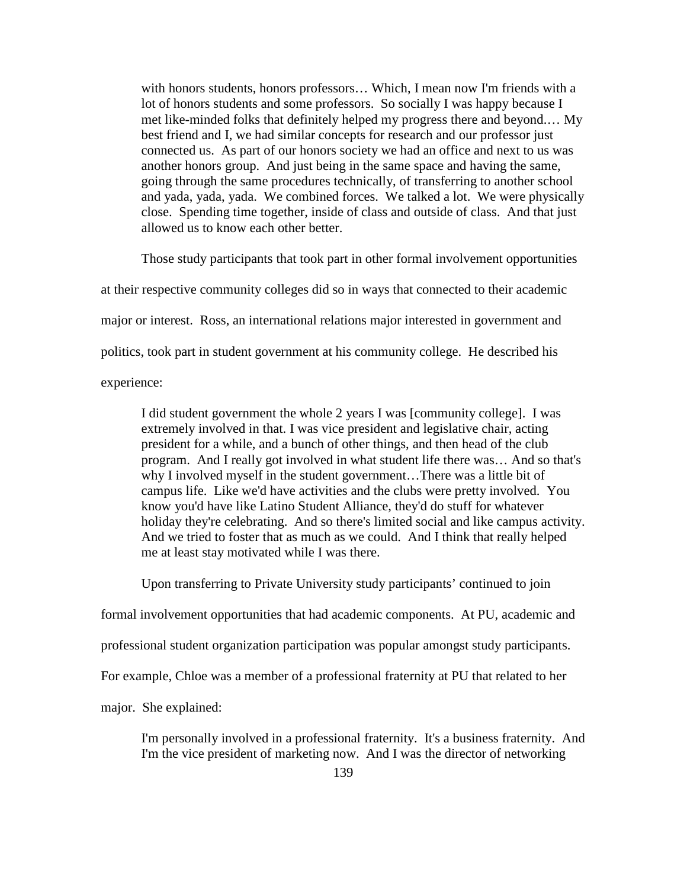> with honors students, honors professors… Which, I mean now I'm friends with a lot of honors students and some professors. So socially I was happy because I met like-minded folks that definitely helped my progress there and beyond.… My best friend and I, we had similar concepts for research and our professor just connected us. As part of our honors society we had an office and next to us was another honors group. And just being in the same space and having the same, going through the same procedures technically, of transferring to another school and yada, yada, yada. We combined forces. We talked a lot. We were physically close. Spending time together, inside of class and outside of class. And that just allowed us to know each other better.

Those study participants that took part in other formal involvement opportunities at their respective community colleges did so in ways that connected to their academic major or interest. Ross, an international relations major interested in government and politics, took part in student government at his community college. He described his experience:

> I did student government the whole 2 years I was [community college]. I was extremely involved in that. I was vice president and legislative chair, acting president for a while, and a bunch of other things, and then head of the club program. And I really got involved in what student life there was… And so that's why I involved myself in the student government…There was a little bit of campus life. Like we'd have activities and the clubs were pretty involved. You know you'd have like Latino Student Alliance, they'd do stuff for whatever holiday they're celebrating. And so there's limited social and like campus activity. And we tried to foster that as much as we could. And I think that really helped me at least stay motivated while I was there.

Upon transferring to Private University study participants' continued to join formal involvement opportunities that had academic components. At PU, academic and professional student organization participation was popular amongst study participants. For example, Chloe was a member of a professional fraternity at PU that related to her major. She explained:

> I'm personally involved in a professional fraternity. It's a business fraternity. And I'm the vice president of marketing now. And I was the director of networking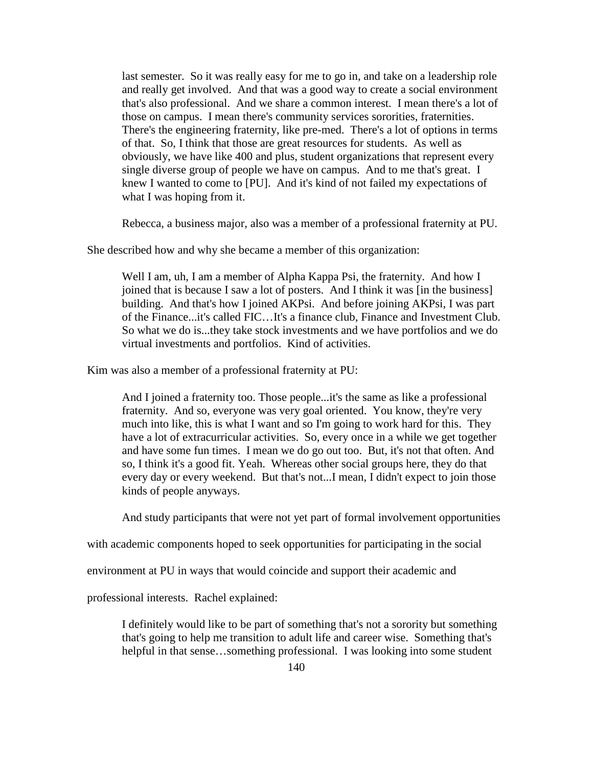> last semester. So it was really easy for me to go in, and take on a leadership role and really get involved. And that was a good way to create a social environment that's also professional. And we share a common interest. I mean there's a lot of those on campus. I mean there's community services sororities, fraternities. There's the engineering fraternity, like pre-med. There's a lot of options in terms of that. So, I think that those are great resources for students. As well as obviously, we have like 400 and plus, student organizations that represent every single diverse group of people we have on campus. And to me that's great. I knew I wanted to come to [PU]. And it's kind of not failed my expectations of what I was hoping from it.

Rebecca, a business major, also was a member of a professional fraternity at PU. She described how and why she became a member of this organization:

> Well I am, uh, I am a member of Alpha Kappa Psi, the fraternity. And how I joined that is because I saw a lot of posters. And I think it was [in the business] building. And that's how I joined AKPsi. And before joining AKPsi, I was part of the Finance...it's called FIC…It's a finance club, Finance and Investment Club. So what we do is...they take stock investments and we have portfolios and we do virtual investments and portfolios. Kind of activities.

Kim was also a member of a professional fraternity at PU:

> And I joined a fraternity too. Those people...it's the same as like a professional fraternity. And so, everyone was very goal oriented. You know, they're very much into like, this is what I want and so I'm going to work hard for this. They have a lot of extracurricular activities. So, every once in a while we get together and have some fun times. I mean we do go out too. But, it's not that often. And so, I think it's a good fit. Yeah. Whereas other social groups here, they do that every day or every weekend. But that's not...I mean, I didn't expect to join those kinds of people anyways.

And study participants that were not yet part of formal involvement opportunities with academic components hoped to seek opportunities for participating in the social environment at PU in ways that would coincide and support their academic and professional interests. Rachel explained:

> I definitely would like to be part of something that's not a sorority but something that's going to help me transition to adult life and career wise. Something that's helpful in that sense…something professional. I was looking into some student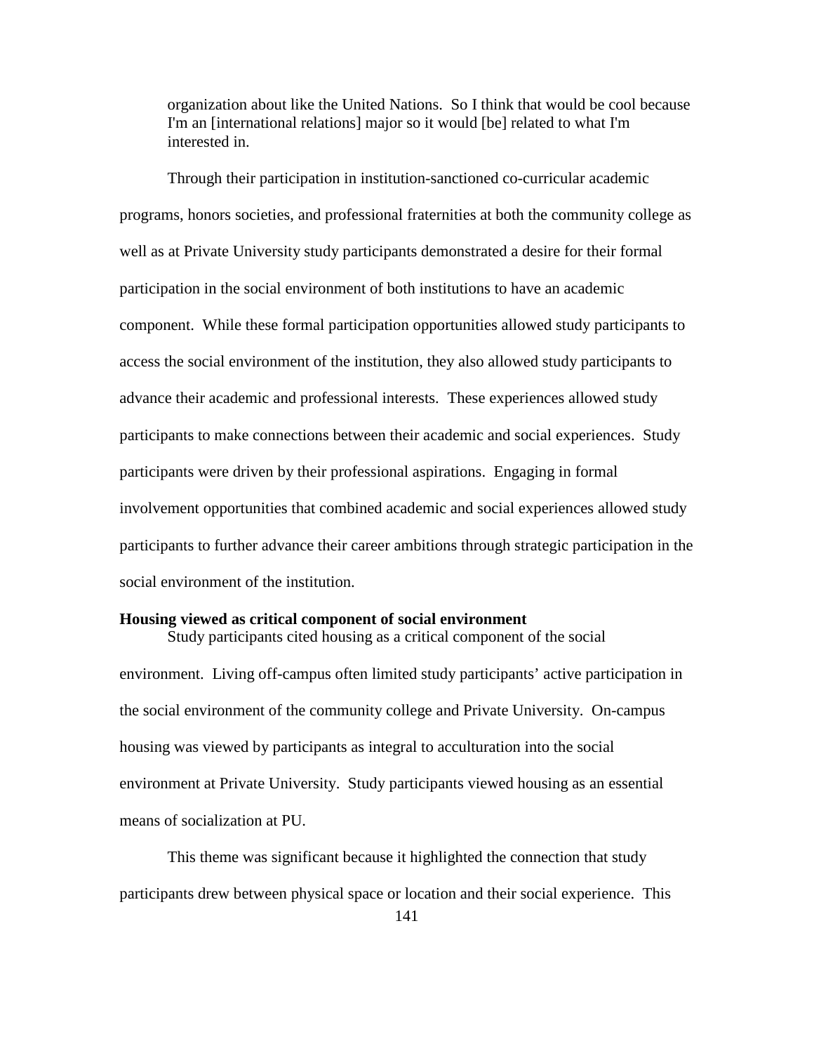> organization about like the United Nations. So I think that would be cool because I'm an [international relations] major so it would [be] related to what I'm interested in.

Through their participation in institution-sanctioned co-curricular academic programs, honors societies, and professional fraternities at both the community college as well as at Private University study participants demonstrated a desire for their formal participation in the social environment of both institutions to have an academic component. While these formal participation opportunities allowed study participants to access the social environment of the institution, they also allowed study participants to advance their academic and professional interests. These experiences allowed study participants to make connections between their academic and social experiences. Study participants were driven by their professional aspirations. Engaging in formal involvement opportunities that combined academic and social experiences allowed study participants to further advance their career ambitions through strategic participation in the social environment of the institution.

**Housing viewed as critical component of social environment**

Study participants cited housing as a critical component of the social environment. Living off-campus often limited study participants' active participation in the social environment of the community college and Private University. On-campus housing was viewed by participants as integral to acculturation into the social environment at Private University. Study participants viewed housing as an essential means of socialization at PU.

This theme was significant because it highlighted the connection that study participants drew between physical space or location and their social experience. This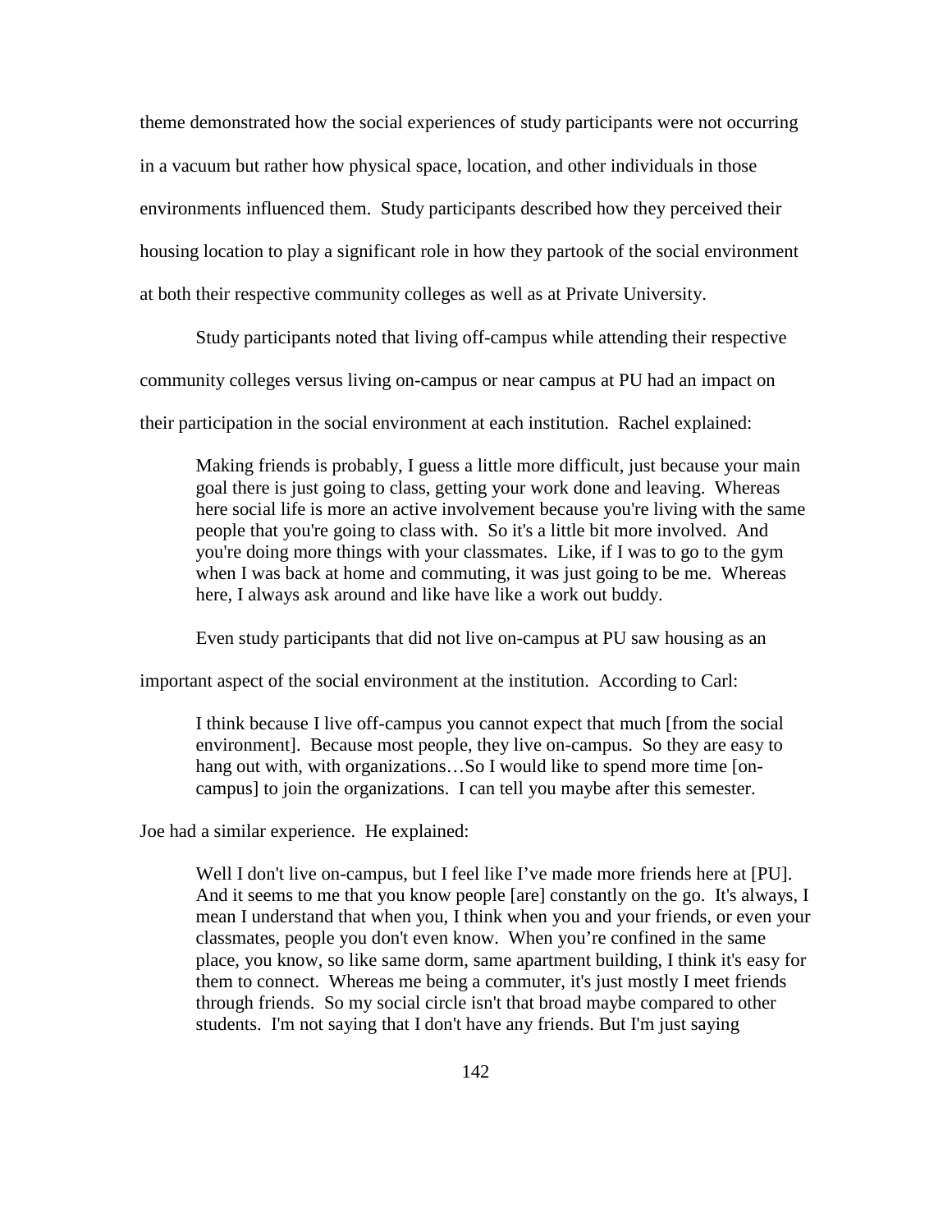theme demonstrated how the social experiences of study participants were not occurring in a vacuum but rather how physical space, location, and other individuals in those environments influenced them. Study participants described how they perceived their housing location to play a significant role in how they partook of the social environment at both their respective community colleges as well as at Private University.

Study participants noted that living off-campus while attending their respective community colleges versus living on-campus or near campus at PU had an impact on their participation in the social environment at each institution. Rachel explained:

> Making friends is probably, I guess a little more difficult, just because your main goal there is just going to class, getting your work done and leaving. Whereas here social life is more an active involvement because you're living with the same people that you're going to class with. So it's a little bit more involved. And you're doing more things with your classmates. Like, if I was to go to the gym when I was back at home and commuting, it was just going to be me. Whereas here, I always ask around and like have like a work out buddy.

Even study participants that did not live on-campus at PU saw housing as an important aspect of the social environment at the institution. According to Carl:

> I think because I live off-campus you cannot expect that much [from the social environment]. Because most people, they live on-campus. So they are easy to hang out with, with organizations…So I would like to spend more time [on-campus] to join the organizations. I can tell you maybe after this semester.

Joe had a similar experience. He explained:

> Well I don't live on-campus, but I feel like I've made more friends here at [PU]. And it seems to me that you know people [are] constantly on the go. It's always, I mean I understand that when you, I think when you and your friends, or even your classmates, people you don't even know. When you're confined in the same place, you know, so like same dorm, same apartment building, I think it's easy for them to connect. Whereas me being a commuter, it's just mostly I meet friends through friends. So my social circle isn't that broad maybe compared to other students. I'm not saying that I don't have any friends. But I'm just saying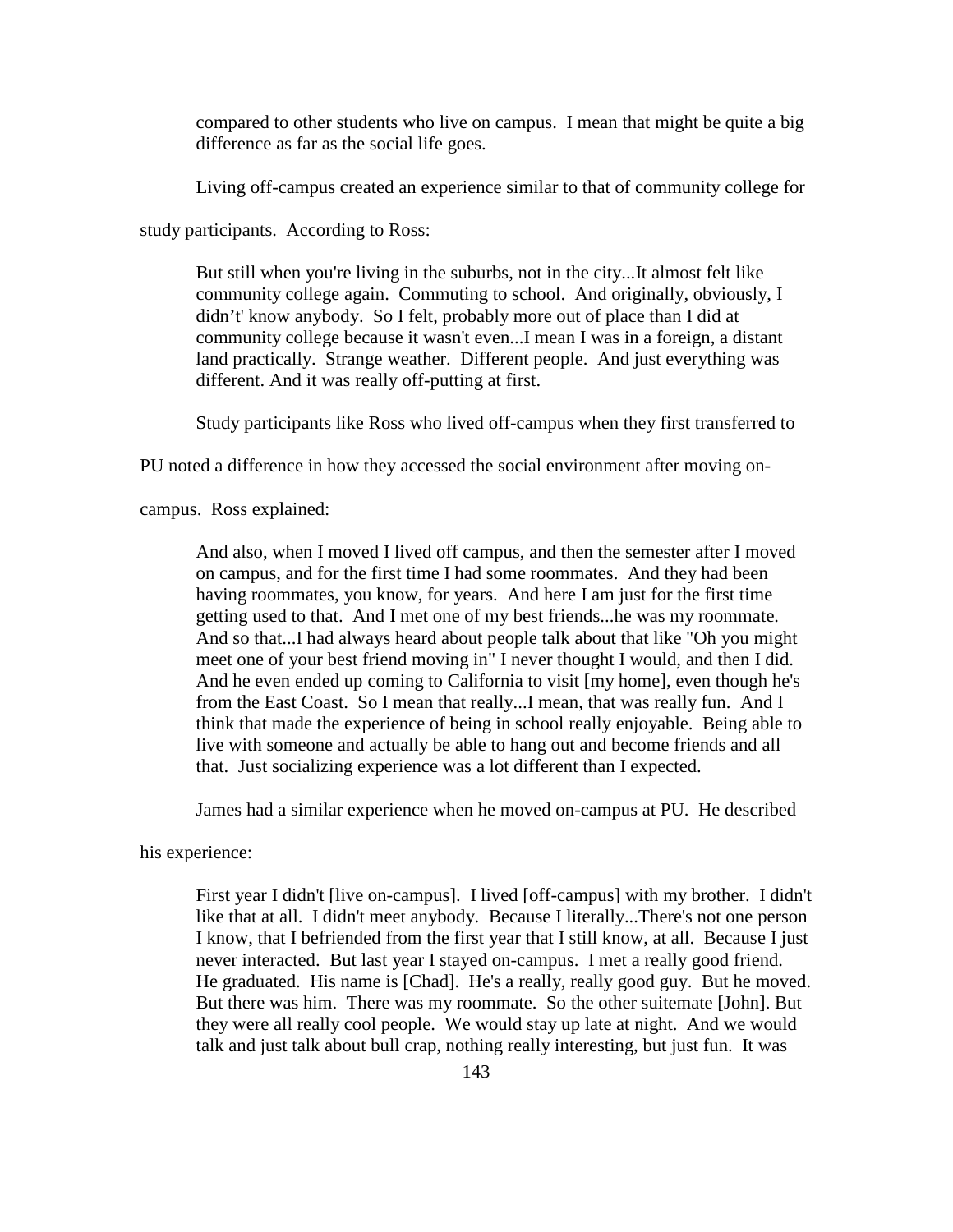compared to other students who live on campus. I mean that might be quite a big difference as far as the social life goes.

Living off-campus created an experience similar to that of community college for study participants. According to Ross:

> But still when you're living in the suburbs, not in the city...It almost felt like community college again. Commuting to school. And originally, obviously, I didn't't' know anybody. So I felt, probably more out of place than I did at community college because it wasn't even...I mean I was in a foreign, a distant land practically. Strange weather. Different people. And just everything was different. And it was really off-putting at first.

Study participants like Ross who lived off-campus when they first transferred to PU noted a difference in how they accessed the social environment after moving on-campus. Ross explained:

> And also, when I moved I lived off campus, and then the semester after I moved on campus, and for the first time I had some roommates. And they had been having roommates, you know, for years. And here I am just for the first time getting used to that. And I met one of my best friends...he was my roommate. And so that...I had always heard about people talk about that like "Oh you might meet one of your best friend moving in" I never thought I would, and then I did. And he even ended up coming to California to visit [my home], even though he's from the East Coast. So I mean that really...I mean, that was really fun. And I think that made the experience of being in school really enjoyable. Being able to live with someone and actually be able to hang out and become friends and all that. Just socializing experience was a lot different than I expected.

James had a similar experience when he moved on-campus at PU. He described his experience:

> First year I didn't [live on-campus]. I lived [off-campus] with my brother. I didn't like that at all. I didn't meet anybody. Because I literally...There's not one person I know, that I befriended from the first year that I still know, at all. Because I just never interacted. But last year I stayed on-campus. I met a really good friend. He graduated. His name is [Chad]. He's a really, really good guy. But he moved. But there was him. There was my roommate. So the other suitemate [John]. But they were all really cool people. We would stay up late at night. And we would talk and just talk about bull crap, nothing really interesting, but just fun. It was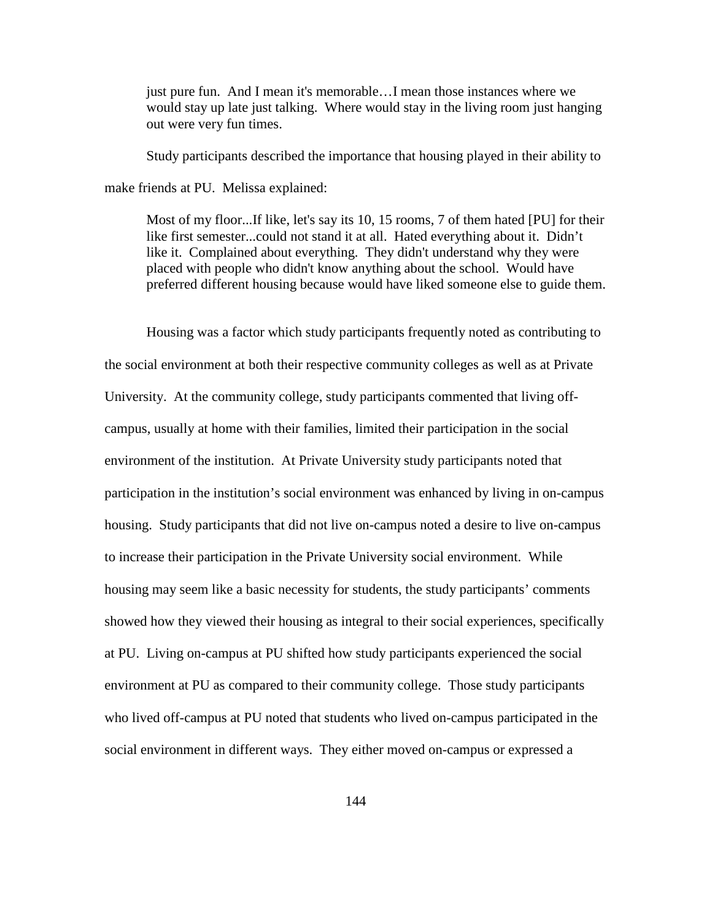> just pure fun. And I mean it's memorable…I mean those instances where we would stay up late just talking. Where would stay in the living room just hanging out were very fun times.

Study participants described the importance that housing played in their ability to make friends at PU. Melissa explained:

> Most of my floor...If like, let's say its 10, 15 rooms, 7 of them hated [PU] for their like first semester...could not stand it at all. Hated everything about it. Didn't like it. Complained about everything. They didn't understand why they were placed with people who didn't know anything about the school. Would have preferred different housing because would have liked someone else to guide them.

Housing was a factor which study participants frequently noted as contributing to the social environment at both their respective community colleges as well as at Private University. At the community college, study participants commented that living off-campus, usually at home with their families, limited their participation in the social environment of the institution. At Private University study participants noted that participation in the institution's social environment was enhanced by living in on-campus housing. Study participants that did not live on-campus noted a desire to live on-campus to increase their participation in the Private University social environment. While housing may seem like a basic necessity for students, the study participants' comments showed how they viewed their housing as integral to their social experiences, specifically at PU. Living on-campus at PU shifted how study participants experienced the social environment at PU as compared to their community college. Those study participants who lived off-campus at PU noted that students who lived on-campus participated in the social environment in different ways. They either moved on-campus or expressed a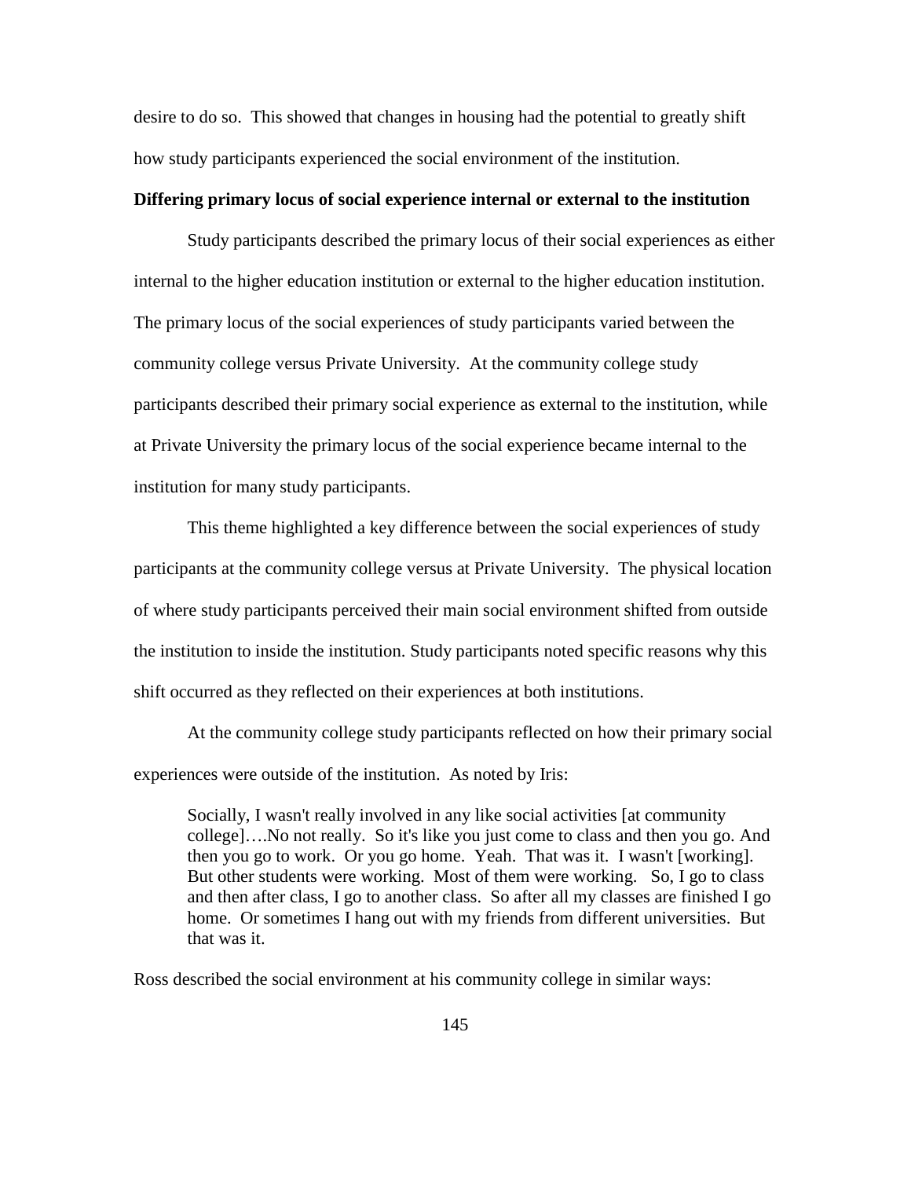desire to do so. This showed that changes in housing had the potential to greatly shift how study participants experienced the social environment of the institution.

**Differing primary locus of social experience internal or external to the institution**

Study participants described the primary locus of their social experiences as either internal to the higher education institution or external to the higher education institution. The primary locus of the social experiences of study participants varied between the community college versus Private University. At the community college study participants described their primary social experience as external to the institution, while at Private University the primary locus of the social experience became internal to the institution for many study participants.

This theme highlighted a key difference between the social experiences of study participants at the community college versus at Private University. The physical location of where study participants perceived their main social environment shifted from outside the institution to inside the institution. Study participants noted specific reasons why this shift occurred as they reflected on their experiences at both institutions.

At the community college study participants reflected on how their primary social experiences were outside of the institution. As noted by Iris:

> Socially, I wasn't really involved in any like social activities [at community college]….No not really. So it's like you just come to class and then you go. And then you go to work. Or you go home. Yeah. That was it. I wasn't [working]. But other students were working. Most of them were working. So, I go to class and then after class, I go to another class. So after all my classes are finished I go home. Or sometimes I hang out with my friends from different universities. But that was it.

Ross described the social environment at his community college in similar ways: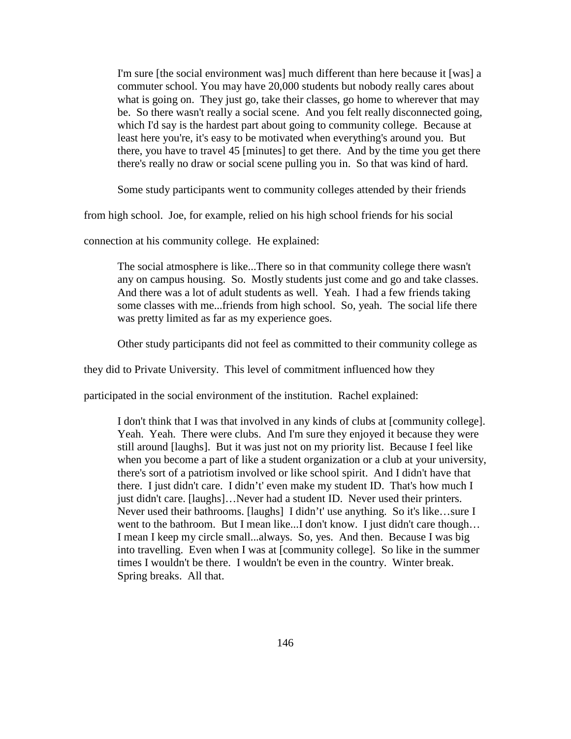> I'm sure [the social environment was] much different than here because it [was] a commuter school. You may have 20,000 students but nobody really cares about what is going on. They just go, take their classes, go home to wherever that may be. So there wasn't really a social scene. And you felt really disconnected going, which I'd say is the hardest part about going to community college. Because at least here you're, it's easy to be motivated when everything's around you. But there, you have to travel 45 [minutes] to get there. And by the time you get there there's really no draw or social scene pulling you in. So that was kind of hard.

Some study participants went to community colleges attended by their friends from high school. Joe, for example, relied on his high school friends for his social connection at his community college. He explained:

> The social atmosphere is like...There so in that community college there wasn't any on campus housing. So. Mostly students just come and go and take classes. And there was a lot of adult students as well. Yeah. I had a few friends taking some classes with me...friends from high school. So, yeah. The social life there was pretty limited as far as my experience goes.

Other study participants did not feel as committed to their community college as they did to Private University. This level of commitment influenced how they participated in the social environment of the institution. Rachel explained:

> I don't think that I was that involved in any kinds of clubs at [community college]. Yeah. Yeah. There were clubs. And I'm sure they enjoyed it because they were still around [laughs]. But it was just not on my priority list. Because I feel like when you become a part of like a student organization or a club at your university, there's sort of a patriotism involved or like school spirit. And I didn't have that there. I just didn't care. I didn't't even make my student ID. That's how much I just didn't care. [laughs]…Never had a student ID. Never used their printers. Never used their bathrooms. [laughs] I didn't't use anything. So it's like…sure I went to the bathroom. But I mean like...I don't know. I just didn't care though… I mean I keep my circle small...always. So, yes. And then. Because I was big into travelling. Even when I was at [community college]. So like in the summer times I wouldn't be there. I wouldn't be even in the country. Winter break. Spring breaks. All that.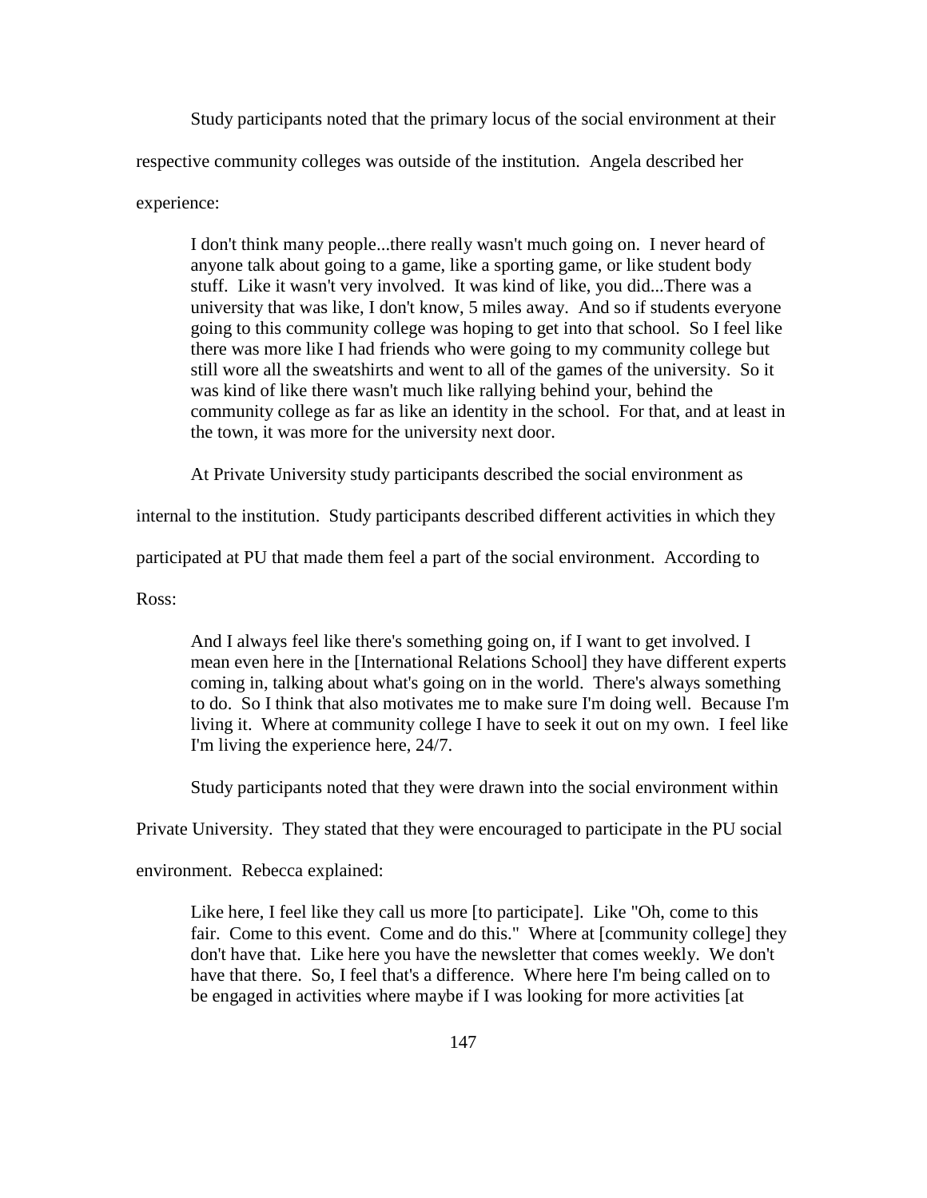Study participants noted that the primary locus of the social environment at their respective community colleges was outside of the institution. Angela described her experience:

> I don't think many people...there really wasn't much going on. I never heard of anyone talk about going to a game, like a sporting game, or like student body stuff. Like it wasn't very involved. It was kind of like, you did...There was a university that was like, I don't know, 5 miles away. And so if students everyone going to this community college was hoping to get into that school. So I feel like there was more like I had friends who were going to my community college but still wore all the sweatshirts and went to all of the games of the university. So it was kind of like there wasn't much like rallying behind your, behind the community college as far as like an identity in the school. For that, and at least in the town, it was more for the university next door.

At Private University study participants described the social environment as internal to the institution. Study participants described different activities in which they participated at PU that made them feel a part of the social environment. According to Ross:

> And I always feel like there's something going on, if I want to get involved. I mean even here in the [International Relations School] they have different experts coming in, talking about what's going on in the world. There's always something to do. So I think that also motivates me to make sure I'm doing well. Because I'm living it. Where at community college I have to seek it out on my own. I feel like I'm living the experience here, 24/7.

Study participants noted that they were drawn into the social environment within Private University. They stated that they were encouraged to participate in the PU social environment. Rebecca explained:

> Like here, I feel like they call us more [to participate]. Like "Oh, come to this fair. Come to this event. Come and do this." Where at [community college] they don't have that. Like here you have the newsletter that comes weekly. We don't have that there. So, I feel that's a difference. Where here I'm being called on to be engaged in activities where maybe if I was looking for more activities [at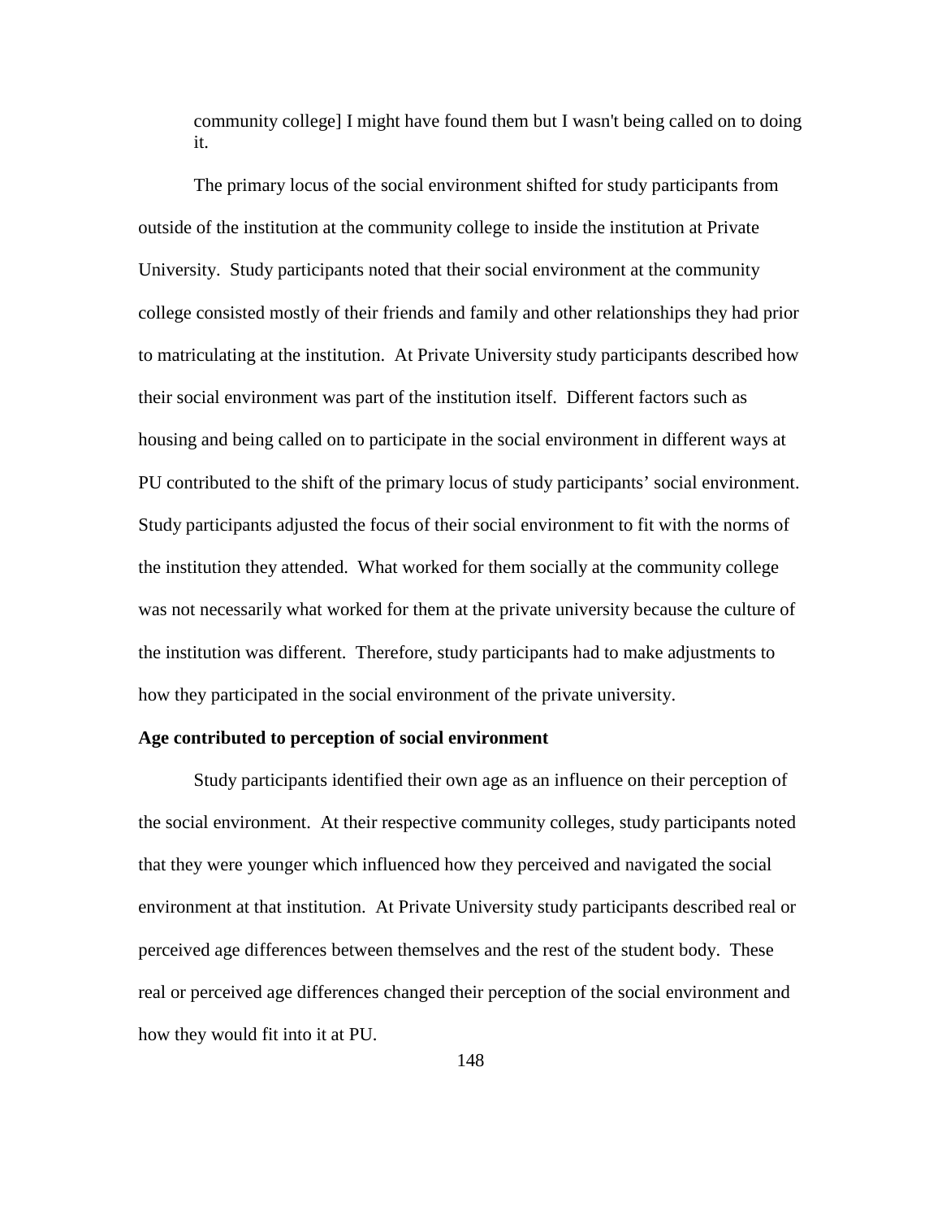community college] I might have found them but I wasn't being called on to doing it.

The primary locus of the social environment shifted for study participants from outside of the institution at the community college to inside the institution at Private University. Study participants noted that their social environment at the community college consisted mostly of their friends and family and other relationships they had prior to matriculating at the institution. At Private University study participants described how their social environment was part of the institution itself. Different factors such as housing and being called on to participate in the social environment in different ways at PU contributed to the shift of the primary locus of study participants' social environment. Study participants adjusted the focus of their social environment to fit with the norms of the institution they attended. What worked for them socially at the community college was not necessarily what worked for them at the private university because the culture of the institution was different. Therefore, study participants had to make adjustments to how they participated in the social environment of the private university.

**Age contributed to perception of social environment**

Study participants identified their own age as an influence on their perception of the social environment. At their respective community colleges, study participants noted that they were younger which influenced how they perceived and navigated the social environment at that institution. At Private University study participants described real or perceived age differences between themselves and the rest of the student body. These real or perceived age differences changed their perception of the social environment and how they would fit into it at PU.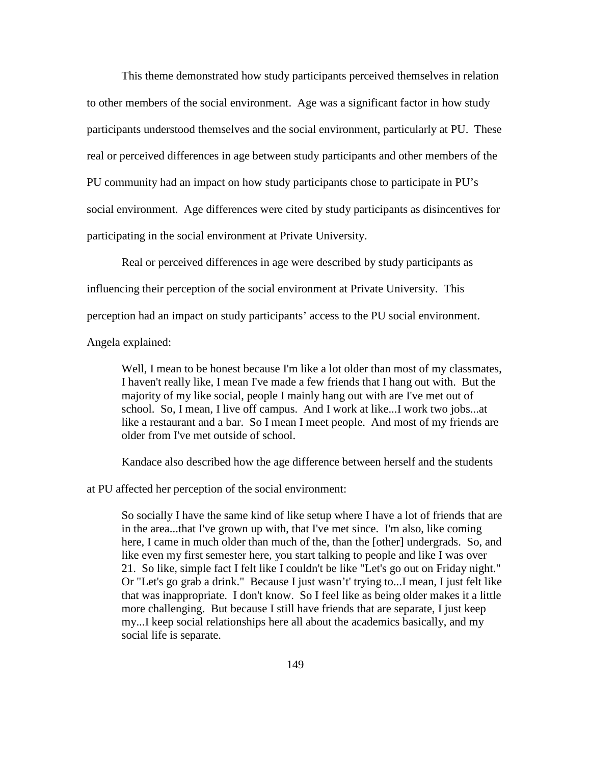This theme demonstrated how study participants perceived themselves in relation to other members of the social environment. Age was a significant factor in how study participants understood themselves and the social environment, particularly at PU. These real or perceived differences in age between study participants and other members of the PU community had an impact on how study participants chose to participate in PU's social environment. Age differences were cited by study participants as disincentives for participating in the social environment at Private University.

Real or perceived differences in age were described by study participants as influencing their perception of the social environment at Private University. This perception had an impact on study participants' access to the PU social environment. Angela explained:

> Well, I mean to be honest because I'm like a lot older than most of my classmates, I haven't really like, I mean I've made a few friends that I hang out with. But the majority of my like social, people I mainly hang out with are I've met out of school. So, I mean, I live off campus. And I work at like...I work two jobs...at like a restaurant and a bar. So I mean I meet people. And most of my friends are older from I've met outside of school.

Kandace also described how the age difference between herself and the students at PU affected her perception of the social environment:

> So socially I have the same kind of like setup where I have a lot of friends that are in the area...that I've grown up with, that I've met since. I'm also, like coming here, I came in much older than much of the, than the [other] undergrads. So, and like even my first semester here, you start talking to people and like I was over 21. So like, simple fact I felt like I couldn't be like "Let's go out on Friday night." Or "Let's go grab a drink." Because I just wasn't't trying to...I mean, I just felt like that was inappropriate. I don't know. So I feel like as being older makes it a little more challenging. But because I still have friends that are separate, I just keep my...I keep social relationships here all about the academics basically, and my social life is separate.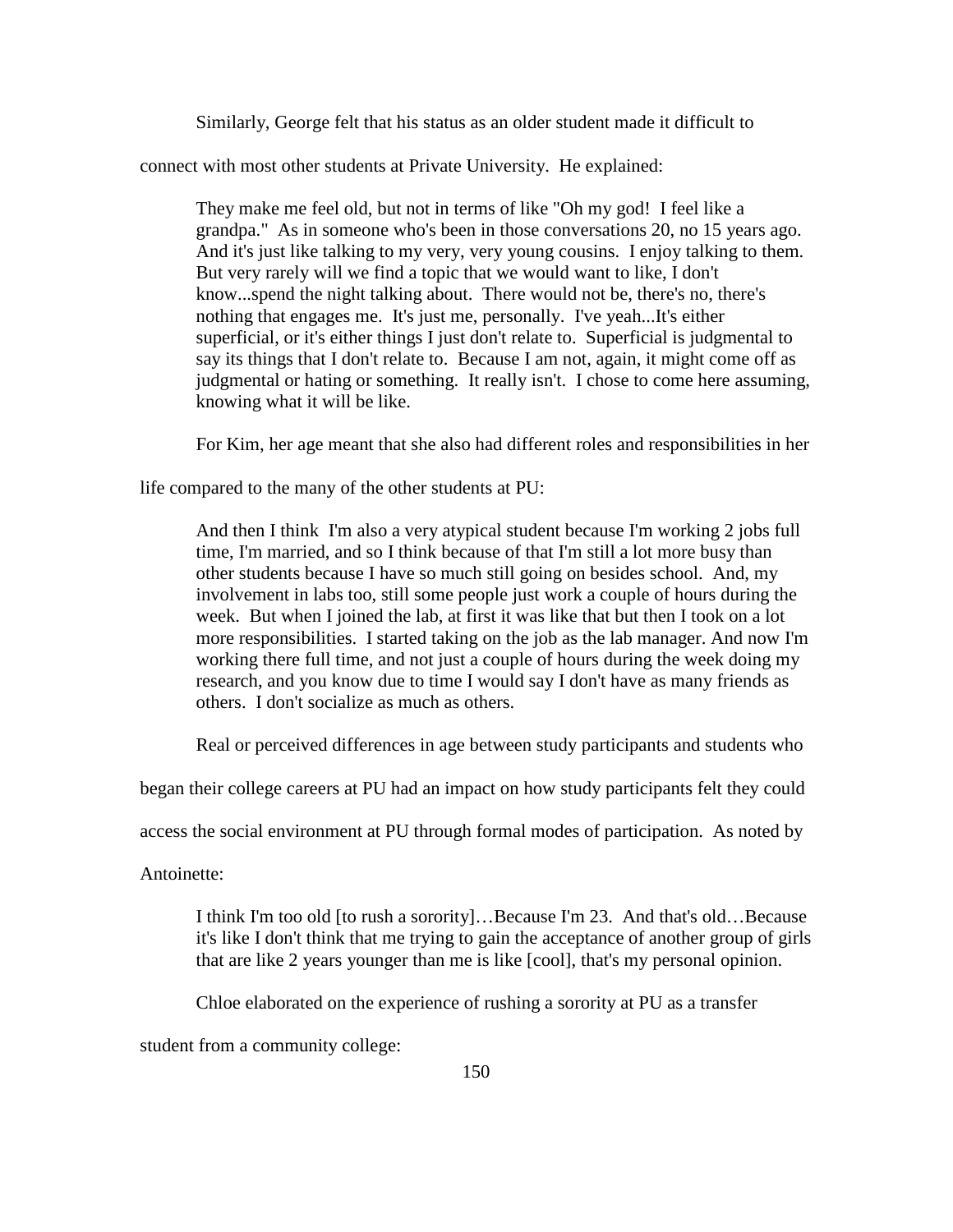Similarly, George felt that his status as an older student made it difficult to connect with most other students at Private University. He explained:

> They make me feel old, but not in terms of like "Oh my god! I feel like a grandpa." As in someone who's been in those conversations 20, no 15 years ago. And it's just like talking to my very, very young cousins. I enjoy talking to them. But very rarely will we find a topic that we would want to like, I don't know...spend the night talking about. There would not be, there's no, there's nothing that engages me. It's just me, personally. I've yeah...It's either superficial, or it's either things I just don't relate to. Superficial is judgmental to say its things that I don't relate to. Because I am not, again, it might come off as judgmental or hating or something. It really isn't. I chose to come here assuming, knowing what it will be like.

For Kim, her age meant that she also had different roles and responsibilities in her life compared to the many of the other students at PU:

> And then I think I'm also a very atypical student because I'm working 2 jobs full time, I'm married, and so I think because of that I'm still a lot more busy than other students because I have so much still going on besides school. And, my involvement in labs too, still some people just work a couple of hours during the week. But when I joined the lab, at first it was like that but then I took on a lot more responsibilities. I started taking on the job as the lab manager. And now I'm working there full time, and not just a couple of hours during the week doing my research, and you know due to time I would say I don't have as many friends as others. I don't socialize as much as others.

Real or perceived differences in age between study participants and students who began their college careers at PU had an impact on how study participants felt they could access the social environment at PU through formal modes of participation. As noted by Antoinette:

> I think I'm too old [to rush a sorority]…Because I'm 23. And that's old…Because it's like I don't think that me trying to gain the acceptance of another group of girls that are like 2 years younger than me is like [cool], that's my personal opinion.

Chloe elaborated on the experience of rushing a sorority at PU as a transfer student from a community college: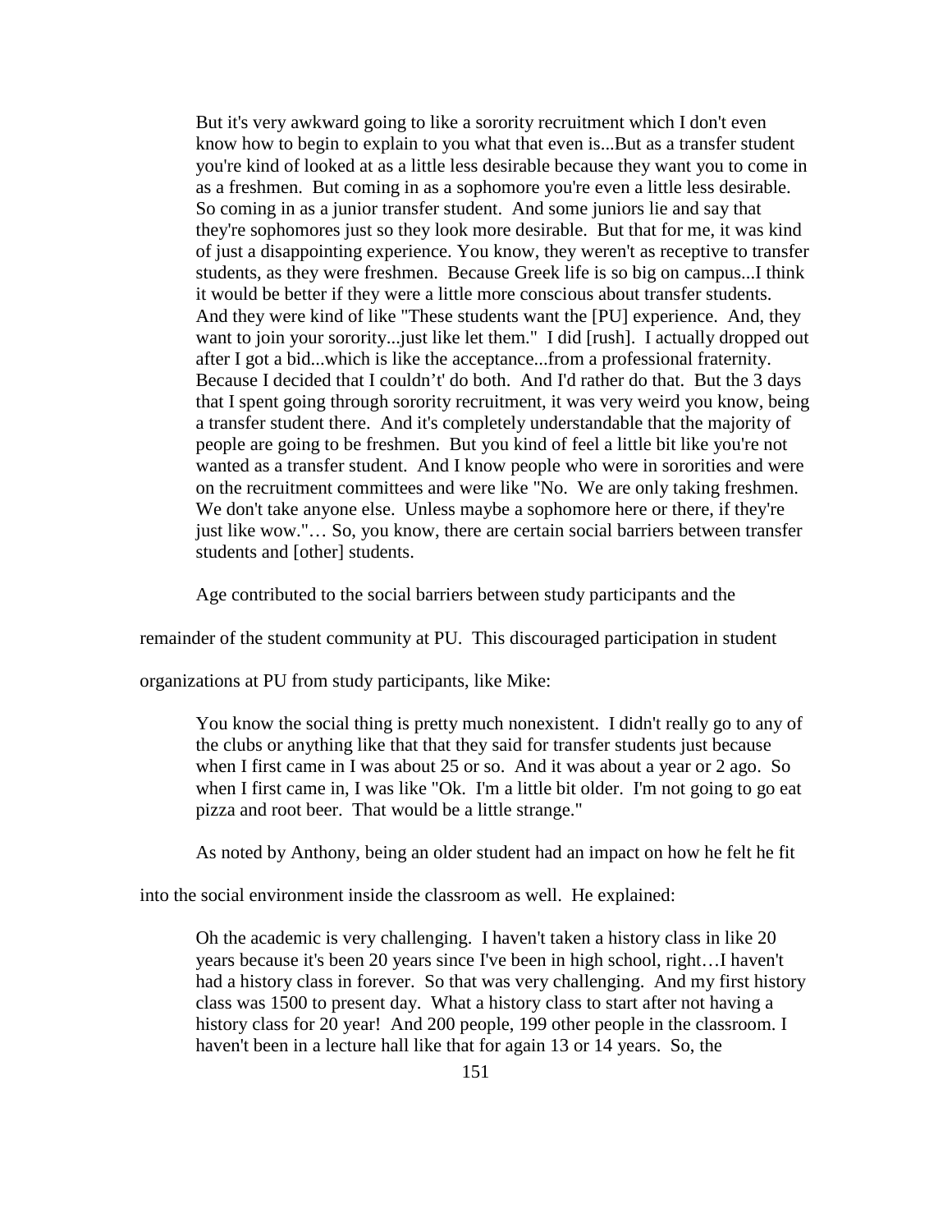> But it's very awkward going to like a sorority recruitment which I don't even know how to begin to explain to you what that even is...But as a transfer student you're kind of looked at as a little less desirable because they want you to come in as a freshmen. But coming in as a sophomore you're even a little less desirable. So coming in as a junior transfer student. And some juniors lie and say that they're sophomores just so they look more desirable. But that for me, it was kind of just a disappointing experience. You know, they weren't as receptive to transfer students, as they were freshmen. Because Greek life is so big on campus...I think it would be better if they were a little more conscious about transfer students. And they were kind of like "These students want the [PU] experience. And, they want to join your sorority...just like let them." I did [rush]. I actually dropped out after I got a bid...which is like the acceptance...from a professional fraternity. Because I decided that I couldn’t' do both. And I'd rather do that. But the 3 days that I spent going through sorority recruitment, it was very weird you know, being a transfer student there. And it's completely understandable that the majority of people are going to be freshmen. But you kind of feel a little bit like you're not wanted as a transfer student. And I know people who were in sororities and were on the recruitment committees and were like "No. We are only taking freshmen. We don't take anyone else. Unless maybe a sophomore here or there, if they're just like wow."… So, you know, there are certain social barriers between transfer students and [other] students.

Age contributed to the social barriers between study participants and the remainder of the student community at PU. This discouraged participation in student organizations at PU from study participants, like Mike:

> You know the social thing is pretty much nonexistent. I didn't really go to any of the clubs or anything like that that they said for transfer students just because when I first came in I was about 25 or so. And it was about a year or 2 ago. So when I first came in, I was like "Ok. I'm a little bit older. I'm not going to go eat pizza and root beer. That would be a little strange."

As noted by Anthony, being an older student had an impact on how he felt he fit into the social environment inside the classroom as well. He explained:

> Oh the academic is very challenging. I haven't taken a history class in like 20 years because it's been 20 years since I've been in high school, right…I haven't had a history class in forever. So that was very challenging. And my first history class was 1500 to present day. What a history class to start after not having a history class for 20 year! And 200 people, 199 other people in the classroom. I haven't been in a lecture hall like that for again 13 or 14 years. So, the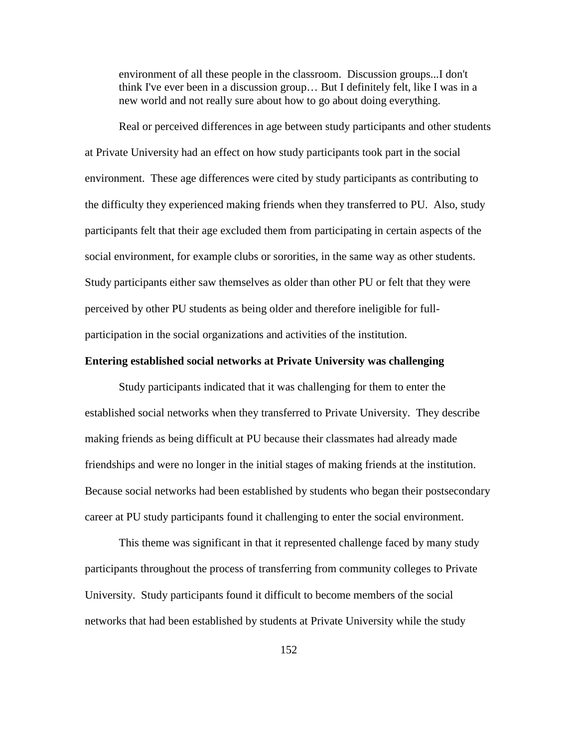> environment of all these people in the classroom. Discussion groups...I don't think I've ever been in a discussion group… But I definitely felt, like I was in a new world and not really sure about how to go about doing everything.

Real or perceived differences in age between study participants and other students at Private University had an effect on how study participants took part in the social environment. These age differences were cited by study participants as contributing to the difficulty they experienced making friends when they transferred to PU. Also, study participants felt that their age excluded them from participating in certain aspects of the social environment, for example clubs or sororities, in the same way as other students. Study participants either saw themselves as older than other PU or felt that they were perceived by other PU students as being older and therefore ineligible for full-participation in the social organizations and activities of the institution.

**Entering established social networks at Private University was challenging**

Study participants indicated that it was challenging for them to enter the established social networks when they transferred to Private University. They describe making friends as being difficult at PU because their classmates had already made friendships and were no longer in the initial stages of making friends at the institution. Because social networks had been established by students who began their postsecondary career at PU study participants found it challenging to enter the social environment.

This theme was significant in that it represented challenge faced by many study participants throughout the process of transferring from community colleges to Private University. Study participants found it difficult to become members of the social networks that had been established by students at Private University while the study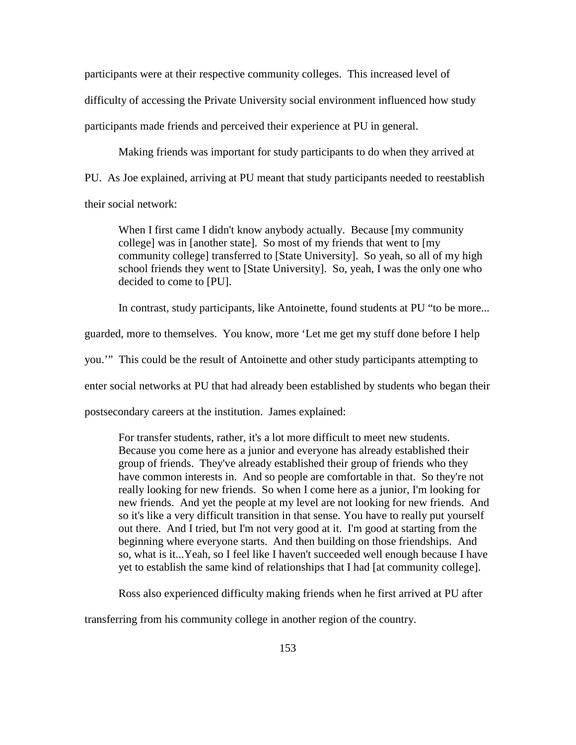participants were at their respective community colleges. This increased level of difficulty of accessing the Private University social environment influenced how study participants made friends and perceived their experience at PU in general.

Making friends was important for study participants to do when they arrived at PU. As Joe explained, arriving at PU meant that study participants needed to reestablish their social network:

> When I first came I didn't know anybody actually. Because [my community college] was in [another state]. So most of my friends that went to [my community college] transferred to [State University]. So yeah, so all of my high school friends they went to [State University]. So, yeah, I was the only one who decided to come to [PU].

In contrast, study participants, like Antoinette, found students at PU "to be more... guarded, more to themselves. You know, more 'Let me get my stuff done before I help you.'" This could be the result of Antoinette and other study participants attempting to enter social networks at PU that had already been established by students who began their postsecondary careers at the institution. James explained:

> For transfer students, rather, it's a lot more difficult to meet new students. Because you come here as a junior and everyone has already established their group of friends. They've already established their group of friends who they have common interests in. And so people are comfortable in that. So they're not really looking for new friends. So when I come here as a junior, I'm looking for new friends. And yet the people at my level are not looking for new friends. And so it's like a very difficult transition in that sense. You have to really put yourself out there. And I tried, but I'm not very good at it. I'm good at starting from the beginning where everyone starts. And then building on those friendships. And so, what is it...Yeah, so I feel like I haven't succeeded well enough because I have yet to establish the same kind of relationships that I had [at community college].

Ross also experienced difficulty making friends when he first arrived at PU after transferring from his community college in another region of the country.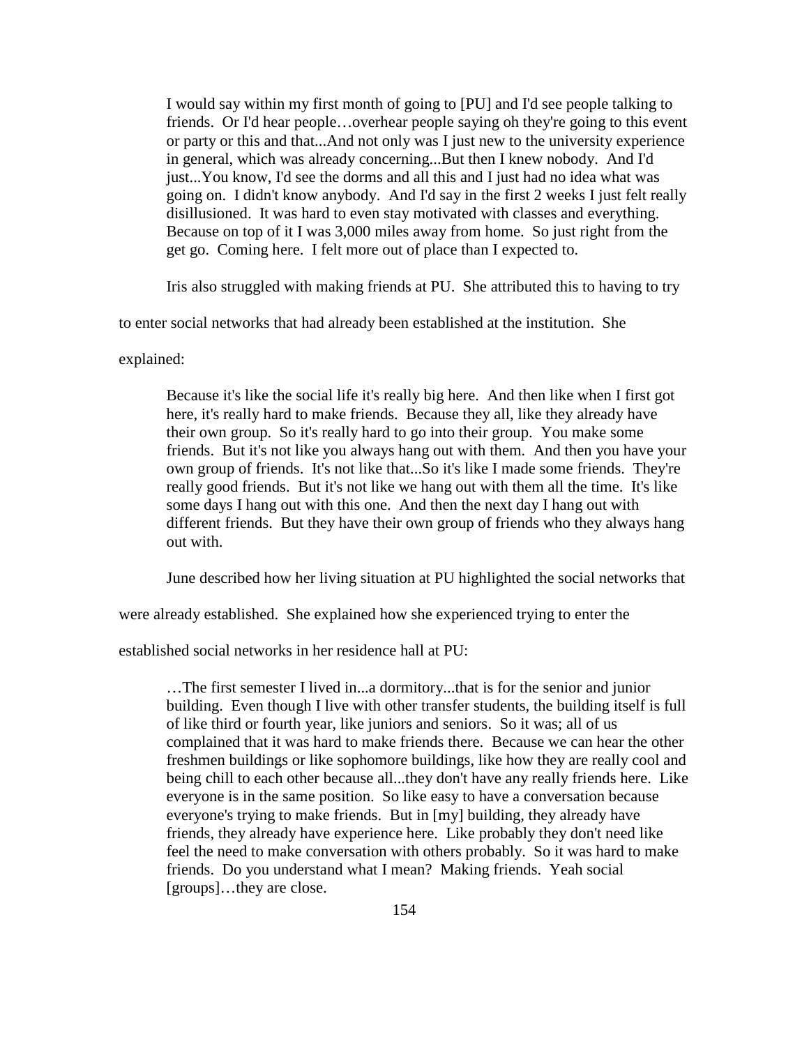> I would say within my first month of going to [PU] and I'd see people talking to friends. Or I'd hear people…overhear people saying oh they're going to this event or party or this and that...And not only was I just new to the university experience in general, which was already concerning...But then I knew nobody. And I'd just...You know, I'd see the dorms and all this and I just had no idea what was going on. I didn't know anybody. And I'd say in the first 2 weeks I just felt really disillusioned. It was hard to even stay motivated with classes and everything. Because on top of it I was 3,000 miles away from home. So just right from the get go. Coming here. I felt more out of place than I expected to.

Iris also struggled with making friends at PU. She attributed this to having to try to enter social networks that had already been established at the institution. She explained:

> Because it's like the social life it's really big here. And then like when I first got here, it's really hard to make friends. Because they all, like they already have their own group. So it's really hard to go into their group. You make some friends. But it's not like you always hang out with them. And then you have your own group of friends. It's not like that...So it's like I made some friends. They're really good friends. But it's not like we hang out with them all the time. It's like some days I hang out with this one. And then the next day I hang out with different friends. But they have their own group of friends who they always hang out with.

June described how her living situation at PU highlighted the social networks that were already established. She explained how she experienced trying to enter the established social networks in her residence hall at PU:

> …The first semester I lived in...a dormitory...that is for the senior and junior building. Even though I live with other transfer students, the building itself is full of like third or fourth year, like juniors and seniors. So it was; all of us complained that it was hard to make friends there. Because we can hear the other freshmen buildings or like sophomore buildings, like how they are really cool and being chill to each other because all...they don't have any really friends here. Like everyone is in the same position. So like easy to have a conversation because everyone's trying to make friends. But in [my] building, they already have friends, they already have experience here. Like probably they don't need like feel the need to make conversation with others probably. So it was hard to make friends. Do you understand what I mean? Making friends. Yeah social [groups]…they are close.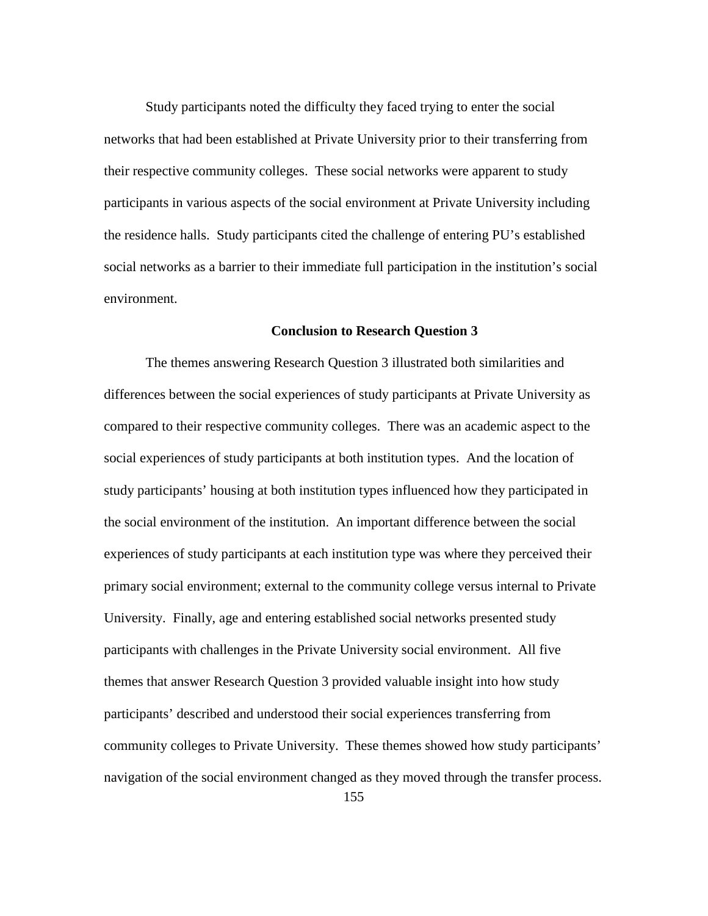Study participants noted the difficulty they faced trying to enter the social networks that had been established at Private University prior to their transferring from their respective community colleges. These social networks were apparent to study participants in various aspects of the social environment at Private University including the residence halls. Study participants cited the challenge of entering PU's established social networks as a barrier to their immediate full participation in the institution's social environment.

## Conclusion to Research Question 3

The themes answering Research Question 3 illustrated both similarities and differences between the social experiences of study participants at Private University as compared to their respective community colleges. There was an academic aspect to the social experiences of study participants at both institution types. And the location of study participants' housing at both institution types influenced how they participated in the social environment of the institution. An important difference between the social experiences of study participants at each institution type was where they perceived their primary social environment; external to the community college versus internal to Private University. Finally, age and entering established social networks presented study participants with challenges in the Private University social environment. All five themes that answer Research Question 3 provided valuable insight into how study participants' described and understood their social experiences transferring from community colleges to Private University. These themes showed how study participants' navigation of the social environment changed as they moved through the transfer process.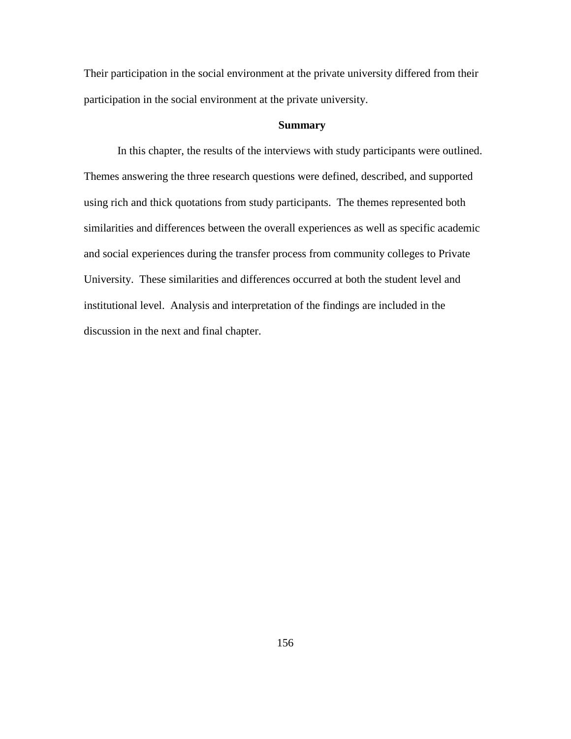Their participation in the social environment at the private university differed from their participation in the social environment at the private university.

### Summary

In this chapter, the results of the interviews with study participants were outlined. Themes answering the three research questions were defined, described, and supported using rich and thick quotations from study participants. The themes represented both similarities and differences between the overall experiences as well as specific academic and social experiences during the transfer process from community colleges to Private University. These similarities and differences occurred at both the student level and institutional level. Analysis and interpretation of the findings are included in the discussion in the next and final chapter.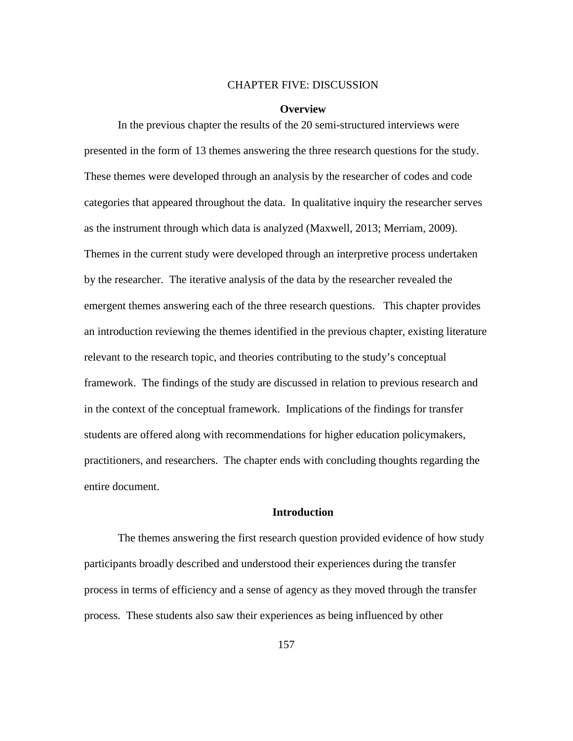# CHAPTER FIVE: DISCUSSION

## Overview

In the previous chapter the results of the 20 semi-structured interviews were presented in the form of 13 themes answering the three research questions for the study. These themes were developed through an analysis by the researcher of codes and code categories that appeared throughout the data. In qualitative inquiry the researcher serves as the instrument through which data is analyzed (Maxwell, 2013; Merriam, 2009). Themes in the current study were developed through an interpretive process undertaken by the researcher. The iterative analysis of the data by the researcher revealed the emergent themes answering each of the three research questions. This chapter provides an introduction reviewing the themes identified in the previous chapter, existing literature relevant to the research topic, and theories contributing to the study's conceptual framework. The findings of the study are discussed in relation to previous research and in the context of the conceptual framework. Implications of the findings for transfer students are offered along with recommendations for higher education policymakers, practitioners, and researchers. The chapter ends with concluding thoughts regarding the entire document.

## Introduction

The themes answering the first research question provided evidence of how study participants broadly described and understood their experiences during the transfer process in terms of efficiency and a sense of agency as they moved through the transfer process. These students also saw their experiences as being influenced by other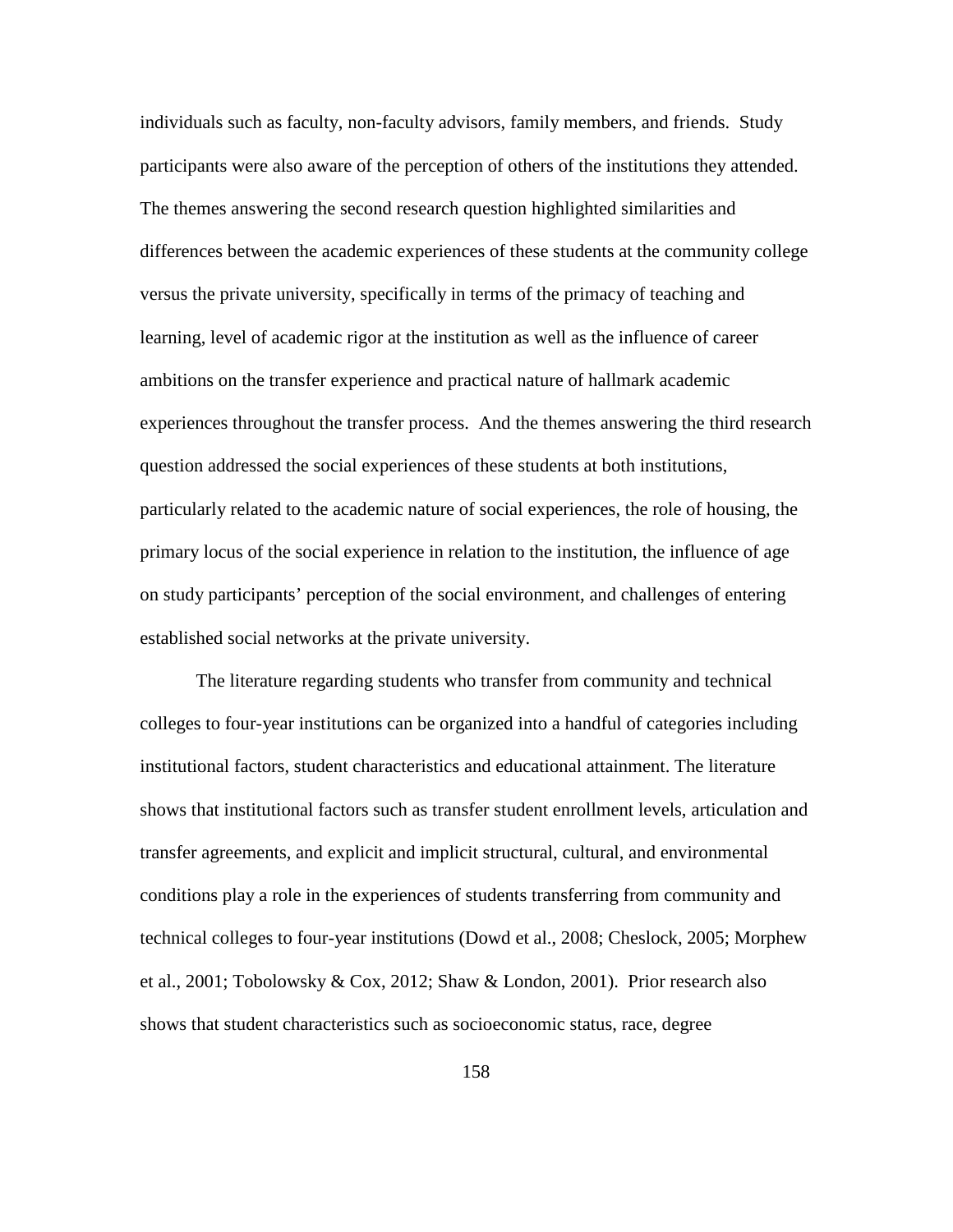individuals such as faculty, non-faculty advisors, family members, and friends. Study participants were also aware of the perception of others of the institutions they attended. The themes answering the second research question highlighted similarities and differences between the academic experiences of these students at the community college versus the private university, specifically in terms of the primacy of teaching and learning, level of academic rigor at the institution as well as the influence of career ambitions on the transfer experience and practical nature of hallmark academic experiences throughout the transfer process. And the themes answering the third research question addressed the social experiences of these students at both institutions, particularly related to the academic nature of social experiences, the role of housing, the primary locus of the social experience in relation to the institution, the influence of age on study participants' perception of the social environment, and challenges of entering established social networks at the private university.

The literature regarding students who transfer from community and technical colleges to four-year institutions can be organized into a handful of categories including institutional factors, student characteristics and educational attainment. The literature shows that institutional factors such as transfer student enrollment levels, articulation and transfer agreements, and explicit and implicit structural, cultural, and environmental conditions play a role in the experiences of students transferring from community and technical colleges to four-year institutions (Dowd et al., 2008; Cheslock, 2005; Morphew et al., 2001; Tobolowsky & Cox, 2012; Shaw & London, 2001). Prior research also shows that student characteristics such as socioeconomic status, race, degree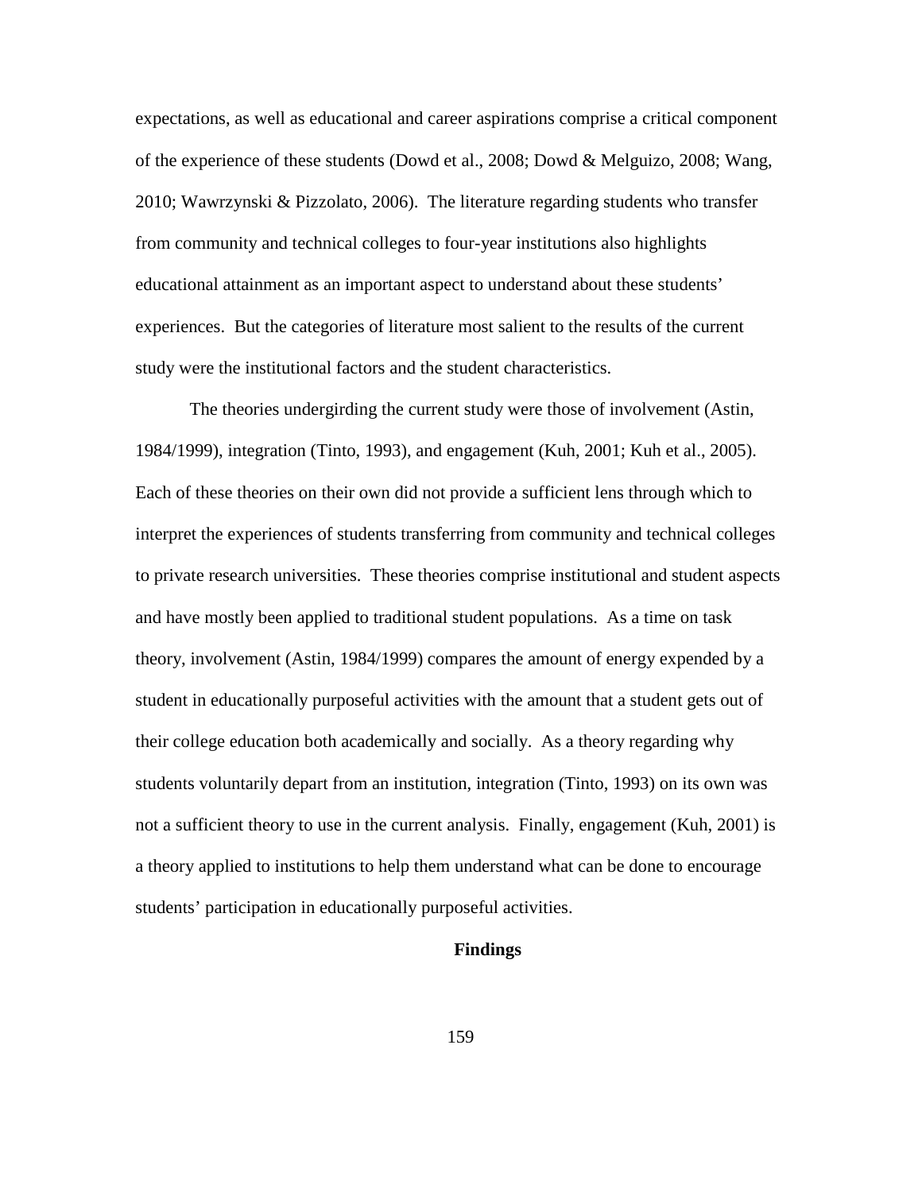expectations, as well as educational and career aspirations comprise a critical component of the experience of these students (Dowd et al., 2008; Dowd & Melguizo, 2008; Wang, 2010; Wawrzynski & Pizzolato, 2006). The literature regarding students who transfer from community and technical colleges to four-year institutions also highlights educational attainment as an important aspect to understand about these students' experiences. But the categories of literature most salient to the results of the current study were the institutional factors and the student characteristics.

The theories undergirding the current study were those of involvement (Astin, 1984/1999), integration (Tinto, 1993), and engagement (Kuh, 2001; Kuh et al., 2005). Each of these theories on their own did not provide a sufficient lens through which to interpret the experiences of students transferring from community and technical colleges to private research universities. These theories comprise institutional and student aspects and have mostly been applied to traditional student populations. As a time on task theory, involvement (Astin, 1984/1999) compares the amount of energy expended by a student in educationally purposeful activities with the amount that a student gets out of their college education both academically and socially. As a theory regarding why students voluntarily depart from an institution, integration (Tinto, 1993) on its own was not a sufficient theory to use in the current analysis. Finally, engagement (Kuh, 2001) is a theory applied to institutions to help them understand what can be done to encourage students' participation in educationally purposeful activities.

## Findings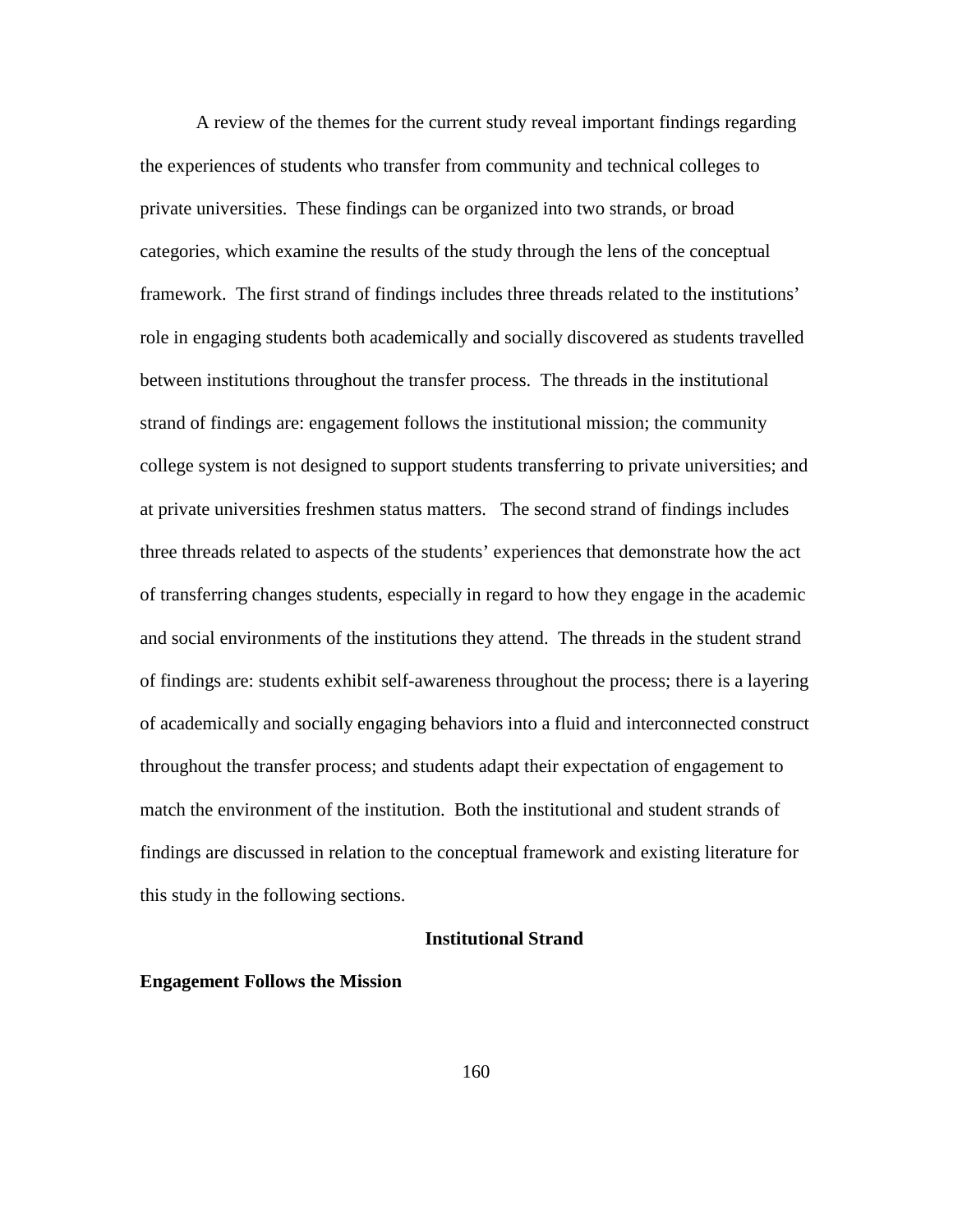A review of the themes for the current study reveal important findings regarding the experiences of students who transfer from community and technical colleges to private universities. These findings can be organized into two strands, or broad categories, which examine the results of the study through the lens of the conceptual framework. The first strand of findings includes three threads related to the institutions' role in engaging students both academically and socially discovered as students travelled between institutions throughout the transfer process. The threads in the institutional strand of findings are: engagement follows the institutional mission; the community college system is not designed to support students transferring to private universities; and at private universities freshmen status matters. The second strand of findings includes three threads related to aspects of the students' experiences that demonstrate how the act of transferring changes students, especially in regard to how they engage in the academic and social environments of the institutions they attend. The threads in the student strand of findings are: students exhibit self-awareness throughout the process; there is a layering of academically and socially engaging behaviors into a fluid and interconnected construct throughout the transfer process; and students adapt their expectation of engagement to match the environment of the institution. Both the institutional and student strands of findings are discussed in relation to the conceptual framework and existing literature for this study in the following sections.

## Institutional Strand

### Engagement Follows the Mission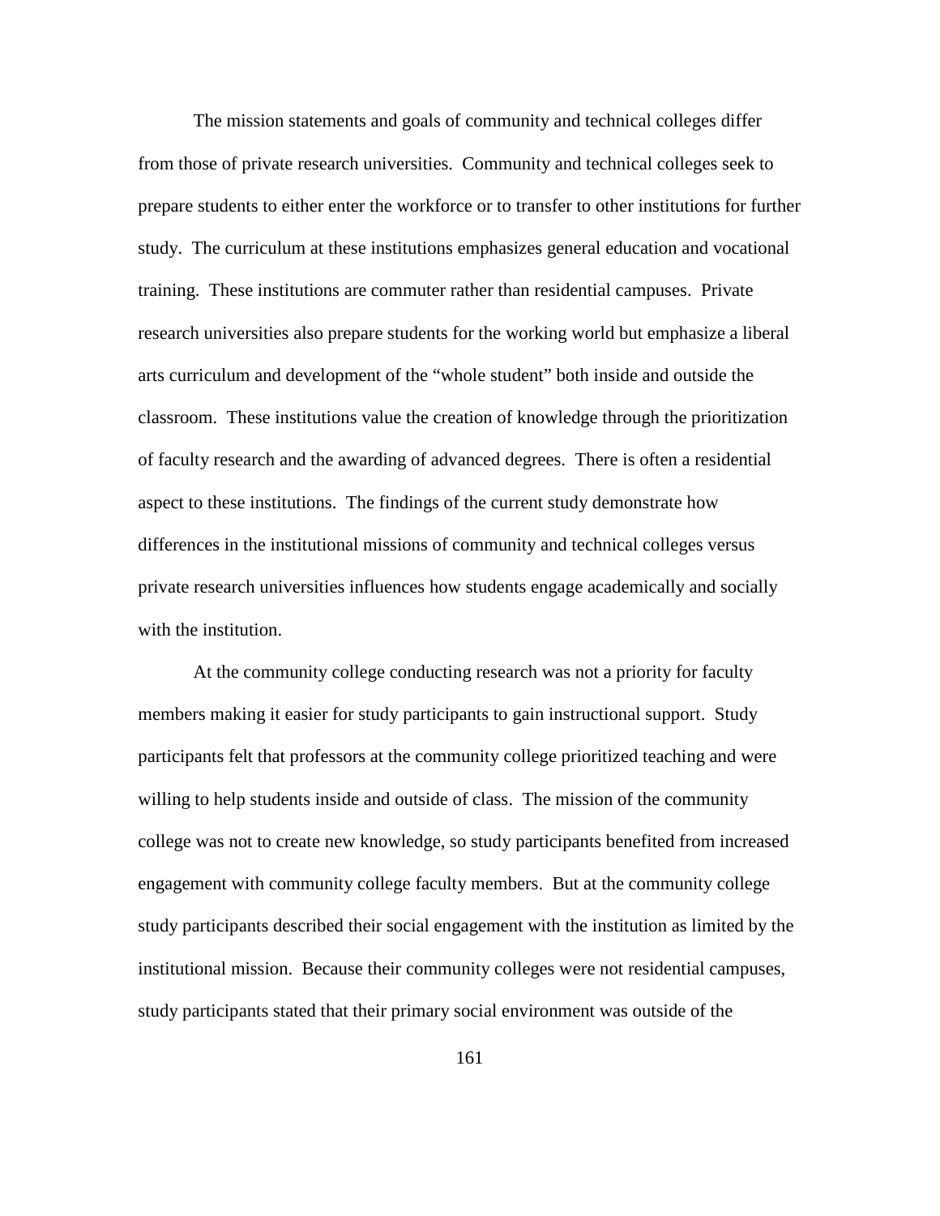The mission statements and goals of community and technical colleges differ from those of private research universities. Community and technical colleges seek to prepare students to either enter the workforce or to transfer to other institutions for further study. The curriculum at these institutions emphasizes general education and vocational training. These institutions are commuter rather than residential campuses. Private research universities also prepare students for the working world but emphasize a liberal arts curriculum and development of the "whole student" both inside and outside the classroom. These institutions value the creation of knowledge through the prioritization of faculty research and the awarding of advanced degrees. There is often a residential aspect to these institutions. The findings of the current study demonstrate how differences in the institutional missions of community and technical colleges versus private research universities influences how students engage academically and socially with the institution.

At the community college conducting research was not a priority for faculty members making it easier for study participants to gain instructional support. Study participants felt that professors at the community college prioritized teaching and were willing to help students inside and outside of class. The mission of the community college was not to create new knowledge, so study participants benefited from increased engagement with community college faculty members. But at the community college study participants described their social engagement with the institution as limited by the institutional mission. Because their community colleges were not residential campuses, study participants stated that their primary social environment was outside of the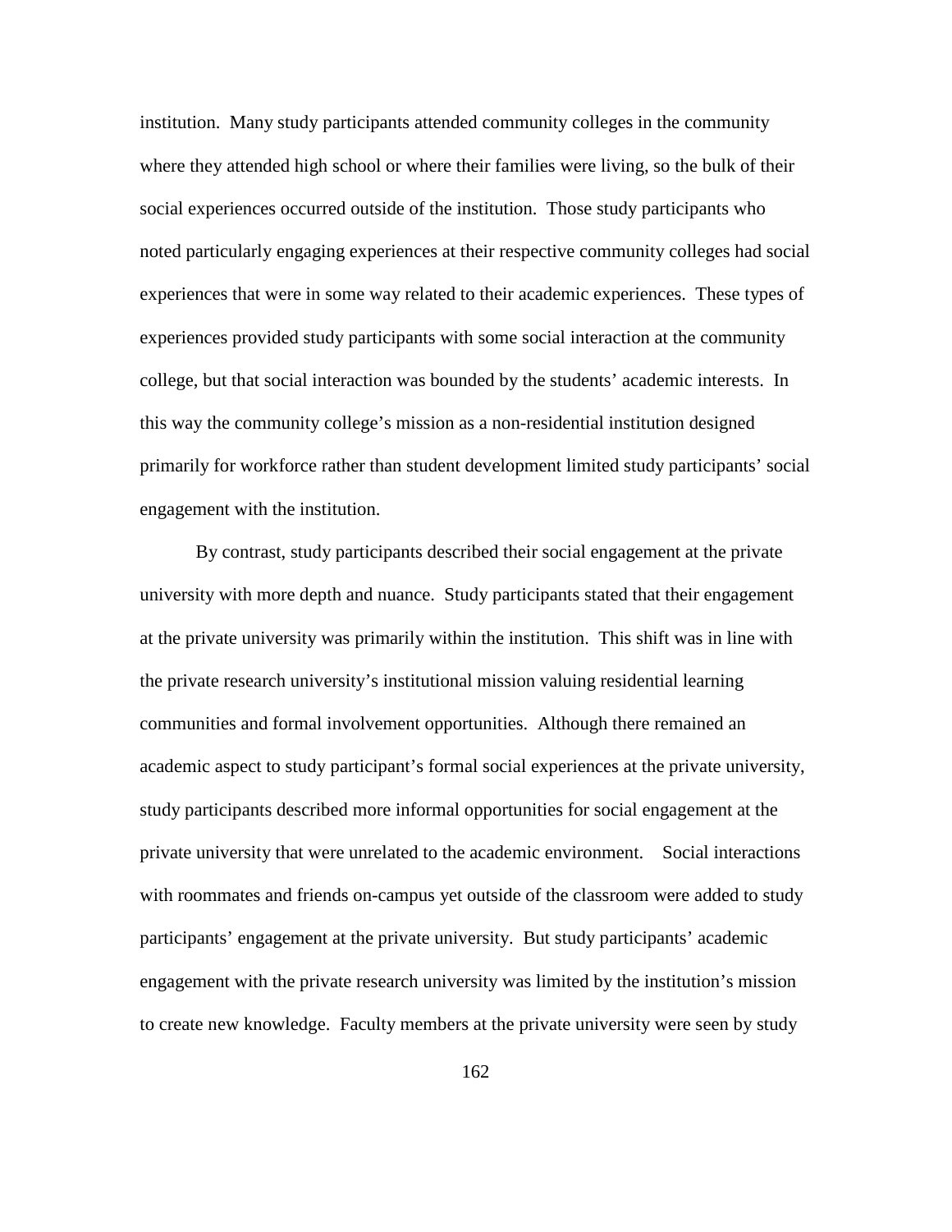institution. Many study participants attended community colleges in the community where they attended high school or where their families were living, so the bulk of their social experiences occurred outside of the institution. Those study participants who noted particularly engaging experiences at their respective community colleges had social experiences that were in some way related to their academic experiences. These types of experiences provided study participants with some social interaction at the community college, but that social interaction was bounded by the students' academic interests. In this way the community college's mission as a non-residential institution designed primarily for workforce rather than student development limited study participants' social engagement with the institution.

By contrast, study participants described their social engagement at the private university with more depth and nuance. Study participants stated that their engagement at the private university was primarily within the institution. This shift was in line with the private research university's institutional mission valuing residential learning communities and formal involvement opportunities. Although there remained an academic aspect to study participant's formal social experiences at the private university, study participants described more informal opportunities for social engagement at the private university that were unrelated to the academic environment. Social interactions with roommates and friends on-campus yet outside of the classroom were added to study participants' engagement at the private university. But study participants' academic engagement with the private research university was limited by the institution's mission to create new knowledge. Faculty members at the private university were seen by study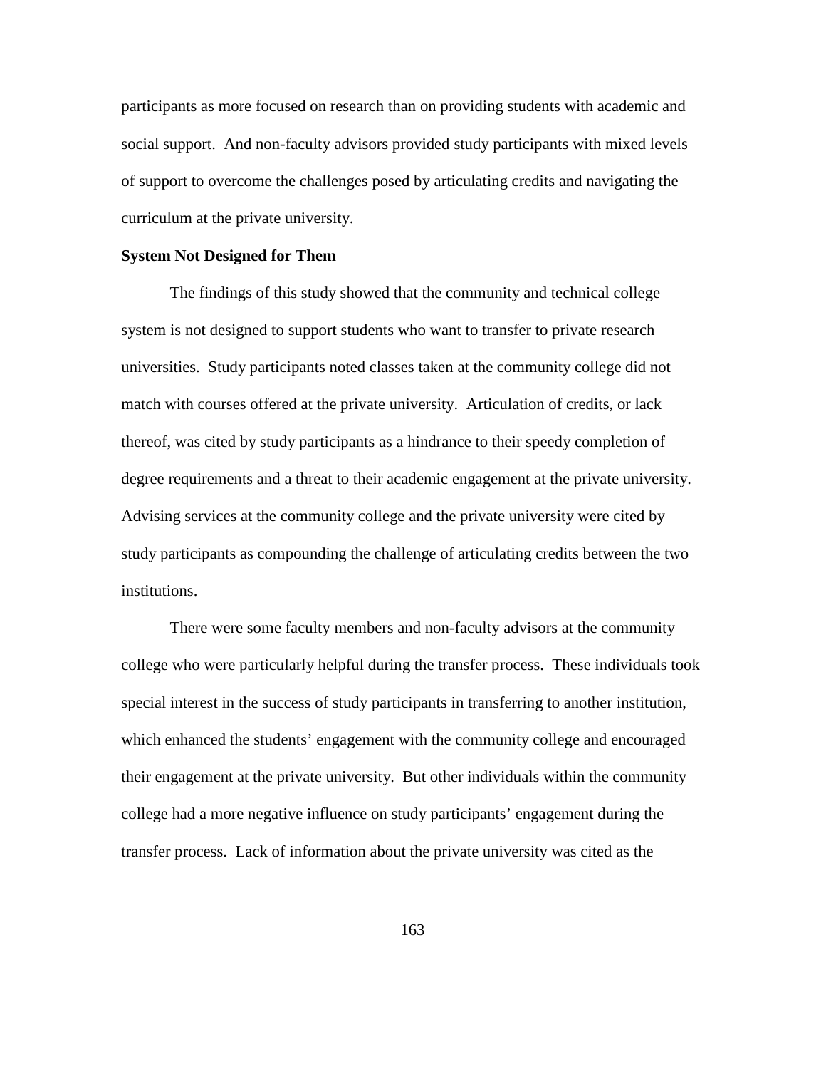participants as more focused on research than on providing students with academic and social support. And non-faculty advisors provided study participants with mixed levels of support to overcome the challenges posed by articulating credits and navigating the curriculum at the private university.

**System Not Designed for Them**

The findings of this study showed that the community and technical college system is not designed to support students who want to transfer to private research universities. Study participants noted classes taken at the community college did not match with courses offered at the private university. Articulation of credits, or lack thereof, was cited by study participants as a hindrance to their speedy completion of degree requirements and a threat to their academic engagement at the private university. Advising services at the community college and the private university were cited by study participants as compounding the challenge of articulating credits between the two institutions.

There were some faculty members and non-faculty advisors at the community college who were particularly helpful during the transfer process. These individuals took special interest in the success of study participants in transferring to another institution, which enhanced the students' engagement with the community college and encouraged their engagement at the private university. But other individuals within the community college had a more negative influence on study participants' engagement during the transfer process. Lack of information about the private university was cited as the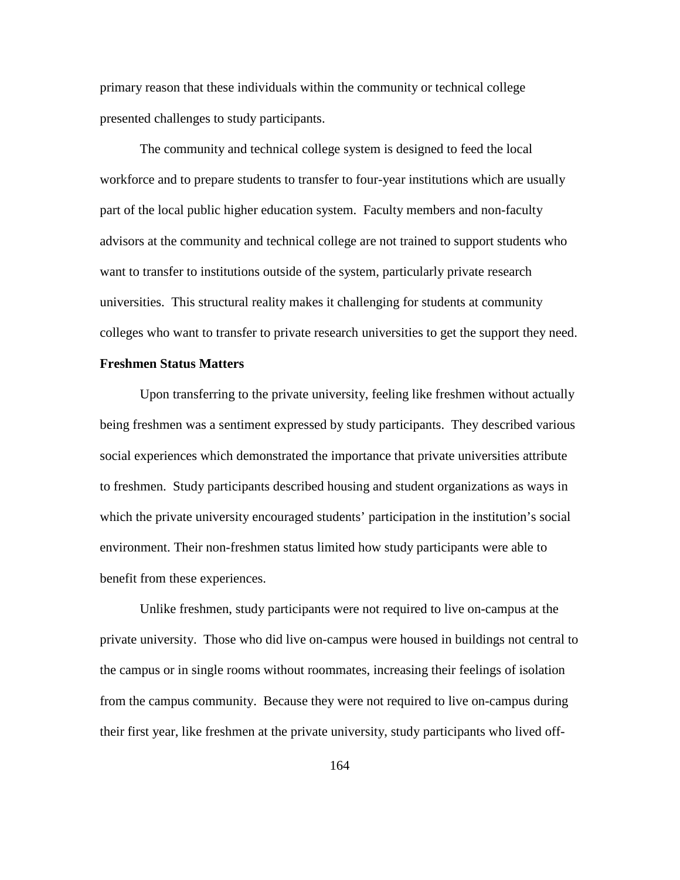primary reason that these individuals within the community or technical college presented challenges to study participants.

The community and technical college system is designed to feed the local workforce and to prepare students to transfer to four-year institutions which are usually part of the local public higher education system. Faculty members and non-faculty advisors at the community and technical college are not trained to support students who want to transfer to institutions outside of the system, particularly private research universities. This structural reality makes it challenging for students at community colleges who want to transfer to private research universities to get the support they need.

**Freshmen Status Matters**

Upon transferring to the private university, feeling like freshmen without actually being freshmen was a sentiment expressed by study participants. They described various social experiences which demonstrated the importance that private universities attribute to freshmen. Study participants described housing and student organizations as ways in which the private university encouraged students' participation in the institution's social environment. Their non-freshmen status limited how study participants were able to benefit from these experiences.

Unlike freshmen, study participants were not required to live on-campus at the private university. Those who did live on-campus were housed in buildings not central to the campus or in single rooms without roommates, increasing their feelings of isolation from the campus community. Because they were not required to live on-campus during their first year, like freshmen at the private university, study participants who lived off-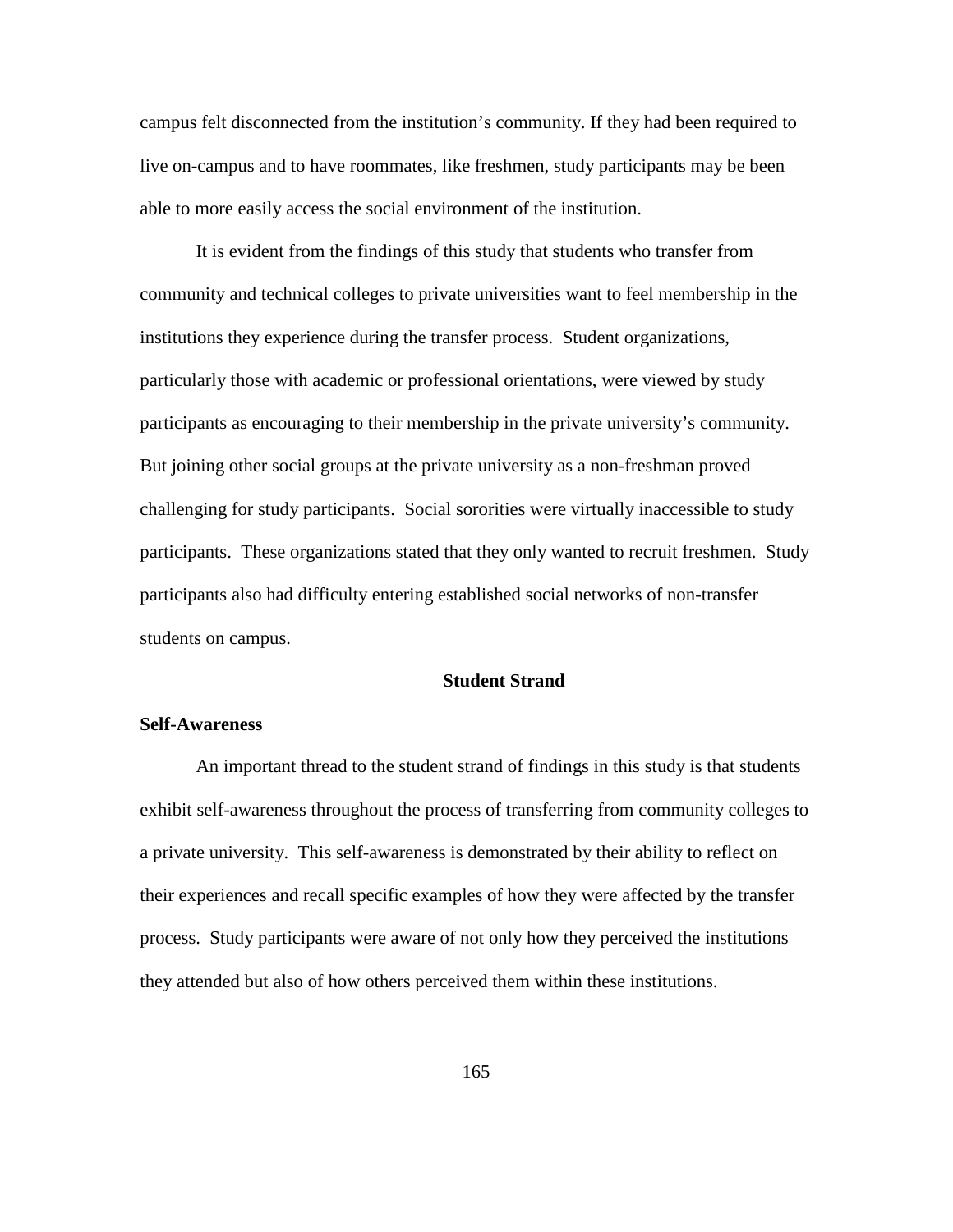campus felt disconnected from the institution's community. If they had been required to live on-campus and to have roommates, like freshmen, study participants may be been able to more easily access the social environment of the institution.

It is evident from the findings of this study that students who transfer from community and technical colleges to private universities want to feel membership in the institutions they experience during the transfer process. Student organizations, particularly those with academic or professional orientations, were viewed by study participants as encouraging to their membership in the private university's community. But joining other social groups at the private university as a non-freshman proved challenging for study participants. Social sororities were virtually inaccessible to study participants. These organizations stated that they only wanted to recruit freshmen. Study participants also had difficulty entering established social networks of non-transfer students on campus.

## Student Strand

### Self-Awareness

An important thread to the student strand of findings in this study is that students exhibit self-awareness throughout the process of transferring from community colleges to a private university. This self-awareness is demonstrated by their ability to reflect on their experiences and recall specific examples of how they were affected by the transfer process. Study participants were aware of not only how they perceived the institutions they attended but also of how others perceived them within these institutions.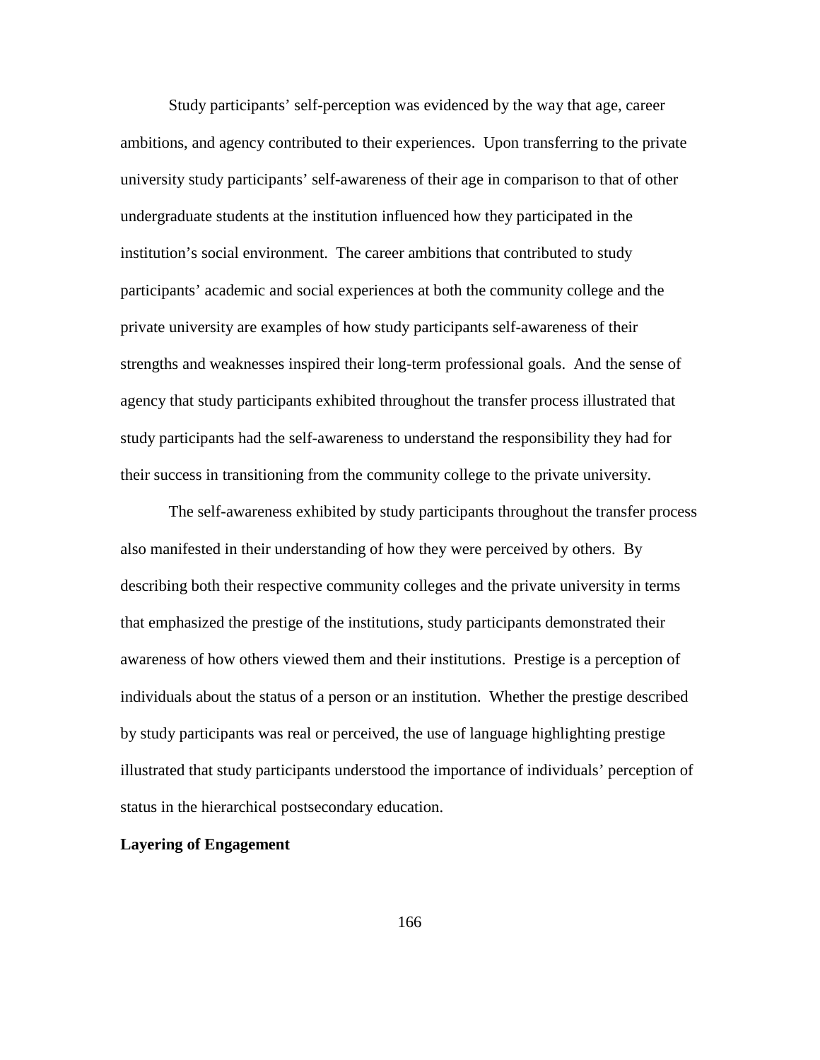Study participants' self-perception was evidenced by the way that age, career ambitions, and agency contributed to their experiences. Upon transferring to the private university study participants' self-awareness of their age in comparison to that of other undergraduate students at the institution influenced how they participated in the institution's social environment. The career ambitions that contributed to study participants' academic and social experiences at both the community college and the private university are examples of how study participants self-awareness of their strengths and weaknesses inspired their long-term professional goals. And the sense of agency that study participants exhibited throughout the transfer process illustrated that study participants had the self-awareness to understand the responsibility they had for their success in transitioning from the community college to the private university.

The self-awareness exhibited by study participants throughout the transfer process also manifested in their understanding of how they were perceived by others. By describing both their respective community colleges and the private university in terms that emphasized the prestige of the institutions, study participants demonstrated their awareness of how others viewed them and their institutions. Prestige is a perception of individuals about the status of a person or an institution. Whether the prestige described by study participants was real or perceived, the use of language highlighting prestige illustrated that study participants understood the importance of individuals' perception of status in the hierarchical postsecondary education.

**Layering of Engagement**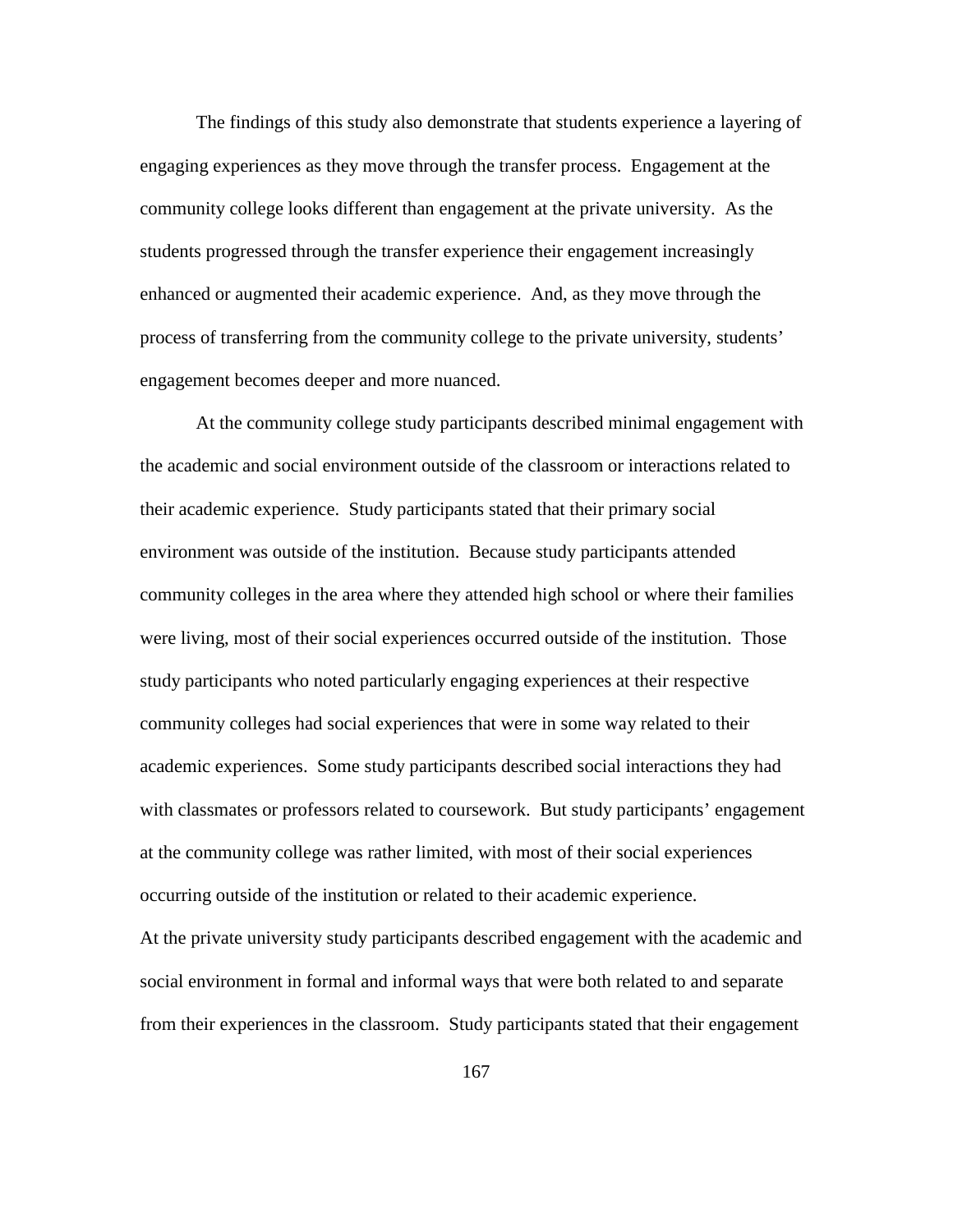The findings of this study also demonstrate that students experience a layering of engaging experiences as they move through the transfer process. Engagement at the community college looks different than engagement at the private university. As the students progressed through the transfer experience their engagement increasingly enhanced or augmented their academic experience. And, as they move through the process of transferring from the community college to the private university, students' engagement becomes deeper and more nuanced.

At the community college study participants described minimal engagement with the academic and social environment outside of the classroom or interactions related to their academic experience. Study participants stated that their primary social environment was outside of the institution. Because study participants attended community colleges in the area where they attended high school or where their families were living, most of their social experiences occurred outside of the institution. Those study participants who noted particularly engaging experiences at their respective community colleges had social experiences that were in some way related to their academic experiences. Some study participants described social interactions they had with classmates or professors related to coursework. But study participants' engagement at the community college was rather limited, with most of their social experiences occurring outside of the institution or related to their academic experience.

At the private university study participants described engagement with the academic and social environment in formal and informal ways that were both related to and separate from their experiences in the classroom. Study participants stated that their engagement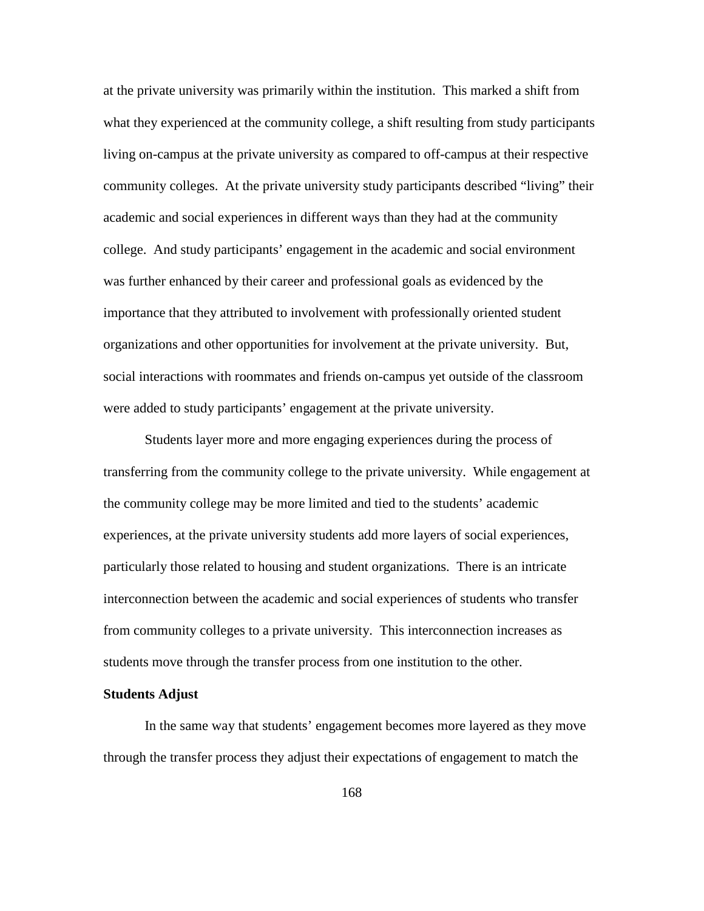at the private university was primarily within the institution. This marked a shift from what they experienced at the community college, a shift resulting from study participants living on-campus at the private university as compared to off-campus at their respective community colleges. At the private university study participants described "living" their academic and social experiences in different ways than they had at the community college. And study participants' engagement in the academic and social environment was further enhanced by their career and professional goals as evidenced by the importance that they attributed to involvement with professionally oriented student organizations and other opportunities for involvement at the private university. But, social interactions with roommates and friends on-campus yet outside of the classroom were added to study participants' engagement at the private university.

Students layer more and more engaging experiences during the process of transferring from the community college to the private university. While engagement at the community college may be more limited and tied to the students' academic experiences, at the private university students add more layers of social experiences, particularly those related to housing and student organizations. There is an intricate interconnection between the academic and social experiences of students who transfer from community colleges to a private university. This interconnection increases as students move through the transfer process from one institution to the other.

**Students Adjust**

In the same way that students' engagement becomes more layered as they move through the transfer process they adjust their expectations of engagement to match the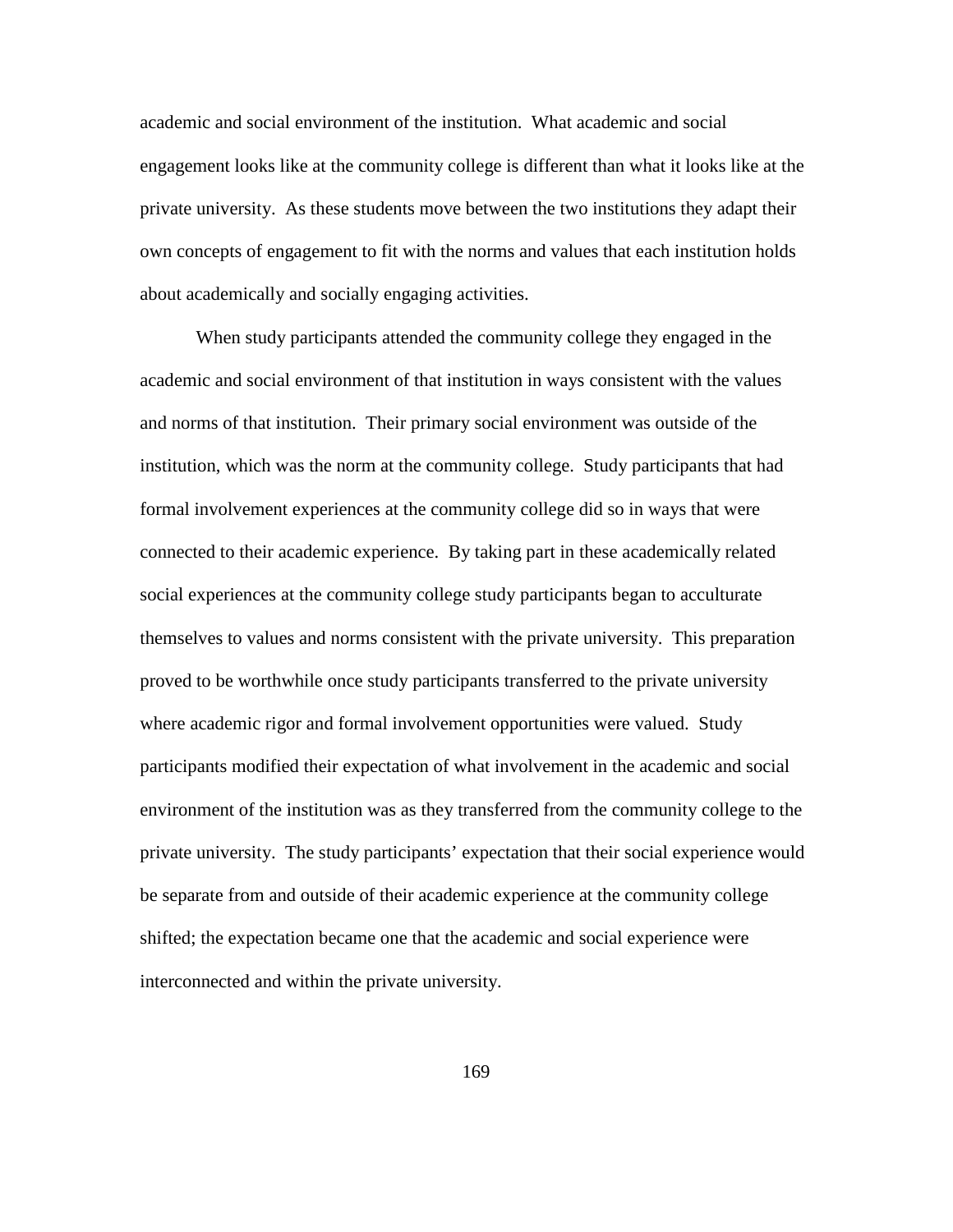academic and social environment of the institution. What academic and social engagement looks like at the community college is different than what it looks like at the private university. As these students move between the two institutions they adapt their own concepts of engagement to fit with the norms and values that each institution holds about academically and socially engaging activities.

When study participants attended the community college they engaged in the academic and social environment of that institution in ways consistent with the values and norms of that institution. Their primary social environment was outside of the institution, which was the norm at the community college. Study participants that had formal involvement experiences at the community college did so in ways that were connected to their academic experience. By taking part in these academically related social experiences at the community college study participants began to acculturate themselves to values and norms consistent with the private university. This preparation proved to be worthwhile once study participants transferred to the private university where academic rigor and formal involvement opportunities were valued. Study participants modified their expectation of what involvement in the academic and social environment of the institution was as they transferred from the community college to the private university. The study participants' expectation that their social experience would be separate from and outside of their academic experience at the community college shifted; the expectation became one that the academic and social experience were interconnected and within the private university.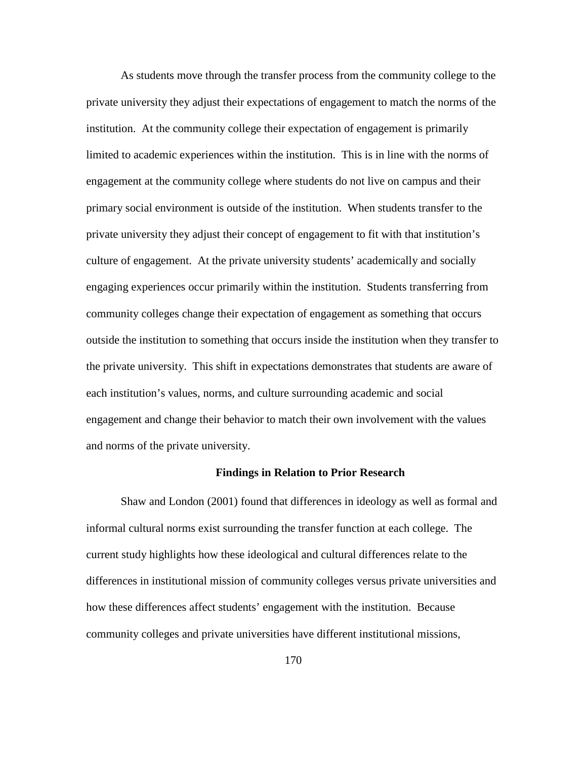As students move through the transfer process from the community college to the private university they adjust their expectations of engagement to match the norms of the institution. At the community college their expectation of engagement is primarily limited to academic experiences within the institution. This is in line with the norms of engagement at the community college where students do not live on campus and their primary social environment is outside of the institution. When students transfer to the private university they adjust their concept of engagement to fit with that institution's culture of engagement. At the private university students' academically and socially engaging experiences occur primarily within the institution. Students transferring from community colleges change their expectation of engagement as something that occurs outside the institution to something that occurs inside the institution when they transfer to the private university. This shift in expectations demonstrates that students are aware of each institution's values, norms, and culture surrounding academic and social engagement and change their behavior to match their own involvement with the values and norms of the private university.

## Findings in Relation to Prior Research

Shaw and London (2001) found that differences in ideology as well as formal and informal cultural norms exist surrounding the transfer function at each college. The current study highlights how these ideological and cultural differences relate to the differences in institutional mission of community colleges versus private universities and how these differences affect students' engagement with the institution. Because community colleges and private universities have different institutional missions,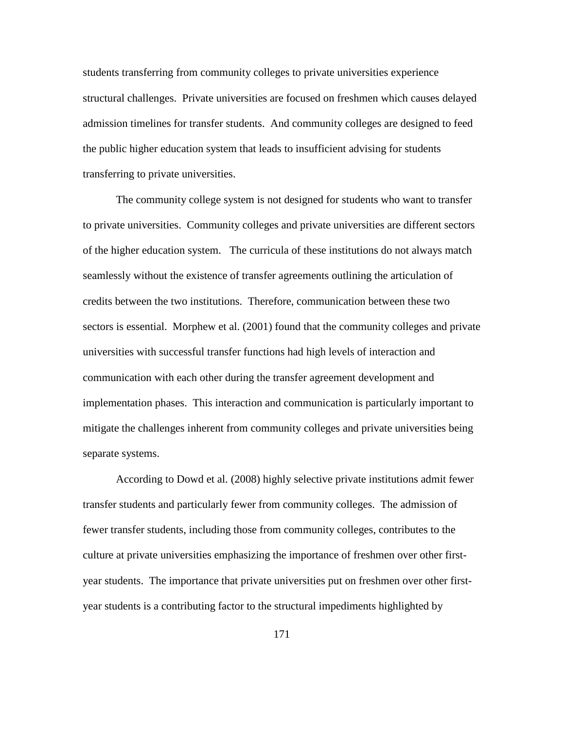students transferring from community colleges to private universities experience structural challenges. Private universities are focused on freshmen which causes delayed admission timelines for transfer students. And community colleges are designed to feed the public higher education system that leads to insufficient advising for students transferring to private universities.

The community college system is not designed for students who want to transfer to private universities. Community colleges and private universities are different sectors of the higher education system. The curricula of these institutions do not always match seamlessly without the existence of transfer agreements outlining the articulation of credits between the two institutions. Therefore, communication between these two sectors is essential. Morphew et al. (2001) found that the community colleges and private universities with successful transfer functions had high levels of interaction and communication with each other during the transfer agreement development and implementation phases. This interaction and communication is particularly important to mitigate the challenges inherent from community colleges and private universities being separate systems.

According to Dowd et al. (2008) highly selective private institutions admit fewer transfer students and particularly fewer from community colleges. The admission of fewer transfer students, including those from community colleges, contributes to the culture at private universities emphasizing the importance of freshmen over other first-year students. The importance that private universities put on freshmen over other first-year students is a contributing factor to the structural impediments highlighted by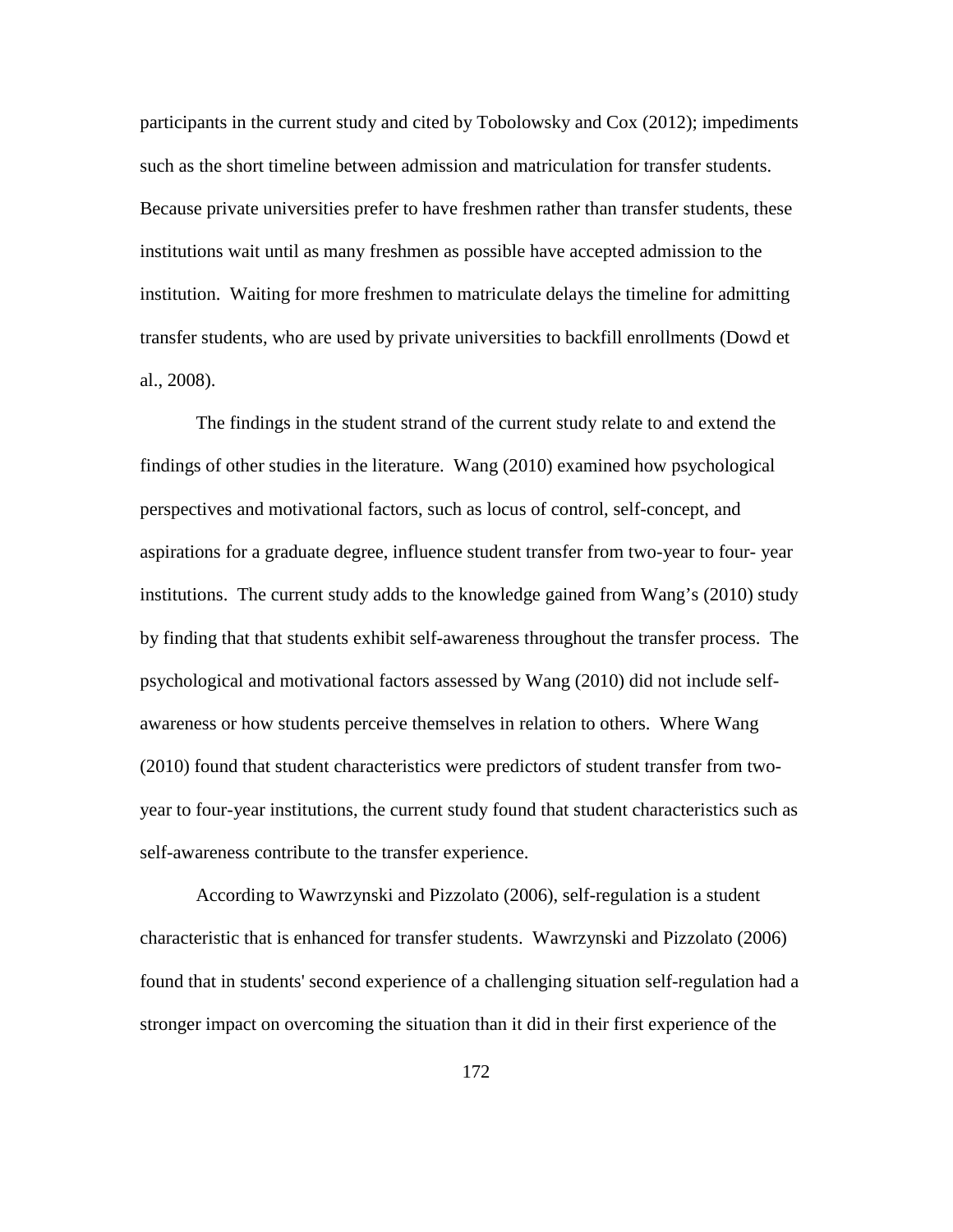participants in the current study and cited by Tobolowsky and Cox (2012); impediments such as the short timeline between admission and matriculation for transfer students. Because private universities prefer to have freshmen rather than transfer students, these institutions wait until as many freshmen as possible have accepted admission to the institution. Waiting for more freshmen to matriculate delays the timeline for admitting transfer students, who are used by private universities to backfill enrollments (Dowd et al., 2008).

The findings in the student strand of the current study relate to and extend the findings of other studies in the literature. Wang (2010) examined how psychological perspectives and motivational factors, such as locus of control, self-concept, and aspirations for a graduate degree, influence student transfer from two-year to four- year institutions. The current study adds to the knowledge gained from Wang's (2010) study by finding that that students exhibit self-awareness throughout the transfer process. The psychological and motivational factors assessed by Wang (2010) did not include self-awareness or how students perceive themselves in relation to others. Where Wang (2010) found that student characteristics were predictors of student transfer from two-year to four-year institutions, the current study found that student characteristics such as self-awareness contribute to the transfer experience.

According to Wawrzynski and Pizzolato (2006), self-regulation is a student characteristic that is enhanced for transfer students. Wawrzynski and Pizzolato (2006) found that in students' second experience of a challenging situation self-regulation had a stronger impact on overcoming the situation than it did in their first experience of the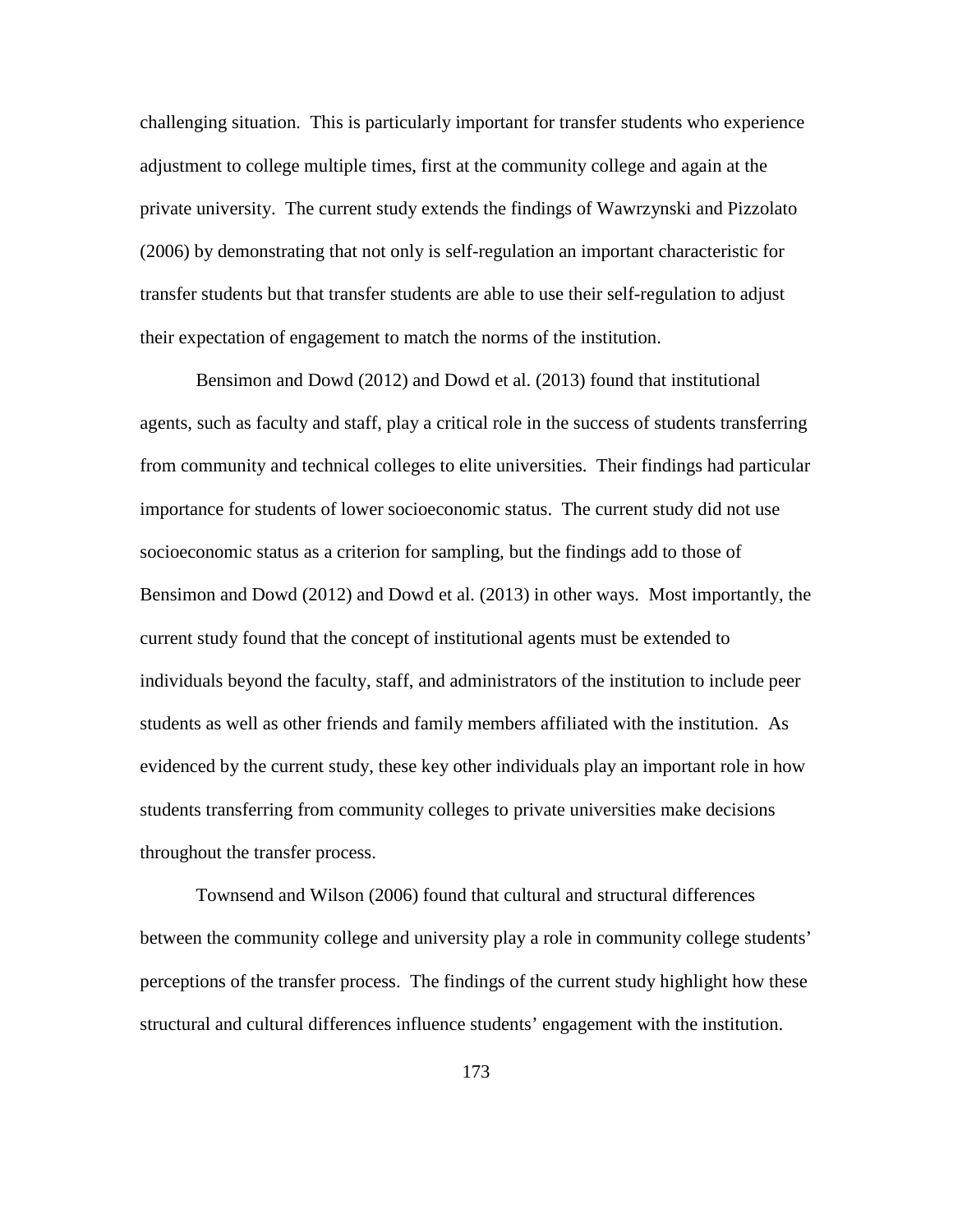challenging situation. This is particularly important for transfer students who experience adjustment to college multiple times, first at the community college and again at the private university. The current study extends the findings of Wawrzynski and Pizzolato (2006) by demonstrating that not only is self-regulation an important characteristic for transfer students but that transfer students are able to use their self-regulation to adjust their expectation of engagement to match the norms of the institution.

Bensimon and Dowd (2012) and Dowd et al. (2013) found that institutional agents, such as faculty and staff, play a critical role in the success of students transferring from community and technical colleges to elite universities. Their findings had particular importance for students of lower socioeconomic status. The current study did not use socioeconomic status as a criterion for sampling, but the findings add to those of Bensimon and Dowd (2012) and Dowd et al. (2013) in other ways. Most importantly, the current study found that the concept of institutional agents must be extended to individuals beyond the faculty, staff, and administrators of the institution to include peer students as well as other friends and family members affiliated with the institution. As evidenced by the current study, these key other individuals play an important role in how students transferring from community colleges to private universities make decisions throughout the transfer process.

Townsend and Wilson (2006) found that cultural and structural differences between the community college and university play a role in community college students' perceptions of the transfer process. The findings of the current study highlight how these structural and cultural differences influence students' engagement with the institution.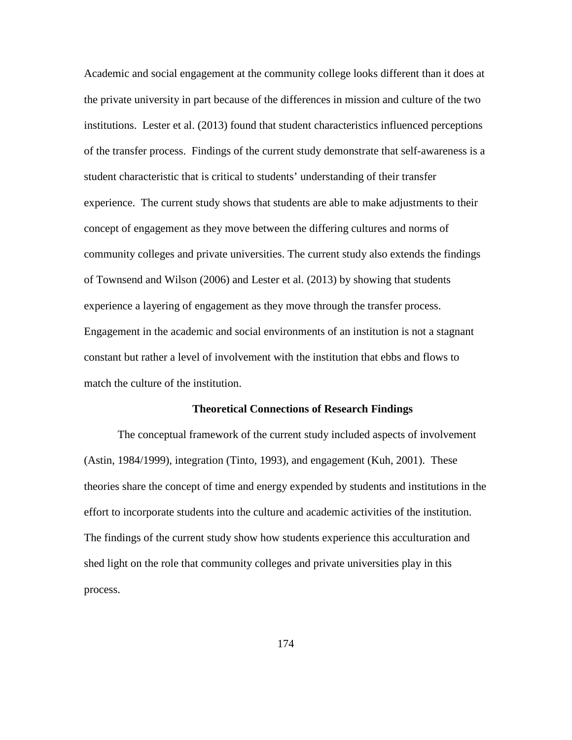Academic and social engagement at the community college looks different than it does at the private university in part because of the differences in mission and culture of the two institutions. Lester et al. (2013) found that student characteristics influenced perceptions of the transfer process. Findings of the current study demonstrate that self-awareness is a student characteristic that is critical to students' understanding of their transfer experience. The current study shows that students are able to make adjustments to their concept of engagement as they move between the differing cultures and norms of community colleges and private universities. The current study also extends the findings of Townsend and Wilson (2006) and Lester et al. (2013) by showing that students experience a layering of engagement as they move through the transfer process. Engagement in the academic and social environments of an institution is not a stagnant constant but rather a level of involvement with the institution that ebbs and flows to match the culture of the institution.

## Theoretical Connections of Research Findings

The conceptual framework of the current study included aspects of involvement (Astin, 1984/1999), integration (Tinto, 1993), and engagement (Kuh, 2001). These theories share the concept of time and energy expended by students and institutions in the effort to incorporate students into the culture and academic activities of the institution. The findings of the current study show how students experience this acculturation and shed light on the role that community colleges and private universities play in this process.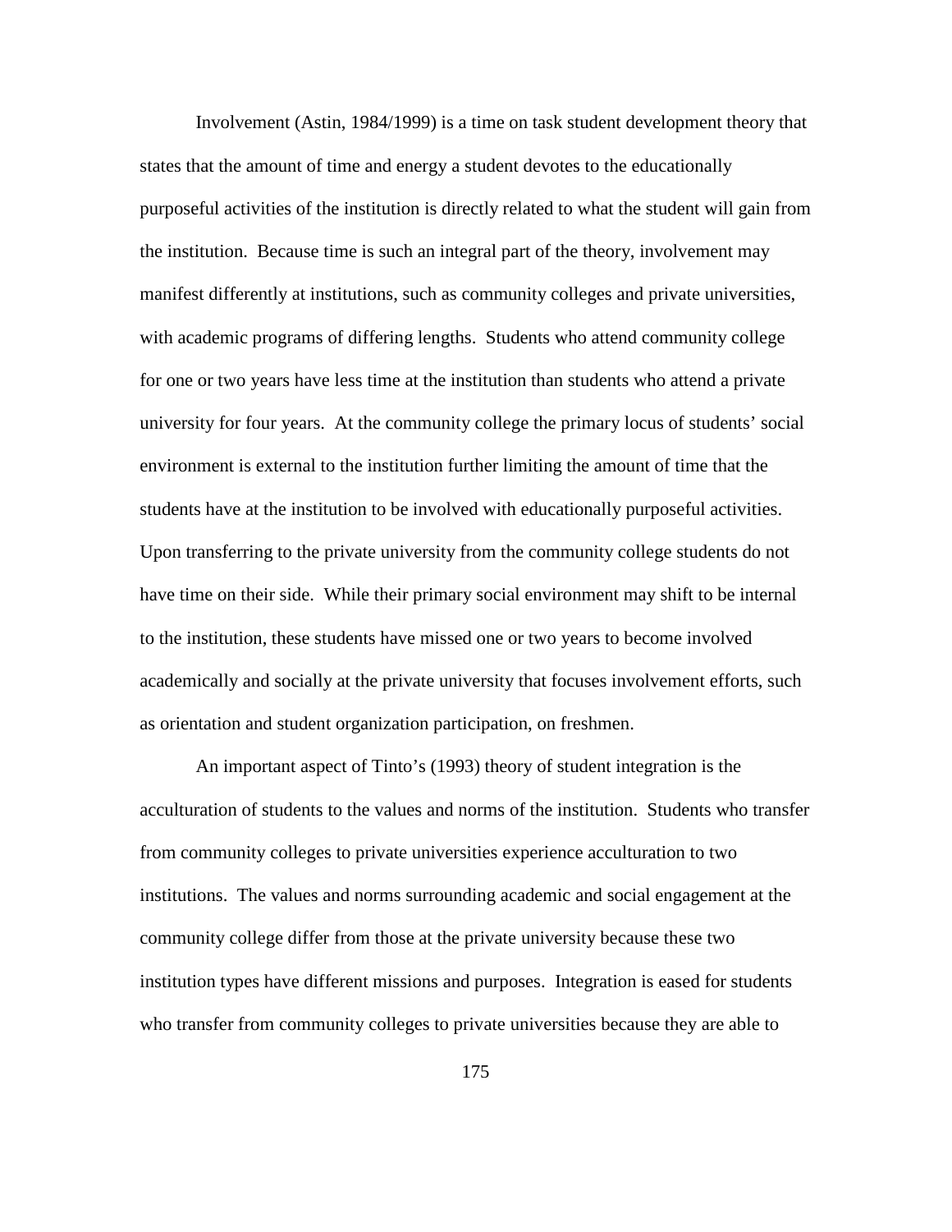Involvement (Astin, 1984/1999) is a time on task student development theory that states that the amount of time and energy a student devotes to the educationally purposeful activities of the institution is directly related to what the student will gain from the institution. Because time is such an integral part of the theory, involvement may manifest differently at institutions, such as community colleges and private universities, with academic programs of differing lengths. Students who attend community college for one or two years have less time at the institution than students who attend a private university for four years. At the community college the primary locus of students' social environment is external to the institution further limiting the amount of time that the students have at the institution to be involved with educationally purposeful activities. Upon transferring to the private university from the community college students do not have time on their side. While their primary social environment may shift to be internal to the institution, these students have missed one or two years to become involved academically and socially at the private university that focuses involvement efforts, such as orientation and student organization participation, on freshmen.

An important aspect of Tinto's (1993) theory of student integration is the acculturation of students to the values and norms of the institution. Students who transfer from community colleges to private universities experience acculturation to two institutions. The values and norms surrounding academic and social engagement at the community college differ from those at the private university because these two institution types have different missions and purposes. Integration is eased for students who transfer from community colleges to private universities because they are able to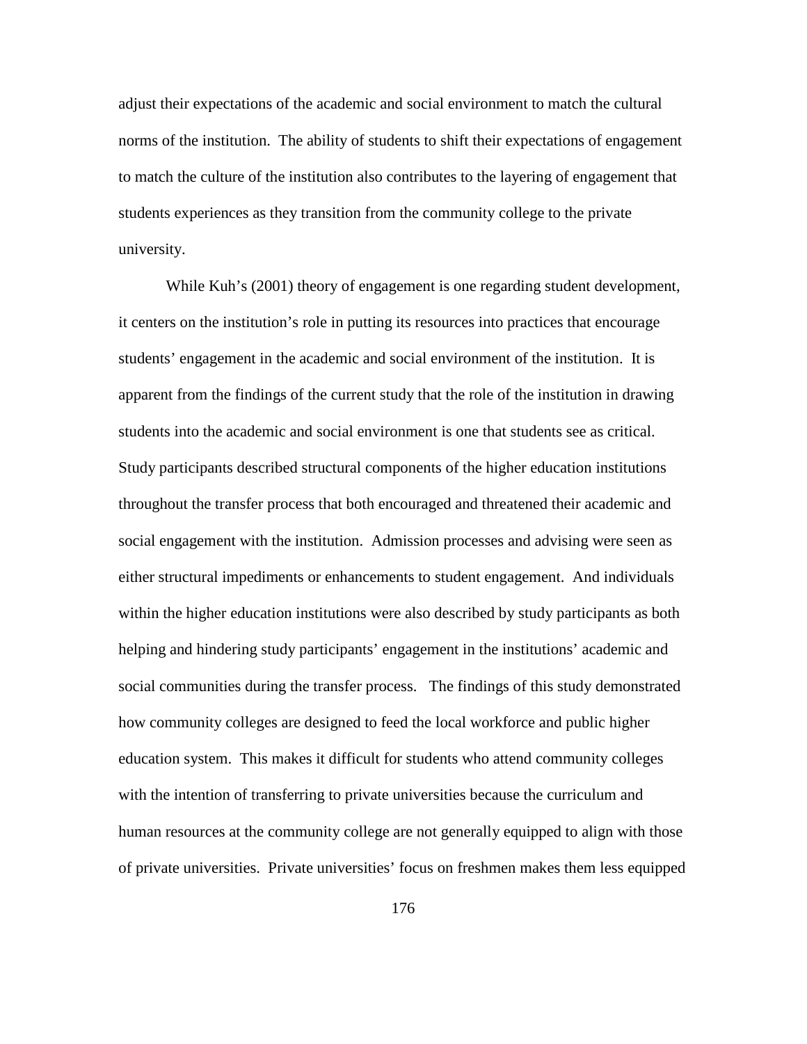adjust their expectations of the academic and social environment to match the cultural norms of the institution. The ability of students to shift their expectations of engagement to match the culture of the institution also contributes to the layering of engagement that students experiences as they transition from the community college to the private university.

While Kuh's (2001) theory of engagement is one regarding student development, it centers on the institution's role in putting its resources into practices that encourage students' engagement in the academic and social environment of the institution. It is apparent from the findings of the current study that the role of the institution in drawing students into the academic and social environment is one that students see as critical. Study participants described structural components of the higher education institutions throughout the transfer process that both encouraged and threatened their academic and social engagement with the institution. Admission processes and advising were seen as either structural impediments or enhancements to student engagement. And individuals within the higher education institutions were also described by study participants as both helping and hindering study participants' engagement in the institutions' academic and social communities during the transfer process. The findings of this study demonstrated how community colleges are designed to feed the local workforce and public higher education system. This makes it difficult for students who attend community colleges with the intention of transferring to private universities because the curriculum and human resources at the community college are not generally equipped to align with those of private universities. Private universities' focus on freshmen makes them less equipped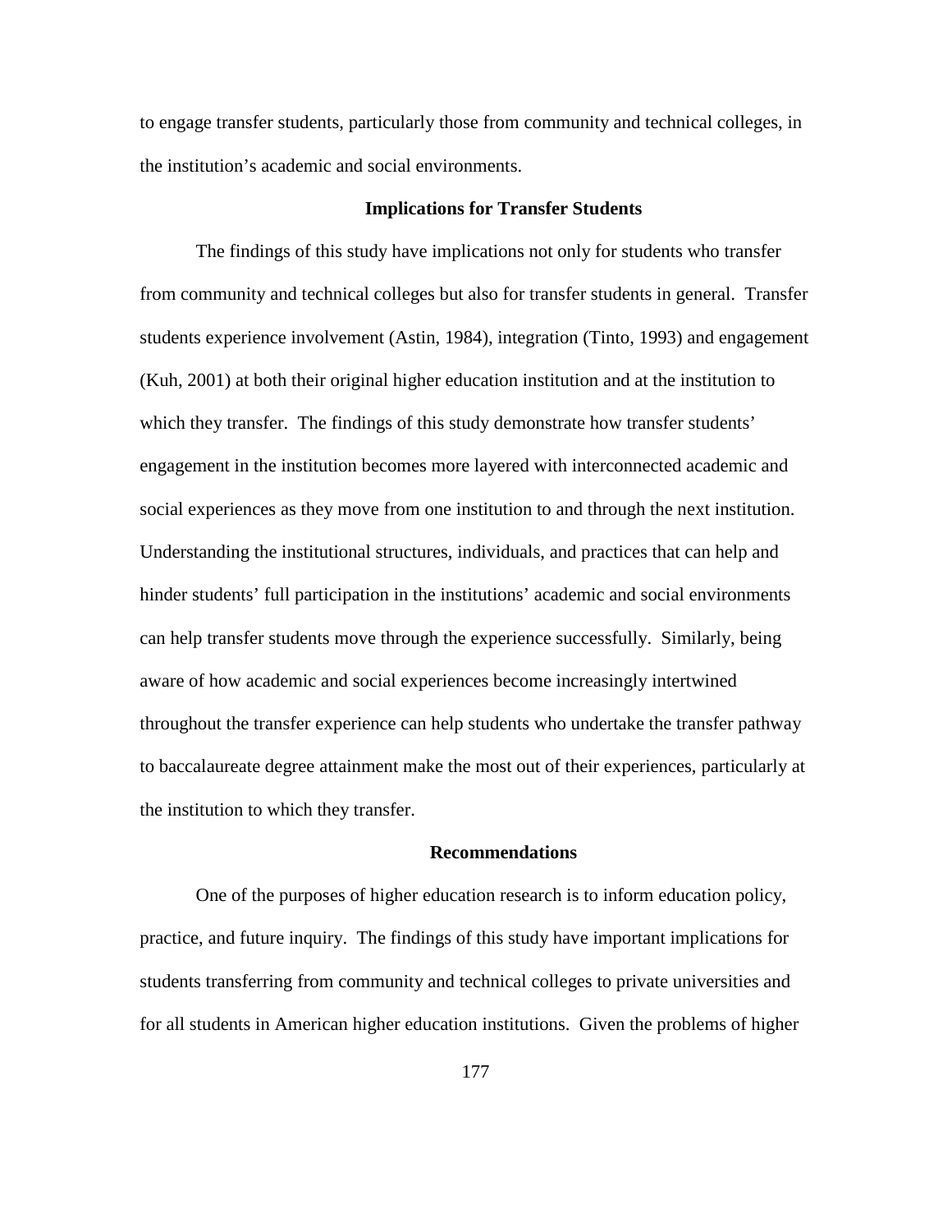to engage transfer students, particularly those from community and technical colleges, in the institution's academic and social environments.

## Implications for Transfer Students

The findings of this study have implications not only for students who transfer from community and technical colleges but also for transfer students in general. Transfer students experience involvement (Astin, 1984), integration (Tinto, 1993) and engagement (Kuh, 2001) at both their original higher education institution and at the institution to which they transfer. The findings of this study demonstrate how transfer students' engagement in the institution becomes more layered with interconnected academic and social experiences as they move from one institution to and through the next institution. Understanding the institutional structures, individuals, and practices that can help and hinder students' full participation in the institutions' academic and social environments can help transfer students move through the experience successfully. Similarly, being aware of how academic and social experiences become increasingly intertwined throughout the transfer experience can help students who undertake the transfer pathway to baccalaureate degree attainment make the most out of their experiences, particularly at the institution to which they transfer.

## Recommendations

One of the purposes of higher education research is to inform education policy, practice, and future inquiry. The findings of this study have important implications for students transferring from community and technical colleges to private universities and for all students in American higher education institutions. Given the problems of higher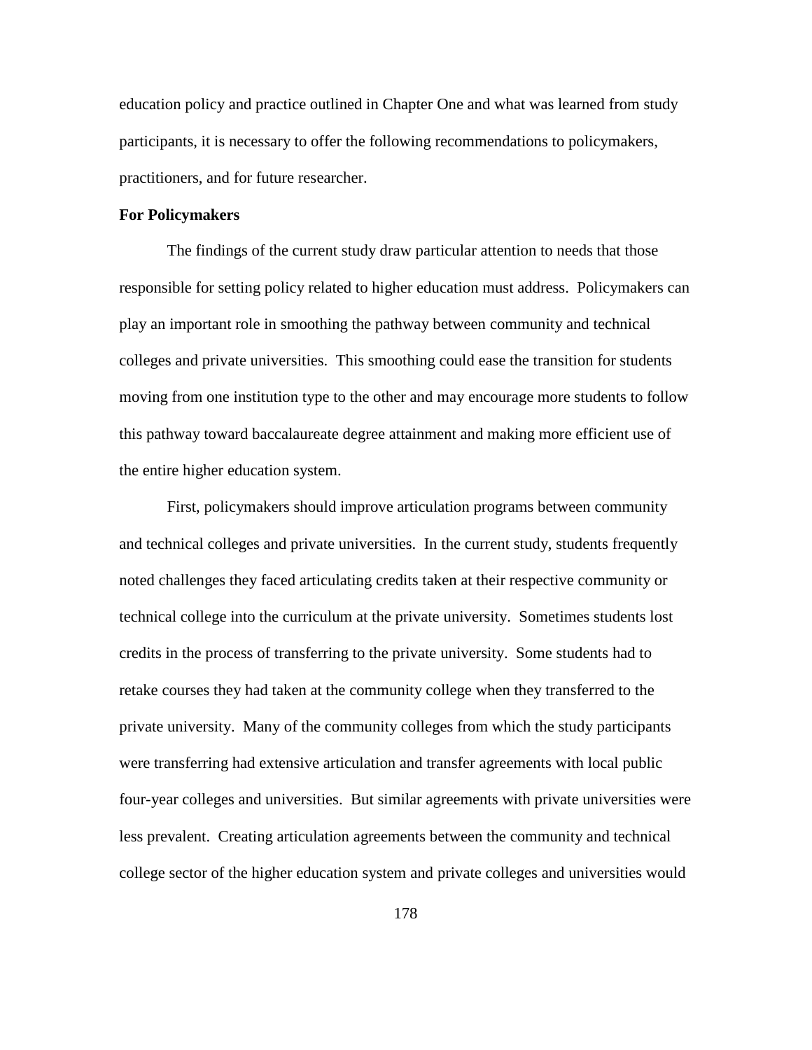education policy and practice outlined in Chapter One and what was learned from study participants, it is necessary to offer the following recommendations to policymakers, practitioners, and for future researcher.

**For Policymakers**

The findings of the current study draw particular attention to needs that those responsible for setting policy related to higher education must address. Policymakers can play an important role in smoothing the pathway between community and technical colleges and private universities. This smoothing could ease the transition for students moving from one institution type to the other and may encourage more students to follow this pathway toward baccalaureate degree attainment and making more efficient use of the entire higher education system.

First, policymakers should improve articulation programs between community and technical colleges and private universities. In the current study, students frequently noted challenges they faced articulating credits taken at their respective community or technical college into the curriculum at the private university. Sometimes students lost credits in the process of transferring to the private university. Some students had to retake courses they had taken at the community college when they transferred to the private university. Many of the community colleges from which the study participants were transferring had extensive articulation and transfer agreements with local public four-year colleges and universities. But similar agreements with private universities were less prevalent. Creating articulation agreements between the community and technical college sector of the higher education system and private colleges and universities would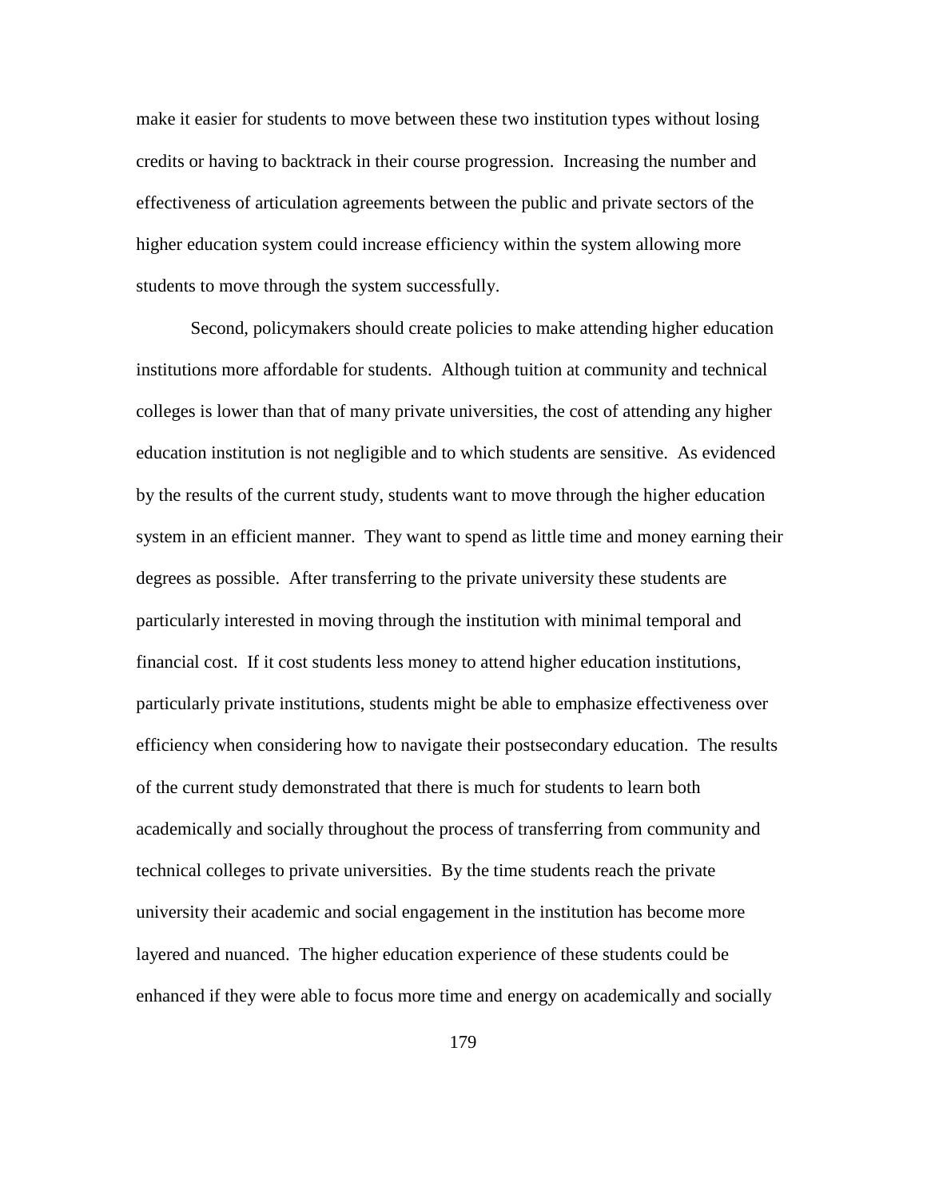make it easier for students to move between these two institution types without losing credits or having to backtrack in their course progression. Increasing the number and effectiveness of articulation agreements between the public and private sectors of the higher education system could increase efficiency within the system allowing more students to move through the system successfully.

Second, policymakers should create policies to make attending higher education institutions more affordable for students. Although tuition at community and technical colleges is lower than that of many private universities, the cost of attending any higher education institution is not negligible and to which students are sensitive. As evidenced by the results of the current study, students want to move through the higher education system in an efficient manner. They want to spend as little time and money earning their degrees as possible. After transferring to the private university these students are particularly interested in moving through the institution with minimal temporal and financial cost. If it cost students less money to attend higher education institutions, particularly private institutions, students might be able to emphasize effectiveness over efficiency when considering how to navigate their postsecondary education. The results of the current study demonstrated that there is much for students to learn both academically and socially throughout the process of transferring from community and technical colleges to private universities. By the time students reach the private university their academic and social engagement in the institution has become more layered and nuanced. The higher education experience of these students could be enhanced if they were able to focus more time and energy on academically and socially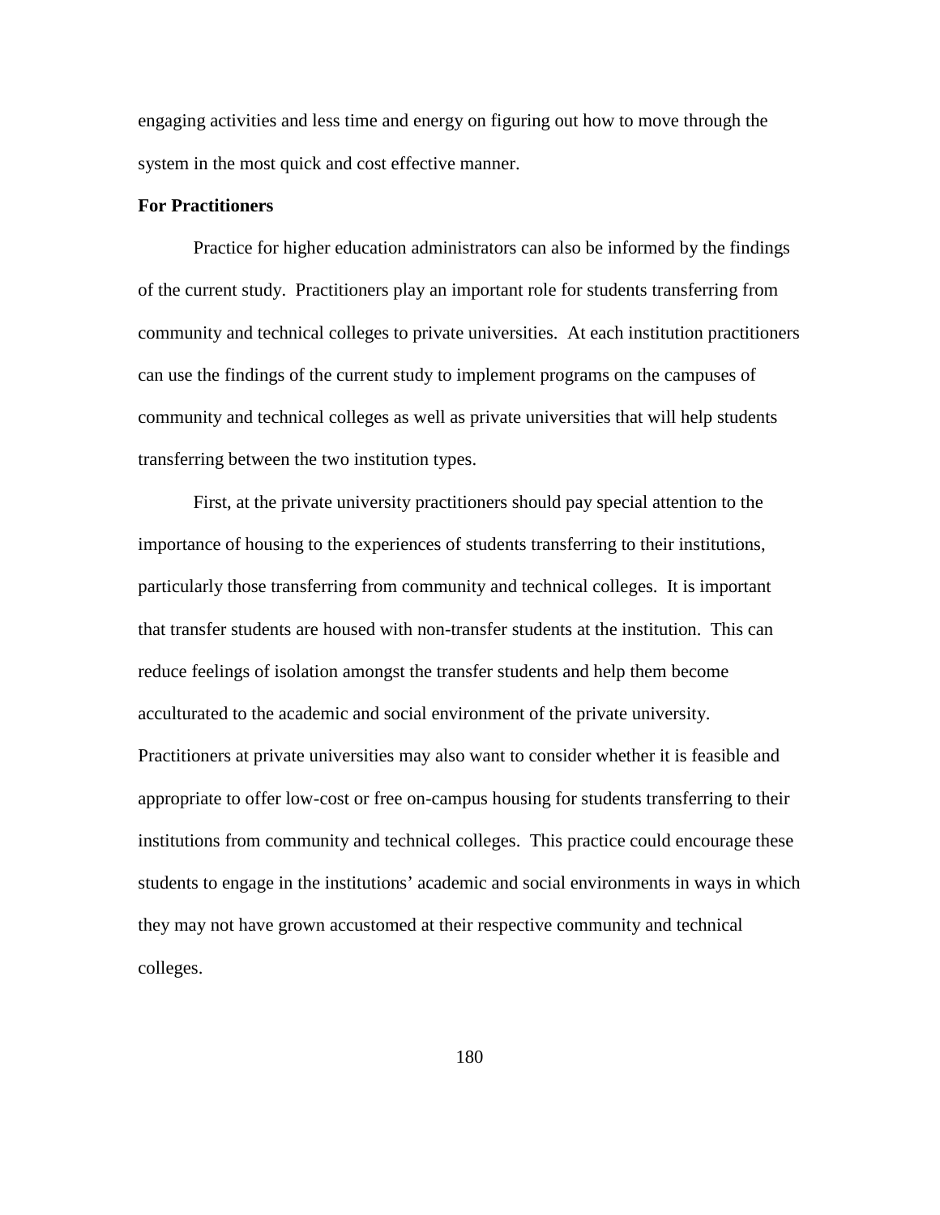engaging activities and less time and energy on figuring out how to move through the system in the most quick and cost effective manner.

**For Practitioners**

Practice for higher education administrators can also be informed by the findings of the current study. Practitioners play an important role for students transferring from community and technical colleges to private universities. At each institution practitioners can use the findings of the current study to implement programs on the campuses of community and technical colleges as well as private universities that will help students transferring between the two institution types.

First, at the private university practitioners should pay special attention to the importance of housing to the experiences of students transferring to their institutions, particularly those transferring from community and technical colleges. It is important that transfer students are housed with non-transfer students at the institution. This can reduce feelings of isolation amongst the transfer students and help them become acculturated to the academic and social environment of the private university. Practitioners at private universities may also want to consider whether it is feasible and appropriate to offer low-cost or free on-campus housing for students transferring to their institutions from community and technical colleges. This practice could encourage these students to engage in the institutions' academic and social environments in ways in which they may not have grown accustomed at their respective community and technical colleges.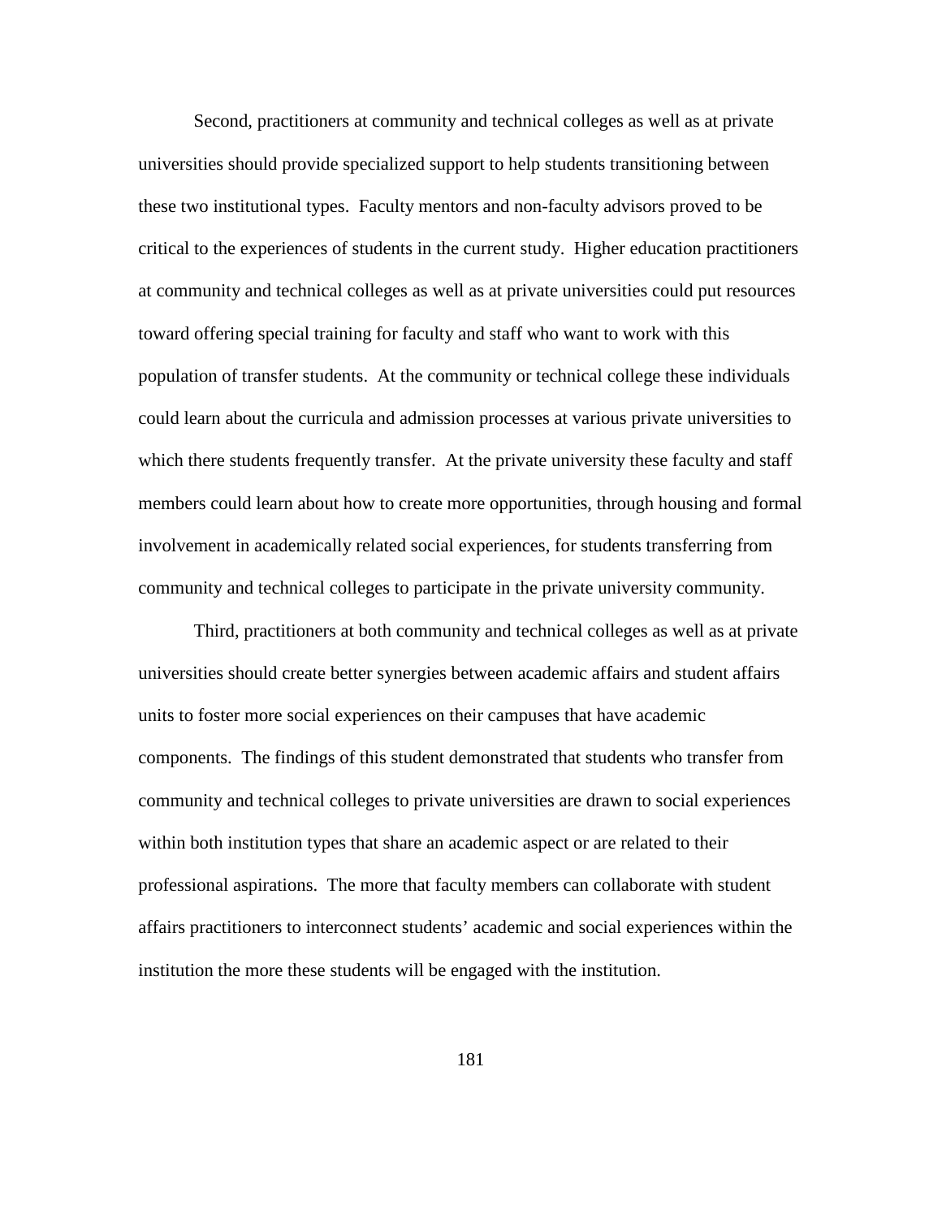Second, practitioners at community and technical colleges as well as at private universities should provide specialized support to help students transitioning between these two institutional types. Faculty mentors and non-faculty advisors proved to be critical to the experiences of students in the current study. Higher education practitioners at community and technical colleges as well as at private universities could put resources toward offering special training for faculty and staff who want to work with this population of transfer students. At the community or technical college these individuals could learn about the curricula and admission processes at various private universities to which there students frequently transfer. At the private university these faculty and staff members could learn about how to create more opportunities, through housing and formal involvement in academically related social experiences, for students transferring from community and technical colleges to participate in the private university community.

Third, practitioners at both community and technical colleges as well as at private universities should create better synergies between academic affairs and student affairs units to foster more social experiences on their campuses that have academic components. The findings of this student demonstrated that students who transfer from community and technical colleges to private universities are drawn to social experiences within both institution types that share an academic aspect or are related to their professional aspirations. The more that faculty members can collaborate with student affairs practitioners to interconnect students' academic and social experiences within the institution the more these students will be engaged with the institution.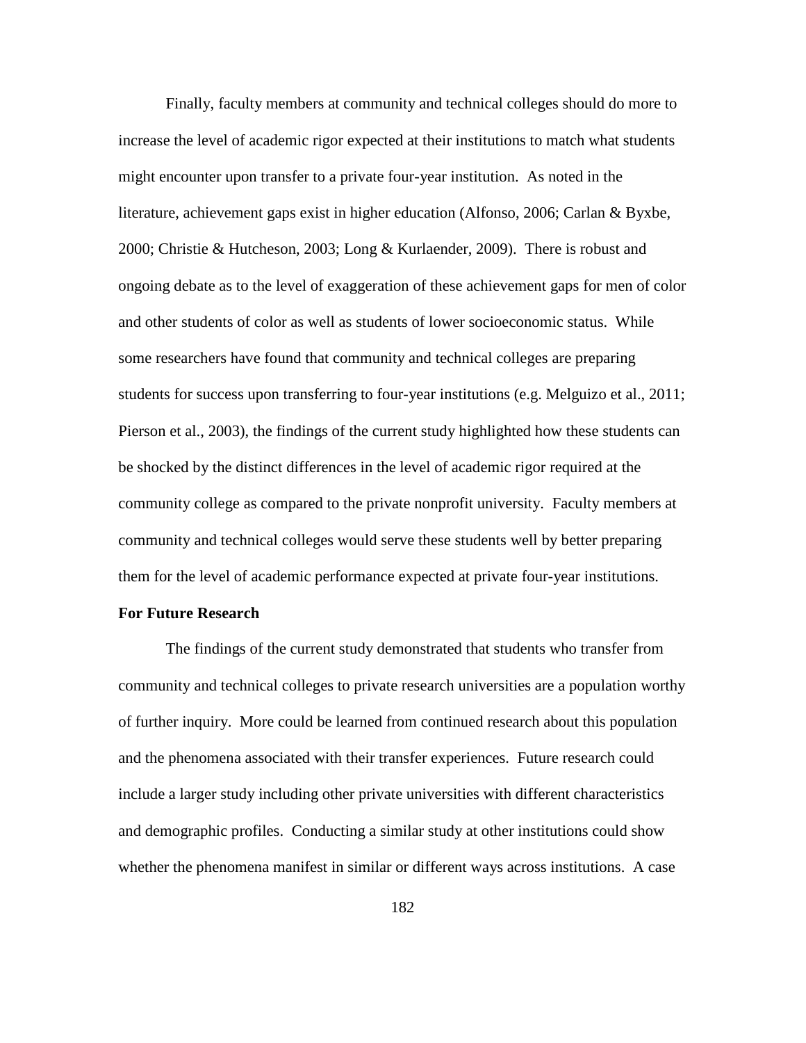Finally, faculty members at community and technical colleges should do more to increase the level of academic rigor expected at their institutions to match what students might encounter upon transfer to a private four-year institution. As noted in the literature, achievement gaps exist in higher education (Alfonso, 2006; Carlan & Byxbe, 2000; Christie & Hutcheson, 2003; Long & Kurlaender, 2009). There is robust and ongoing debate as to the level of exaggeration of these achievement gaps for men of color and other students of color as well as students of lower socioeconomic status. While some researchers have found that community and technical colleges are preparing students for success upon transferring to four-year institutions (e.g. Melguizo et al., 2011; Pierson et al., 2003), the findings of the current study highlighted how these students can be shocked by the distinct differences in the level of academic rigor required at the community college as compared to the private nonprofit university. Faculty members at community and technical colleges would serve these students well by better preparing them for the level of academic performance expected at private four-year institutions.

**For Future Research**

The findings of the current study demonstrated that students who transfer from community and technical colleges to private research universities are a population worthy of further inquiry. More could be learned from continued research about this population and the phenomena associated with their transfer experiences. Future research could include a larger study including other private universities with different characteristics and demographic profiles. Conducting a similar study at other institutions could show whether the phenomena manifest in similar or different ways across institutions. A case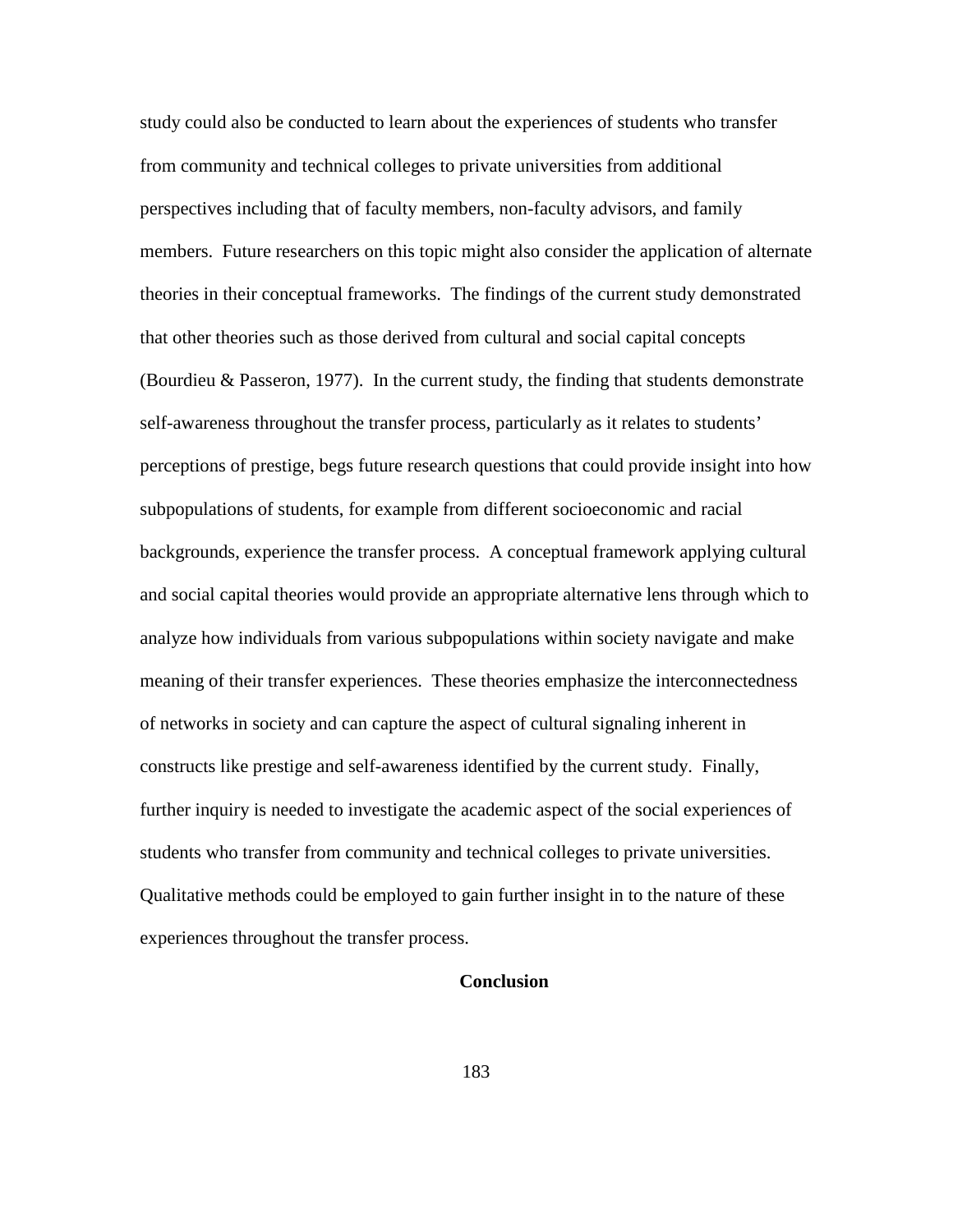study could also be conducted to learn about the experiences of students who transfer from community and technical colleges to private universities from additional perspectives including that of faculty members, non-faculty advisors, and family members. Future researchers on this topic might also consider the application of alternate theories in their conceptual frameworks. The findings of the current study demonstrated that other theories such as those derived from cultural and social capital concepts (Bourdieu & Passeron, 1977). In the current study, the finding that students demonstrate self-awareness throughout the transfer process, particularly as it relates to students' perceptions of prestige, begs future research questions that could provide insight into how subpopulations of students, for example from different socioeconomic and racial backgrounds, experience the transfer process. A conceptual framework applying cultural and social capital theories would provide an appropriate alternative lens through which to analyze how individuals from various subpopulations within society navigate and make meaning of their transfer experiences. These theories emphasize the interconnectedness of networks in society and can capture the aspect of cultural signaling inherent in constructs like prestige and self-awareness identified by the current study. Finally, further inquiry is needed to investigate the academic aspect of the social experiences of students who transfer from community and technical colleges to private universities. Qualitative methods could be employed to gain further insight in to the nature of these experiences throughout the transfer process.

## Conclusion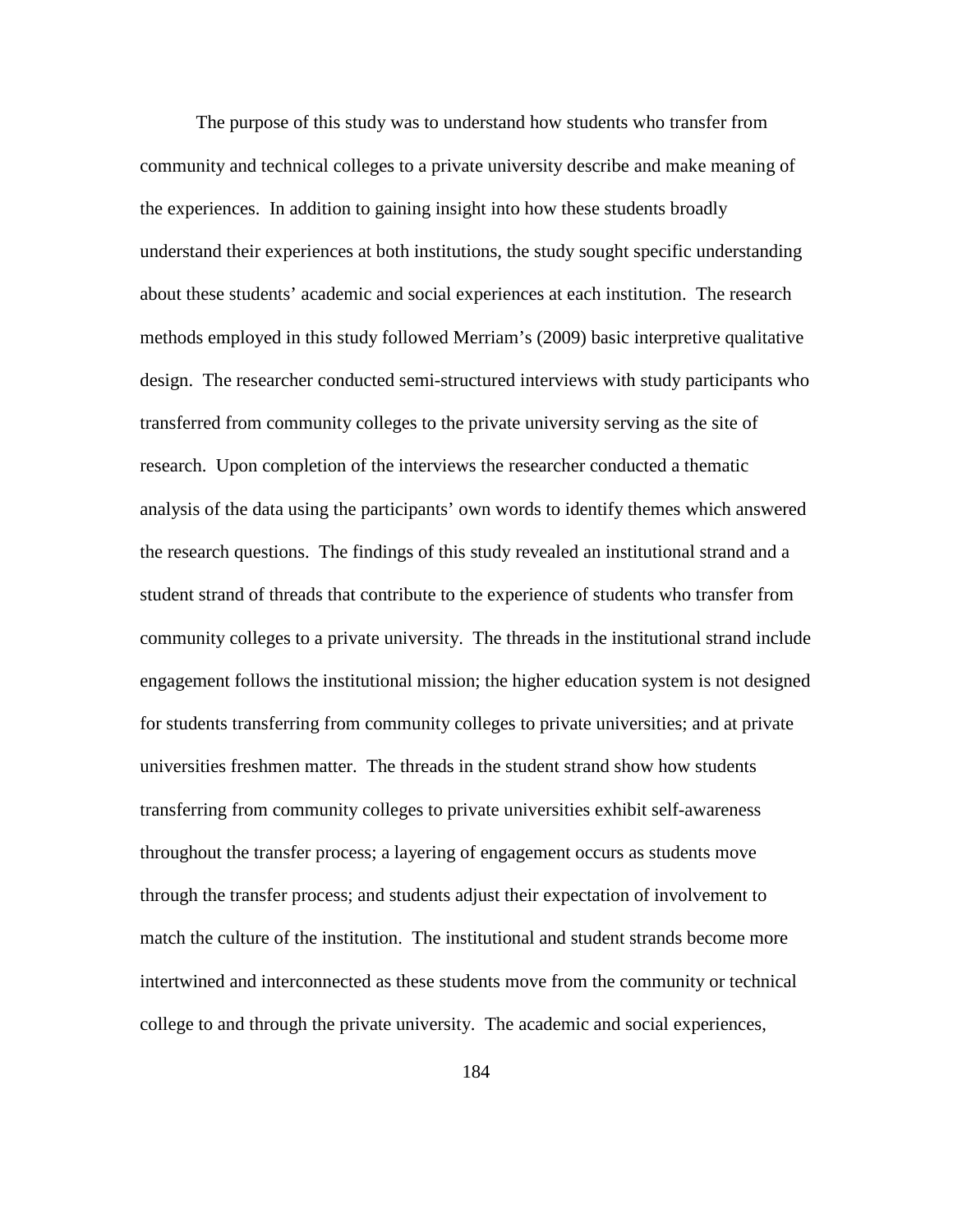The purpose of this study was to understand how students who transfer from community and technical colleges to a private university describe and make meaning of the experiences. In addition to gaining insight into how these students broadly understand their experiences at both institutions, the study sought specific understanding about these students' academic and social experiences at each institution. The research methods employed in this study followed Merriam's (2009) basic interpretive qualitative design. The researcher conducted semi-structured interviews with study participants who transferred from community colleges to the private university serving as the site of research. Upon completion of the interviews the researcher conducted a thematic analysis of the data using the participants' own words to identify themes which answered the research questions. The findings of this study revealed an institutional strand and a student strand of threads that contribute to the experience of students who transfer from community colleges to a private university. The threads in the institutional strand include engagement follows the institutional mission; the higher education system is not designed for students transferring from community colleges to private universities; and at private universities freshmen matter. The threads in the student strand show how students transferring from community colleges to private universities exhibit self-awareness throughout the transfer process; a layering of engagement occurs as students move through the transfer process; and students adjust their expectation of involvement to match the culture of the institution. The institutional and student strands become more intertwined and interconnected as these students move from the community or technical college to and through the private university. The academic and social experiences,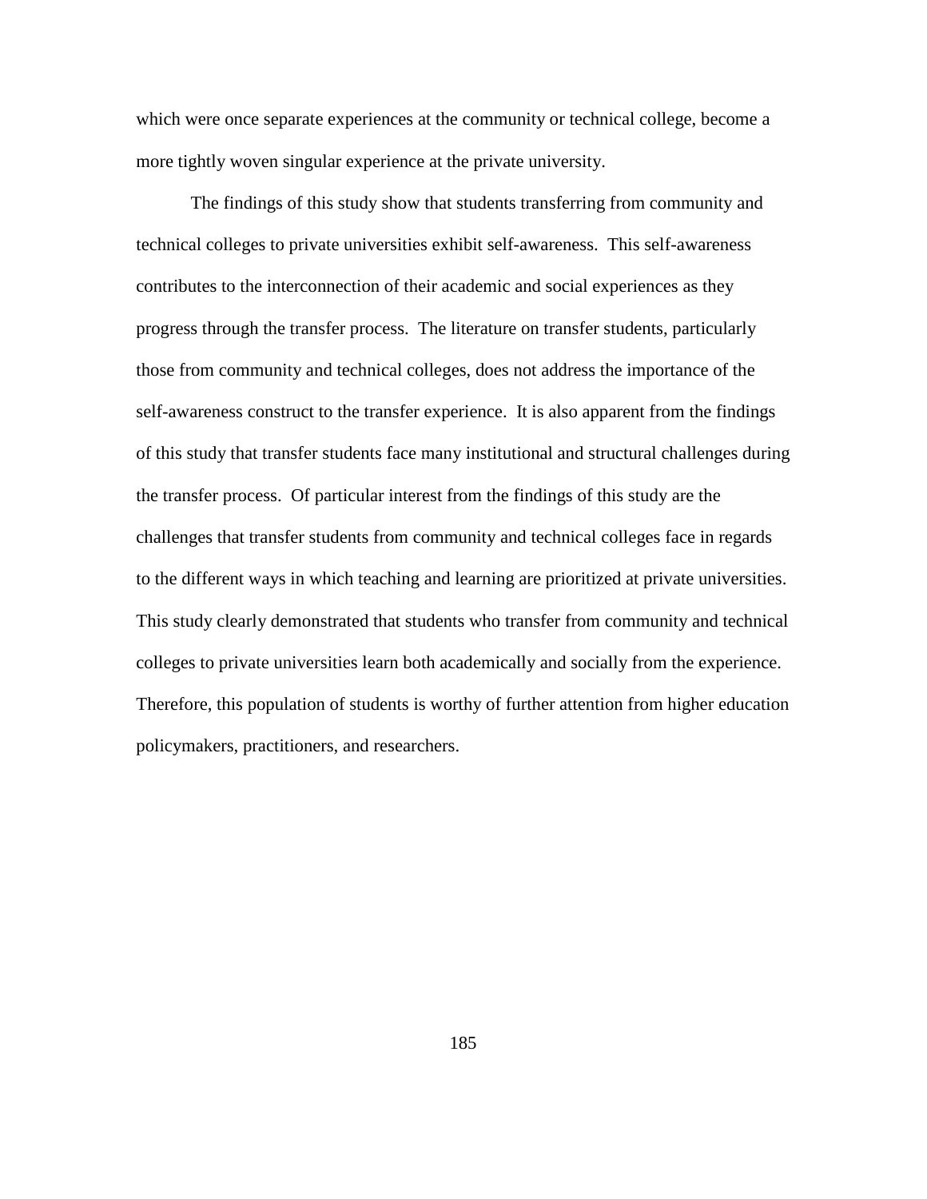which were once separate experiences at the community or technical college, become a more tightly woven singular experience at the private university.

The findings of this study show that students transferring from community and technical colleges to private universities exhibit self-awareness. This self-awareness contributes to the interconnection of their academic and social experiences as they progress through the transfer process. The literature on transfer students, particularly those from community and technical colleges, does not address the importance of the self-awareness construct to the transfer experience. It is also apparent from the findings of this study that transfer students face many institutional and structural challenges during the transfer process. Of particular interest from the findings of this study are the challenges that transfer students from community and technical colleges face in regards to the different ways in which teaching and learning are prioritized at private universities. This study clearly demonstrated that students who transfer from community and technical colleges to private universities learn both academically and socially from the experience. Therefore, this population of students is worthy of further attention from higher education policymakers, practitioners, and researchers.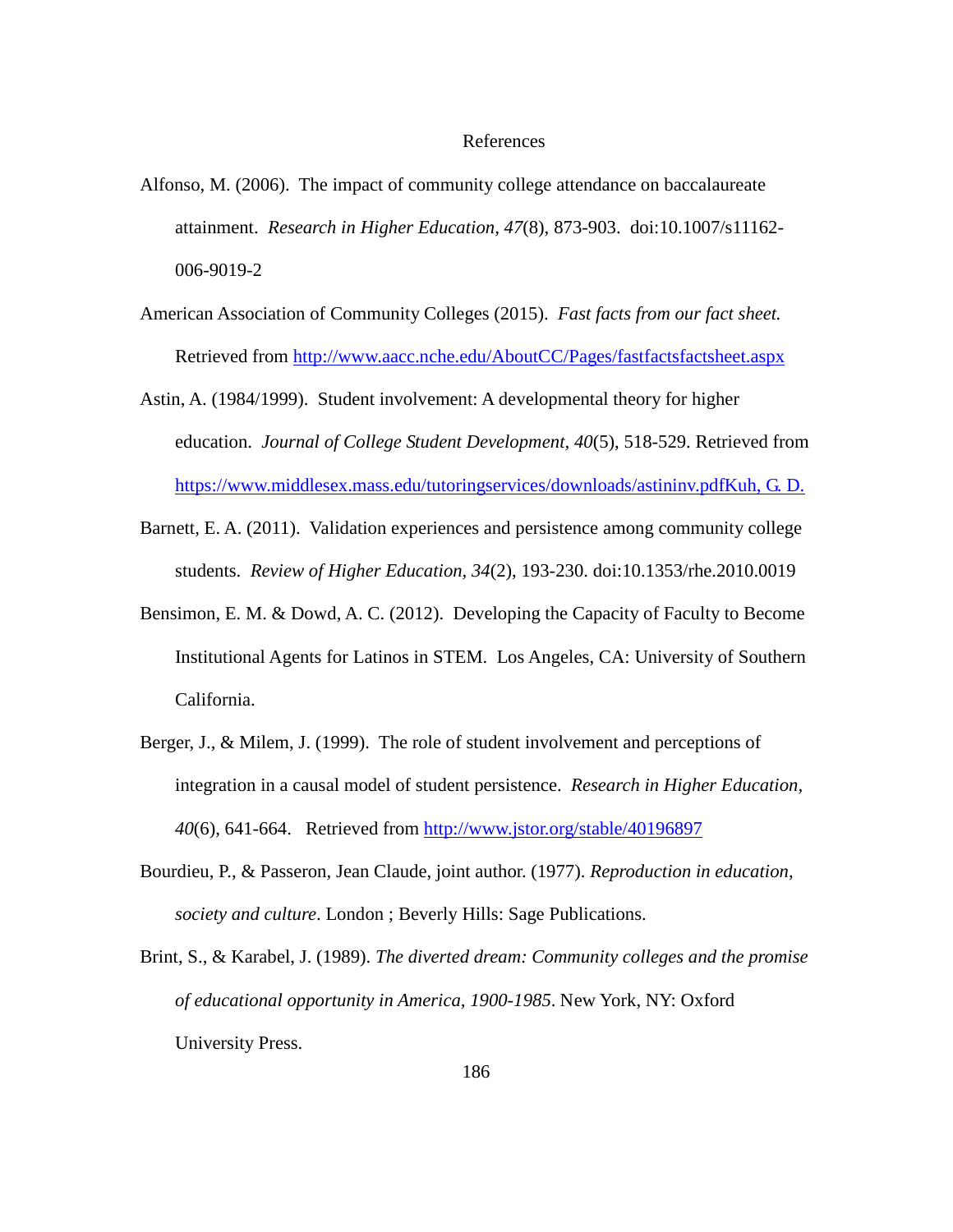# References

Alfonso, M. (2006). The impact of community college attendance on baccalaureate attainment. *Research in Higher Education, 47*(8), 873-903. doi:10.1007/s11162-006-9019-2

American Association of Community Colleges (2015). *Fast facts from our fact sheet.* Retrieved from http://www.aacc.nche.edu/AboutCC/Pages/fastfactsfactsheet.aspx

Astin, A. (1984/1999). Student involvement: A developmental theory for higher education. *Journal of College Student Development, 40*(5), 518-529. Retrieved from https://www.middlesex.mass.edu/tutoringservices/downloads/astininv.pdfKuh, G. D.

Barnett, E. A. (2011). Validation experiences and persistence among community college students. *Review of Higher Education, 34*(2), 193-230. doi:10.1353/rhe.2010.0019

Bensimon, E. M. & Dowd, A. C. (2012). Developing the Capacity of Faculty to Become Institutional Agents for Latinos in STEM. Los Angeles, CA: University of Southern California.

Berger, J., & Milem, J. (1999). The role of student involvement and perceptions of integration in a causal model of student persistence. *Research in Higher Education, 40*(6), 641-664. Retrieved from http://www.jstor.org/stable/40196897

Bourdieu, P., & Passeron, Jean Claude, joint author. (1977). *Reproduction in education, society and culture*. London ; Beverly Hills: Sage Publications.

Brint, S., & Karabel, J. (1989). *The diverted dream: Community colleges and the promise of educational opportunity in America, 1900-1985*. New York, NY: Oxford University Press.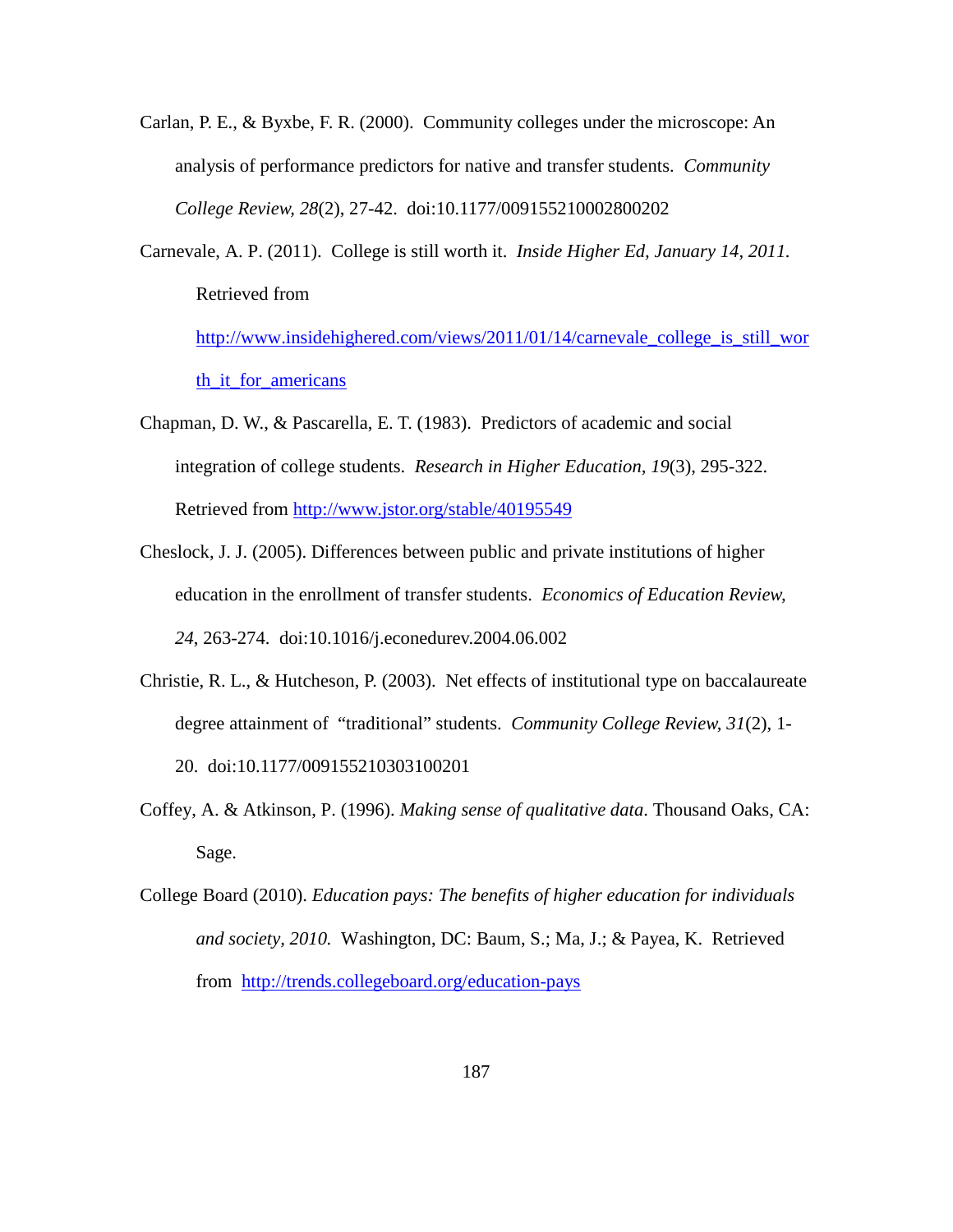Carlan, P. E., & Byxbe, F. R. (2000). Community colleges under the microscope: An analysis of performance predictors for native and transfer students. *Community College Review, 28*(2), 27-42. doi:10.1177/009155210002800202

Carnevale, A. P. (2011). College is still worth it. *Inside Higher Ed, January 14, 2011.* Retrieved from http://www.insidehighered.com/views/2011/01/14/carnevale_college_is_still_worth_it_for_americans

Chapman, D. W., & Pascarella, E. T. (1983). Predictors of academic and social integration of college students. *Research in Higher Education, 19*(3), 295-322. Retrieved from http://www.jstor.org/stable/40195549

Cheslock, J. J. (2005). Differences between public and private institutions of higher education in the enrollment of transfer students. *Economics of Education Review, 24*, 263-274. doi:10.1016/j.econedurev.2004.06.002

Christie, R. L., & Hutcheson, P. (2003). Net effects of institutional type on baccalaureate degree attainment of "traditional" students. *Community College Review, 31*(2), 1-20. doi:10.1177/009155210303100201

Coffey, A. & Atkinson, P. (1996). *Making sense of qualitative data*. Thousand Oaks, CA: Sage.

College Board (2010). *Education pays: The benefits of higher education for individuals and society, 2010.* Washington, DC: Baum, S.; Ma, J.; & Payea, K. Retrieved from http://trends.collegeboard.org/education-pays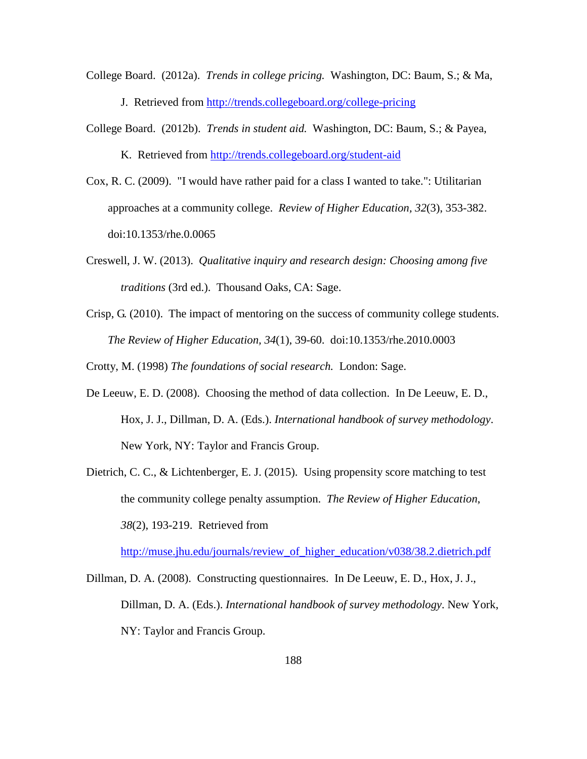College Board. (2012a). *Trends in college pricing.* Washington, DC: Baum, S.; & Ma, J. Retrieved from http://trends.collegeboard.org/college-pricing

College Board. (2012b). *Trends in student aid.* Washington, DC: Baum, S.; & Payea, K. Retrieved from http://trends.collegeboard.org/student-aid

Cox, R. C. (2009). "I would have rather paid for a class I wanted to take.": Utilitarian approaches at a community college. *Review of Higher Education, 32*(3), 353-382. doi:10.1353/rhe.0.0065

Creswell, J. W. (2013). *Qualitative inquiry and research design: Choosing among five traditions* (3rd ed.). Thousand Oaks, CA: Sage.

Crisp, G. (2010). The impact of mentoring on the success of community college students. *The Review of Higher Education, 34*(1), 39-60. doi:10.1353/rhe.2010.0003

Crotty, M. (1998) *The foundations of social research.* London: Sage.

De Leeuw, E. D. (2008). Choosing the method of data collection. In De Leeuw, E. D., Hox, J. J., Dillman, D. A. (Eds.). *International handbook of survey methodology*. New York, NY: Taylor and Francis Group.

Dietrich, C. C., & Lichtenberger, E. J. (2015). Using propensity score matching to test the community college penalty assumption. *The Review of Higher Education*, *38*(2), 193-219. Retrieved from http://muse.jhu.edu/journals/review_of_higher_education/v038/38.2.dietrich.pdf

Dillman, D. A. (2008). Constructing questionnaires. In De Leeuw, E. D., Hox, J. J., Dillman, D. A. (Eds.). *International handbook of survey methodology*. New York, NY: Taylor and Francis Group.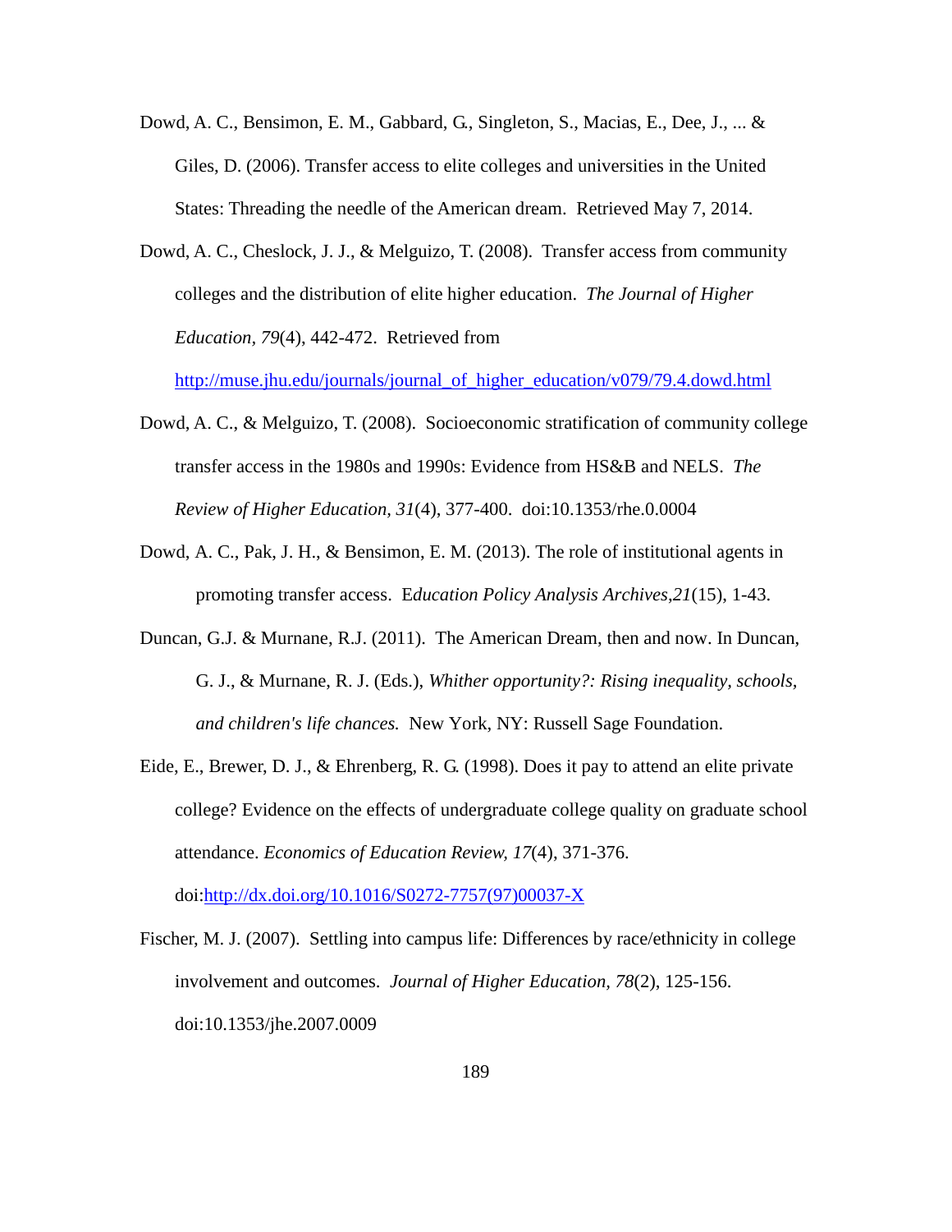Dowd, A. C., Bensimon, E. M., Gabbard, G., Singleton, S., Macias, E., Dee, J., ... & Giles, D. (2006). Transfer access to elite colleges and universities in the United States: Threading the needle of the American dream. Retrieved May 7, 2014.

Dowd, A. C., Cheslock, J. J., & Melguizo, T. (2008). Transfer access from community colleges and the distribution of elite higher education. *The Journal of Higher Education, 79*(4), 442-472. Retrieved from http://muse.jhu.edu/journals/journal_of_higher_education/v079/79.4.dowd.html

Dowd, A. C., & Melguizo, T. (2008). Socioeconomic stratification of community college transfer access in the 1980s and 1990s: Evidence from HS&B and NELS. *The Review of Higher Education, 31*(4), 377-400. doi:10.1353/rhe.0.0004

Dowd, A. C., Pak, J. H., & Bensimon, E. M. (2013). The role of institutional agents in promoting transfer access. E*ducation Policy Analysis Archives*,*21*(15), 1-43.

Duncan, G.J. & Murnane, R.J. (2011). The American Dream, then and now. In Duncan, G. J., & Murnane, R. J. (Eds.), *Whither opportunity?: Rising inequality, schools, and children's life chances.* New York, NY: Russell Sage Foundation.

Eide, E., Brewer, D. J., & Ehrenberg, R. G. (1998). Does it pay to attend an elite private college? Evidence on the effects of undergraduate college quality on graduate school attendance. *Economics of Education Review, 17*(4), 371-376. doi:http://dx.doi.org/10.1016/S0272-7757(97)00037-X

Fischer, M. J. (2007). Settling into campus life: Differences by race/ethnicity in college involvement and outcomes. *Journal of Higher Education, 78*(2), 125-156. doi:10.1353/jhe.2007.0009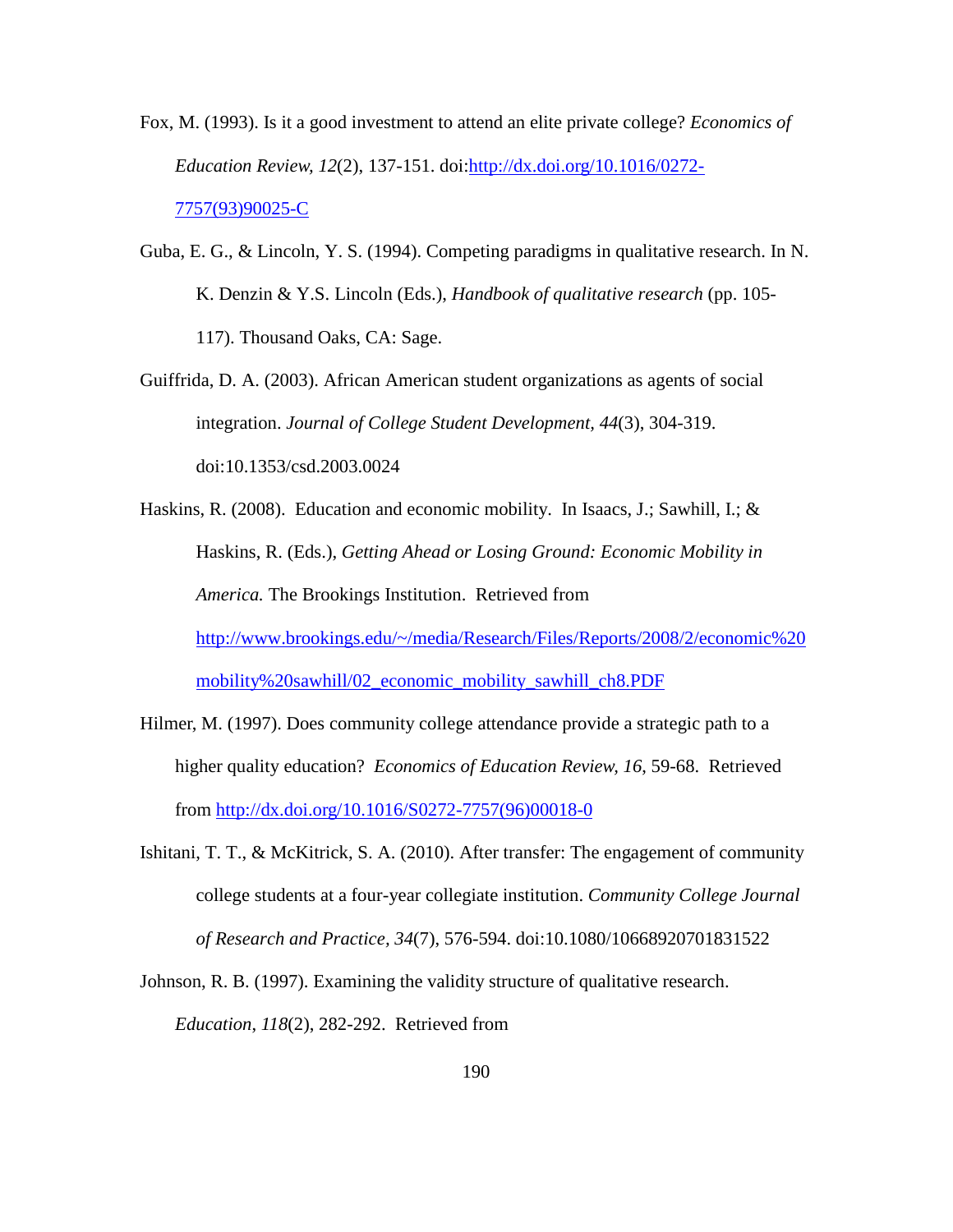Fox, M. (1993). Is it a good investment to attend an elite private college? *Economics of Education Review, 12*(2), 137-151. doi:http://dx.doi.org/10.1016/0272-7757(93)90025-C

Guba, E. G., & Lincoln, Y. S. (1994). Competing paradigms in qualitative research. In N. K. Denzin & Y.S. Lincoln (Eds.), *Handbook of qualitative research* (pp. 105-117). Thousand Oaks, CA: Sage.

Guiffrida, D. A. (2003). African American student organizations as agents of social integration. *Journal of College Student Development, 44*(3), 304-319. doi:10.1353/csd.2003.0024

Haskins, R. (2008). Education and economic mobility. In Isaacs, J.; Sawhill, I.; & Haskins, R. (Eds.), *Getting Ahead or Losing Ground: Economic Mobility in America.* The Brookings Institution. Retrieved from http://www.brookings.edu/~/media/Research/Files/Reports/2008/2/economic%20mobility%20sawhill/02_economic_mobility_sawhill_ch8.PDF

Hilmer, M. (1997). Does community college attendance provide a strategic path to a higher quality education? *Economics of Education Review, 16*, 59-68. Retrieved from http://dx.doi.org/10.1016/S0272-7757(96)00018-0

Ishitani, T. T., & McKitrick, S. A. (2010). After transfer: The engagement of community college students at a four-year collegiate institution. *Community College Journal of Research and Practice, 34*(7), 576-594. doi:10.1080/10668920701831522

Johnson, R. B. (1997). Examining the validity structure of qualitative research. *Education*, *118*(2), 282-292. Retrieved from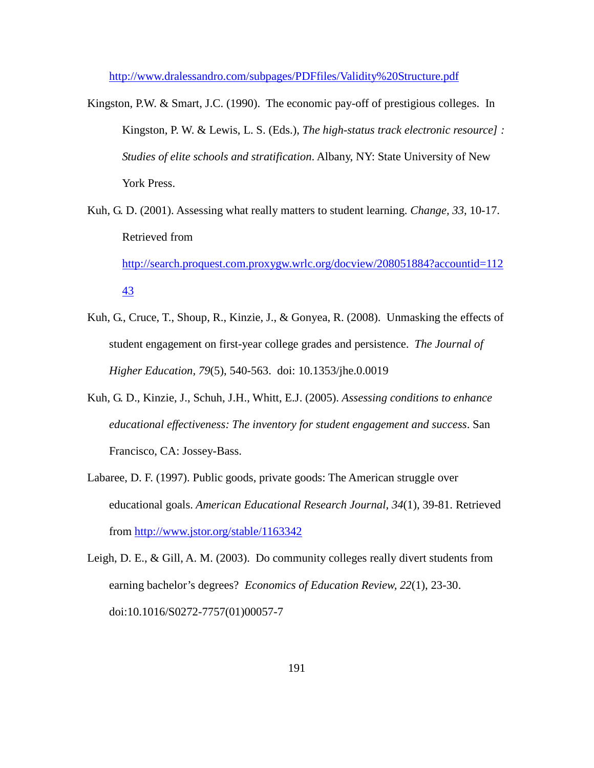http://www.dralessandro.com/subpages/PDFfiles/Validity%20Structure.pdf

Kingston, P.W. & Smart, J.C. (1990). The economic pay-off of prestigious colleges. In Kingston, P. W. & Lewis, L. S. (Eds.), *The high-status track electronic resource] : Studies of elite schools and stratification*. Albany, NY: State University of New York Press.

Kuh, G. D. (2001). Assessing what really matters to student learning. *Change*, *33*, 10-17. Retrieved from http://search.proquest.com.proxygw.wrlc.org/docview/208051884?accountid=11243

Kuh, G., Cruce, T., Shoup, R., Kinzie, J., & Gonyea, R. (2008). Unmasking the effects of student engagement on first-year college grades and persistence. *The Journal of Higher Education*, *79*(5), 540-563. doi: 10.1353/jhe.0.0019

Kuh, G. D., Kinzie, J., Schuh, J.H., Whitt, E.J. (2005). *Assessing conditions to enhance educational effectiveness: The inventory for student engagement and success*. San Francisco, CA: Jossey-Bass.

Labaree, D. F. (1997). Public goods, private goods: The American struggle over educational goals. *American Educational Research Journal*, *34*(1), 39-81. Retrieved from http://www.jstor.org/stable/1163342

Leigh, D. E., & Gill, A. M. (2003). Do community colleges really divert students from earning bachelor's degrees? *Economics of Education Review*, *22*(1), 23-30. doi:10.1016/S0272-7757(01)00057-7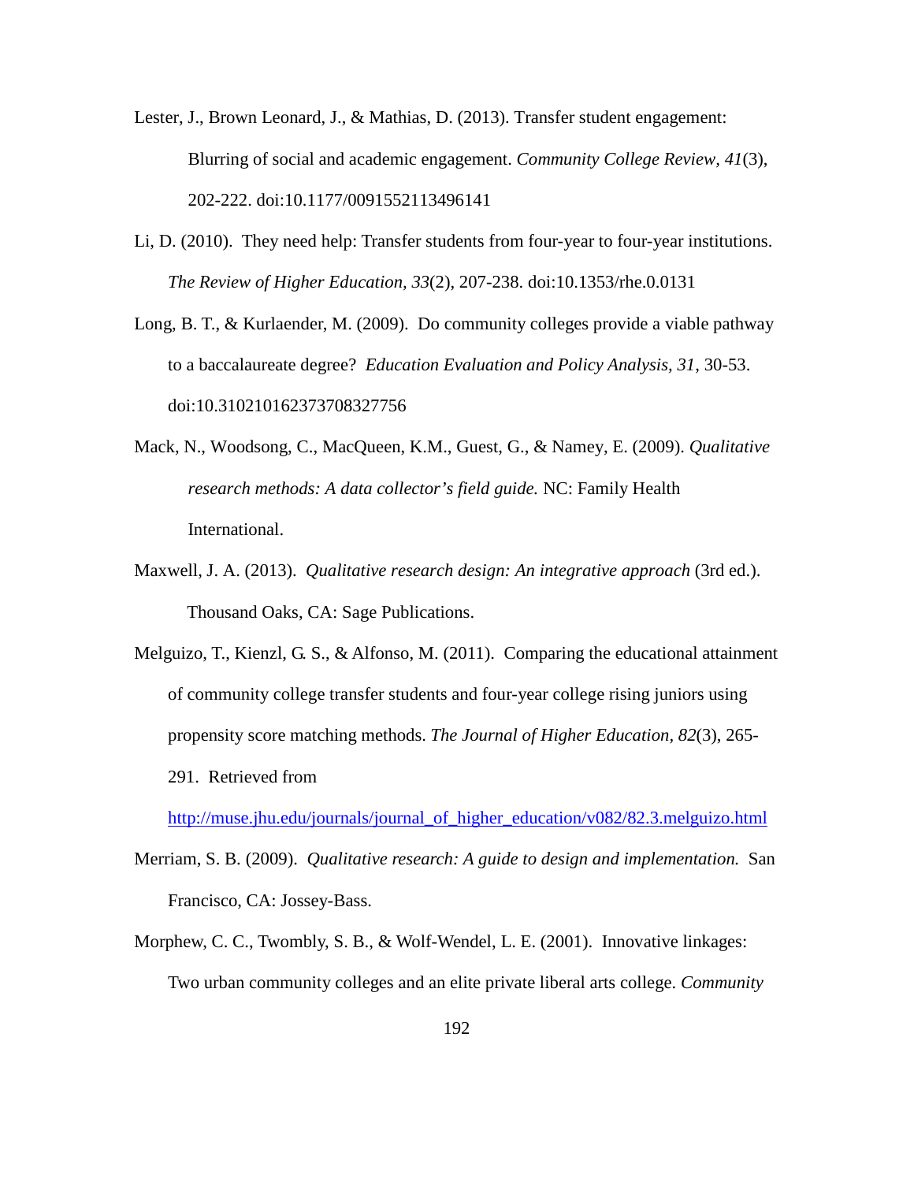Lester, J., Brown Leonard, J., & Mathias, D. (2013). Transfer student engagement: Blurring of social and academic engagement. *Community College Review*, *41*(3), 202-222. doi:10.1177/0091552113496141

Li, D. (2010). They need help: Transfer students from four-year to four-year institutions. *The Review of Higher Education*, *33*(2), 207-238. doi:10.1353/rhe.0.0131

Long, B. T., & Kurlaender, M. (2009). Do community colleges provide a viable pathway to a baccalaureate degree? *Education Evaluation and Policy Analysis*, *31*, 30-53. doi:10.310210162373708327756

Mack, N., Woodsong, C., MacQueen, K.M., Guest, G., & Namey, E. (2009). *Qualitative research methods: A data collector's field guide.* NC: Family Health International.

Maxwell, J. A. (2013). *Qualitative research design: An integrative approach* (3rd ed.). Thousand Oaks, CA: Sage Publications.

Melguizo, T., Kienzl, G. S., & Alfonso, M. (2011). Comparing the educational attainment of community college transfer students and four-year college rising juniors using propensity score matching methods. *The Journal of Higher Education*, *82*(3), 265-291. Retrieved from http://muse.jhu.edu/journals/journal_of_higher_education/v082/82.3.melguizo.html

Merriam, S. B. (2009). *Qualitative research: A guide to design and implementation.* San Francisco, CA: Jossey-Bass.

Morphew, C. C., Twombly, S. B., & Wolf-Wendel, L. E. (2001). Innovative linkages: Two urban community colleges and an elite private liberal arts college. *Community*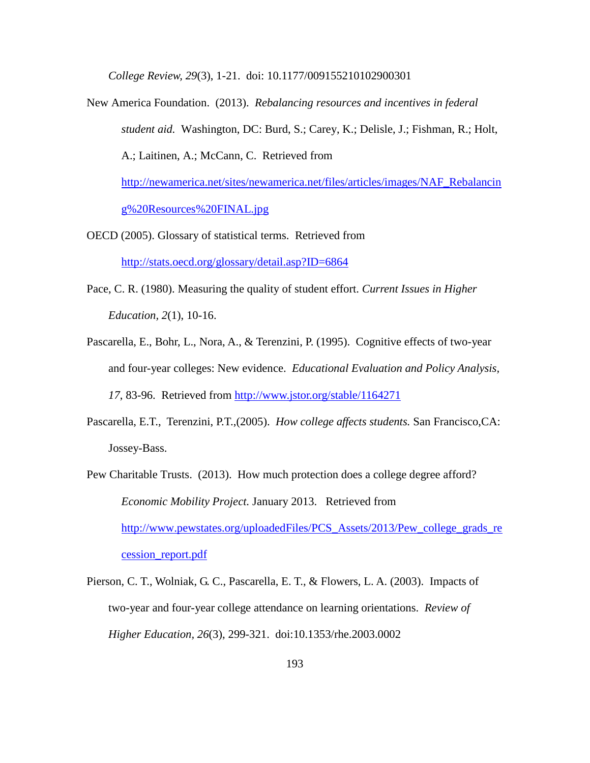*College Review, 29*(3), 1-21. doi: 10.1177/009155210102900301

New America Foundation. (2013). *Rebalancing resources and incentives in federal student aid.* Washington, DC: Burd, S.; Carey, K.; Delisle, J.; Fishman, R.; Holt, A.; Laitinen, A.; McCann, C. Retrieved from http://newamerica.net/sites/newamerica.net/files/articles/images/NAF_Rebalancing%20Resources%20FINAL.jpg

OECD (2005). Glossary of statistical terms. Retrieved from http://stats.oecd.org/glossary/detail.asp?ID=6864

Pace, C. R. (1980). Measuring the quality of student effort. *Current Issues in Higher Education, 2*(1), 10-16.

Pascarella, E., Bohr, L., Nora, A., & Terenzini, P. (1995). Cognitive effects of two-year and four-year colleges: New evidence. *Educational Evaluation and Policy Analysis, 17*, 83-96. Retrieved from http://www.jstor.org/stable/1164271

Pascarella, E.T., Terenzini, P.T.,(2005). *How college affects students.* San Francisco,CA: Jossey-Bass.

Pew Charitable Trusts. (2013). How much protection does a college degree afford? *Economic Mobility Project.* January 2013. Retrieved from http://www.pewstates.org/uploadedFiles/PCS_Assets/2013/Pew_college_grads_recession_report.pdf

Pierson, C. T., Wolniak, G. C., Pascarella, E. T., & Flowers, L. A. (2003). Impacts of two-year and four-year college attendance on learning orientations. *Review of Higher Education, 26*(3), 299-321. doi:10.1353/rhe.2003.0002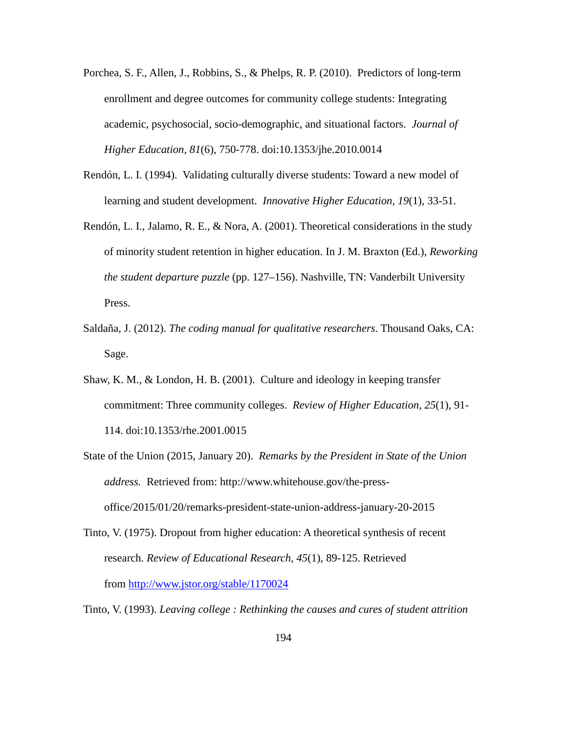Porchea, S. F., Allen, J., Robbins, S., & Phelps, R. P. (2010). Predictors of long-term enrollment and degree outcomes for community college students: Integrating academic, psychosocial, socio-demographic, and situational factors. *Journal of Higher Education, 81*(6), 750-778. doi:10.1353/jhe.2010.0014

Rendón, L. I. (1994). Validating culturally diverse students: Toward a new model of learning and student development. *Innovative Higher Education*, *19*(1), 33-51.

Rendón, L. I., Jalamo, R. E., & Nora, A. (2001). Theoretical considerations in the study of minority student retention in higher education. In J. M. Braxton (Ed.), *Reworking the student departure puzzle* (pp. 127–156). Nashville, TN: Vanderbilt University Press.

Saldaña, J. (2012). *The coding manual for qualitative researchers*. Thousand Oaks, CA: Sage.

Shaw, K. M., & London, H. B. (2001). Culture and ideology in keeping transfer commitment: Three community colleges. *Review of Higher Education, 25*(1), 91-114. doi:10.1353/rhe.2001.0015

State of the Union (2015, January 20). *Remarks by the President in State of the Union address.* Retrieved from: http://www.whitehouse.gov/the-press-office/2015/01/20/remarks-president-state-union-address-january-20-2015

Tinto, V. (1975). Dropout from higher education: A theoretical synthesis of recent research. *Review of Educational Research, 45*(1), 89-125. Retrieved from http://www.jstor.org/stable/1170024

Tinto, V. (1993). *Leaving college : Rethinking the causes and cures of student attrition*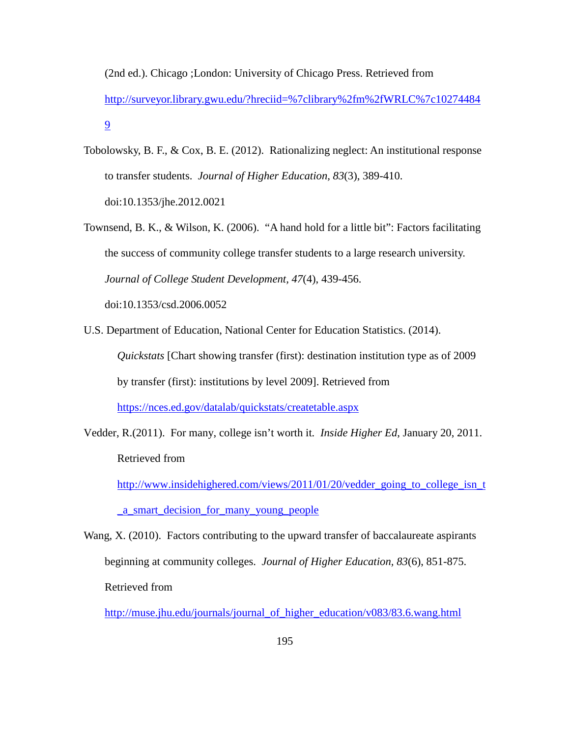(2nd ed.). Chicago ;London: University of Chicago Press. Retrieved from http://surveyor.library.gwu.edu/?hreciid=%7clibrary%2fm%2fWRLC%7c102744849

Tobolowsky, B. F., & Cox, B. E. (2012). Rationalizing neglect: An institutional response to transfer students. *Journal of Higher Education, 83*(3), 389-410. doi:10.1353/jhe.2012.0021

Townsend, B. K., & Wilson, K. (2006). "A hand hold for a little bit": Factors facilitating the success of community college transfer students to a large research university. *Journal of College Student Development, 47*(4), 439-456. doi:10.1353/csd.2006.0052

U.S. Department of Education, National Center for Education Statistics. (2014). *Quickstats* [Chart showing transfer (first): destination institution type as of 2009 by transfer (first): institutions by level 2009]. Retrieved from https://nces.ed.gov/datalab/quickstats/createtable.aspx

Vedder, R.(2011). For many, college isn't worth it. *Inside Higher Ed*, January 20, 2011. Retrieved from http://www.insidehighered.com/views/2011/01/20/vedder_going_to_college_isn_t_a_smart_decision_for_many_young_people

Wang, X. (2010). Factors contributing to the upward transfer of baccalaureate aspirants beginning at community colleges. *Journal of Higher Education, 83*(6), 851-875. Retrieved from http://muse.jhu.edu/journals/journal_of_higher_education/v083/83.6.wang.html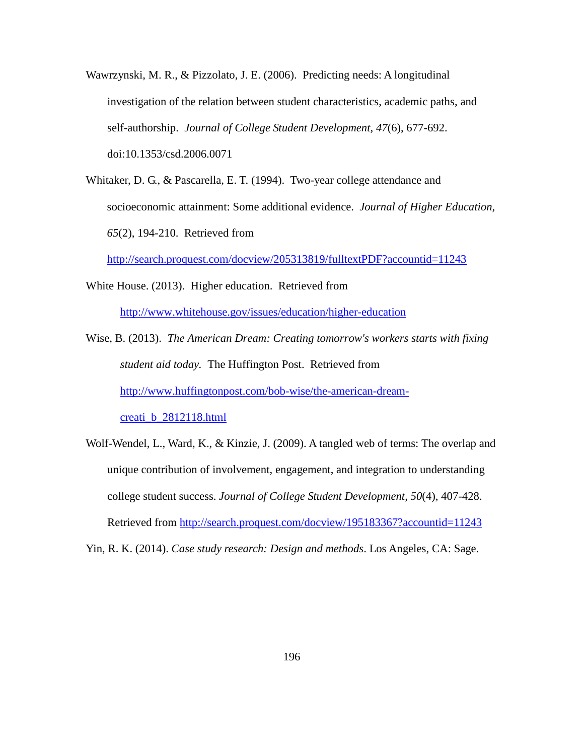Wawrzynski, M. R., & Pizzolato, J. E. (2006). Predicting needs: A longitudinal investigation of the relation between student characteristics, academic paths, and self-authorship. *Journal of College Student Development*, *47*(6), 677-692. doi:10.1353/csd.2006.0071

Whitaker, D. G., & Pascarella, E. T. (1994). Two-year college attendance and socioeconomic attainment: Some additional evidence. *Journal of Higher Education*, *65*(2), 194-210. Retrieved from http://search.proquest.com/docview/205313819/fulltextPDF?accountid=11243

White House. (2013). Higher education. Retrieved from http://www.whitehouse.gov/issues/education/higher-education

Wise, B. (2013). *The American Dream: Creating tomorrow's workers starts with fixing student aid today.* The Huffington Post. Retrieved from http://www.huffingtonpost.com/bob-wise/the-american-dream-creati_b_2812118.html

Wolf-Wendel, L., Ward, K., & Kinzie, J. (2009). A tangled web of terms: The overlap and unique contribution of involvement, engagement, and integration to understanding college student success. *Journal of College Student Development*, *50*(4), 407-428. Retrieved from http://search.proquest.com/docview/195183367?accountid=11243

Yin, R. K. (2014). *Case study research: Design and methods*. Los Angeles, CA: Sage.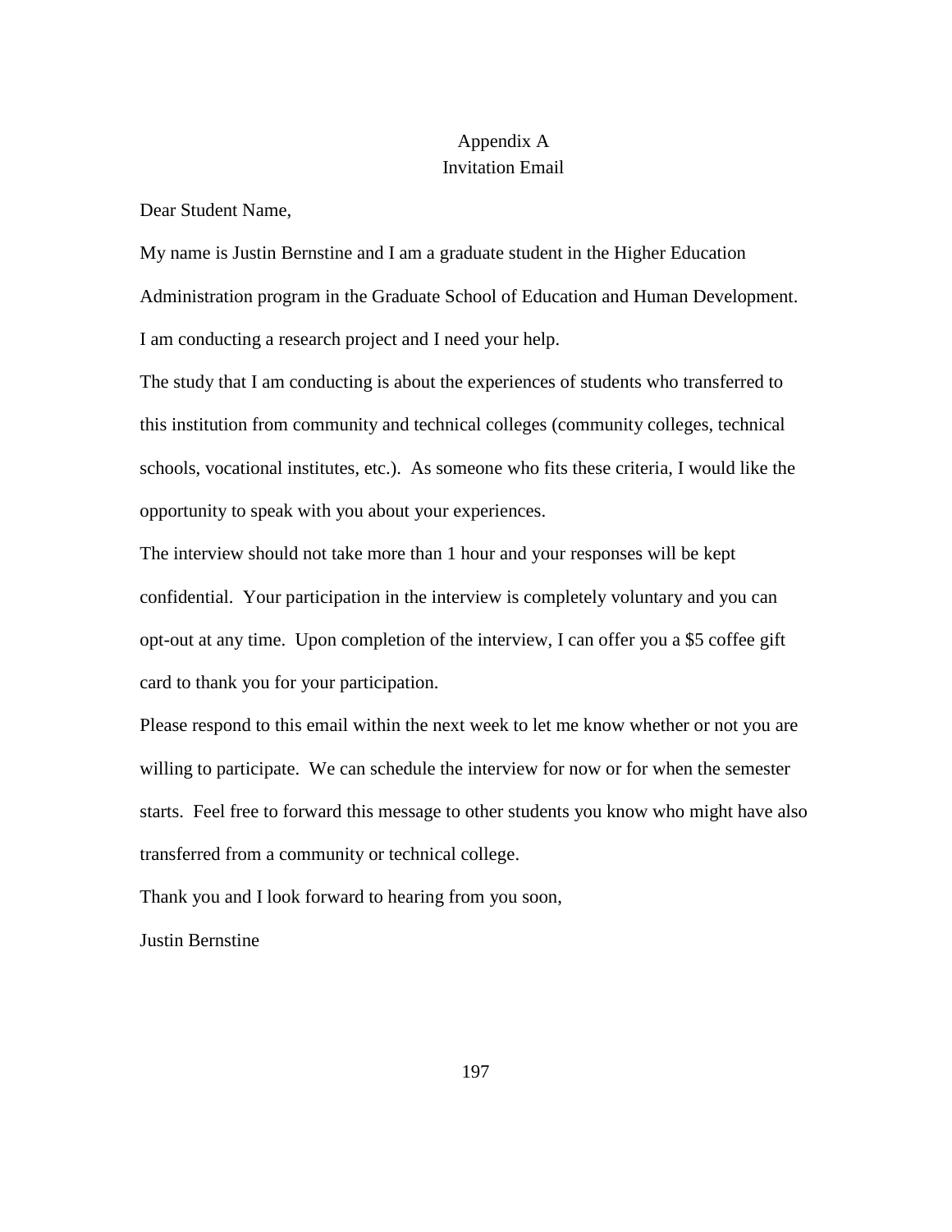# Appendix A
## Invitation Email

Dear Student Name,

My name is Justin Bernstine and I am a graduate student in the Higher Education Administration program in the Graduate School of Education and Human Development. I am conducting a research project and I need your help.

The study that I am conducting is about the experiences of students who transferred to this institution from community and technical colleges (community colleges, technical schools, vocational institutes, etc.). As someone who fits these criteria, I would like the opportunity to speak with you about your experiences.

The interview should not take more than 1 hour and your responses will be kept confidential. Your participation in the interview is completely voluntary and you can opt-out at any time. Upon completion of the interview, I can offer you a $5 coffee gift card to thank you for your participation.

Please respond to this email within the next week to let me know whether or not you are willing to participate. We can schedule the interview for now or for when the semester starts. Feel free to forward this message to other students you know who might have also transferred from a community or technical college.

Thank you and I look forward to hearing from you soon,

Justin Bernstine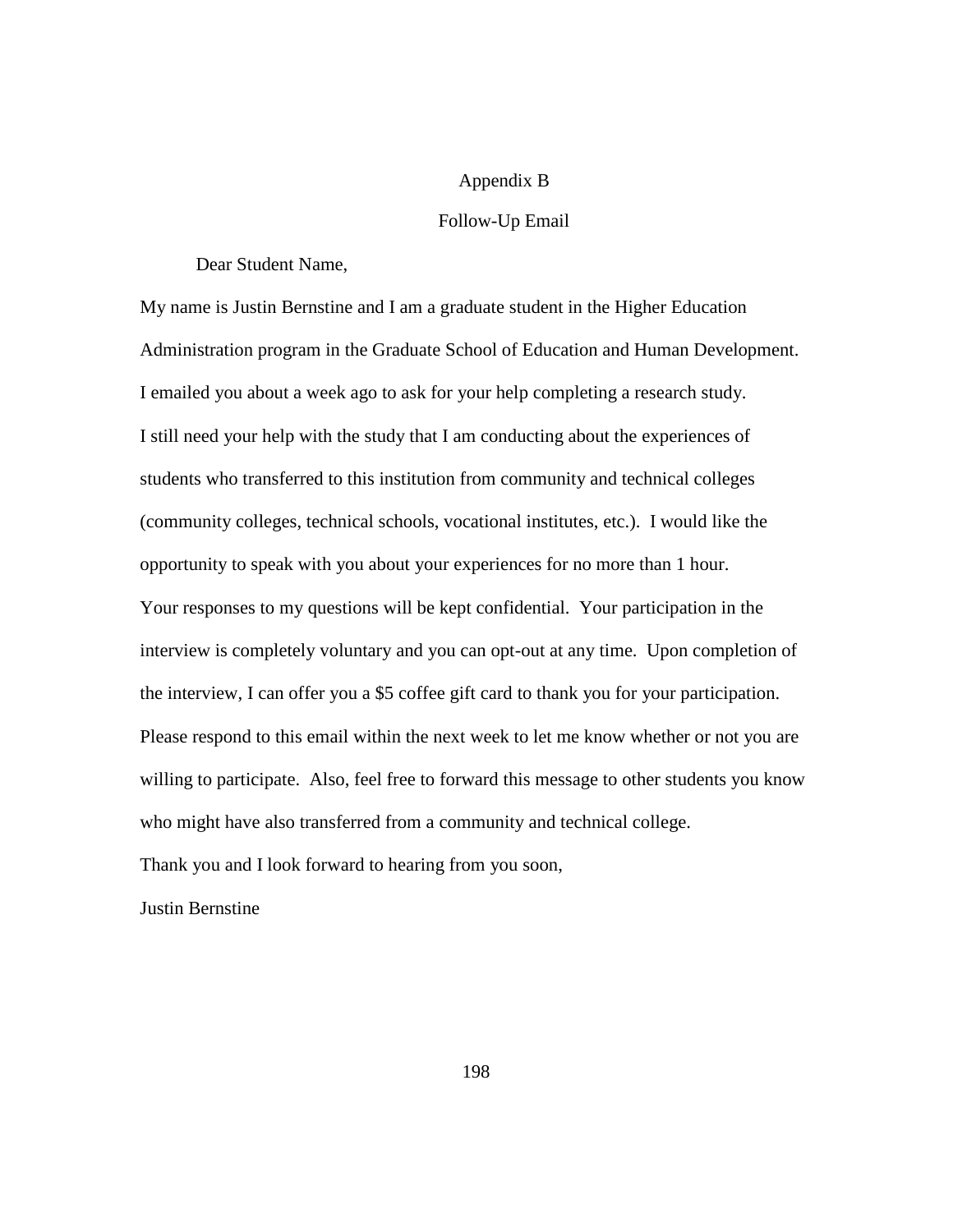# Appendix B

## Follow-Up Email

Dear Student Name,

My name is Justin Bernstine and I am a graduate student in the Higher Education Administration program in the Graduate School of Education and Human Development. I emailed you about a week ago to ask for your help completing a research study.

I still need your help with the study that I am conducting about the experiences of students who transferred to this institution from community and technical colleges (community colleges, technical schools, vocational institutes, etc.). I would like the opportunity to speak with you about your experiences for no more than 1 hour.

Your responses to my questions will be kept confidential. Your participation in the interview is completely voluntary and you can opt-out at any time. Upon completion of the interview, I can offer you a $5 coffee gift card to thank you for your participation.

Please respond to this email within the next week to let me know whether or not you are willing to participate. Also, feel free to forward this message to other students you know who might have also transferred from a community and technical college.

Thank you and I look forward to hearing from you soon,

Justin Bernstine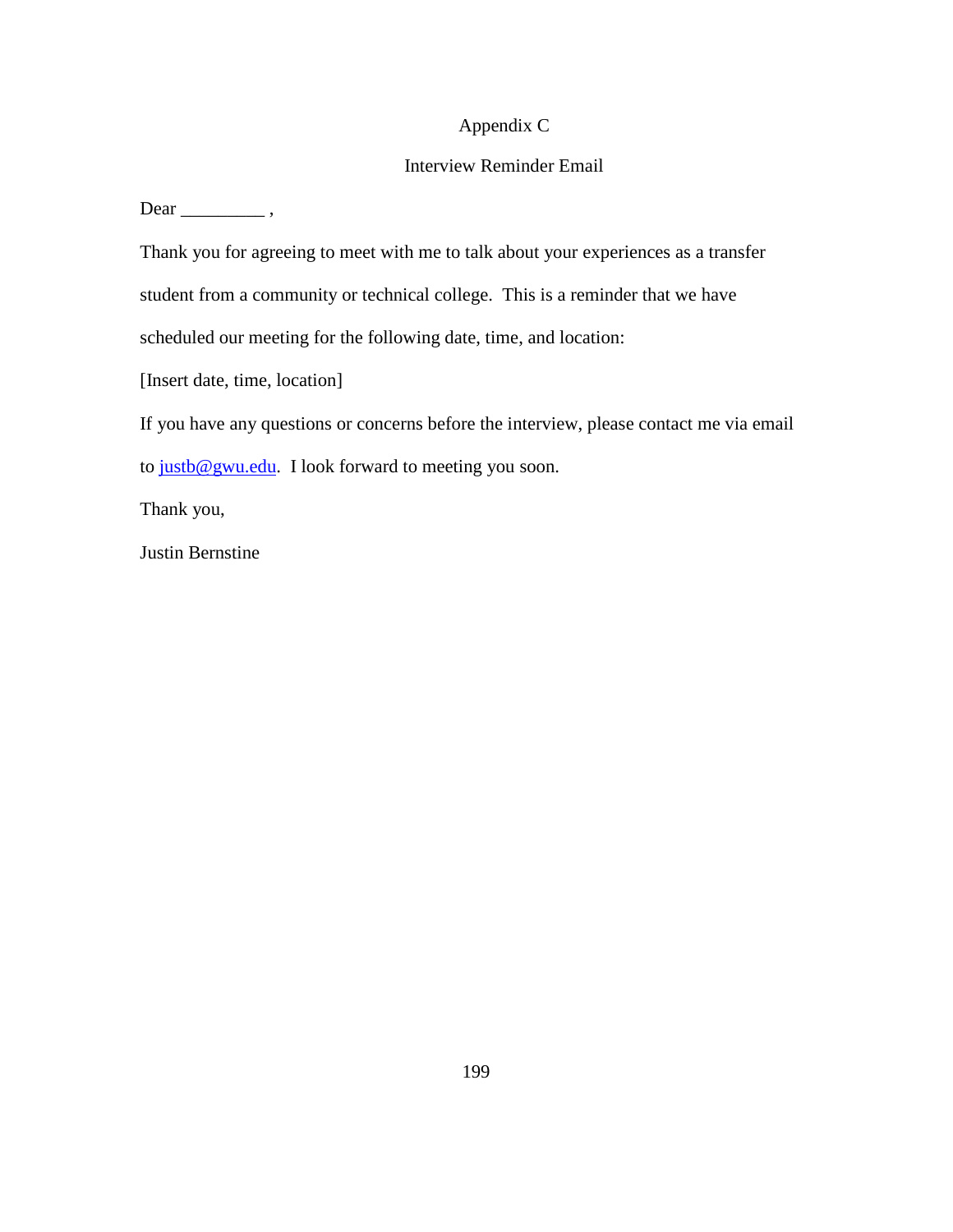# Appendix C

## Interview Reminder Email

Dear _________ ,

Thank you for agreeing to meet with me to talk about your experiences as a transfer student from a community or technical college. This is a reminder that we have scheduled our meeting for the following date, time, and location:

[Insert date, time, location]

If you have any questions or concerns before the interview, please contact me via email to justb@gwu.edu. I look forward to meeting you soon.

Thank you,

Justin Bernstine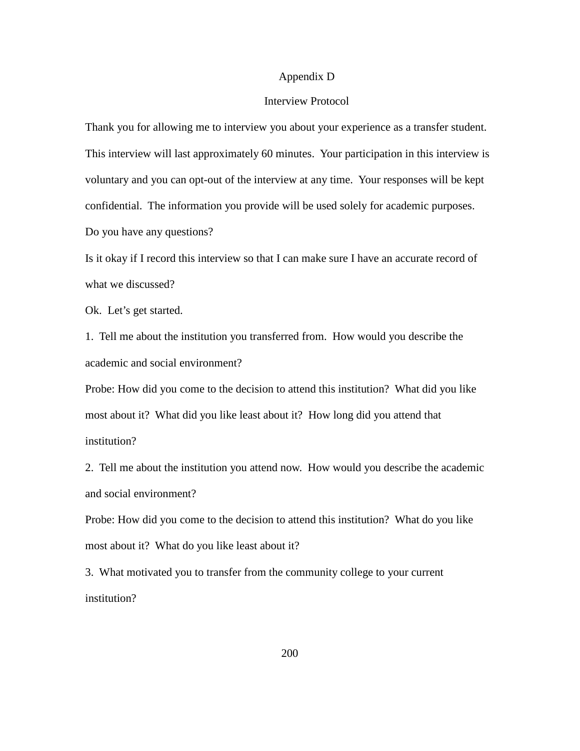# Appendix D

## Interview Protocol

Thank you for allowing me to interview you about your experience as a transfer student. This interview will last approximately 60 minutes. Your participation in this interview is voluntary and you can opt-out of the interview at any time. Your responses will be kept confidential. The information you provide will be used solely for academic purposes. Do you have any questions?

Is it okay if I record this interview so that I can make sure I have an accurate record of what we discussed?

Ok. Let's get started.

1. Tell me about the institution you transferred from. How would you describe the academic and social environment?

Probe: How did you come to the decision to attend this institution? What did you like most about it? What did you like least about it? How long did you attend that institution?

2. Tell me about the institution you attend now. How would you describe the academic and social environment?

Probe: How did you come to the decision to attend this institution? What do you like most about it? What do you like least about it?

3. What motivated you to transfer from the community college to your current institution?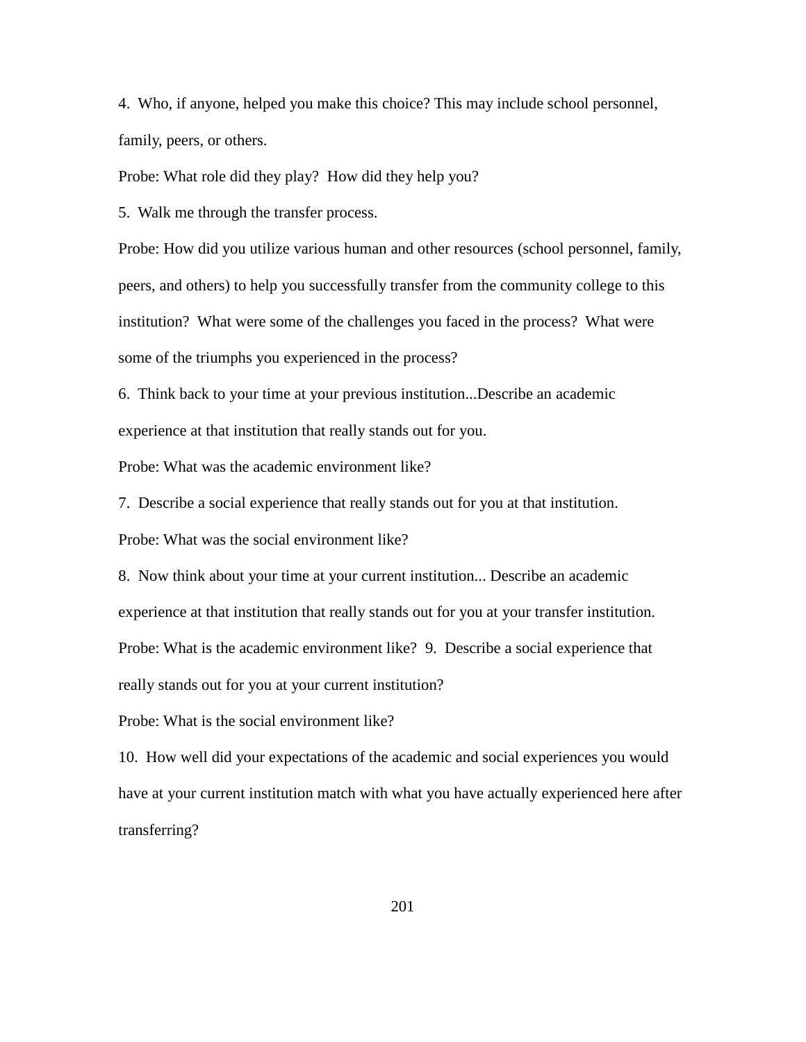4. Who, if anyone, helped you make this choice? This may include school personnel, family, peers, or others.

Probe: What role did they play? How did they help you?

5. Walk me through the transfer process.

Probe: How did you utilize various human and other resources (school personnel, family, peers, and others) to help you successfully transfer from the community college to this institution? What were some of the challenges you faced in the process? What were some of the triumphs you experienced in the process?

6. Think back to your time at your previous institution...Describe an academic experience at that institution that really stands out for you.

Probe: What was the academic environment like?

7. Describe a social experience that really stands out for you at that institution.

Probe: What was the social environment like?

8. Now think about your time at your current institution... Describe an academic experience at that institution that really stands out for you at your transfer institution.

Probe: What is the academic environment like? 9. Describe a social experience that really stands out for you at your current institution?

Probe: What is the social environment like?

10. How well did your expectations of the academic and social experiences you would have at your current institution match with what you have actually experienced here after transferring?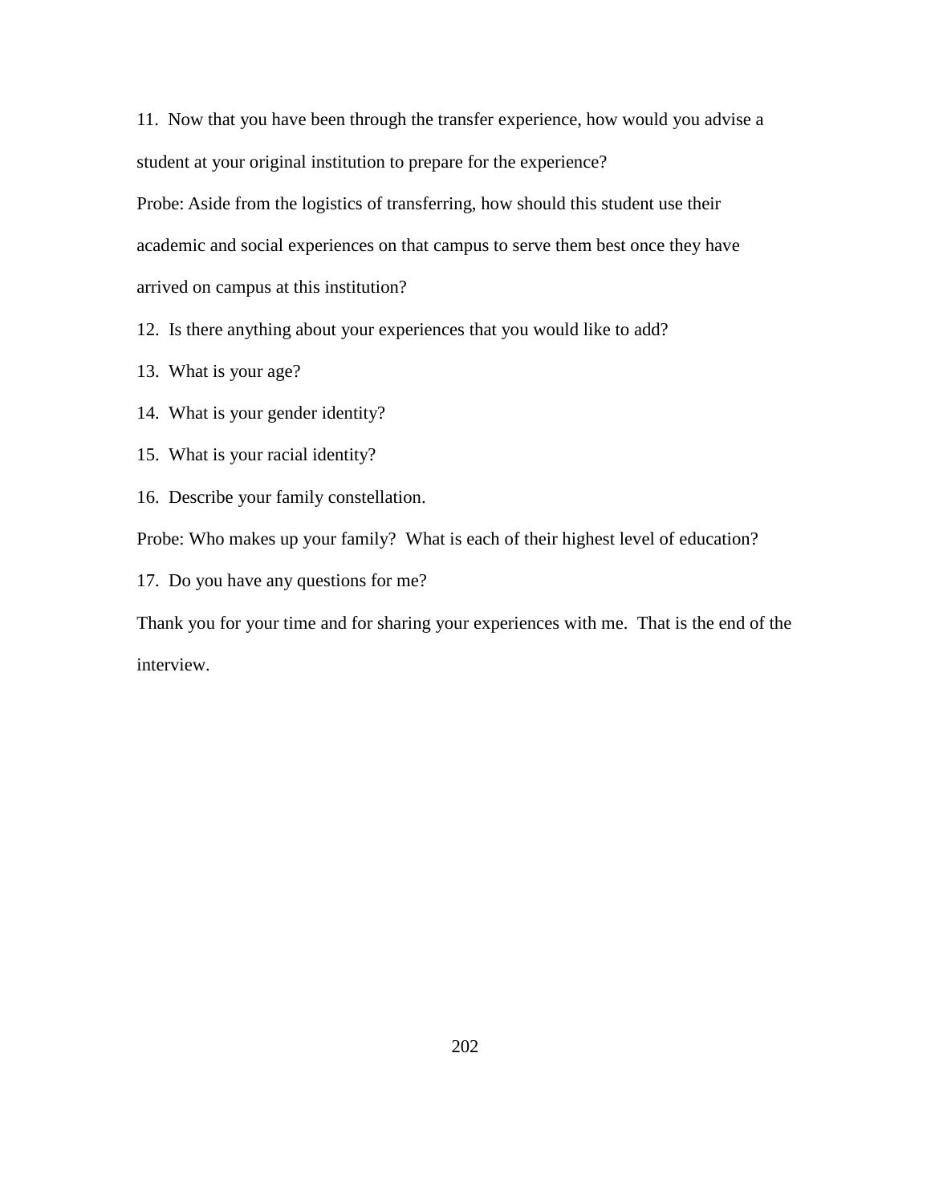11. Now that you have been through the transfer experience, how would you advise a student at your original institution to prepare for the experience?

Probe: Aside from the logistics of transferring, how should this student use their academic and social experiences on that campus to serve them best once they have arrived on campus at this institution?

12. Is there anything about your experiences that you would like to add?

13. What is your age?

14. What is your gender identity?

15. What is your racial identity?

16. Describe your family constellation.

Probe: Who makes up your family? What is each of their highest level of education?

17. Do you have any questions for me?

Thank you for your time and for sharing your experiences with me. That is the end of the interview.